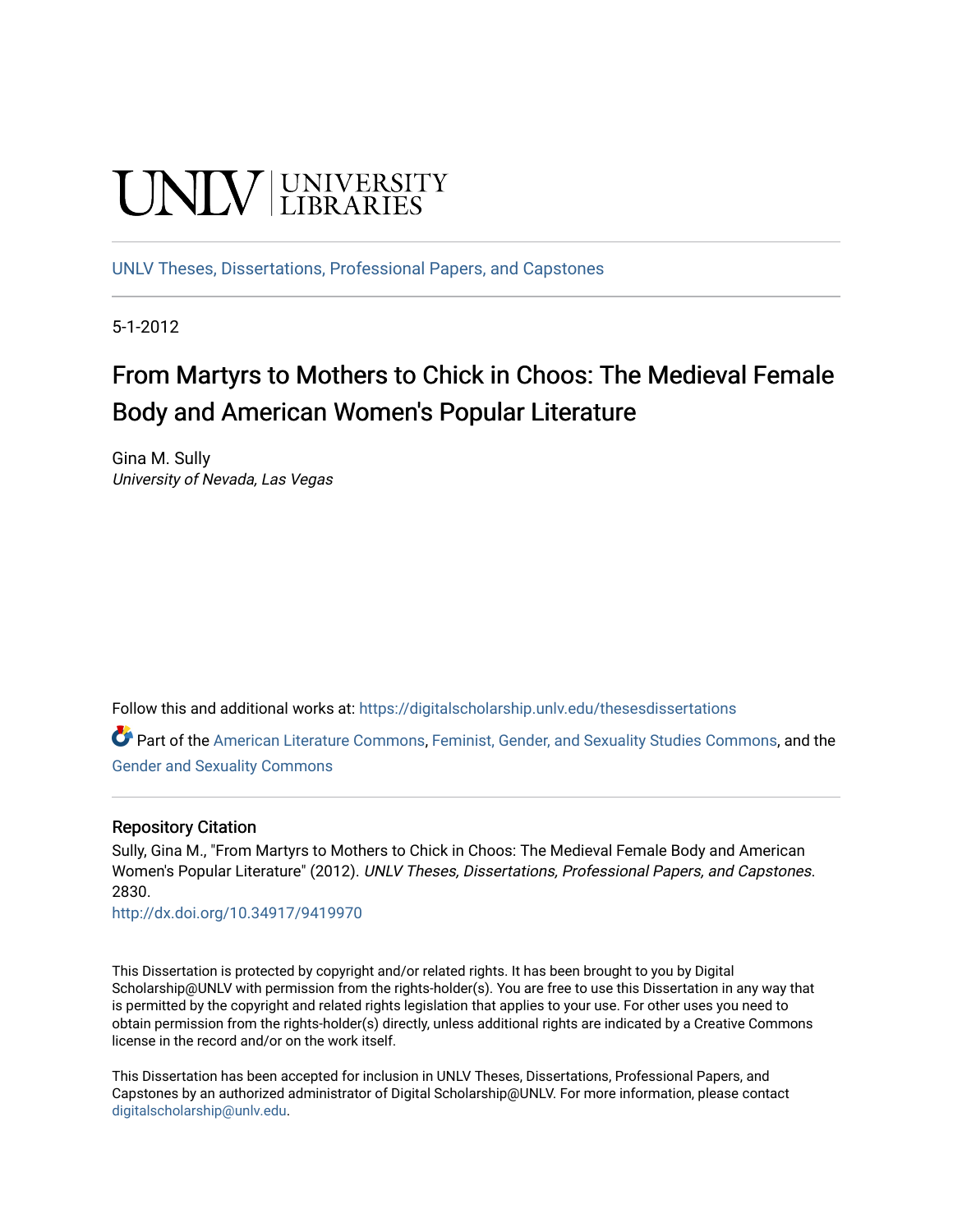UNLV | UNIVERSITY LIBRARIES

UNLV Theses, Dissertations, Professional Papers, and Capstones

5-1-2012

# From Martyrs to Mothers to Chick in Choos: The Medieval Female Body and American Women's Popular Literature

Gina M. Sully
*University of Nevada, Las Vegas*

Follow this and additional works at: https://digitalscholarship.unlv.edu/thesesdissertations

Part of the American Literature Commons, Feminist, Gender, and Sexuality Studies Commons, and the Gender and Sexuality Commons

## Repository Citation

Sully, Gina M., "From Martyrs to Mothers to Chick in Choos: The Medieval Female Body and American Women's Popular Literature" (2012). *UNLV Theses, Dissertations, Professional Papers, and Capstones*. 2830.
http://dx.doi.org/10.34917/9419970

This Dissertation is protected by copyright and/or related rights. It has been brought to you by Digital Scholarship@UNLV with permission from the rights-holder(s). You are free to use this Dissertation in any way that is permitted by the copyright and related rights legislation that applies to your use. For other uses you need to obtain permission from the rights-holder(s) directly, unless additional rights are indicated by a Creative Commons license in the record and/or on the work itself.

This Dissertation has been accepted for inclusion in UNLV Theses, Dissertations, Professional Papers, and Capstones by an authorized administrator of Digital Scholarship@UNLV. For more information, please contact digitalscholarship@unlv.edu.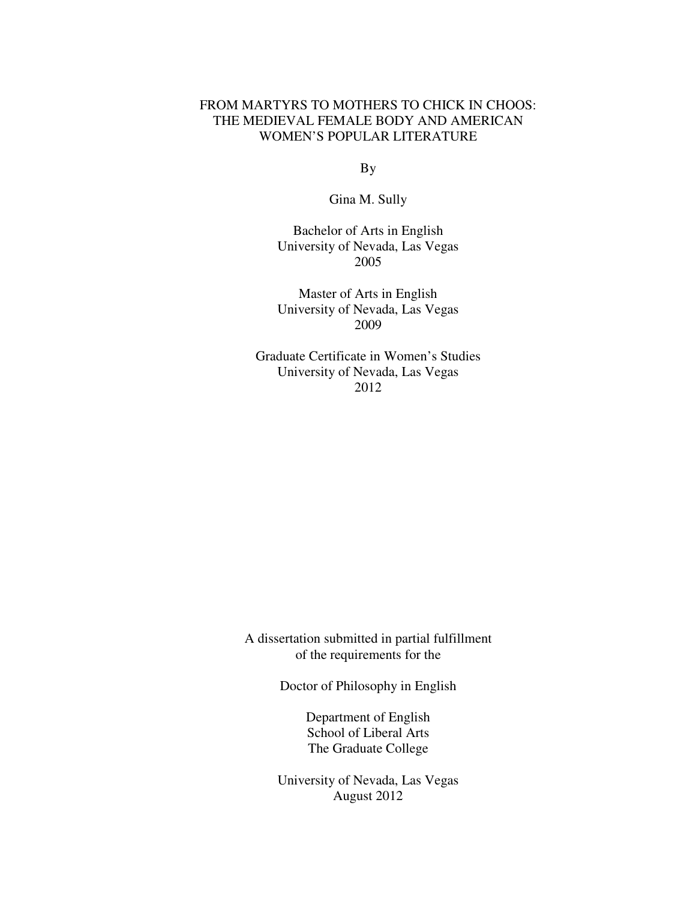# FROM MARTYRS TO MOTHERS TO CHICK IN CHOOS: THE MEDIEVAL FEMALE BODY AND AMERICAN WOMEN'S POPULAR LITERATURE

By

Gina M. Sully

Bachelor of Arts in English
University of Nevada, Las Vegas
2005

Master of Arts in English
University of Nevada, Las Vegas
2009

Graduate Certificate in Women's Studies
University of Nevada, Las Vegas
2012

A dissertation submitted in partial fulfillment
of the requirements for the

Doctor of Philosophy in English

Department of English
School of Liberal Arts
The Graduate College

University of Nevada, Las Vegas
August 2012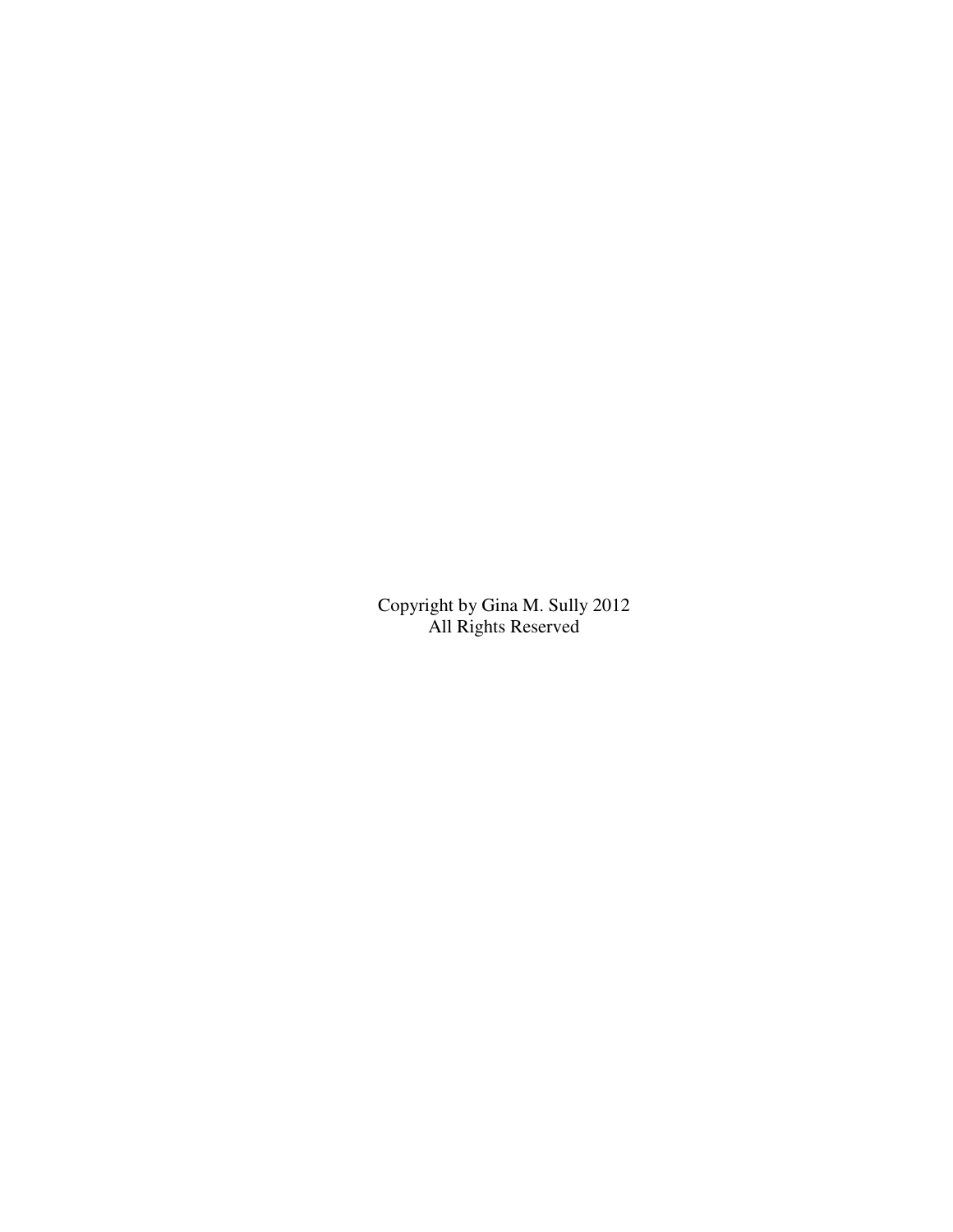Copyright by Gina M. Sully 2012
All Rights Reserved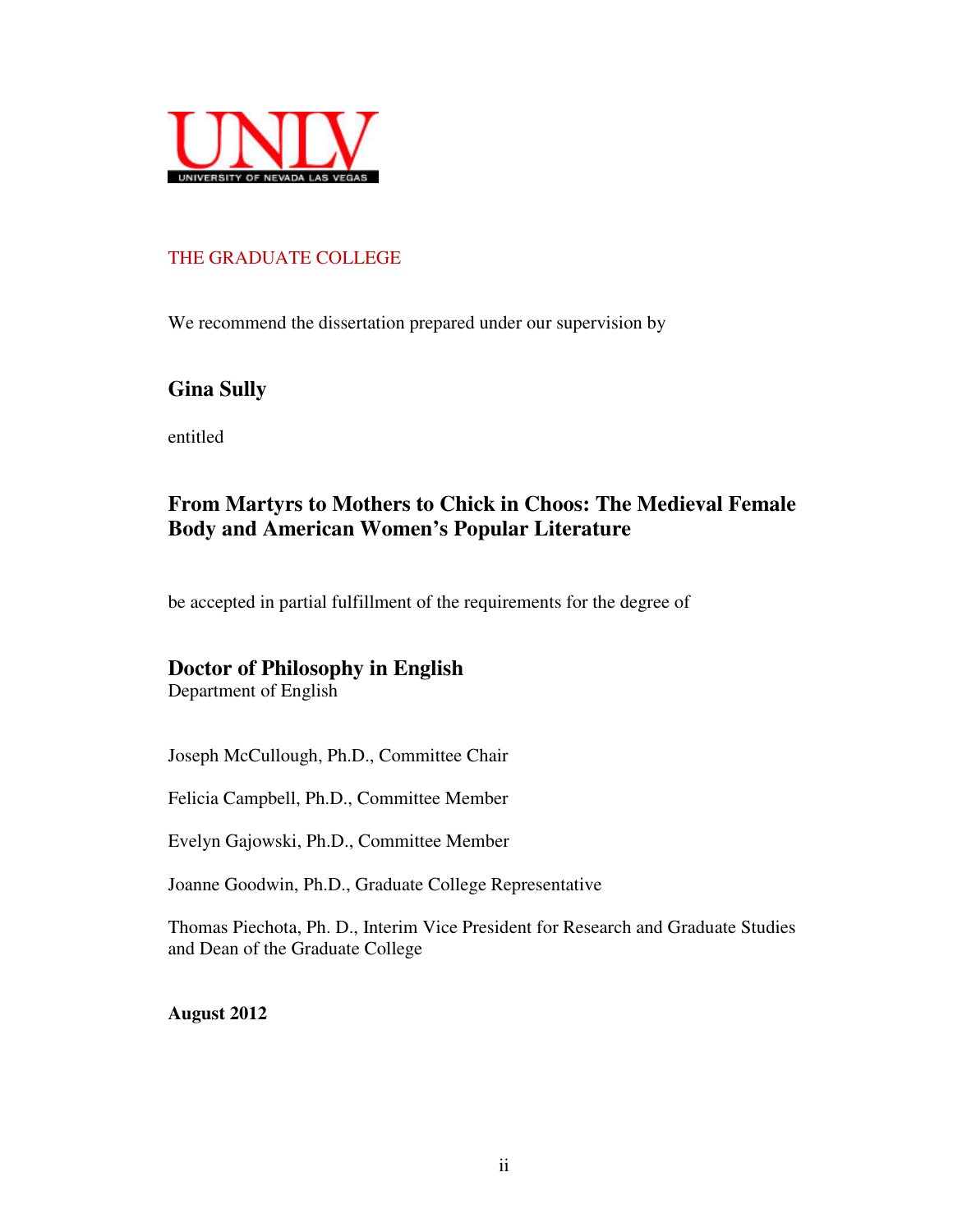UNLV

UNIVERSITY OF NEVADA LAS VEGAS

THE GRADUATE COLLEGE

We recommend the dissertation prepared under our supervision by

**Gina Sully**

entitled

**From Martyrs to Mothers to Chick in Choos: The Medieval Female Body and American Women's Popular Literature**

be accepted in partial fulfillment of the requirements for the degree of

**Doctor of Philosophy in English**
Department of English

Joseph McCullough, Ph.D., Committee Chair

Felicia Campbell, Ph.D., Committee Member

Evelyn Gajowski, Ph.D., Committee Member

Joanne Goodwin, Ph.D., Graduate College Representative

Thomas Piechota, Ph. D., Interim Vice President for Research and Graduate Studies and Dean of the Graduate College

**August 2012**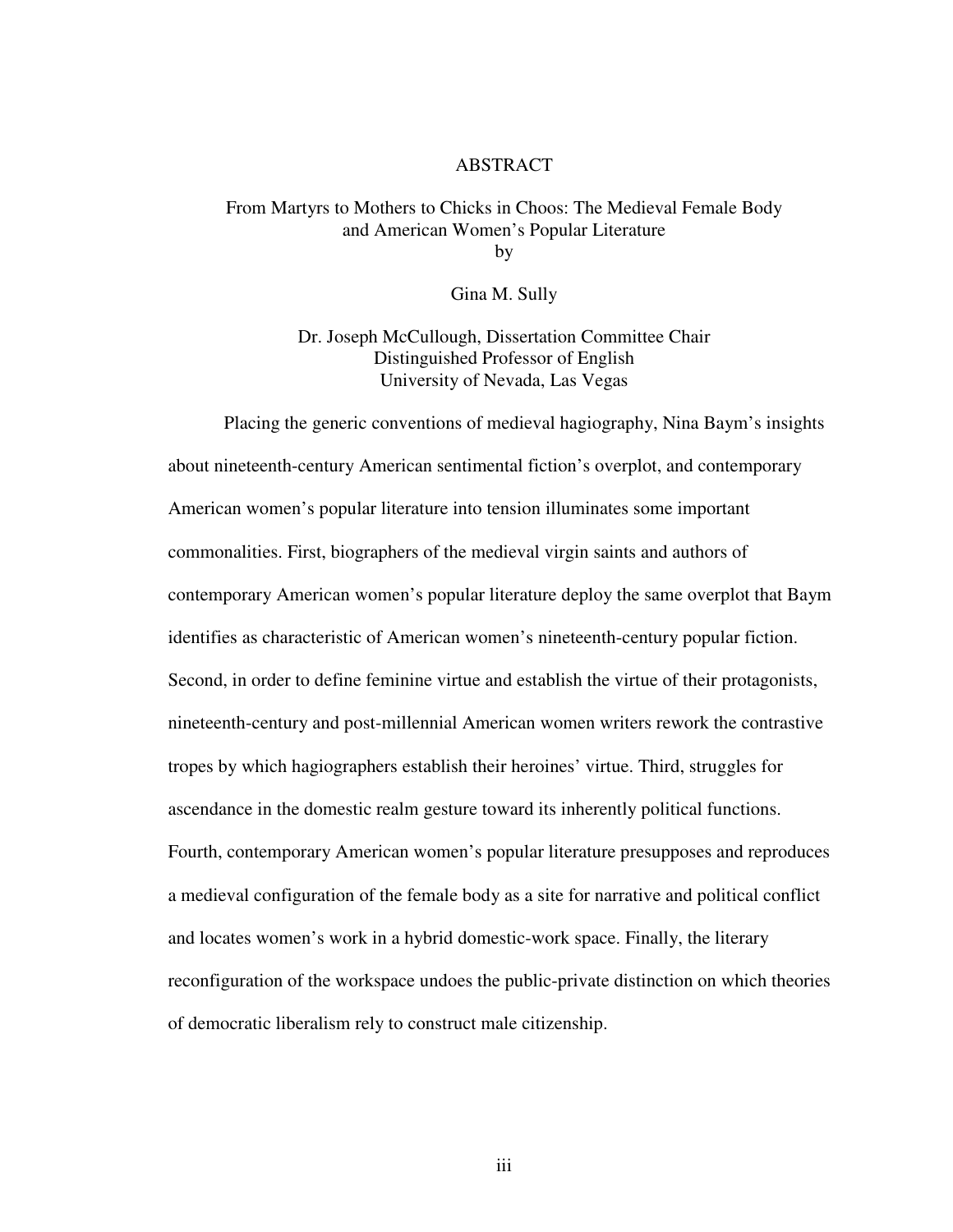# ABSTRACT

## From Martyrs to Mothers to Chicks in Choos: The Medieval Female Body and American Women's Popular Literature

by

Gina M. Sully

Dr. Joseph McCullough, Dissertation Committee Chair
Distinguished Professor of English
University of Nevada, Las Vegas

Placing the generic conventions of medieval hagiography, Nina Baym's insights about nineteenth-century American sentimental fiction's overplot, and contemporary American women's popular literature into tension illuminates some important commonalities. First, biographers of the medieval virgin saints and authors of contemporary American women's popular literature deploy the same overplot that Baym identifies as characteristic of American women's nineteenth-century popular fiction. Second, in order to define feminine virtue and establish the virtue of their protagonists, nineteenth-century and post-millennial American women writers rework the contrastive tropes by which hagiographers establish their heroines' virtue. Third, struggles for ascendance in the domestic realm gesture toward its inherently political functions. Fourth, contemporary American women's popular literature presupposes and reproduces a medieval configuration of the female body as a site for narrative and political conflict and locates women's work in a hybrid domestic-work space. Finally, the literary reconfiguration of the workspace undoes the public-private distinction on which theories of democratic liberalism rely to construct male citizenship.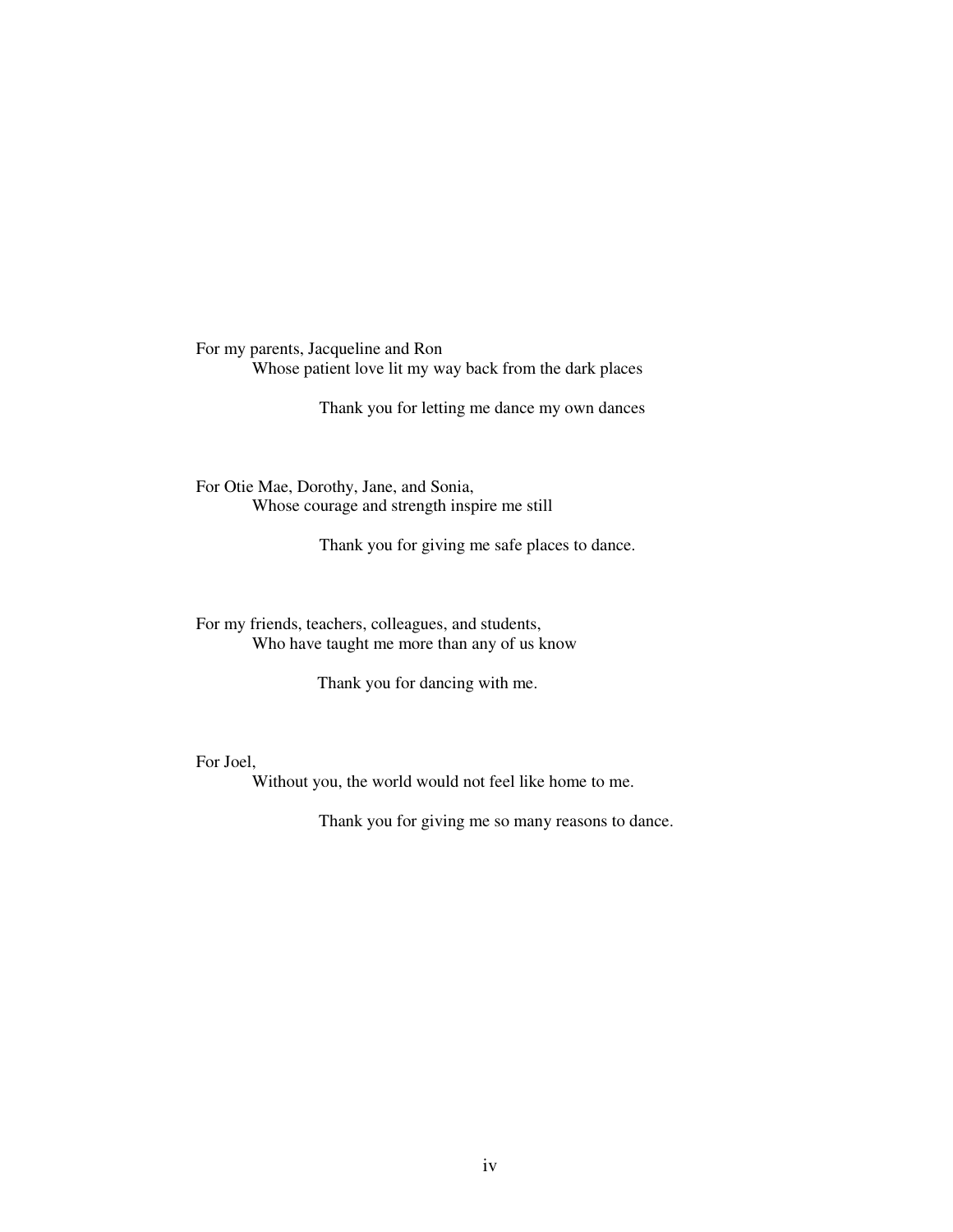For my parents, Jacqueline and Ron

Whose patient love lit my way back from the dark places

Thank you for letting me dance my own dances

For Otie Mae, Dorothy, Jane, and Sonia,

Whose courage and strength inspire me still

Thank you for giving me safe places to dance.

For my friends, teachers, colleagues, and students,

Who have taught me more than any of us know

Thank you for dancing with me.

For Joel,

Without you, the world would not feel like home to me.

Thank you for giving me so many reasons to dance.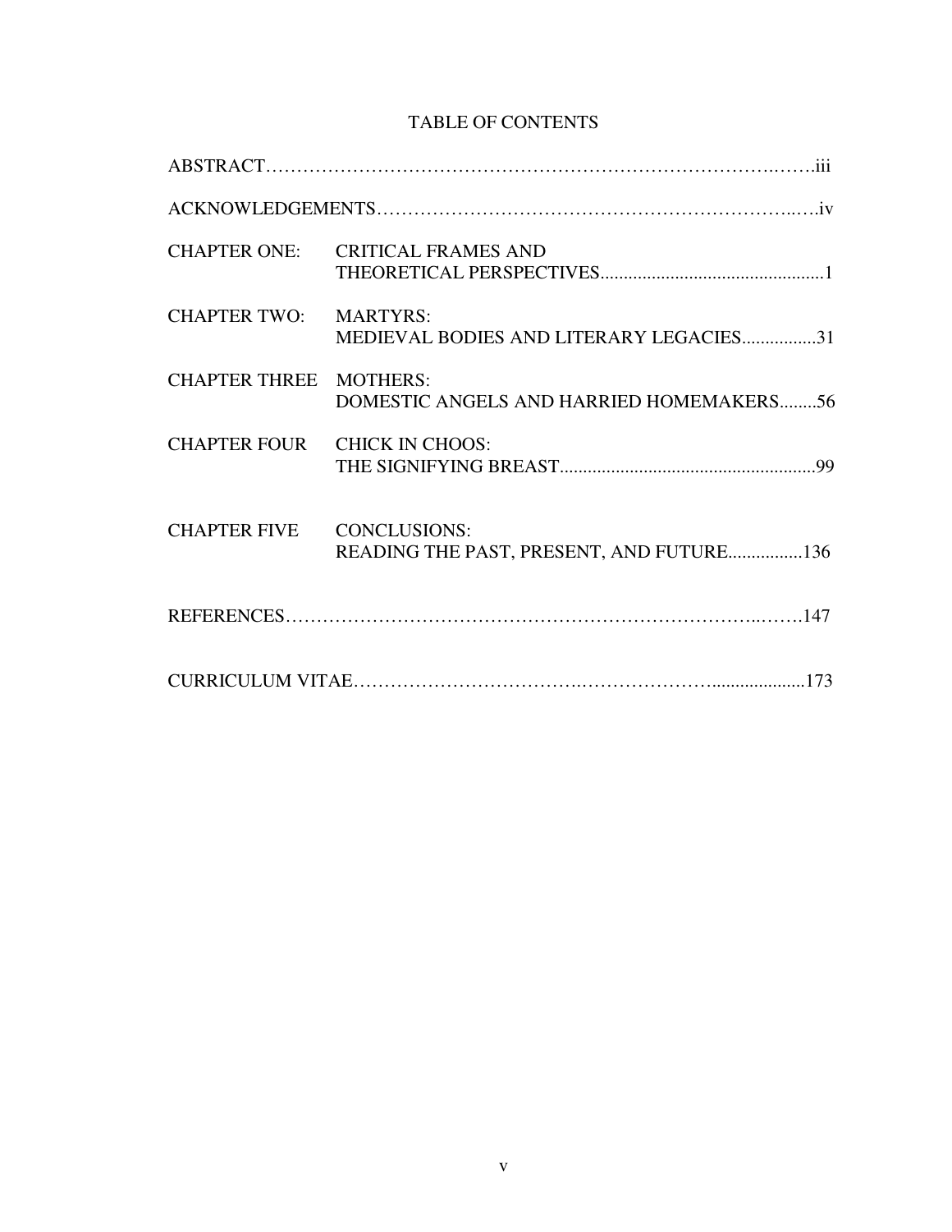# TABLE OF CONTENTS

ABSTRACT……………………………………………………………………….…….iii

ACKNOWLEDGEMENTS……………………………………………………….….iv

CHAPTER ONE: CRITICAL FRAMES AND THEORETICAL PERSPECTIVES...............................................1

CHAPTER TWO: MARTYRS: MEDIEVAL BODIES AND LITERARY LEGACIES................31

CHAPTER THREE MOTHERS: DOMESTIC ANGELS AND HARRIED HOMEMAKERS........56

CHAPTER FOUR CHICK IN CHOOS: THE SIGNIFYING BREAST.......................................................99

CHAPTER FIVE CONCLUSIONS: READING THE PAST, PRESENT, AND FUTURE................136

REFERENCES………………………………………………………………..…….147

CURRICULUM VITAE……………………………..…………………....................173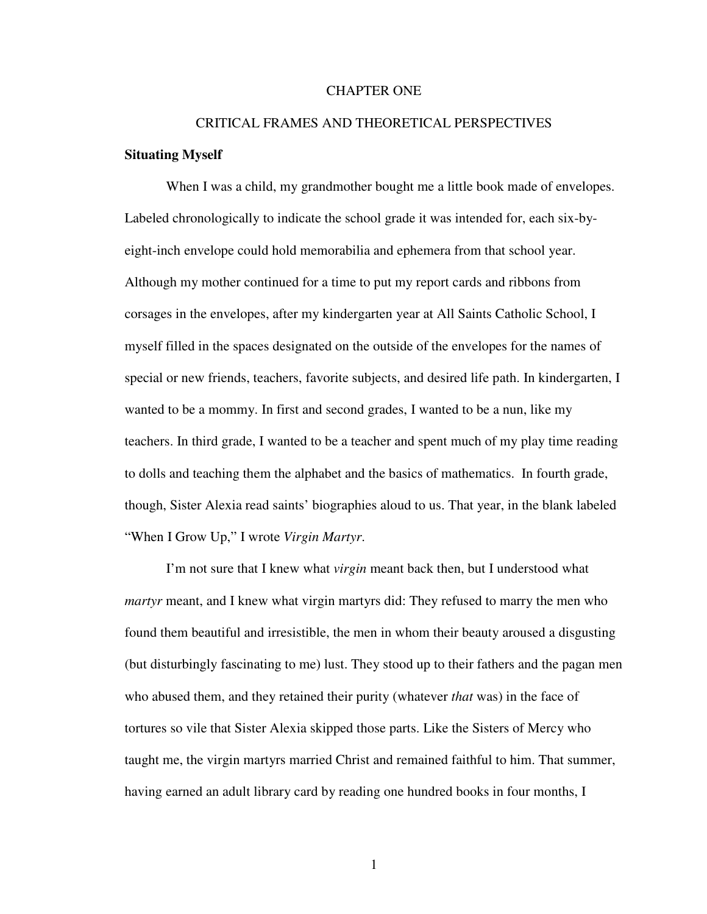# CHAPTER ONE

# CRITICAL FRAMES AND THEORETICAL PERSPECTIVES

## Situating Myself

When I was a child, my grandmother bought me a little book made of envelopes. Labeled chronologically to indicate the school grade it was intended for, each six-by-eight-inch envelope could hold memorabilia and ephemera from that school year. Although my mother continued for a time to put my report cards and ribbons from corsages in the envelopes, after my kindergarten year at All Saints Catholic School, I myself filled in the spaces designated on the outside of the envelopes for the names of special or new friends, teachers, favorite subjects, and desired life path. In kindergarten, I wanted to be a mommy. In first and second grades, I wanted to be a nun, like my teachers. In third grade, I wanted to be a teacher and spent much of my play time reading to dolls and teaching them the alphabet and the basics of mathematics. In fourth grade, though, Sister Alexia read saints' biographies aloud to us. That year, in the blank labeled "When I Grow Up," I wrote *Virgin Martyr*.

I'm not sure that I knew what *virgin* meant back then, but I understood what *martyr* meant, and I knew what virgin martyrs did: They refused to marry the men who found them beautiful and irresistible, the men in whom their beauty aroused a disgusting (but disturbingly fascinating to me) lust. They stood up to their fathers and the pagan men who abused them, and they retained their purity (whatever *that* was) in the face of tortures so vile that Sister Alexia skipped those parts. Like the Sisters of Mercy who taught me, the virgin martyrs married Christ and remained faithful to him. That summer, having earned an adult library card by reading one hundred books in four months, I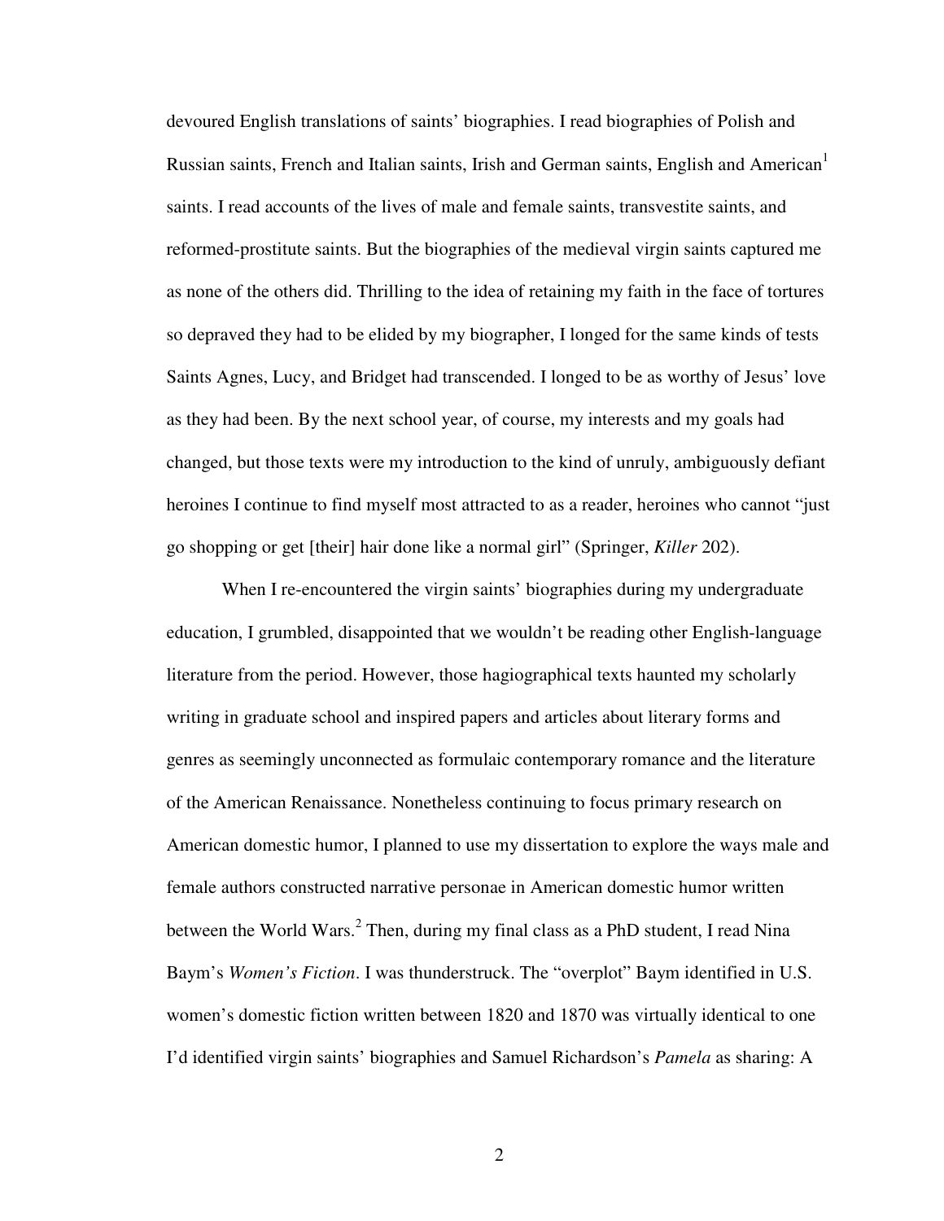devoured English translations of saints' biographies. I read biographies of Polish and Russian saints, French and Italian saints, Irish and German saints, English and American[1] saints. I read accounts of the lives of male and female saints, transvestite saints, and reformed-prostitute saints. But the biographies of the medieval virgin saints captured me as none of the others did. Thrilling to the idea of retaining my faith in the face of tortures so depraved they had to be elided by my biographer, I longed for the same kinds of tests Saints Agnes, Lucy, and Bridget had transcended. I longed to be as worthy of Jesus' love as they had been. By the next school year, of course, my interests and my goals had changed, but those texts were my introduction to the kind of unruly, ambiguously defiant heroines I continue to find myself most attracted to as a reader, heroines who cannot "just go shopping or get [their] hair done like a normal girl" (Springer, *Killer* 202).

When I re-encountered the virgin saints' biographies during my undergraduate education, I grumbled, disappointed that we wouldn't be reading other English-language literature from the period. However, those hagiographical texts haunted my scholarly writing in graduate school and inspired papers and articles about literary forms and genres as seemingly unconnected as formulaic contemporary romance and the literature of the American Renaissance. Nonetheless continuing to focus primary research on American domestic humor, I planned to use my dissertation to explore the ways male and female authors constructed narrative personae in American domestic humor written between the World Wars.[2] Then, during my final class as a PhD student, I read Nina Baym's *Women's Fiction*. I was thunderstruck. The "overplot" Baym identified in U.S. women's domestic fiction written between 1820 and 1870 was virtually identical to one I'd identified virgin saints' biographies and Samuel Richardson's *Pamela* as sharing: A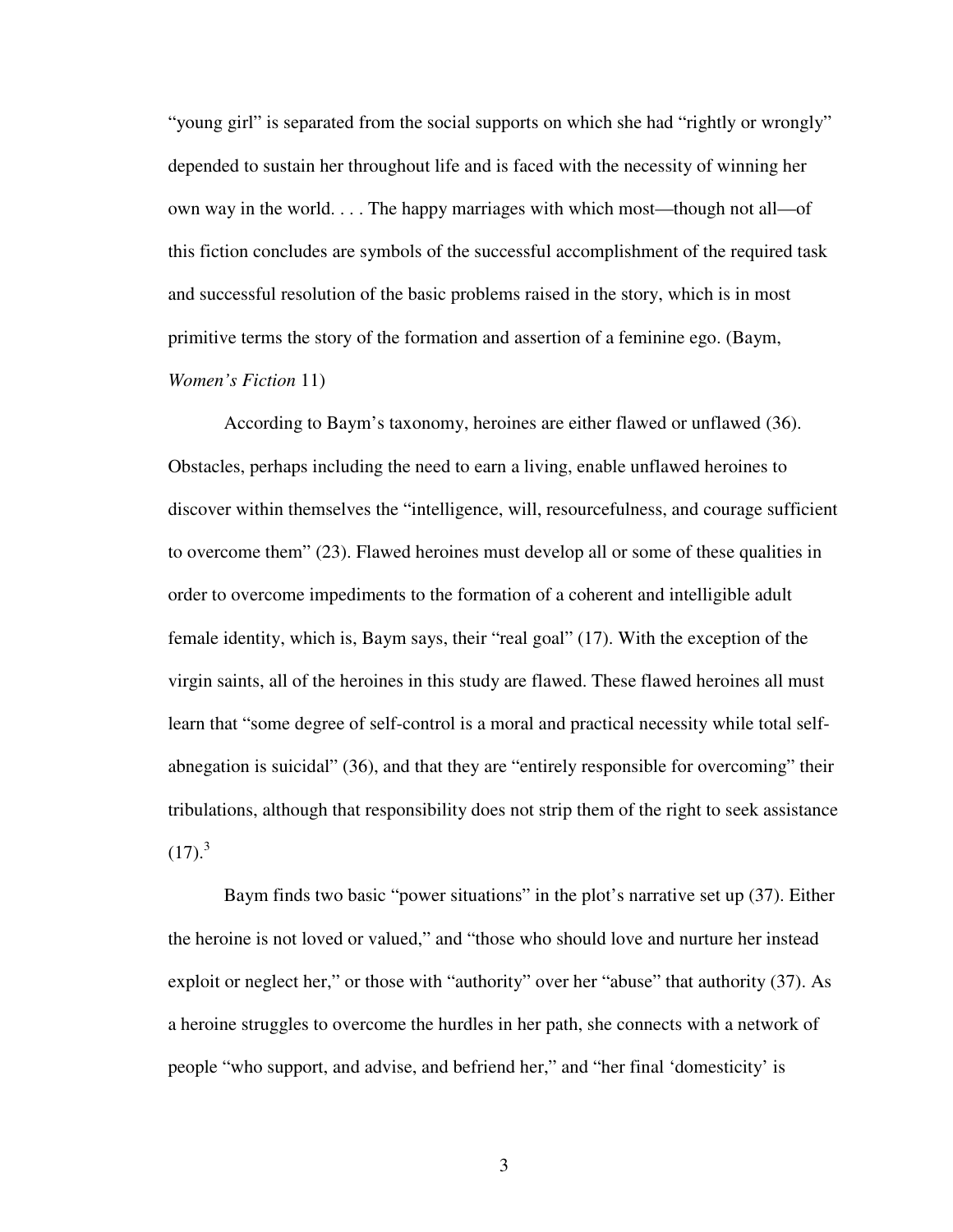"young girl" is separated from the social supports on which she had "rightly or wrongly" depended to sustain her throughout life and is faced with the necessity of winning her own way in the world. . . . The happy marriages with which most—though not all—of this fiction concludes are symbols of the successful accomplishment of the required task and successful resolution of the basic problems raised in the story, which is in most primitive terms the story of the formation and assertion of a feminine ego. (Baym, *Women's Fiction* 11)

According to Baym's taxonomy, heroines are either flawed or unflawed (36). Obstacles, perhaps including the need to earn a living, enable unflawed heroines to discover within themselves the "intelligence, will, resourcefulness, and courage sufficient to overcome them" (23). Flawed heroines must develop all or some of these qualities in order to overcome impediments to the formation of a coherent and intelligible adult female identity, which is, Baym says, their "real goal" (17). With the exception of the virgin saints, all of the heroines in this study are flawed. These flawed heroines all must learn that "some degree of self-control is a moral and practical necessity while total self-abnegation is suicidal" (36), and that they are "entirely responsible for overcoming" their tribulations, although that responsibility does not strip them of the right to seek assistance (17).[3]

Baym finds two basic "power situations" in the plot's narrative set up (37). Either the heroine is not loved or valued," and "those who should love and nurture her instead exploit or neglect her," or those with "authority" over her "abuse" that authority (37). As a heroine struggles to overcome the hurdles in her path, she connects with a network of people "who support, and advise, and befriend her," and "her final 'domesticity' is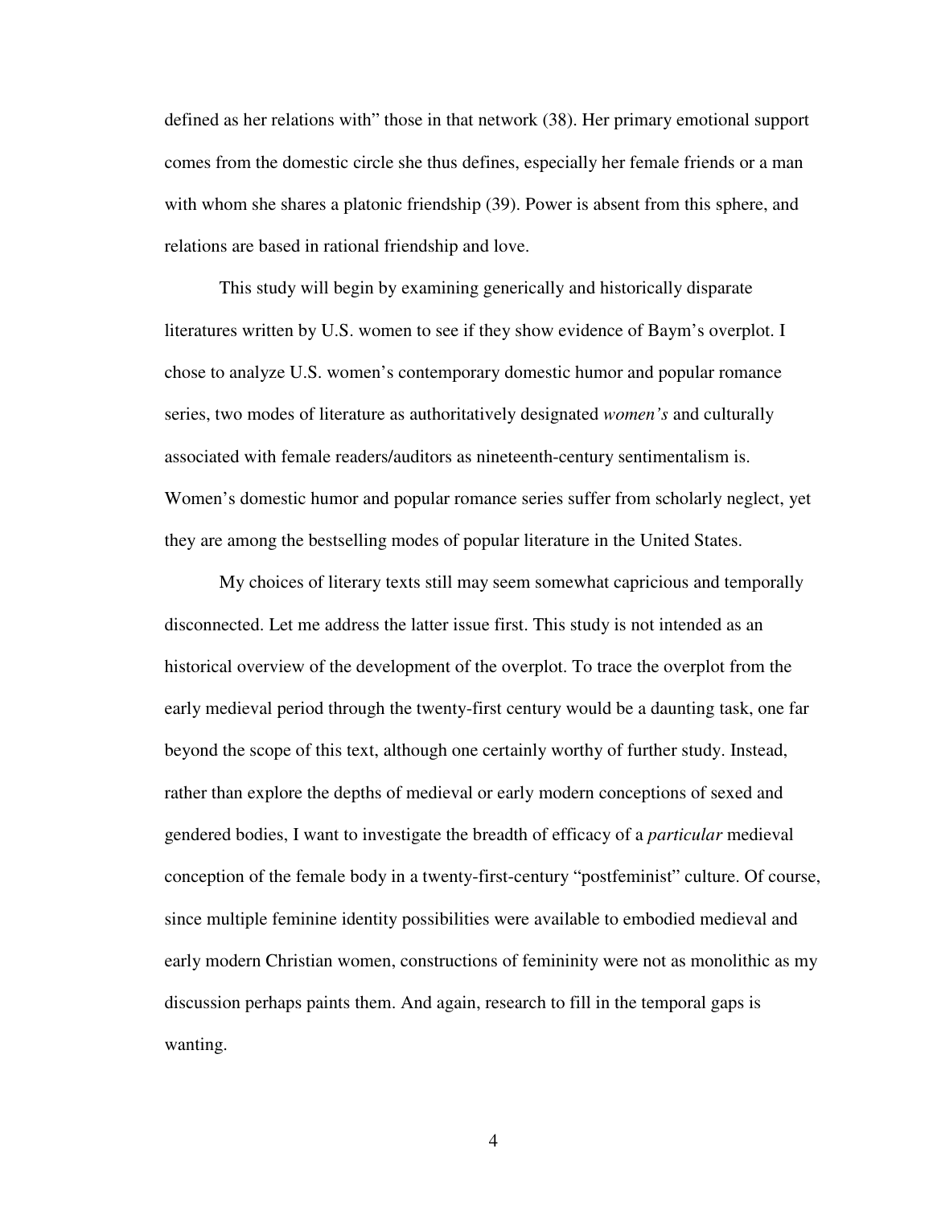defined as her relations with" those in that network (38). Her primary emotional support comes from the domestic circle she thus defines, especially her female friends or a man with whom she shares a platonic friendship (39). Power is absent from this sphere, and relations are based in rational friendship and love.

This study will begin by examining generically and historically disparate literatures written by U.S. women to see if they show evidence of Baym's overplot. I chose to analyze U.S. women's contemporary domestic humor and popular romance series, two modes of literature as authoritatively designated *women's* and culturally associated with female readers/auditors as nineteenth-century sentimentalism is. Women's domestic humor and popular romance series suffer from scholarly neglect, yet they are among the bestselling modes of popular literature in the United States.

My choices of literary texts still may seem somewhat capricious and temporally disconnected. Let me address the latter issue first. This study is not intended as an historical overview of the development of the overplot. To trace the overplot from the early medieval period through the twenty-first century would be a daunting task, one far beyond the scope of this text, although one certainly worthy of further study. Instead, rather than explore the depths of medieval or early modern conceptions of sexed and gendered bodies, I want to investigate the breadth of efficacy of a *particular* medieval conception of the female body in a twenty-first-century "postfeminist" culture. Of course, since multiple feminine identity possibilities were available to embodied medieval and early modern Christian women, constructions of femininity were not as monolithic as my discussion perhaps paints them. And again, research to fill in the temporal gaps is wanting.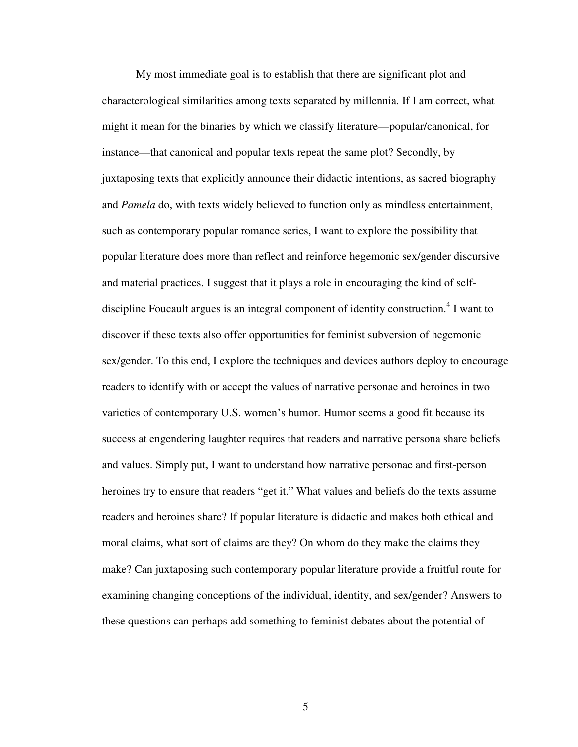My most immediate goal is to establish that there are significant plot and characterological similarities among texts separated by millennia. If I am correct, what might it mean for the binaries by which we classify literature—popular/canonical, for instance—that canonical and popular texts repeat the same plot? Secondly, by juxtaposing texts that explicitly announce their didactic intentions, as sacred biography and *Pamela* do, with texts widely believed to function only as mindless entertainment, such as contemporary popular romance series, I want to explore the possibility that popular literature does more than reflect and reinforce hegemonic sex/gender discursive and material practices. I suggest that it plays a role in encouraging the kind of self-discipline Foucault argues is an integral component of identity construction.[4] I want to discover if these texts also offer opportunities for feminist subversion of hegemonic sex/gender. To this end, I explore the techniques and devices authors deploy to encourage readers to identify with or accept the values of narrative personae and heroines in two varieties of contemporary U.S. women's humor. Humor seems a good fit because its success at engendering laughter requires that readers and narrative persona share beliefs and values. Simply put, I want to understand how narrative personae and first-person heroines try to ensure that readers "get it." What values and beliefs do the texts assume readers and heroines share? If popular literature is didactic and makes both ethical and moral claims, what sort of claims are they? On whom do they make the claims they make? Can juxtaposing such contemporary popular literature provide a fruitful route for examining changing conceptions of the individual, identity, and sex/gender? Answers to these questions can perhaps add something to feminist debates about the potential of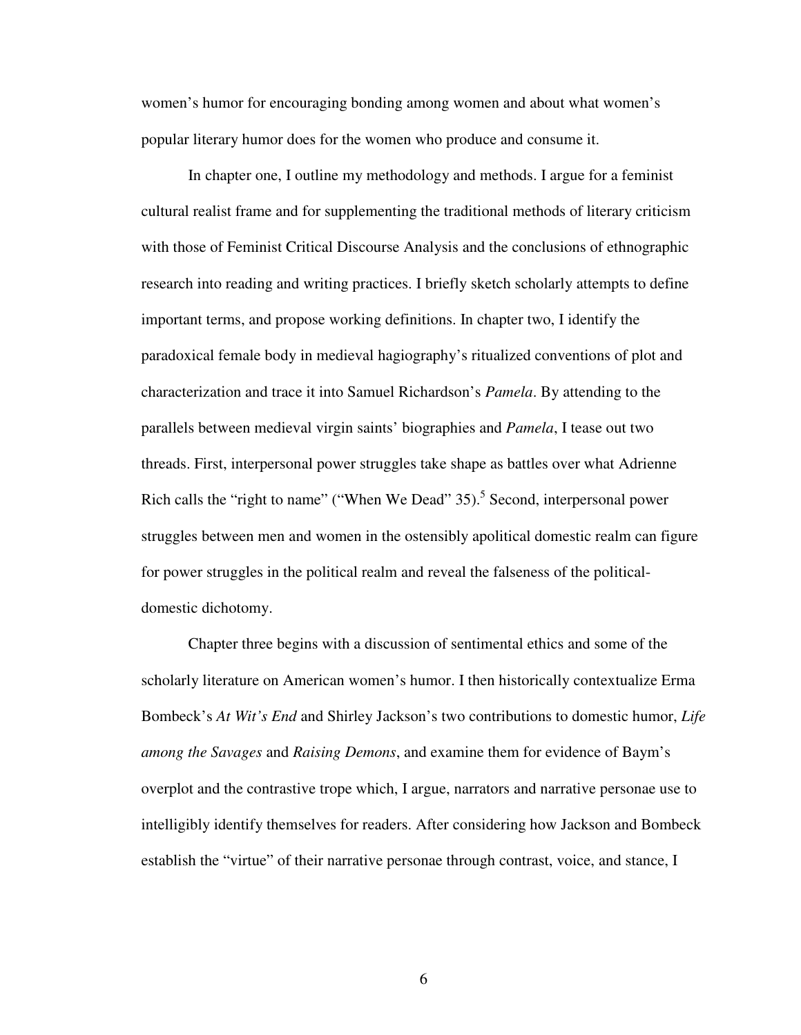women's humor for encouraging bonding among women and about what women's popular literary humor does for the women who produce and consume it.

In chapter one, I outline my methodology and methods. I argue for a feminist cultural realist frame and for supplementing the traditional methods of literary criticism with those of Feminist Critical Discourse Analysis and the conclusions of ethnographic research into reading and writing practices. I briefly sketch scholarly attempts to define important terms, and propose working definitions. In chapter two, I identify the paradoxical female body in medieval hagiography's ritualized conventions of plot and characterization and trace it into Samuel Richardson's *Pamela*. By attending to the parallels between medieval virgin saints' biographies and *Pamela*, I tease out two threads. First, interpersonal power struggles take shape as battles over what Adrienne Rich calls the "right to name" ("When We Dead" 35).[5] Second, interpersonal power struggles between men and women in the ostensibly apolitical domestic realm can figure for power struggles in the political realm and reveal the falseness of the political-domestic dichotomy.

Chapter three begins with a discussion of sentimental ethics and some of the scholarly literature on American women's humor. I then historically contextualize Erma Bombeck's *At Wit's End* and Shirley Jackson's two contributions to domestic humor, *Life among the Savages* and *Raising Demons*, and examine them for evidence of Baym's overplot and the contrastive trope which, I argue, narrators and narrative personae use to intelligibly identify themselves for readers. After considering how Jackson and Bombeck establish the "virtue" of their narrative personae through contrast, voice, and stance, I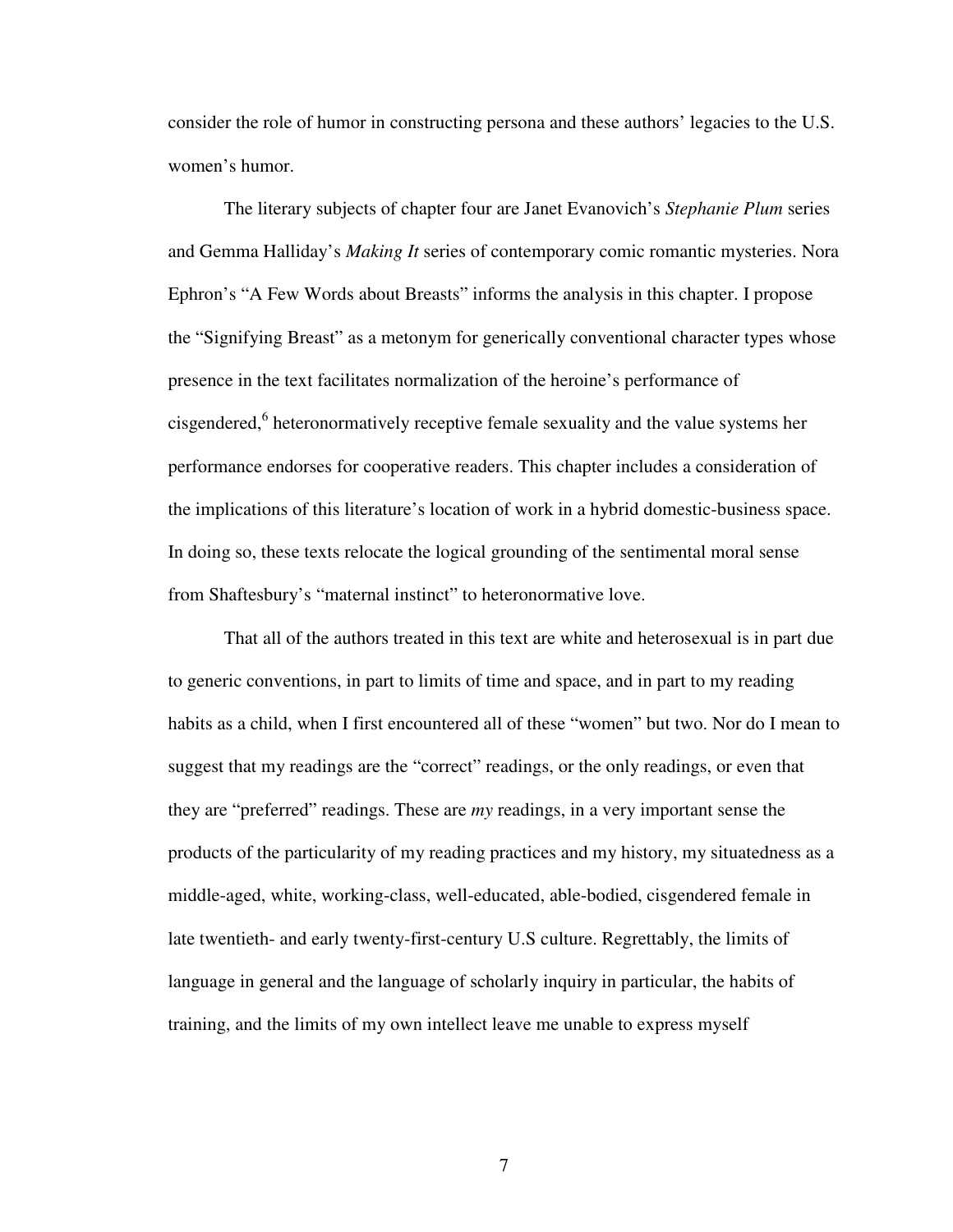consider the role of humor in constructing persona and these authors' legacies to the U.S. women's humor.

The literary subjects of chapter four are Janet Evanovich's *Stephanie Plum* series and Gemma Halliday's *Making It* series of contemporary comic romantic mysteries. Nora Ephron's "A Few Words about Breasts" informs the analysis in this chapter. I propose the "Signifying Breast" as a metonym for generically conventional character types whose presence in the text facilitates normalization of the heroine's performance of cisgendered,[6] heteronormatively receptive female sexuality and the value systems her performance endorses for cooperative readers. This chapter includes a consideration of the implications of this literature's location of work in a hybrid domestic-business space. In doing so, these texts relocate the logical grounding of the sentimental moral sense from Shaftesbury's "maternal instinct" to heteronormative love.

That all of the authors treated in this text are white and heterosexual is in part due to generic conventions, in part to limits of time and space, and in part to my reading habits as a child, when I first encountered all of these "women" but two. Nor do I mean to suggest that my readings are the "correct" readings, or the only readings, or even that they are "preferred" readings. These are *my* readings, in a very important sense the products of the particularity of my reading practices and my history, my situatedness as a middle-aged, white, working-class, well-educated, able-bodied, cisgendered female in late twentieth- and early twenty-first-century U.S culture. Regrettably, the limits of language in general and the language of scholarly inquiry in particular, the habits of training, and the limits of my own intellect leave me unable to express myself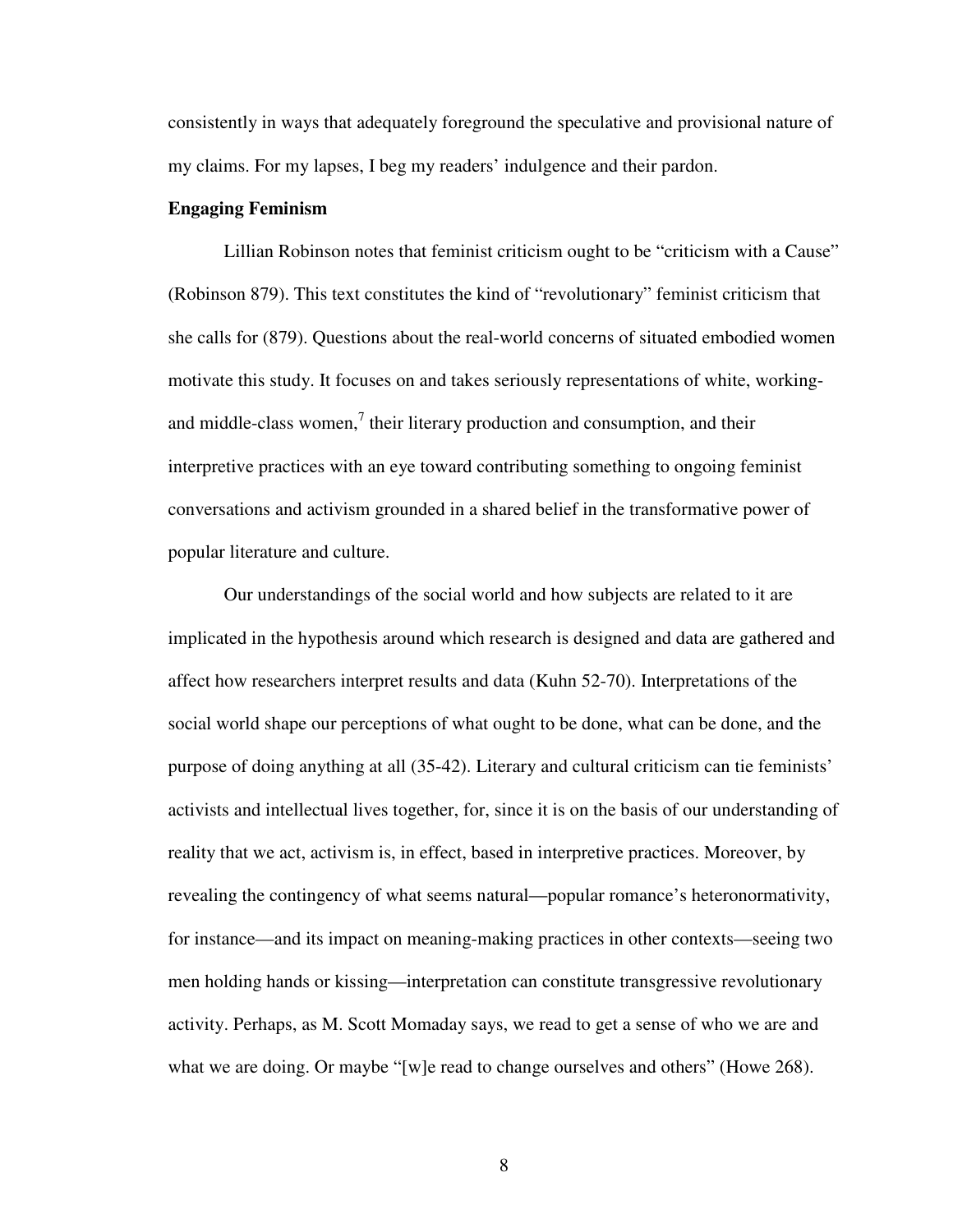consistently in ways that adequately foreground the speculative and provisional nature of my claims. For my lapses, I beg my readers' indulgence and their pardon.

**Engaging Feminism**

Lillian Robinson notes that feminist criticism ought to be "criticism with a Cause" (Robinson 879). This text constitutes the kind of "revolutionary" feminist criticism that she calls for (879). Questions about the real-world concerns of situated embodied women motivate this study. It focuses on and takes seriously representations of white, working- and middle-class women,[7] their literary production and consumption, and their interpretive practices with an eye toward contributing something to ongoing feminist conversations and activism grounded in a shared belief in the transformative power of popular literature and culture.

Our understandings of the social world and how subjects are related to it are implicated in the hypothesis around which research is designed and data are gathered and affect how researchers interpret results and data (Kuhn 52-70). Interpretations of the social world shape our perceptions of what ought to be done, what can be done, and the purpose of doing anything at all (35-42). Literary and cultural criticism can tie feminists' activists and intellectual lives together, for, since it is on the basis of our understanding of reality that we act, activism is, in effect, based in interpretive practices. Moreover, by revealing the contingency of what seems natural—popular romance's heteronormativity, for instance—and its impact on meaning-making practices in other contexts—seeing two men holding hands or kissing—interpretation can constitute transgressive revolutionary activity. Perhaps, as M. Scott Momaday says, we read to get a sense of who we are and what we are doing. Or maybe "[w]e read to change ourselves and others" (Howe 268).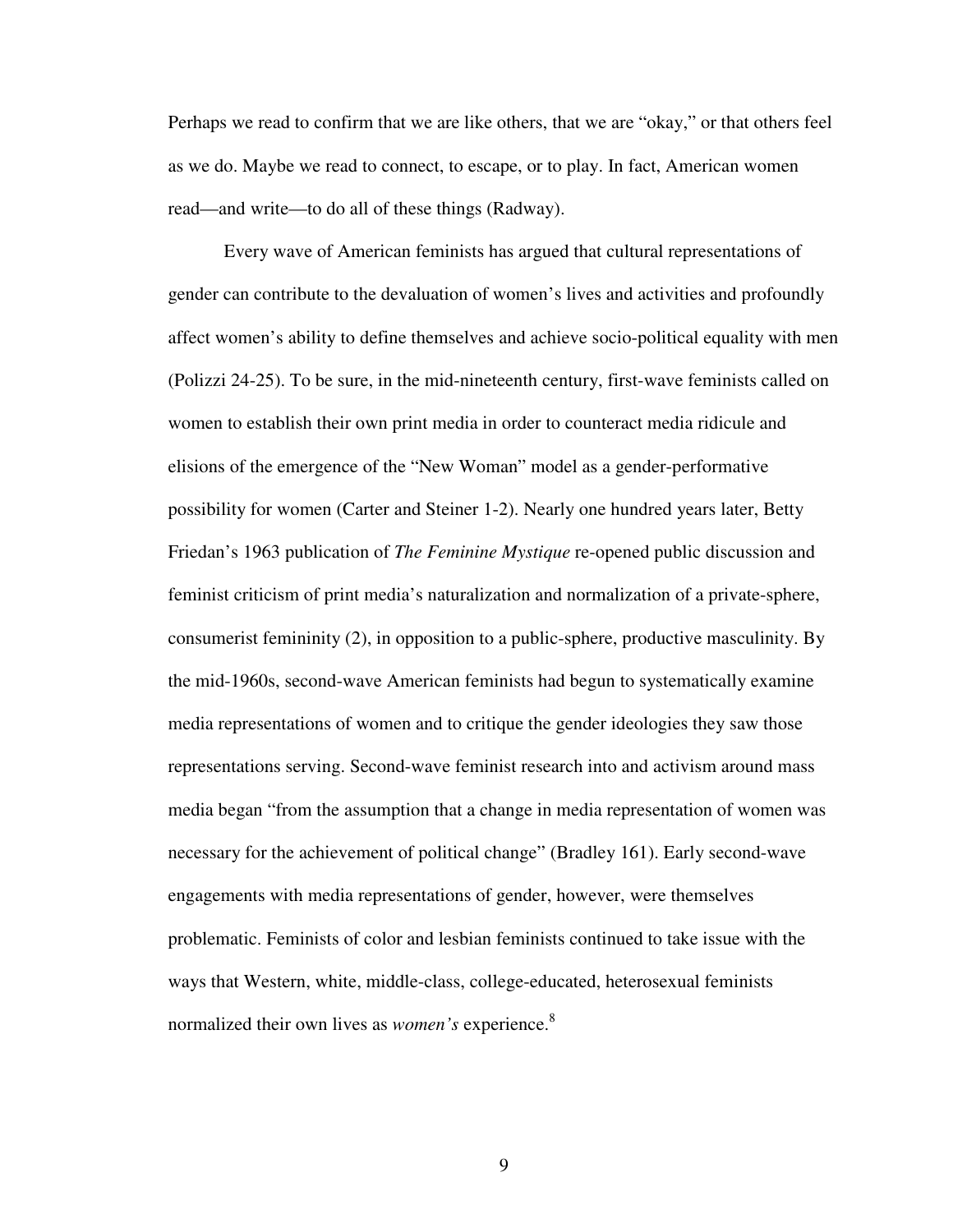Perhaps we read to confirm that we are like others, that we are "okay," or that others feel as we do. Maybe we read to connect, to escape, or to play. In fact, American women read—and write—to do all of these things (Radway).

Every wave of American feminists has argued that cultural representations of gender can contribute to the devaluation of women's lives and activities and profoundly affect women's ability to define themselves and achieve socio-political equality with men (Polizzi 24-25). To be sure, in the mid-nineteenth century, first-wave feminists called on women to establish their own print media in order to counteract media ridicule and elisions of the emergence of the "New Woman" model as a gender-performative possibility for women (Carter and Steiner 1-2). Nearly one hundred years later, Betty Friedan's 1963 publication of *The Feminine Mystique* re-opened public discussion and feminist criticism of print media's naturalization and normalization of a private-sphere, consumerist femininity (2), in opposition to a public-sphere, productive masculinity. By the mid-1960s, second-wave American feminists had begun to systematically examine media representations of women and to critique the gender ideologies they saw those representations serving. Second-wave feminist research into and activism around mass media began "from the assumption that a change in media representation of women was necessary for the achievement of political change" (Bradley 161). Early second-wave engagements with media representations of gender, however, were themselves problematic. Feminists of color and lesbian feminists continued to take issue with the ways that Western, white, middle-class, college-educated, heterosexual feminists normalized their own lives as *women's* experience.[8]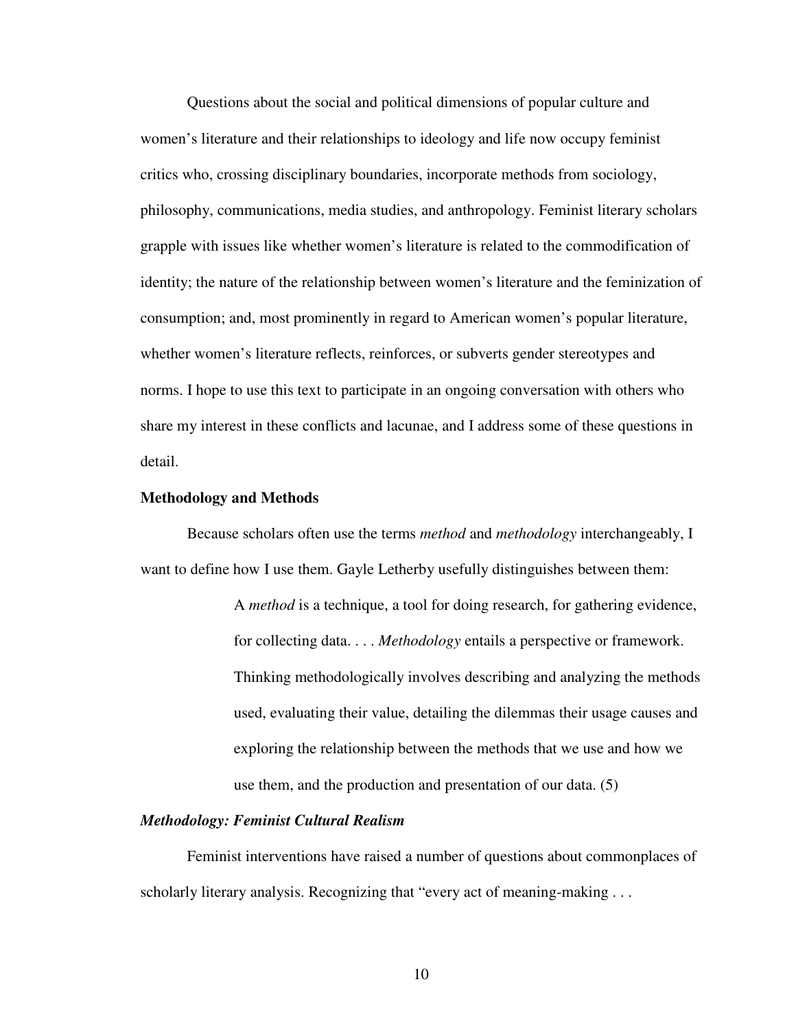Questions about the social and political dimensions of popular culture and women's literature and their relationships to ideology and life now occupy feminist critics who, crossing disciplinary boundaries, incorporate methods from sociology, philosophy, communications, media studies, and anthropology. Feminist literary scholars grapple with issues like whether women's literature is related to the commodification of identity; the nature of the relationship between women's literature and the feminization of consumption; and, most prominently in regard to American women's popular literature, whether women's literature reflects, reinforces, or subverts gender stereotypes and norms. I hope to use this text to participate in an ongoing conversation with others who share my interest in these conflicts and lacunae, and I address some of these questions in detail.

## Methodology and Methods

Because scholars often use the terms *method* and *methodology* interchangeably, I want to define how I use them. Gayle Letherby usefully distinguishes between them:

> A *method* is a technique, a tool for doing research, for gathering evidence, for collecting data. . . . *Methodology* entails a perspective or framework. Thinking methodologically involves describing and analyzing the methods used, evaluating their value, detailing the dilemmas their usage causes and exploring the relationship between the methods that we use and how we use them, and the production and presentation of our data. (5)

### *Methodology: Feminist Cultural Realism*

Feminist interventions have raised a number of questions about commonplaces of scholarly literary analysis. Recognizing that "every act of meaning-making . . .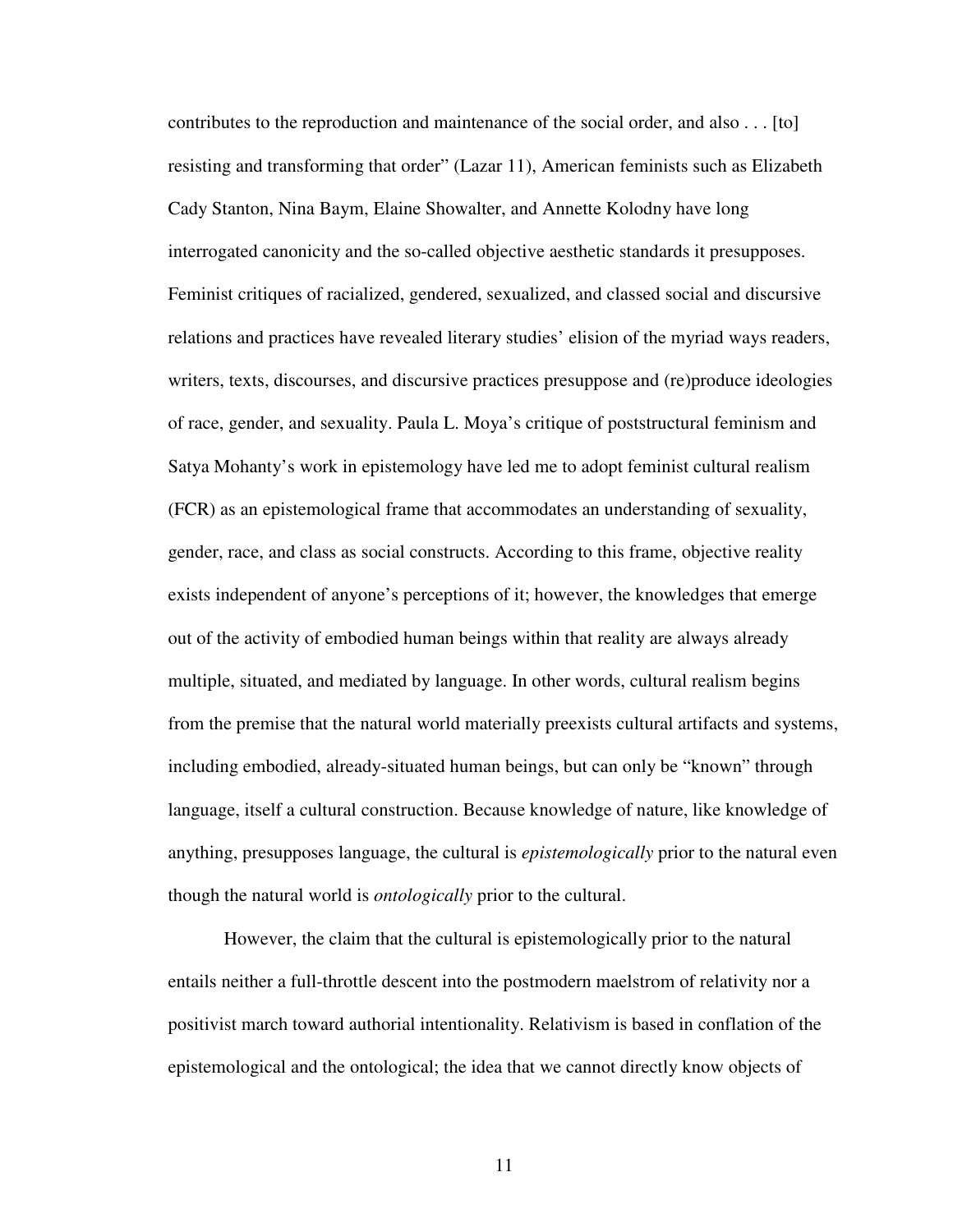contributes to the reproduction and maintenance of the social order, and also . . . [to] resisting and transforming that order" (Lazar 11), American feminists such as Elizabeth Cady Stanton, Nina Baym, Elaine Showalter, and Annette Kolodny have long interrogated canonicity and the so-called objective aesthetic standards it presupposes. Feminist critiques of racialized, gendered, sexualized, and classed social and discursive relations and practices have revealed literary studies' elision of the myriad ways readers, writers, texts, discourses, and discursive practices presuppose and (re)produce ideologies of race, gender, and sexuality. Paula L. Moya's critique of poststructural feminism and Satya Mohanty's work in epistemology have led me to adopt feminist cultural realism (FCR) as an epistemological frame that accommodates an understanding of sexuality, gender, race, and class as social constructs. According to this frame, objective reality exists independent of anyone's perceptions of it; however, the knowledges that emerge out of the activity of embodied human beings within that reality are always already multiple, situated, and mediated by language. In other words, cultural realism begins from the premise that the natural world materially preexists cultural artifacts and systems, including embodied, already-situated human beings, but can only be "known" through language, itself a cultural construction. Because knowledge of nature, like knowledge of anything, presupposes language, the cultural is *epistemologically* prior to the natural even though the natural world is *ontologically* prior to the cultural.

However, the claim that the cultural is epistemologically prior to the natural entails neither a full-throttle descent into the postmodern maelstrom of relativity nor a positivist march toward authorial intentionality. Relativism is based in conflation of the epistemological and the ontological; the idea that we cannot directly know objects of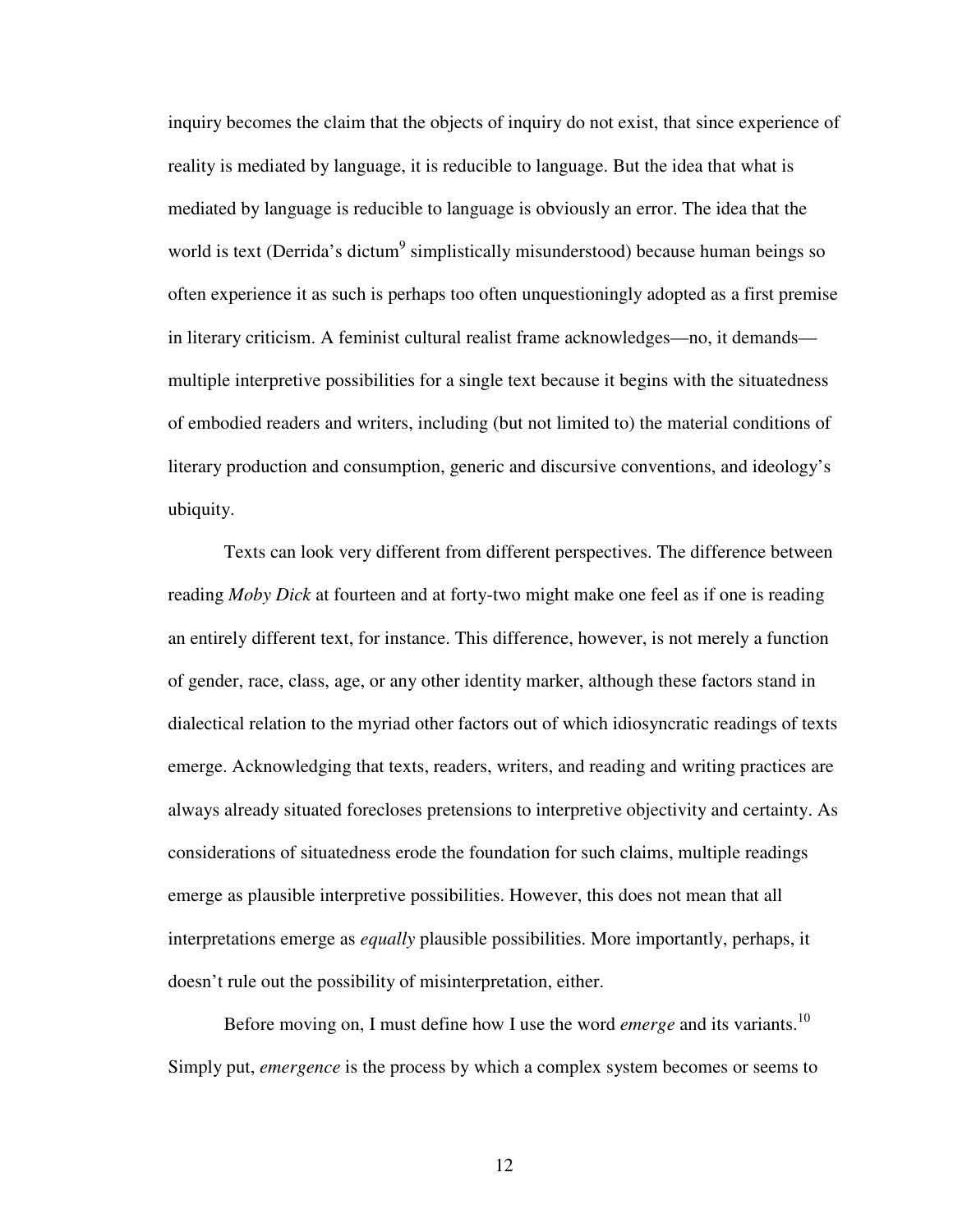inquiry becomes the claim that the objects of inquiry do not exist, that since experience of reality is mediated by language, it is reducible to language. But the idea that what is mediated by language is reducible to language is obviously an error. The idea that the world is text (Derrida's dictum[9] simplistically misunderstood) because human beings so often experience it as such is perhaps too often unquestioningly adopted as a first premise in literary criticism. A feminist cultural realist frame acknowledges—no, it demands—multiple interpretive possibilities for a single text because it begins with the situatedness of embodied readers and writers, including (but not limited to) the material conditions of literary production and consumption, generic and discursive conventions, and ideology's ubiquity.

Texts can look very different from different perspectives. The difference between reading *Moby Dick* at fourteen and at forty-two might make one feel as if one is reading an entirely different text, for instance. This difference, however, is not merely a function of gender, race, class, age, or any other identity marker, although these factors stand in dialectical relation to the myriad other factors out of which idiosyncratic readings of texts emerge. Acknowledging that texts, readers, writers, and reading and writing practices are always already situated forecloses pretensions to interpretive objectivity and certainty. As considerations of situatedness erode the foundation for such claims, multiple readings emerge as plausible interpretive possibilities. However, this does not mean that all interpretations emerge as *equally* plausible possibilities. More importantly, perhaps, it doesn't rule out the possibility of misinterpretation, either.

Before moving on, I must define how I use the word *emerge* and its variants.[10] Simply put, *emergence* is the process by which a complex system becomes or seems to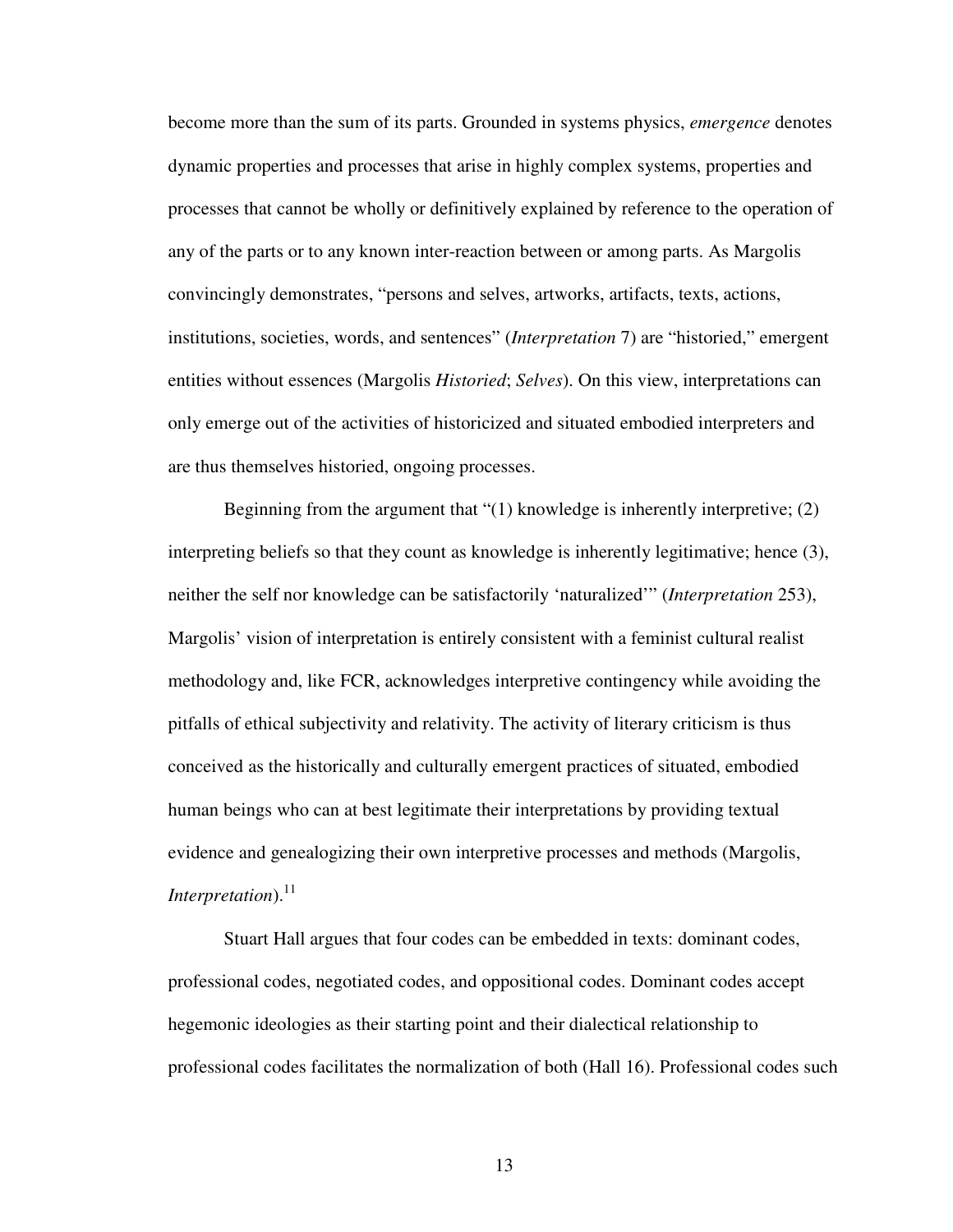become more than the sum of its parts. Grounded in systems physics, *emergence* denotes dynamic properties and processes that arise in highly complex systems, properties and processes that cannot be wholly or definitively explained by reference to the operation of any of the parts or to any known inter-reaction between or among parts. As Margolis convincingly demonstrates, "persons and selves, artworks, artifacts, texts, actions, institutions, societies, words, and sentences" (*Interpretation* 7) are "historied," emergent entities without essences (Margolis *Historied*; *Selves*). On this view, interpretations can only emerge out of the activities of historicized and situated embodied interpreters and are thus themselves historied, ongoing processes.

Beginning from the argument that "(1) knowledge is inherently interpretive; (2) interpreting beliefs so that they count as knowledge is inherently legitimative; hence (3), neither the self nor knowledge can be satisfactorily 'naturalized'" (*Interpretation* 253), Margolis' vision of interpretation is entirely consistent with a feminist cultural realist methodology and, like FCR, acknowledges interpretive contingency while avoiding the pitfalls of ethical subjectivity and relativity. The activity of literary criticism is thus conceived as the historically and culturally emergent practices of situated, embodied human beings who can at best legitimate their interpretations by providing textual evidence and genealogizing their own interpretive processes and methods (Margolis, *Interpretation*).[11]

Stuart Hall argues that four codes can be embedded in texts: dominant codes, professional codes, negotiated codes, and oppositional codes. Dominant codes accept hegemonic ideologies as their starting point and their dialectical relationship to professional codes facilitates the normalization of both (Hall 16). Professional codes such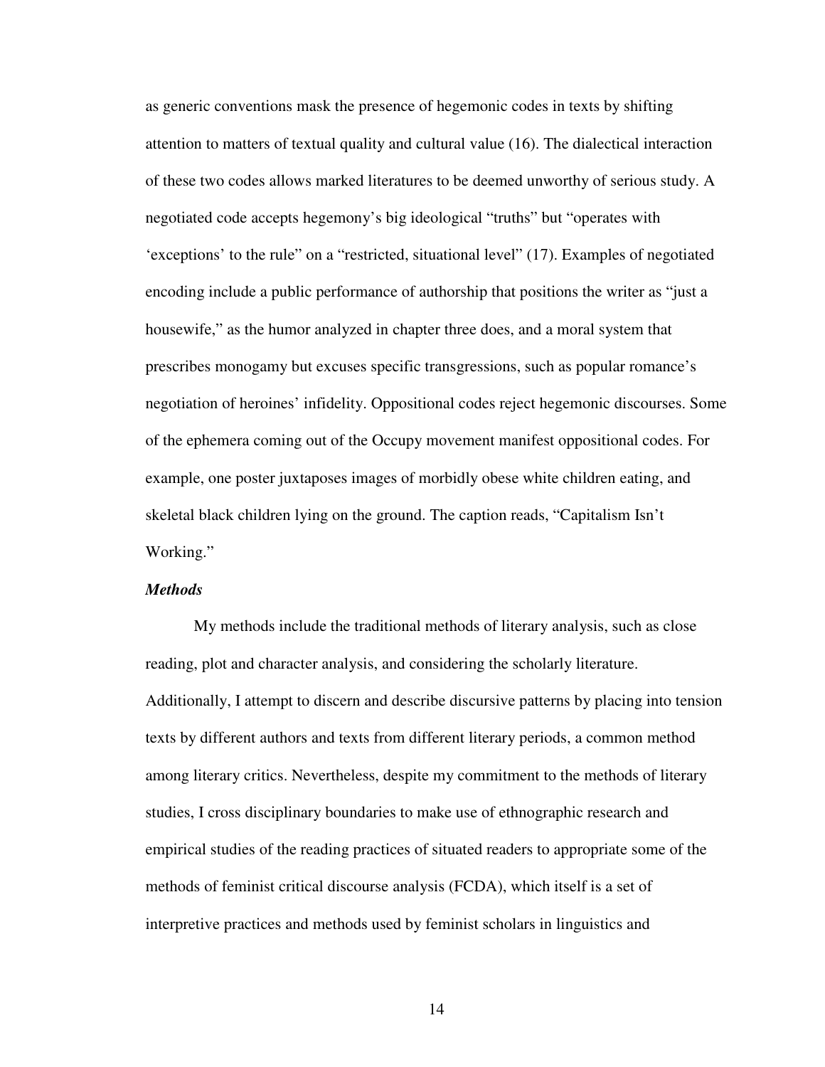as generic conventions mask the presence of hegemonic codes in texts by shifting attention to matters of textual quality and cultural value (16). The dialectical interaction of these two codes allows marked literatures to be deemed unworthy of serious study. A negotiated code accepts hegemony's big ideological "truths" but "operates with 'exceptions' to the rule" on a "restricted, situational level" (17). Examples of negotiated encoding include a public performance of authorship that positions the writer as "just a housewife," as the humor analyzed in chapter three does, and a moral system that prescribes monogamy but excuses specific transgressions, such as popular romance's negotiation of heroines' infidelity. Oppositional codes reject hegemonic discourses. Some of the ephemera coming out of the Occupy movement manifest oppositional codes. For example, one poster juxtaposes images of morbidly obese white children eating, and skeletal black children lying on the ground. The caption reads, "Capitalism Isn't Working."

***Methods***

My methods include the traditional methods of literary analysis, such as close reading, plot and character analysis, and considering the scholarly literature. Additionally, I attempt to discern and describe discursive patterns by placing into tension texts by different authors and texts from different literary periods, a common method among literary critics. Nevertheless, despite my commitment to the methods of literary studies, I cross disciplinary boundaries to make use of ethnographic research and empirical studies of the reading practices of situated readers to appropriate some of the methods of feminist critical discourse analysis (FCDA), which itself is a set of interpretive practices and methods used by feminist scholars in linguistics and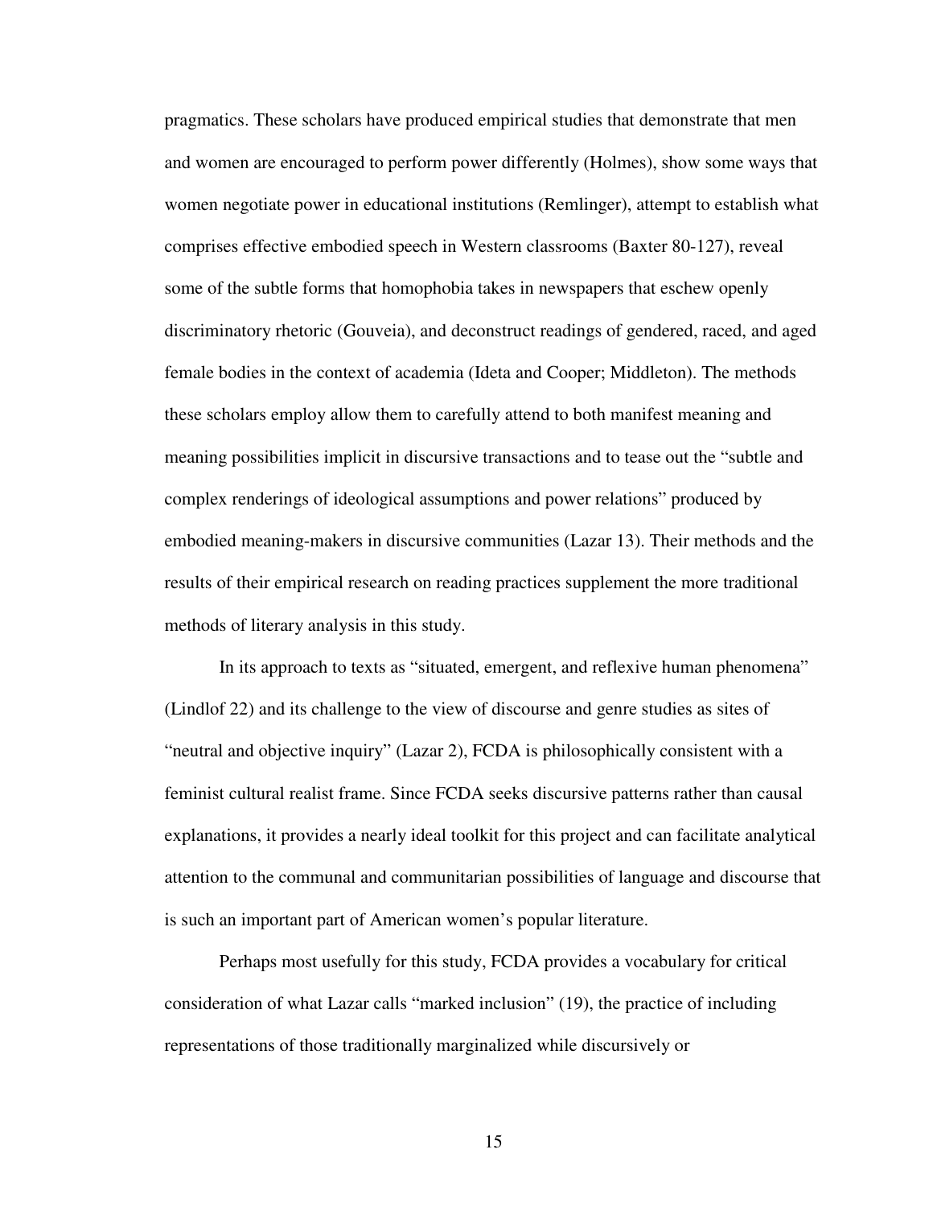pragmatics. These scholars have produced empirical studies that demonstrate that men and women are encouraged to perform power differently (Holmes), show some ways that women negotiate power in educational institutions (Remlinger), attempt to establish what comprises effective embodied speech in Western classrooms (Baxter 80-127), reveal some of the subtle forms that homophobia takes in newspapers that eschew openly discriminatory rhetoric (Gouveia), and deconstruct readings of gendered, raced, and aged female bodies in the context of academia (Ideta and Cooper; Middleton). The methods these scholars employ allow them to carefully attend to both manifest meaning and meaning possibilities implicit in discursive transactions and to tease out the "subtle and complex renderings of ideological assumptions and power relations" produced by embodied meaning-makers in discursive communities (Lazar 13). Their methods and the results of their empirical research on reading practices supplement the more traditional methods of literary analysis in this study.

In its approach to texts as "situated, emergent, and reflexive human phenomena" (Lindlof 22) and its challenge to the view of discourse and genre studies as sites of "neutral and objective inquiry" (Lazar 2), FCDA is philosophically consistent with a feminist cultural realist frame. Since FCDA seeks discursive patterns rather than causal explanations, it provides a nearly ideal toolkit for this project and can facilitate analytical attention to the communal and communitarian possibilities of language and discourse that is such an important part of American women's popular literature.

Perhaps most usefully for this study, FCDA provides a vocabulary for critical consideration of what Lazar calls "marked inclusion" (19), the practice of including representations of those traditionally marginalized while discursively or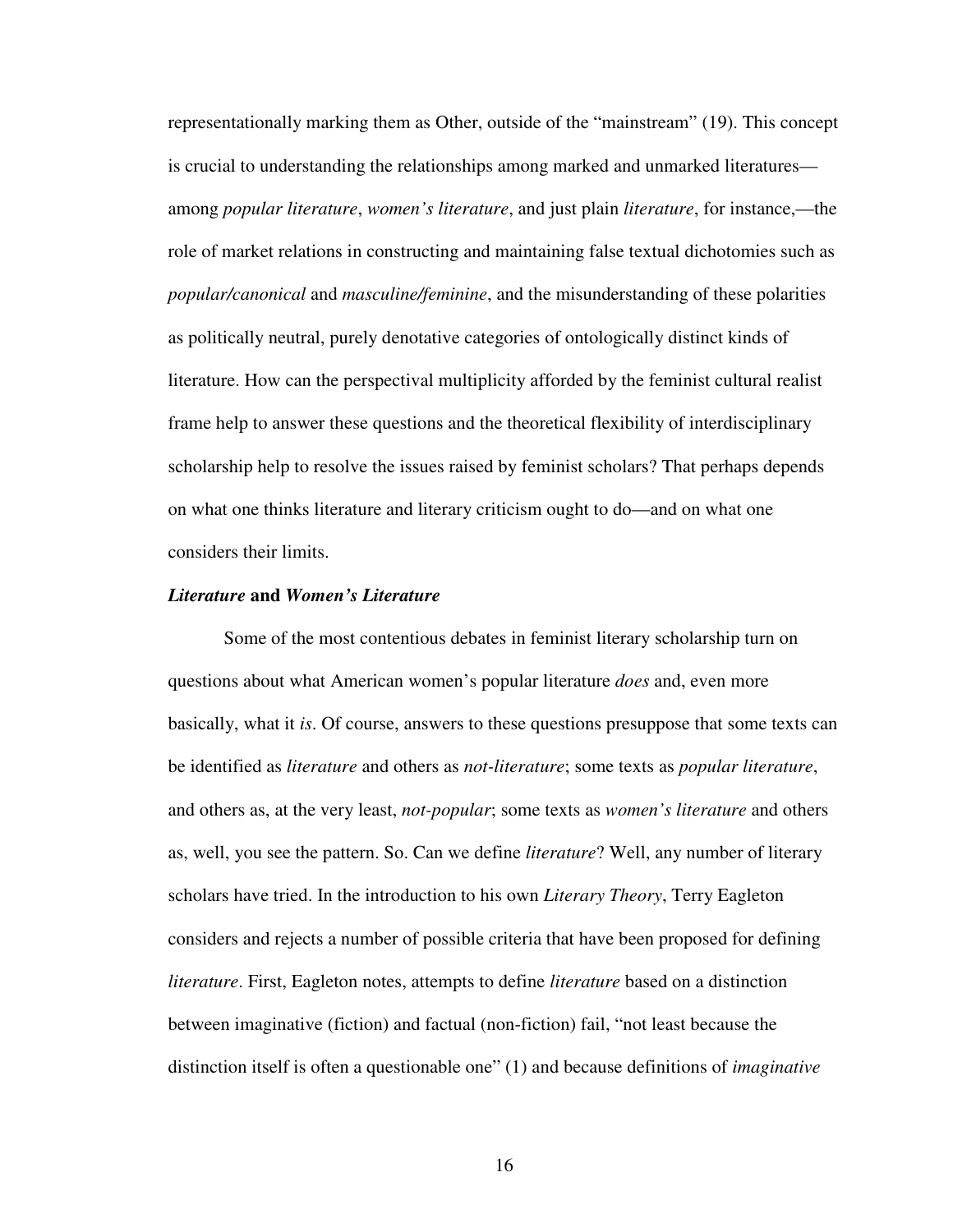representationally marking them as Other, outside of the "mainstream" (19). This concept is crucial to understanding the relationships among marked and unmarked literatures—among *popular literature*, *women's literature*, and just plain *literature*, for instance,—the role of market relations in constructing and maintaining false textual dichotomies such as *popular/canonical* and *masculine/feminine*, and the misunderstanding of these polarities as politically neutral, purely denotative categories of ontologically distinct kinds of literature. How can the perspectival multiplicity afforded by the feminist cultural realist frame help to answer these questions and the theoretical flexibility of interdisciplinary scholarship help to resolve the issues raised by feminist scholars? That perhaps depends on what one thinks literature and literary criticism ought to do—and on what one considers their limits.

### ***Literature* and *Women's Literature***

Some of the most contentious debates in feminist literary scholarship turn on questions about what American women's popular literature *does* and, even more basically, what it *is*. Of course, answers to these questions presuppose that some texts can be identified as *literature* and others as *not-literature*; some texts as *popular literature*, and others as, at the very least, *not-popular*; some texts as *women's literature* and others as, well, you see the pattern. So. Can we define *literature*? Well, any number of literary scholars have tried. In the introduction to his own *Literary Theory*, Terry Eagleton considers and rejects a number of possible criteria that have been proposed for defining *literature*. First, Eagleton notes, attempts to define *literature* based on a distinction between imaginative (fiction) and factual (non-fiction) fail, "not least because the distinction itself is often a questionable one" (1) and because definitions of *imaginative*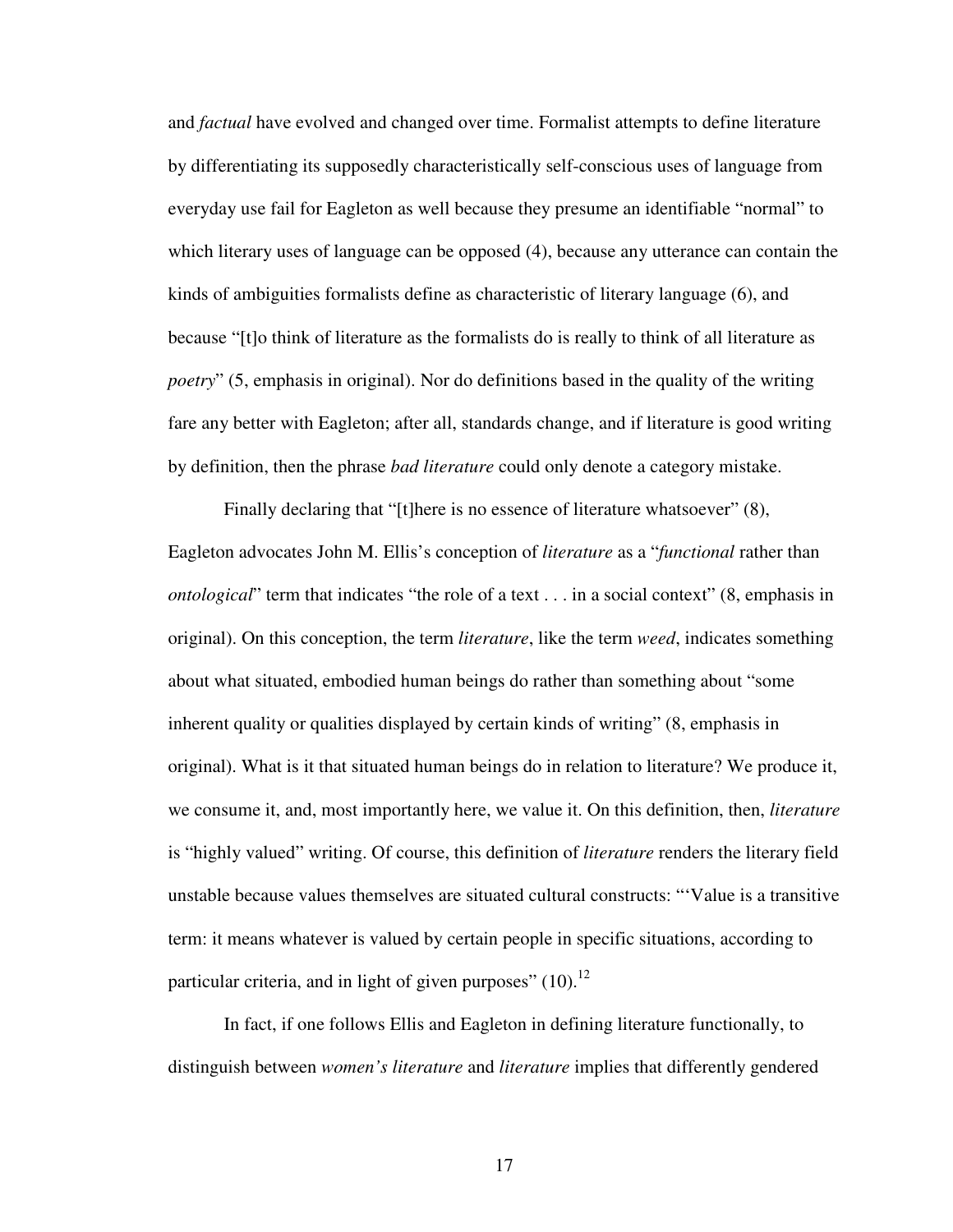and *factual* have evolved and changed over time. Formalist attempts to define literature by differentiating its supposedly characteristically self-conscious uses of language from everyday use fail for Eagleton as well because they presume an identifiable "normal" to which literary uses of language can be opposed (4), because any utterance can contain the kinds of ambiguities formalists define as characteristic of literary language (6), and because "[t]o think of literature as the formalists do is really to think of all literature as *poetry*" (5, emphasis in original). Nor do definitions based in the quality of the writing fare any better with Eagleton; after all, standards change, and if literature is good writing by definition, then the phrase *bad literature* could only denote a category mistake.

Finally declaring that "[t]here is no essence of literature whatsoever" (8), Eagleton advocates John M. Ellis's conception of *literature* as a "*functional* rather than *ontological*" term that indicates "the role of a text . . . in a social context" (8, emphasis in original). On this conception, the term *literature*, like the term *weed*, indicates something about what situated, embodied human beings do rather than something about "some inherent quality or qualities displayed by certain kinds of writing" (8, emphasis in original). What is it that situated human beings do in relation to literature? We produce it, we consume it, and, most importantly here, we value it. On this definition, then, *literature* is "highly valued" writing. Of course, this definition of *literature* renders the literary field unstable because values themselves are situated cultural constructs: "'Value is a transitive term: it means whatever is valued by certain people in specific situations, according to particular criteria, and in light of given purposes" (10).[12]

In fact, if one follows Ellis and Eagleton in defining literature functionally, to distinguish between *women's literature* and *literature* implies that differently gendered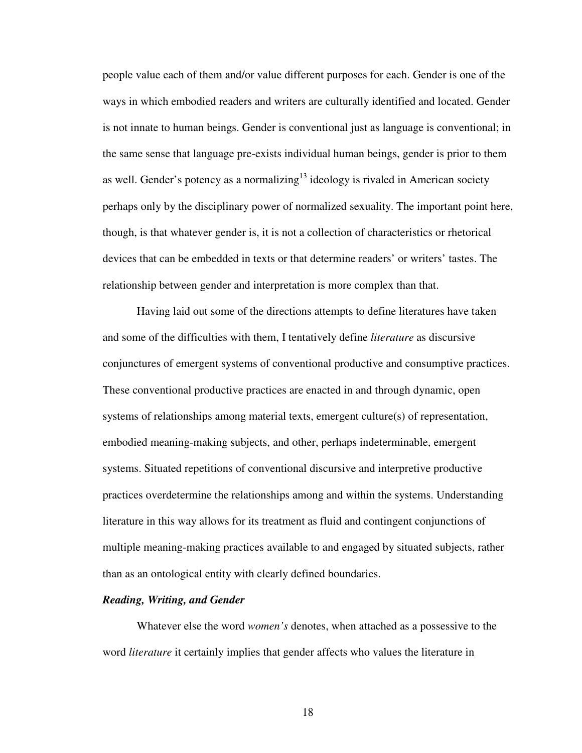people value each of them and/or value different purposes for each. Gender is one of the ways in which embodied readers and writers are culturally identified and located. Gender is not innate to human beings. Gender is conventional just as language is conventional; in the same sense that language pre-exists individual human beings, gender is prior to them as well. Gender's potency as a normalizing[13] ideology is rivaled in American society perhaps only by the disciplinary power of normalized sexuality. The important point here, though, is that whatever gender is, it is not a collection of characteristics or rhetorical devices that can be embedded in texts or that determine readers' or writers' tastes. The relationship between gender and interpretation is more complex than that.

Having laid out some of the directions attempts to define literatures have taken and some of the difficulties with them, I tentatively define *literature* as discursive conjunctures of emergent systems of conventional productive and consumptive practices. These conventional productive practices are enacted in and through dynamic, open systems of relationships among material texts, emergent culture(s) of representation, embodied meaning-making subjects, and other, perhaps indeterminable, emergent systems. Situated repetitions of conventional discursive and interpretive productive practices overdetermine the relationships among and within the systems. Understanding literature in this way allows for its treatment as fluid and contingent conjunctions of multiple meaning-making practices available to and engaged by situated subjects, rather than as an ontological entity with clearly defined boundaries.

### *Reading, Writing, and Gender*

Whatever else the word *women's* denotes, when attached as a possessive to the word *literature* it certainly implies that gender affects who values the literature in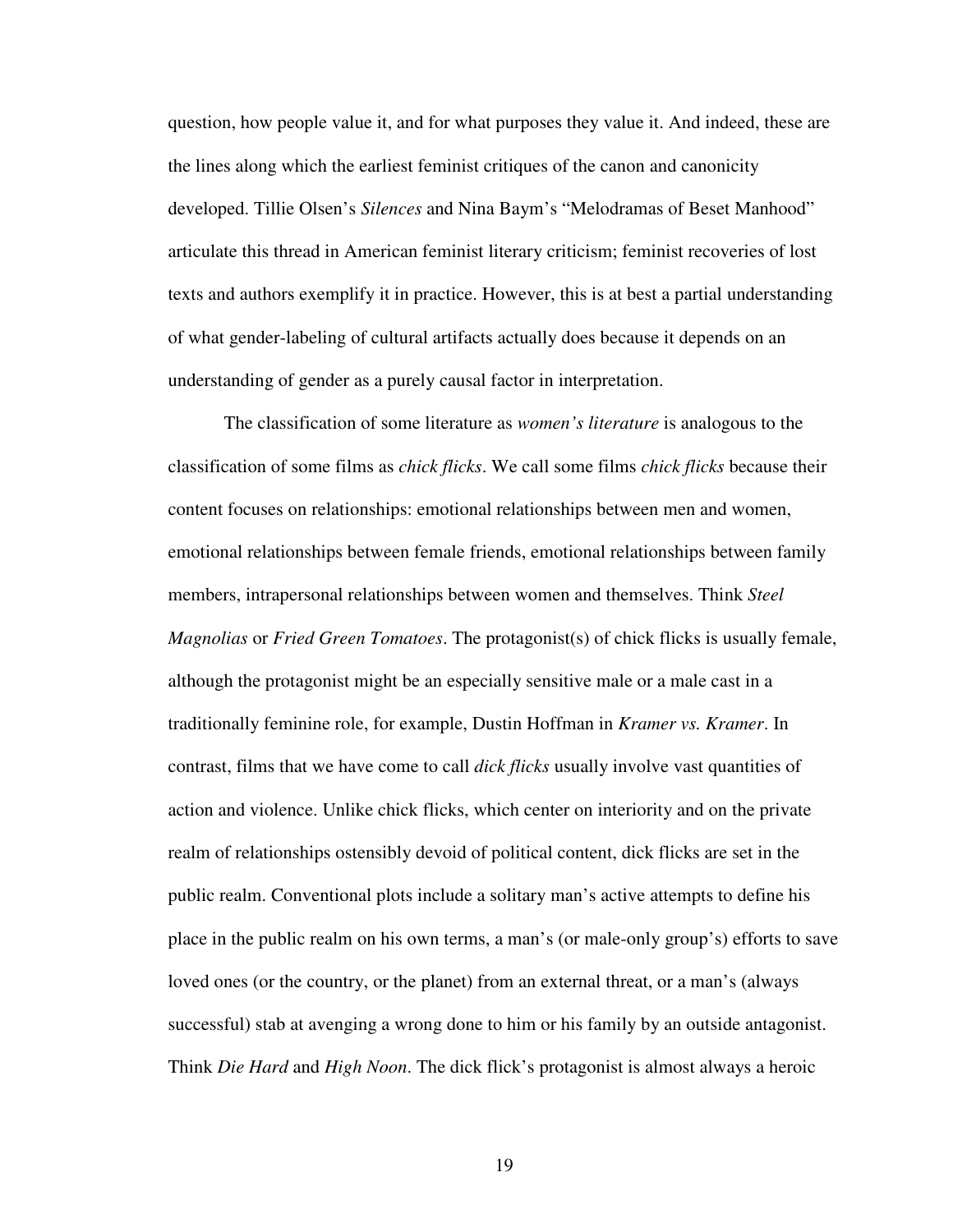question, how people value it, and for what purposes they value it. And indeed, these are the lines along which the earliest feminist critiques of the canon and canonicity developed. Tillie Olsen's *Silences* and Nina Baym's "Melodramas of Beset Manhood" articulate this thread in American feminist literary criticism; feminist recoveries of lost texts and authors exemplify it in practice. However, this is at best a partial understanding of what gender-labeling of cultural artifacts actually does because it depends on an understanding of gender as a purely causal factor in interpretation.

The classification of some literature as *women's literature* is analogous to the classification of some films as *chick flicks*. We call some films *chick flicks* because their content focuses on relationships: emotional relationships between men and women, emotional relationships between female friends, emotional relationships between family members, intrapersonal relationships between women and themselves. Think *Steel Magnolias* or *Fried Green Tomatoes*. The protagonist(s) of chick flicks is usually female, although the protagonist might be an especially sensitive male or a male cast in a traditionally feminine role, for example, Dustin Hoffman in *Kramer vs. Kramer*. In contrast, films that we have come to call *dick flicks* usually involve vast quantities of action and violence. Unlike chick flicks, which center on interiority and on the private realm of relationships ostensibly devoid of political content, dick flicks are set in the public realm. Conventional plots include a solitary man's active attempts to define his place in the public realm on his own terms, a man's (or male-only group's) efforts to save loved ones (or the country, or the planet) from an external threat, or a man's (always successful) stab at avenging a wrong done to him or his family by an outside antagonist. Think *Die Hard* and *High Noon*. The dick flick's protagonist is almost always a heroic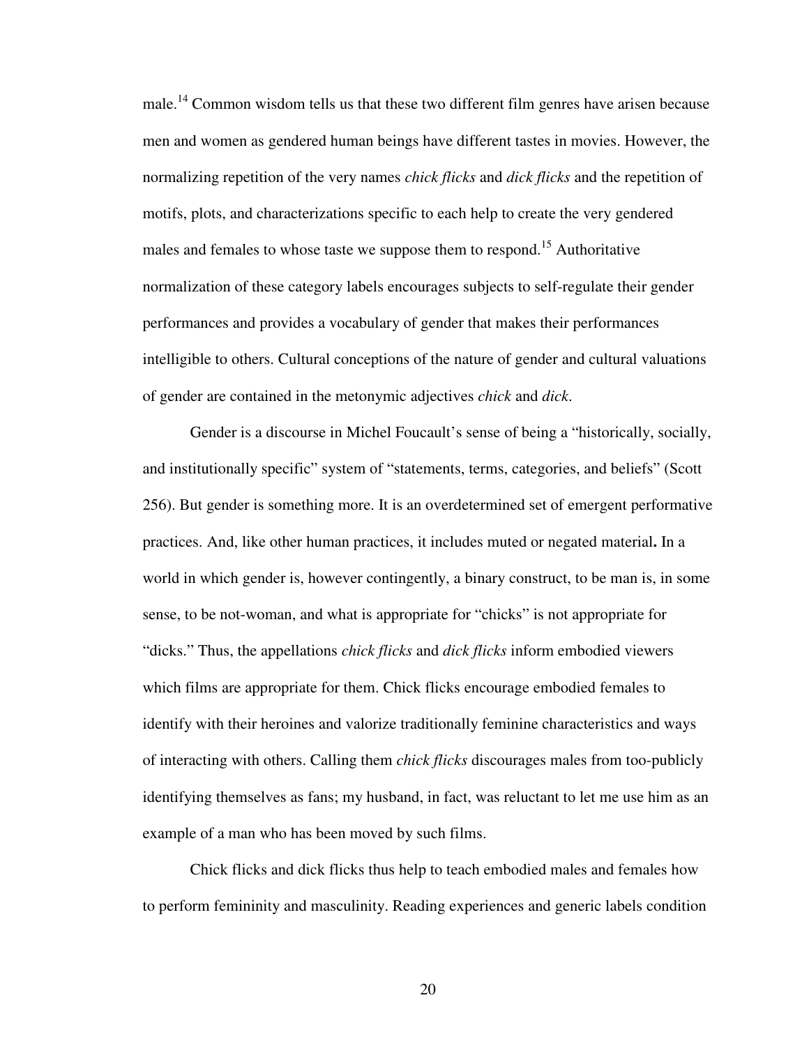male.[14] Common wisdom tells us that these two different film genres have arisen because men and women as gendered human beings have different tastes in movies. However, the normalizing repetition of the very names *chick flicks* and *dick flicks* and the repetition of motifs, plots, and characterizations specific to each help to create the very gendered males and females to whose taste we suppose them to respond.[15] Authoritative normalization of these category labels encourages subjects to self-regulate their gender performances and provides a vocabulary of gender that makes their performances intelligible to others. Cultural conceptions of the nature of gender and cultural valuations of gender are contained in the metonymic adjectives *chick* and *dick*.

Gender is a discourse in Michel Foucault's sense of being a "historically, socially, and institutionally specific" system of "statements, terms, categories, and beliefs" (Scott 256). But gender is something more. It is an overdetermined set of emergent performative practices. And, like other human practices, it includes muted or negated material**.** In a world in which gender is, however contingently, a binary construct, to be man is, in some sense, to be not-woman, and what is appropriate for "chicks" is not appropriate for "dicks." Thus, the appellations *chick flicks* and *dick flicks* inform embodied viewers which films are appropriate for them. Chick flicks encourage embodied females to identify with their heroines and valorize traditionally feminine characteristics and ways of interacting with others. Calling them *chick flicks* discourages males from too-publicly identifying themselves as fans; my husband, in fact, was reluctant to let me use him as an example of a man who has been moved by such films.

Chick flicks and dick flicks thus help to teach embodied males and females how to perform femininity and masculinity. Reading experiences and generic labels condition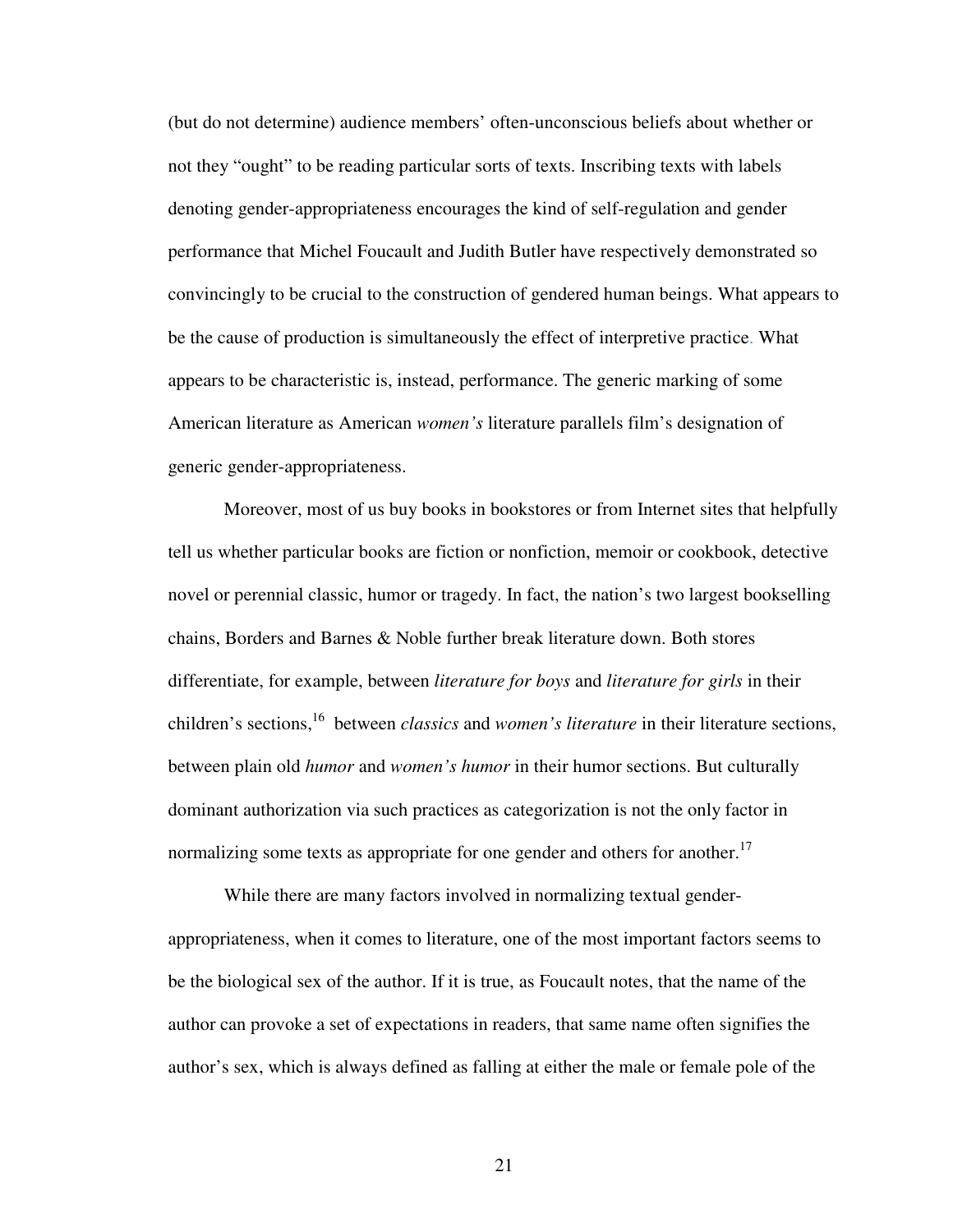(but do not determine) audience members' often-unconscious beliefs about whether or not they "ought" to be reading particular sorts of texts. Inscribing texts with labels denoting gender-appropriateness encourages the kind of self-regulation and gender performance that Michel Foucault and Judith Butler have respectively demonstrated so convincingly to be crucial to the construction of gendered human beings. What appears to be the cause of production is simultaneously the effect of interpretive practice. What appears to be characteristic is, instead, performance. The generic marking of some American literature as American *women's* literature parallels film's designation of generic gender-appropriateness.

Moreover, most of us buy books in bookstores or from Internet sites that helpfully tell us whether particular books are fiction or nonfiction, memoir or cookbook, detective novel or perennial classic, humor or tragedy. In fact, the nation's two largest bookselling chains, Borders and Barnes & Noble further break literature down. Both stores differentiate, for example, between *literature for boys* and *literature for girls* in their children's sections,[16] between *classics* and *women's literature* in their literature sections, between plain old *humor* and *women's humor* in their humor sections. But culturally dominant authorization via such practices as categorization is not the only factor in normalizing some texts as appropriate for one gender and others for another.[17]

While there are many factors involved in normalizing textual gender-appropriateness, when it comes to literature, one of the most important factors seems to be the biological sex of the author. If it is true, as Foucault notes, that the name of the author can provoke a set of expectations in readers, that same name often signifies the author's sex, which is always defined as falling at either the male or female pole of the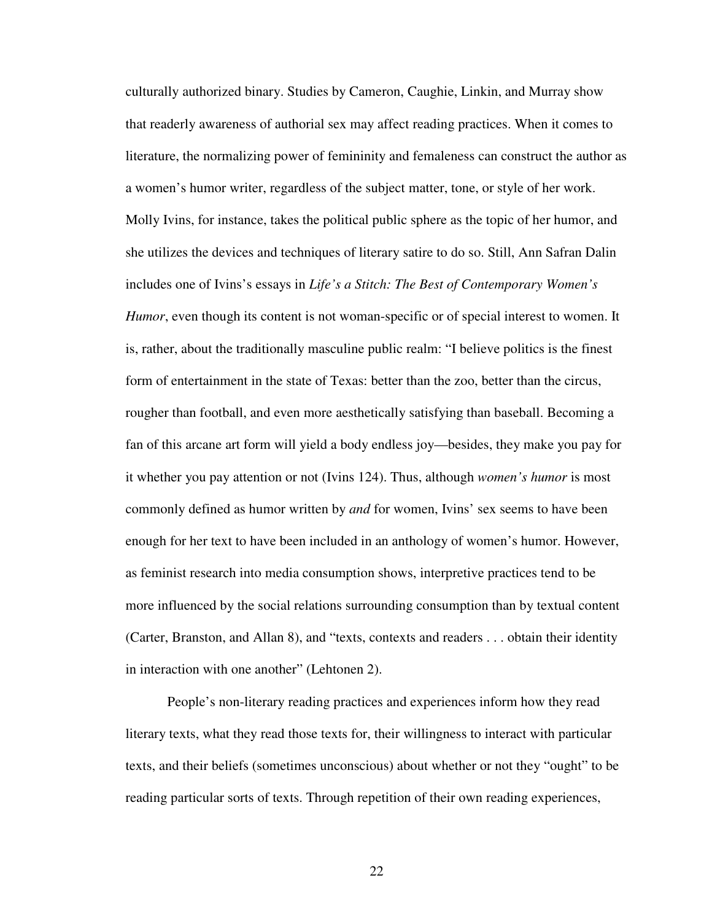culturally authorized binary. Studies by Cameron, Caughie, Linkin, and Murray show that readerly awareness of authorial sex may affect reading practices. When it comes to literature, the normalizing power of femininity and femaleness can construct the author as a women's humor writer, regardless of the subject matter, tone, or style of her work. Molly Ivins, for instance, takes the political public sphere as the topic of her humor, and she utilizes the devices and techniques of literary satire to do so. Still, Ann Safran Dalin includes one of Ivins's essays in *Life's a Stitch: The Best of Contemporary Women's Humor*, even though its content is not woman-specific or of special interest to women. It is, rather, about the traditionally masculine public realm: "I believe politics is the finest form of entertainment in the state of Texas: better than the zoo, better than the circus, rougher than football, and even more aesthetically satisfying than baseball. Becoming a fan of this arcane art form will yield a body endless joy—besides, they make you pay for it whether you pay attention or not (Ivins 124). Thus, although *women's humor* is most commonly defined as humor written by *and* for women, Ivins' sex seems to have been enough for her text to have been included in an anthology of women's humor. However, as feminist research into media consumption shows, interpretive practices tend to be more influenced by the social relations surrounding consumption than by textual content (Carter, Branston, and Allan 8), and "texts, contexts and readers . . . obtain their identity in interaction with one another" (Lehtonen 2).

People's non-literary reading practices and experiences inform how they read literary texts, what they read those texts for, their willingness to interact with particular texts, and their beliefs (sometimes unconscious) about whether or not they "ought" to be reading particular sorts of texts. Through repetition of their own reading experiences,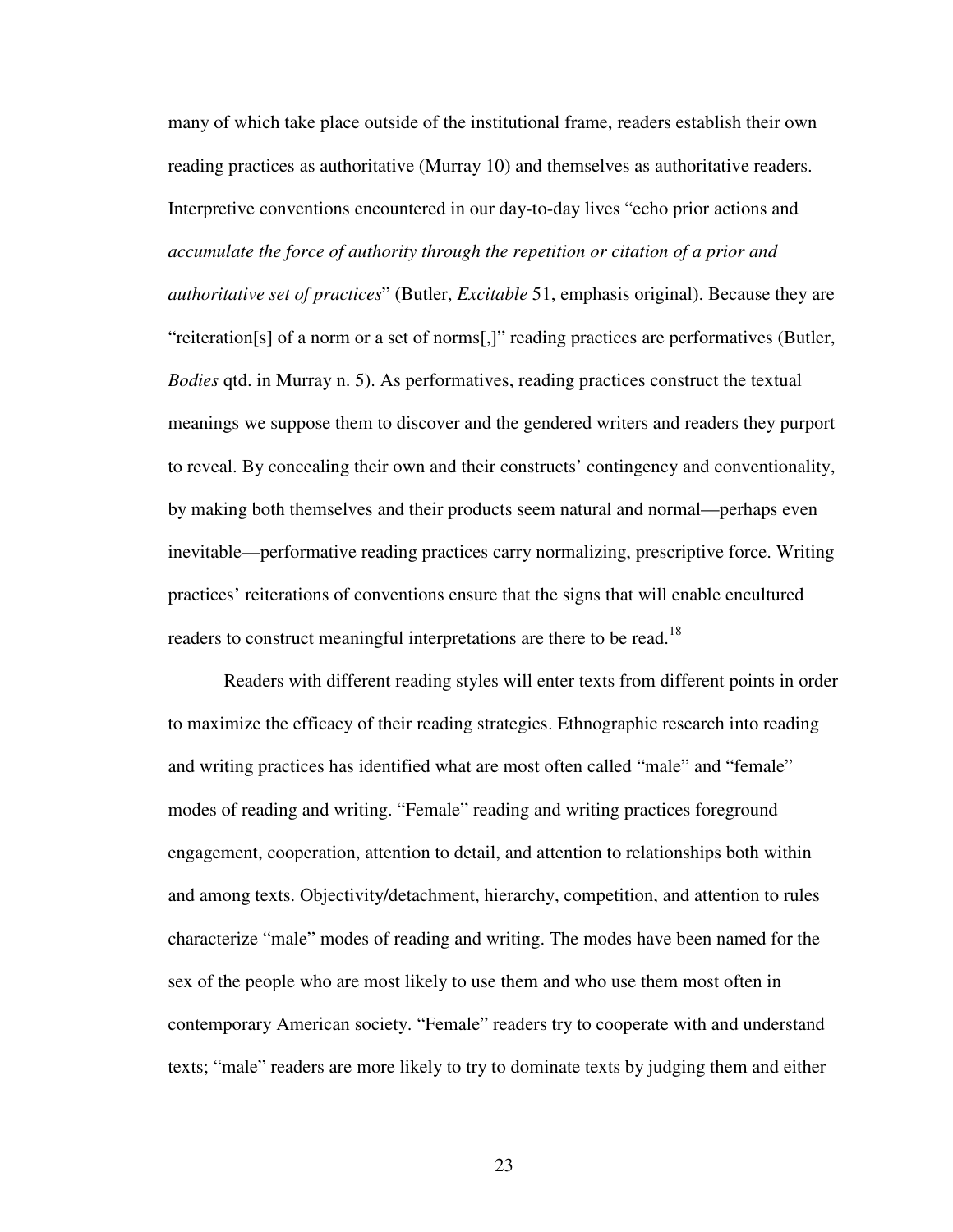many of which take place outside of the institutional frame, readers establish their own reading practices as authoritative (Murray 10) and themselves as authoritative readers. Interpretive conventions encountered in our day-to-day lives "echo prior actions and *accumulate the force of authority through the repetition or citation of a prior and authoritative set of practices*" (Butler, *Excitable* 51, emphasis original). Because they are "reiteration[s] of a norm or a set of norms[,]" reading practices are performatives (Butler, *Bodies* qtd. in Murray n. 5). As performatives, reading practices construct the textual meanings we suppose them to discover and the gendered writers and readers they purport to reveal. By concealing their own and their constructs' contingency and conventionality, by making both themselves and their products seem natural and normal—perhaps even inevitable—performative reading practices carry normalizing, prescriptive force. Writing practices' reiterations of conventions ensure that the signs that will enable encultured readers to construct meaningful interpretations are there to be read.[18]

Readers with different reading styles will enter texts from different points in order to maximize the efficacy of their reading strategies. Ethnographic research into reading and writing practices has identified what are most often called "male" and "female" modes of reading and writing. "Female" reading and writing practices foreground engagement, cooperation, attention to detail, and attention to relationships both within and among texts. Objectivity/detachment, hierarchy, competition, and attention to rules characterize "male" modes of reading and writing. The modes have been named for the sex of the people who are most likely to use them and who use them most often in contemporary American society. "Female" readers try to cooperate with and understand texts; "male" readers are more likely to try to dominate texts by judging them and either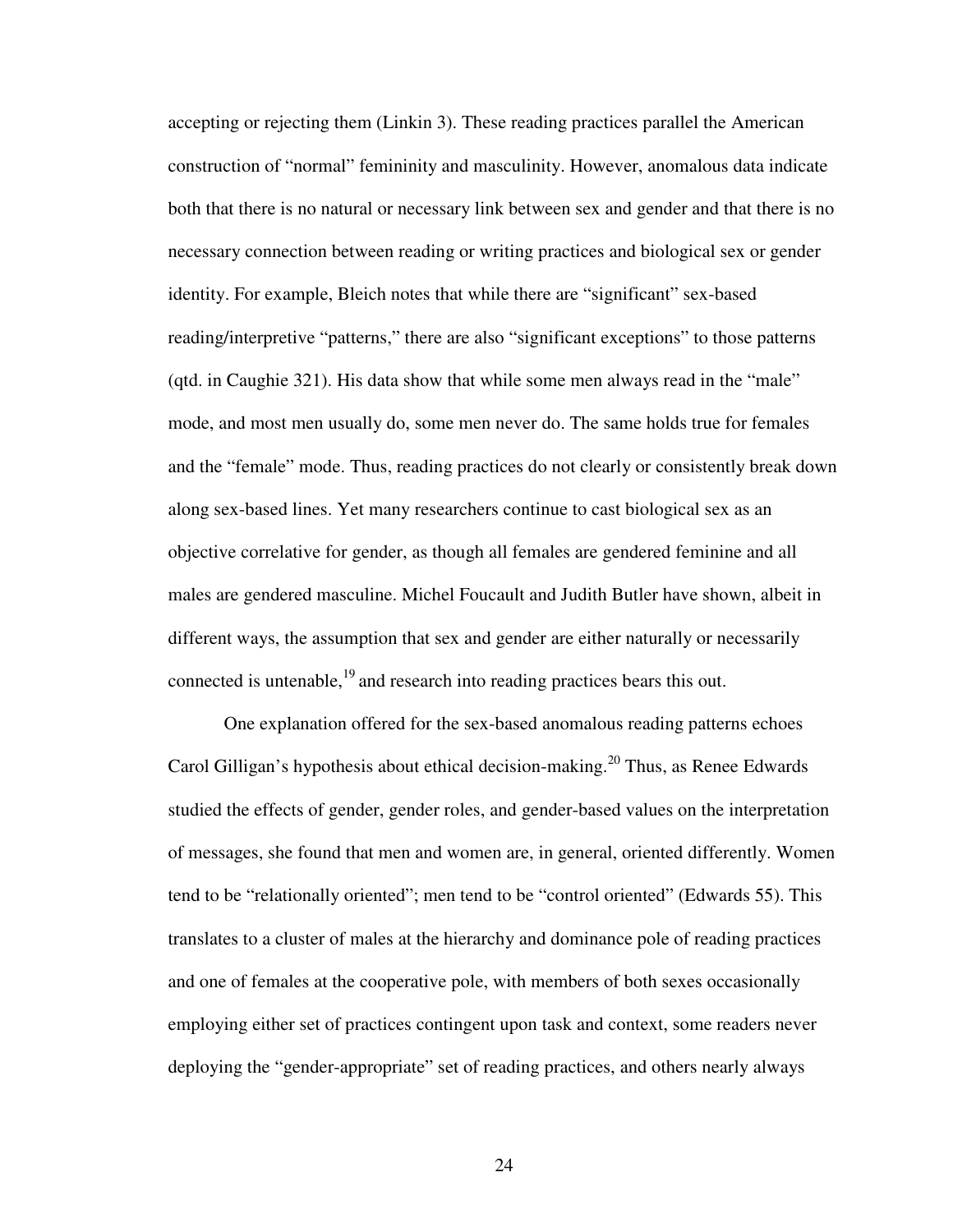accepting or rejecting them (Linkin 3). These reading practices parallel the American construction of "normal" femininity and masculinity. However, anomalous data indicate both that there is no natural or necessary link between sex and gender and that there is no necessary connection between reading or writing practices and biological sex or gender identity. For example, Bleich notes that while there are "significant" sex-based reading/interpretive "patterns," there are also "significant exceptions" to those patterns (qtd. in Caughie 321). His data show that while some men always read in the "male" mode, and most men usually do, some men never do. The same holds true for females and the "female" mode. Thus, reading practices do not clearly or consistently break down along sex-based lines. Yet many researchers continue to cast biological sex as an objective correlative for gender, as though all females are gendered feminine and all males are gendered masculine. Michel Foucault and Judith Butler have shown, albeit in different ways, the assumption that sex and gender are either naturally or necessarily connected is untenable,[19] and research into reading practices bears this out.

One explanation offered for the sex-based anomalous reading patterns echoes Carol Gilligan's hypothesis about ethical decision-making.[20] Thus, as Renee Edwards studied the effects of gender, gender roles, and gender-based values on the interpretation of messages, she found that men and women are, in general, oriented differently. Women tend to be "relationally oriented"; men tend to be "control oriented" (Edwards 55). This translates to a cluster of males at the hierarchy and dominance pole of reading practices and one of females at the cooperative pole, with members of both sexes occasionally employing either set of practices contingent upon task and context, some readers never deploying the "gender-appropriate" set of reading practices, and others nearly always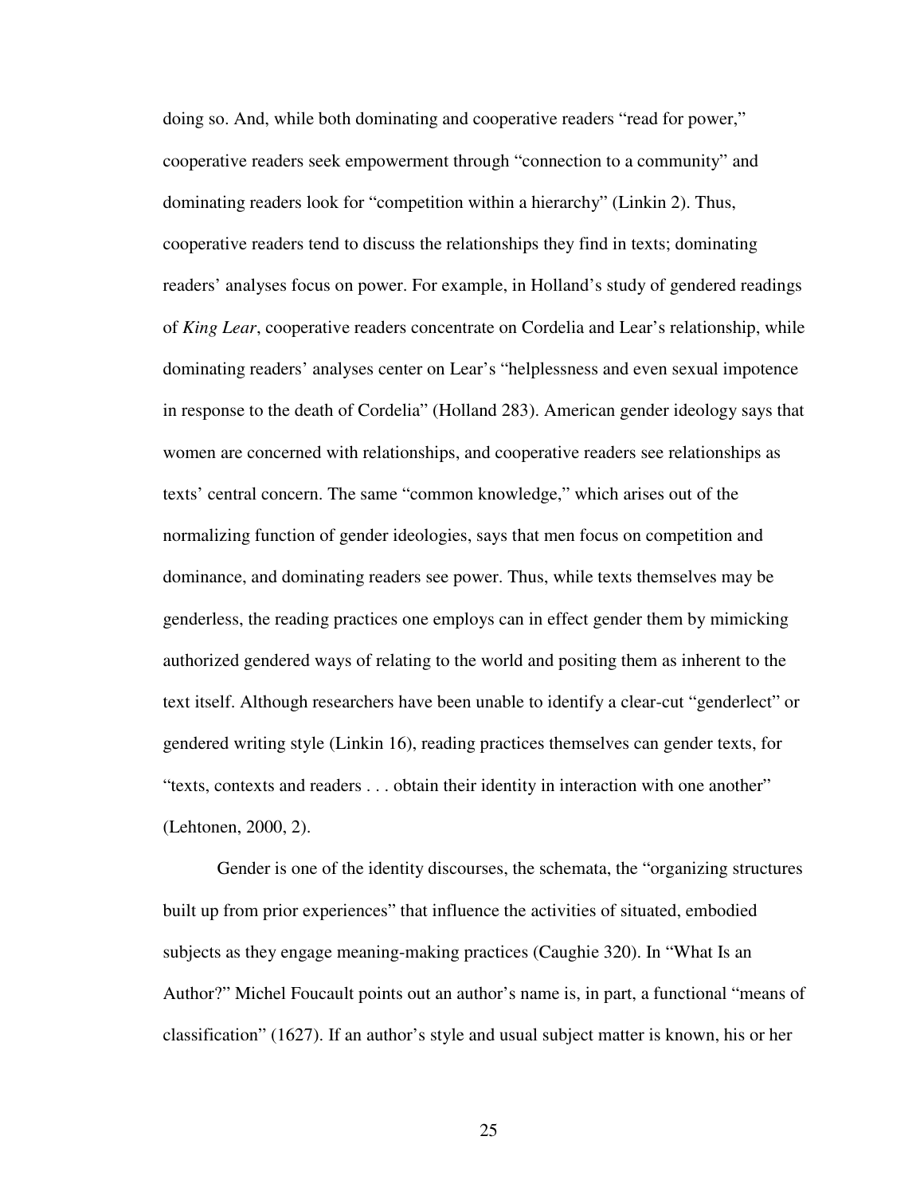doing so. And, while both dominating and cooperative readers "read for power," cooperative readers seek empowerment through "connection to a community" and dominating readers look for "competition within a hierarchy" (Linkin 2). Thus, cooperative readers tend to discuss the relationships they find in texts; dominating readers' analyses focus on power. For example, in Holland's study of gendered readings of *King Lear*, cooperative readers concentrate on Cordelia and Lear's relationship, while dominating readers' analyses center on Lear's "helplessness and even sexual impotence in response to the death of Cordelia" (Holland 283). American gender ideology says that women are concerned with relationships, and cooperative readers see relationships as texts' central concern. The same "common knowledge," which arises out of the normalizing function of gender ideologies, says that men focus on competition and dominance, and dominating readers see power. Thus, while texts themselves may be genderless, the reading practices one employs can in effect gender them by mimicking authorized gendered ways of relating to the world and positing them as inherent to the text itself. Although researchers have been unable to identify a clear-cut "genderlect" or gendered writing style (Linkin 16), reading practices themselves can gender texts, for "texts, contexts and readers . . . obtain their identity in interaction with one another" (Lehtonen, 2000, 2).

Gender is one of the identity discourses, the schemata, the "organizing structures built up from prior experiences" that influence the activities of situated, embodied subjects as they engage meaning-making practices (Caughie 320). In "What Is an Author?" Michel Foucault points out an author's name is, in part, a functional "means of classification" (1627). If an author's style and usual subject matter is known, his or her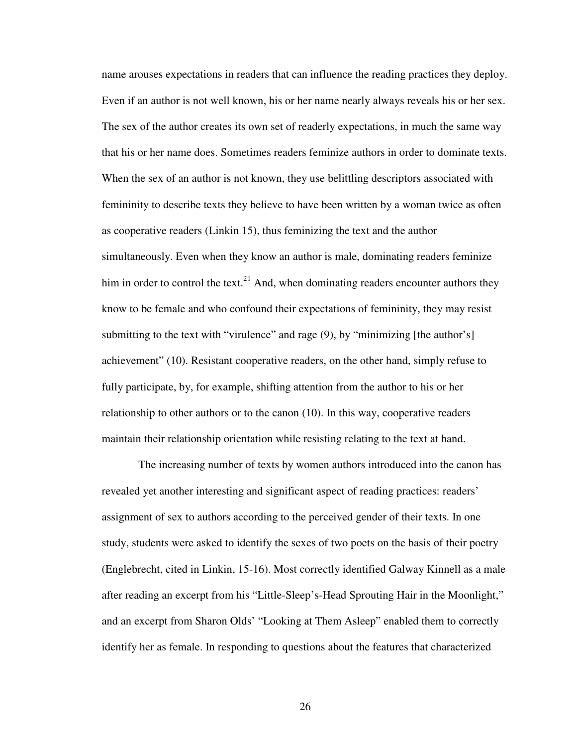name arouses expectations in readers that can influence the reading practices they deploy. Even if an author is not well known, his or her name nearly always reveals his or her sex. The sex of the author creates its own set of readerly expectations, in much the same way that his or her name does. Sometimes readers feminize authors in order to dominate texts. When the sex of an author is not known, they use belittling descriptors associated with femininity to describe texts they believe to have been written by a woman twice as often as cooperative readers (Linkin 15), thus feminizing the text and the author simultaneously. Even when they know an author is male, dominating readers feminize him in order to control the text.[21] And, when dominating readers encounter authors they know to be female and who confound their expectations of femininity, they may resist submitting to the text with "virulence" and rage (9), by "minimizing [the author's] achievement" (10). Resistant cooperative readers, on the other hand, simply refuse to fully participate, by, for example, shifting attention from the author to his or her relationship to other authors or to the canon (10). In this way, cooperative readers maintain their relationship orientation while resisting relating to the text at hand.

The increasing number of texts by women authors introduced into the canon has revealed yet another interesting and significant aspect of reading practices: readers' assignment of sex to authors according to the perceived gender of their texts. In one study, students were asked to identify the sexes of two poets on the basis of their poetry (Englebrecht, cited in Linkin, 15-16). Most correctly identified Galway Kinnell as a male after reading an excerpt from his "Little-Sleep's-Head Sprouting Hair in the Moonlight," and an excerpt from Sharon Olds' "Looking at Them Asleep" enabled them to correctly identify her as female. In responding to questions about the features that characterized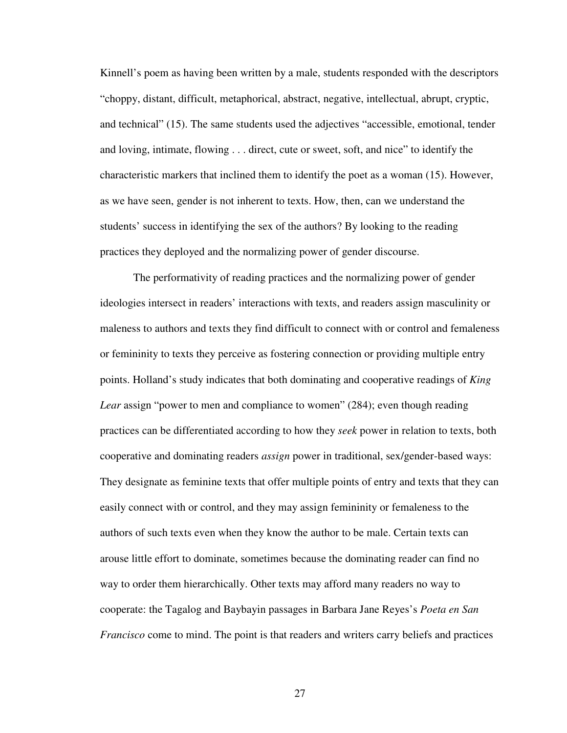Kinnell's poem as having been written by a male, students responded with the descriptors "choppy, distant, difficult, metaphorical, abstract, negative, intellectual, abrupt, cryptic, and technical" (15). The same students used the adjectives "accessible, emotional, tender and loving, intimate, flowing . . . direct, cute or sweet, soft, and nice" to identify the characteristic markers that inclined them to identify the poet as a woman (15). However, as we have seen, gender is not inherent to texts. How, then, can we understand the students' success in identifying the sex of the authors? By looking to the reading practices they deployed and the normalizing power of gender discourse.

The performativity of reading practices and the normalizing power of gender ideologies intersect in readers' interactions with texts, and readers assign masculinity or maleness to authors and texts they find difficult to connect with or control and femaleness or femininity to texts they perceive as fostering connection or providing multiple entry points. Holland's study indicates that both dominating and cooperative readings of *King Lear* assign "power to men and compliance to women" (284); even though reading practices can be differentiated according to how they *seek* power in relation to texts, both cooperative and dominating readers *assign* power in traditional, sex/gender-based ways: They designate as feminine texts that offer multiple points of entry and texts that they can easily connect with or control, and they may assign femininity or femaleness to the authors of such texts even when they know the author to be male. Certain texts can arouse little effort to dominate, sometimes because the dominating reader can find no way to order them hierarchically. Other texts may afford many readers no way to cooperate: the Tagalog and Baybayin passages in Barbara Jane Reyes's *Poeta en San Francisco* come to mind. The point is that readers and writers carry beliefs and practices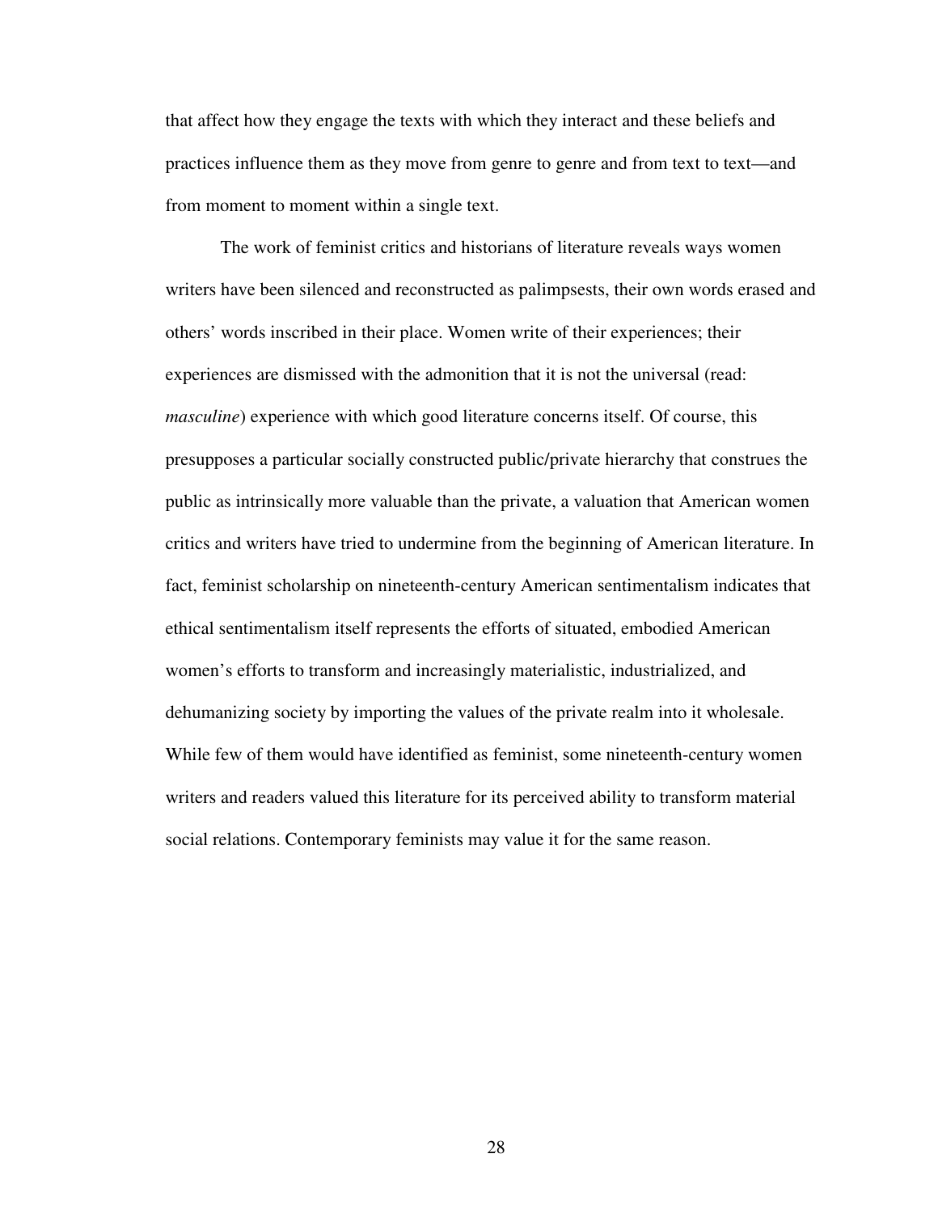that affect how they engage the texts with which they interact and these beliefs and practices influence them as they move from genre to genre and from text to text—and from moment to moment within a single text.

The work of feminist critics and historians of literature reveals ways women writers have been silenced and reconstructed as palimpsests, their own words erased and others' words inscribed in their place. Women write of their experiences; their experiences are dismissed with the admonition that it is not the universal (read: *masculine*) experience with which good literature concerns itself. Of course, this presupposes a particular socially constructed public/private hierarchy that construes the public as intrinsically more valuable than the private, a valuation that American women critics and writers have tried to undermine from the beginning of American literature. In fact, feminist scholarship on nineteenth-century American sentimentalism indicates that ethical sentimentalism itself represents the efforts of situated, embodied American women's efforts to transform and increasingly materialistic, industrialized, and dehumanizing society by importing the values of the private realm into it wholesale. While few of them would have identified as feminist, some nineteenth-century women writers and readers valued this literature for its perceived ability to transform material social relations. Contemporary feminists may value it for the same reason.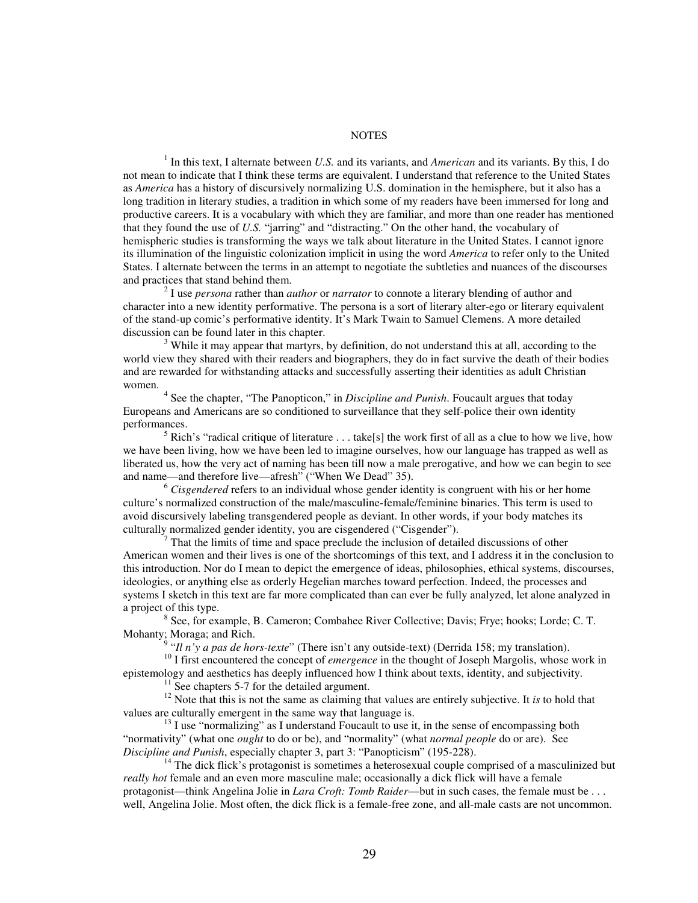# NOTES

[1] In this text, I alternate between *U.S.* and its variants, and *American* and its variants. By this, I do not mean to indicate that I think these terms are equivalent. I understand that reference to the United States as *America* has a history of discursively normalizing U.S. domination in the hemisphere, but it also has a long tradition in literary studies, a tradition in which some of my readers have been immersed for long and productive careers. It is a vocabulary with which they are familiar, and more than one reader has mentioned that they found the use of *U.S.* "jarring" and "distracting." On the other hand, the vocabulary of hemispheric studies is transforming the ways we talk about literature in the United States. I cannot ignore its illumination of the linguistic colonization implicit in using the word *America* to refer only to the United States. I alternate between the terms in an attempt to negotiate the subtleties and nuances of the discourses and practices that stand behind them.

[2] I use *persona* rather than *author* or *narrator* to connote a literary blending of author and character into a new identity performative. The persona is a sort of literary alter-ego or literary equivalent of the stand-up comic's performative identity. It's Mark Twain to Samuel Clemens. A more detailed discussion can be found later in this chapter.

[3] While it may appear that martyrs, by definition, do not understand this at all, according to the world view they shared with their readers and biographers, they do in fact survive the death of their bodies and are rewarded for withstanding attacks and successfully asserting their identities as adult Christian women.

[4] See the chapter, "The Panopticon," in *Discipline and Punish*. Foucault argues that today Europeans and Americans are so conditioned to surveillance that they self-police their own identity performances.

[5] Rich's "radical critique of literature . . . take[s] the work first of all as a clue to how we live, how we have been living, how we have been led to imagine ourselves, how our language has trapped as well as liberated us, how the very act of naming has been till now a male prerogative, and how we can begin to see and name—and therefore live—afresh" ("When We Dead" 35).

[6] *Cisgendered* refers to an individual whose gender identity is congruent with his or her home culture's normalized construction of the male/masculine-female/feminine binaries. This term is used to avoid discursively labeling transgendered people as deviant. In other words, if your body matches its culturally normalized gender identity, you are cisgendered ("Cisgender").

[7] That the limits of time and space preclude the inclusion of detailed discussions of other American women and their lives is one of the shortcomings of this text, and I address it in the conclusion to this introduction. Nor do I mean to depict the emergence of ideas, philosophies, ethical systems, discourses, ideologies, or anything else as orderly Hegelian marches toward perfection. Indeed, the processes and systems I sketch in this text are far more complicated than can ever be fully analyzed, let alone analyzed in a project of this type.

[8] See, for example, B. Cameron; Combahee River Collective; Davis; Frye; hooks; Lorde; C. T. Mohanty; Moraga; and Rich.

[9] "*Il n'y a pas de hors-texte*" (There isn't any outside-text) (Derrida 158; my translation).

[10] I first encountered the concept of *emergence* in the thought of Joseph Margolis, whose work in epistemology and aesthetics has deeply influenced how I think about texts, identity, and subjectivity.

[11] See chapters 5-7 for the detailed argument.

[12] Note that this is not the same as claiming that values are entirely subjective. It *is* to hold that values are culturally emergent in the same way that language is.

[13] I use "normalizing" as I understand Foucault to use it, in the sense of encompassing both "normativity" (what one *ought* to do or be), and "normality" (what *normal people* do or are). See *Discipline and Punish*, especially chapter 3, part 3: "Panopticism" (195-228).

[14] The dick flick's protagonist is sometimes a heterosexual couple comprised of a masculinized but *really hot* female and an even more masculine male; occasionally a dick flick will have a female protagonist—think Angelina Jolie in *Lara Croft: Tomb Raider*—but in such cases, the female must be . . . well, Angelina Jolie. Most often, the dick flick is a female-free zone, and all-male casts are not uncommon.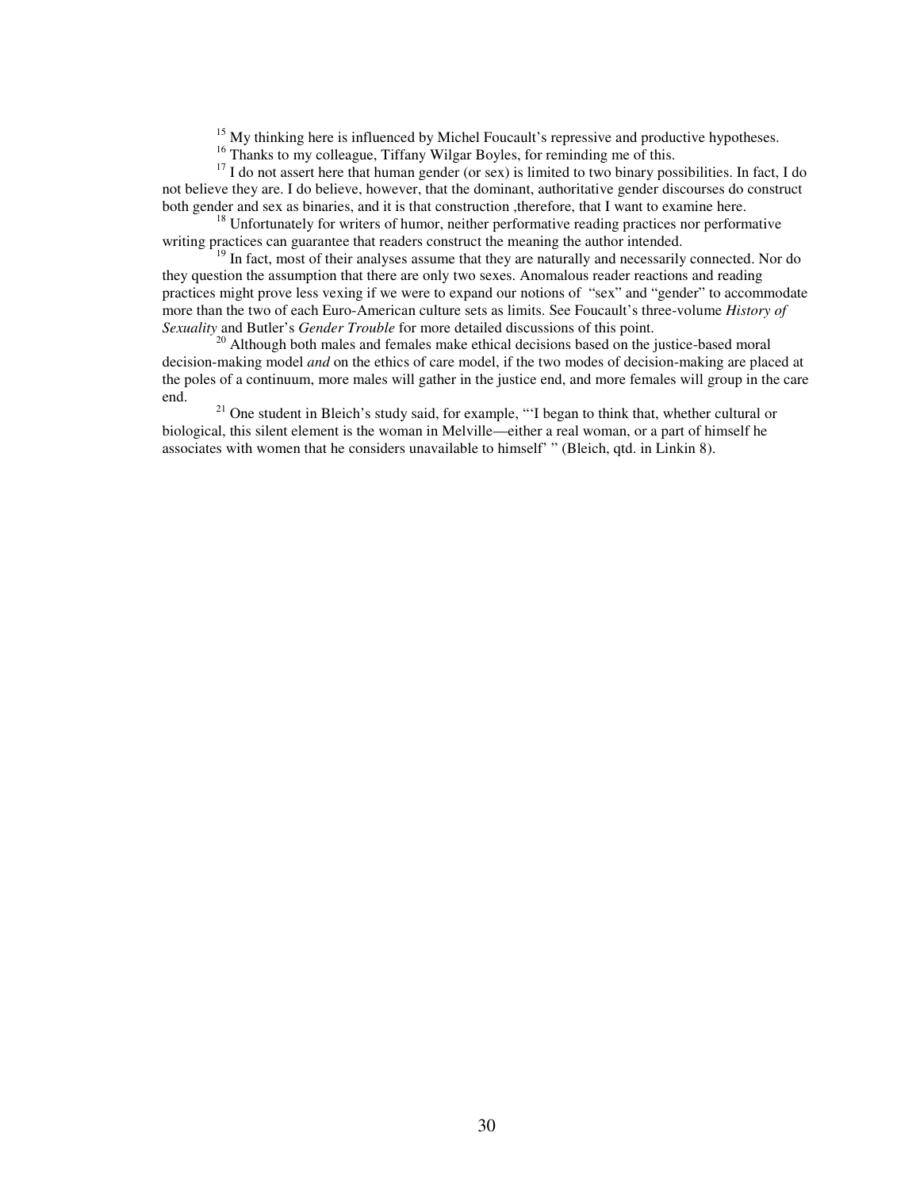[15] My thinking here is influenced by Michel Foucault's repressive and productive hypotheses.

[16] Thanks to my colleague, Tiffany Wilgar Boyles, for reminding me of this.

[17] I do not assert here that human gender (or sex) is limited to two binary possibilities. In fact, I do not believe they are. I do believe, however, that the dominant, authoritative gender discourses do construct both gender and sex as binaries, and it is that construction ,therefore, that I want to examine here.

[18] Unfortunately for writers of humor, neither performative reading practices nor performative writing practices can guarantee that readers construct the meaning the author intended.

[19] In fact, most of their analyses assume that they are naturally and necessarily connected. Nor do they question the assumption that there are only two sexes. Anomalous reader reactions and reading practices might prove less vexing if we were to expand our notions of "sex" and "gender" to accommodate more than the two of each Euro-American culture sets as limits. See Foucault's three-volume *History of Sexuality* and Butler's *Gender Trouble* for more detailed discussions of this point.

[20] Although both males and females make ethical decisions based on the justice-based moral decision-making model *and* on the ethics of care model, if the two modes of decision-making are placed at the poles of a continuum, more males will gather in the justice end, and more females will group in the care end.

[21] One student in Bleich's study said, for example, "'I began to think that, whether cultural or biological, this silent element is the woman in Melville—either a real woman, or a part of himself he associates with women that he considers unavailable to himself' " (Bleich, qtd. in Linkin 8).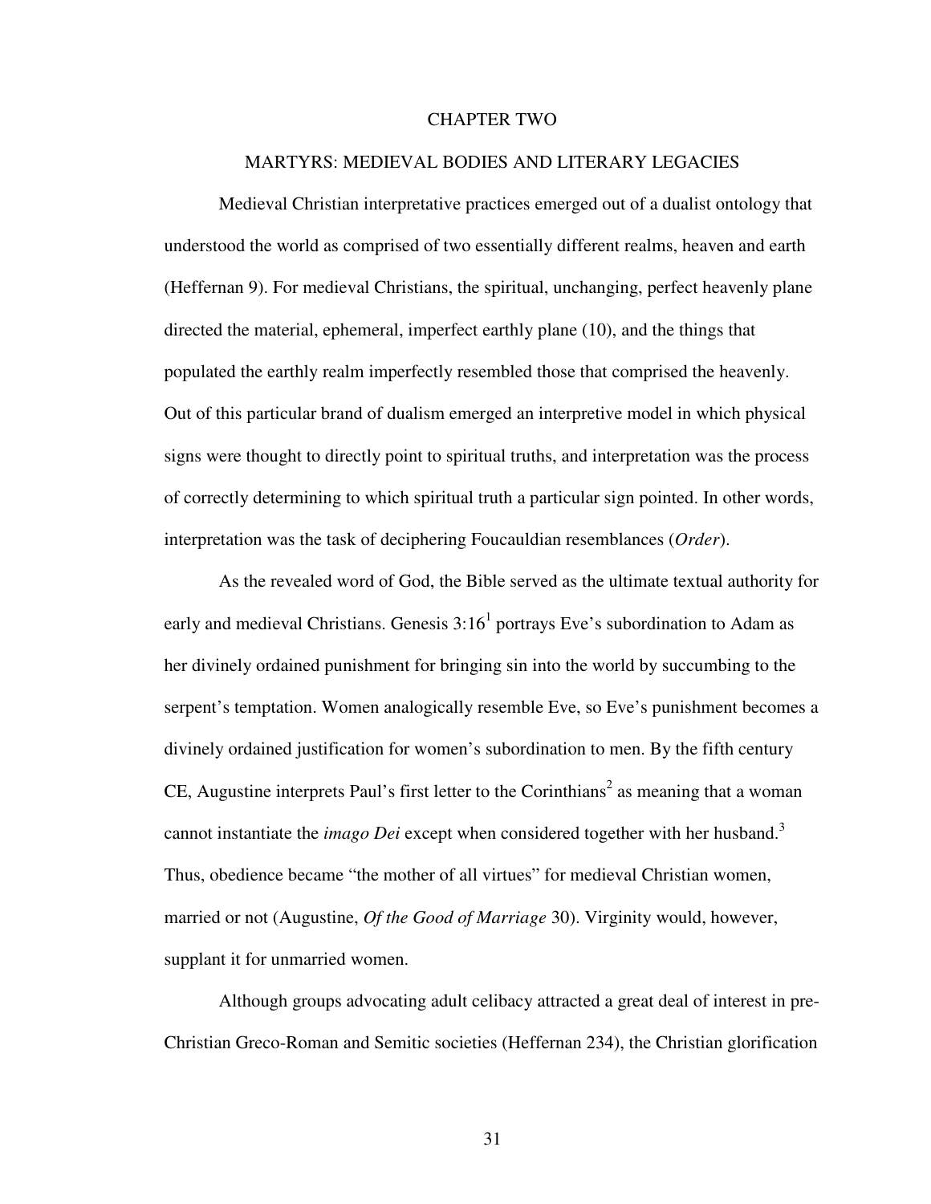# CHAPTER TWO

## MARTYRS: MEDIEVAL BODIES AND LITERARY LEGACIES

Medieval Christian interpretative practices emerged out of a dualist ontology that understood the world as comprised of two essentially different realms, heaven and earth (Heffernan 9). For medieval Christians, the spiritual, unchanging, perfect heavenly plane directed the material, ephemeral, imperfect earthly plane (10), and the things that populated the earthly realm imperfectly resembled those that comprised the heavenly. Out of this particular brand of dualism emerged an interpretive model in which physical signs were thought to directly point to spiritual truths, and interpretation was the process of correctly determining to which spiritual truth a particular sign pointed. In other words, interpretation was the task of deciphering Foucauldian resemblances (*Order*).

As the revealed word of God, the Bible served as the ultimate textual authority for early and medieval Christians. Genesis 3:16[1] portrays Eve's subordination to Adam as her divinely ordained punishment for bringing sin into the world by succumbing to the serpent's temptation. Women analogically resemble Eve, so Eve's punishment becomes a divinely ordained justification for women's subordination to men. By the fifth century CE, Augustine interprets Paul's first letter to the Corinthians[2] as meaning that a woman cannot instantiate the *imago Dei* except when considered together with her husband.[3] Thus, obedience became "the mother of all virtues" for medieval Christian women, married or not (Augustine, *Of the Good of Marriage* 30). Virginity would, however, supplant it for unmarried women.

Although groups advocating adult celibacy attracted a great deal of interest in pre-Christian Greco-Roman and Semitic societies (Heffernan 234), the Christian glorification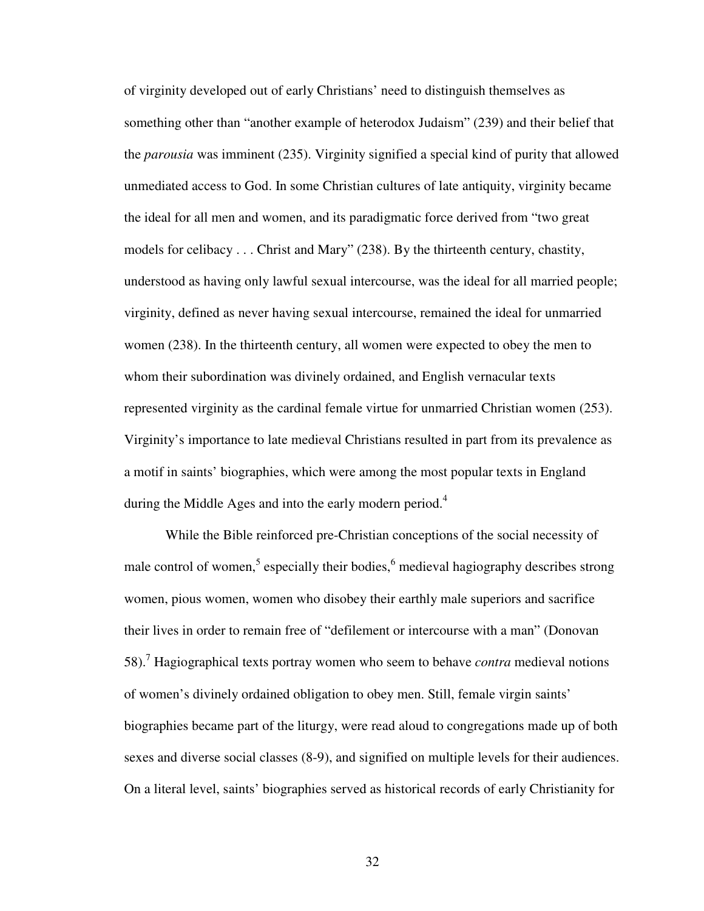of virginity developed out of early Christians' need to distinguish themselves as something other than "another example of heterodox Judaism" (239) and their belief that the *parousia* was imminent (235). Virginity signified a special kind of purity that allowed unmediated access to God. In some Christian cultures of late antiquity, virginity became the ideal for all men and women, and its paradigmatic force derived from "two great models for celibacy . . . Christ and Mary" (238). By the thirteenth century, chastity, understood as having only lawful sexual intercourse, was the ideal for all married people; virginity, defined as never having sexual intercourse, remained the ideal for unmarried women (238). In the thirteenth century, all women were expected to obey the men to whom their subordination was divinely ordained, and English vernacular texts represented virginity as the cardinal female virtue for unmarried Christian women (253). Virginity's importance to late medieval Christians resulted in part from its prevalence as a motif in saints' biographies, which were among the most popular texts in England during the Middle Ages and into the early modern period.[4]

While the Bible reinforced pre-Christian conceptions of the social necessity of male control of women,[5] especially their bodies,[6] medieval hagiography describes strong women, pious women, women who disobey their earthly male superiors and sacrifice their lives in order to remain free of "defilement or intercourse with a man" (Donovan 58).[7] Hagiographical texts portray women who seem to behave *contra* medieval notions of women's divinely ordained obligation to obey men. Still, female virgin saints' biographies became part of the liturgy, were read aloud to congregations made up of both sexes and diverse social classes (8-9), and signified on multiple levels for their audiences. On a literal level, saints' biographies served as historical records of early Christianity for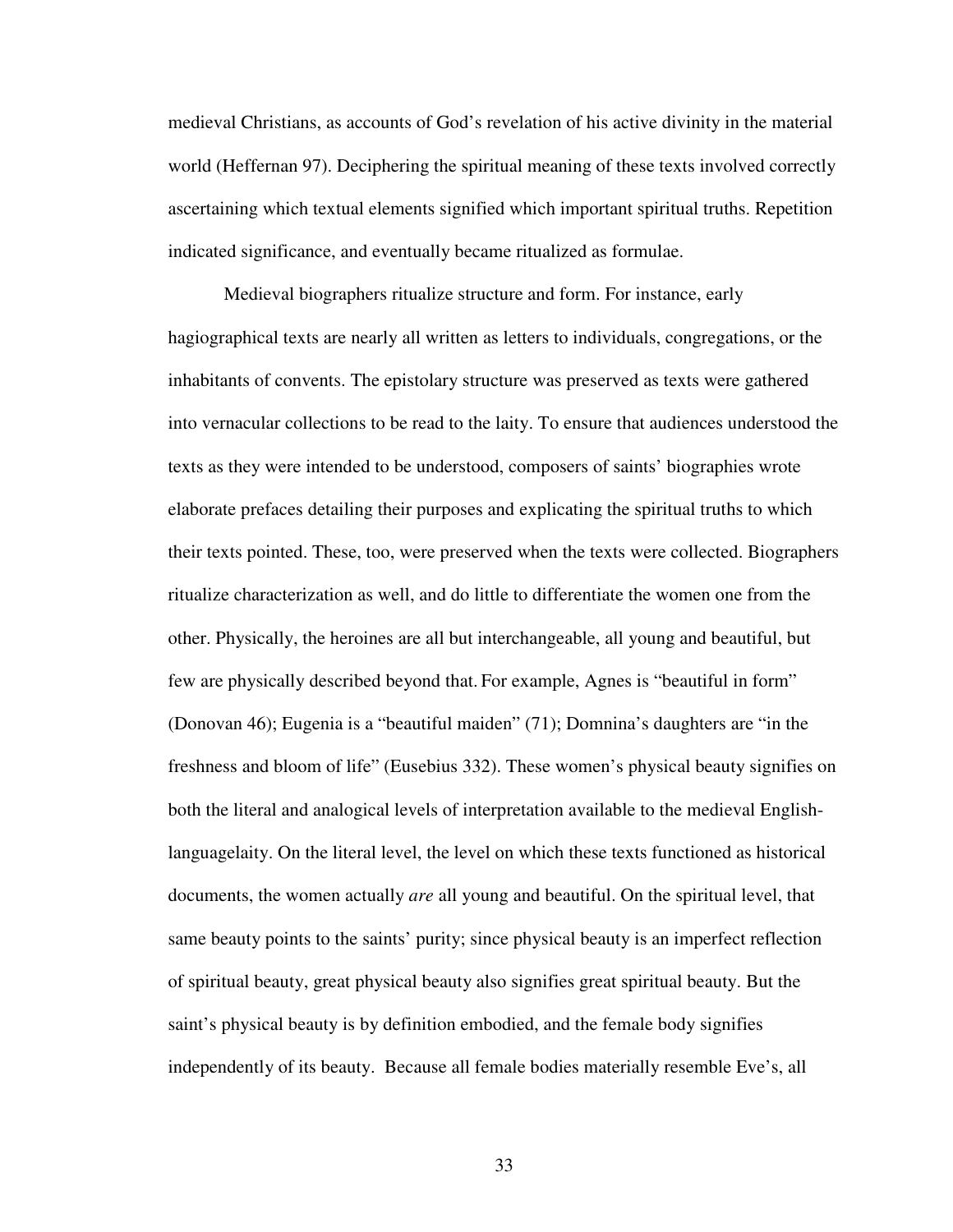medieval Christians, as accounts of God's revelation of his active divinity in the material world (Heffernan 97). Deciphering the spiritual meaning of these texts involved correctly ascertaining which textual elements signified which important spiritual truths. Repetition indicated significance, and eventually became ritualized as formulae.

Medieval biographers ritualize structure and form. For instance, early hagiographical texts are nearly all written as letters to individuals, congregations, or the inhabitants of convents. The epistolary structure was preserved as texts were gathered into vernacular collections to be read to the laity. To ensure that audiences understood the texts as they were intended to be understood, composers of saints' biographies wrote elaborate prefaces detailing their purposes and explicating the spiritual truths to which their texts pointed. These, too, were preserved when the texts were collected. Biographers ritualize characterization as well, and do little to differentiate the women one from the other. Physically, the heroines are all but interchangeable, all young and beautiful, but few are physically described beyond that. For example, Agnes is "beautiful in form" (Donovan 46); Eugenia is a "beautiful maiden" (71); Domnina's daughters are "in the freshness and bloom of life" (Eusebius 332). These women's physical beauty signifies on both the literal and analogical levels of interpretation available to the medieval English-languagelaity. On the literal level, the level on which these texts functioned as historical documents, the women actually *are* all young and beautiful. On the spiritual level, that same beauty points to the saints' purity; since physical beauty is an imperfect reflection of spiritual beauty, great physical beauty also signifies great spiritual beauty. But the saint's physical beauty is by definition embodied, and the female body signifies independently of its beauty. Because all female bodies materially resemble Eve's, all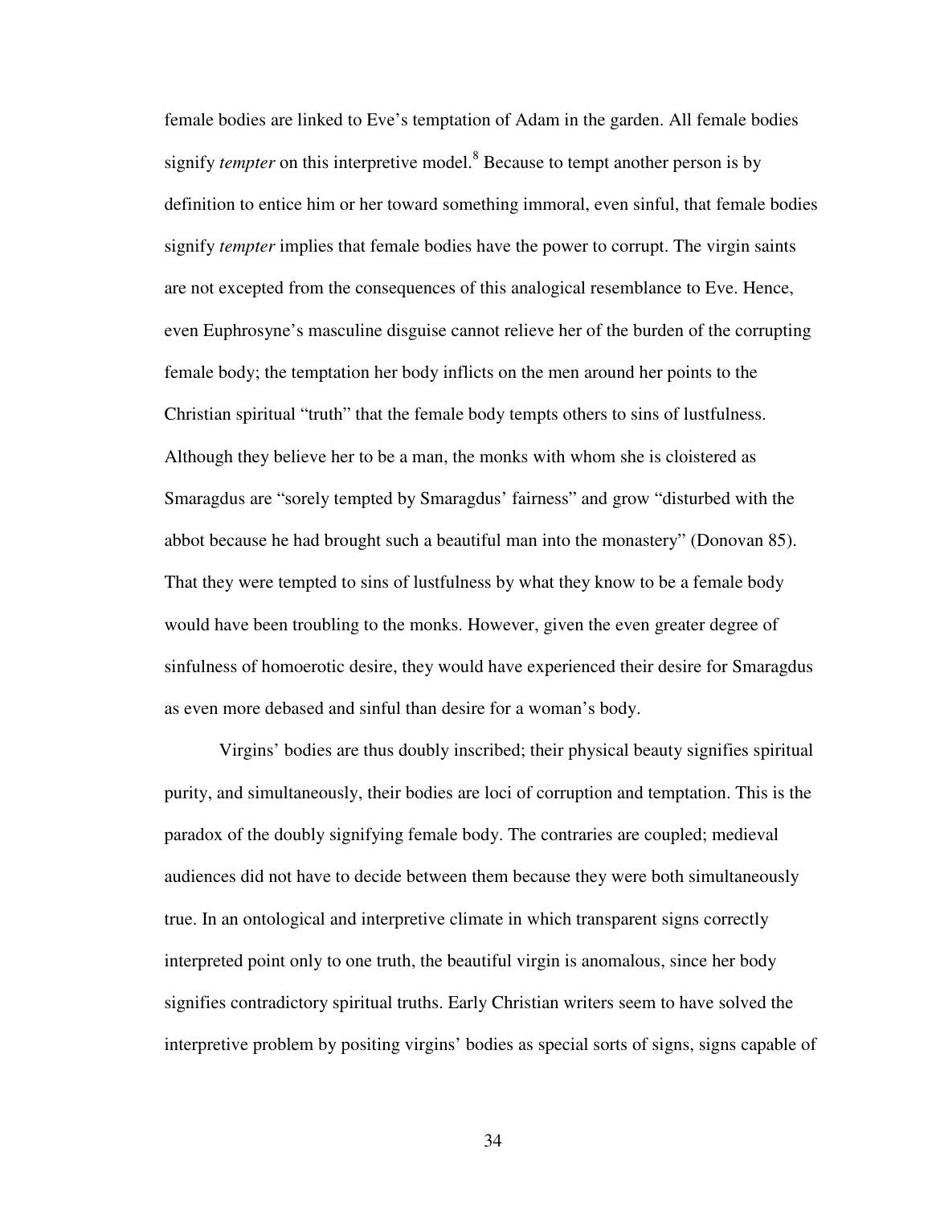female bodies are linked to Eve's temptation of Adam in the garden. All female bodies signify *tempter* on this interpretive model.[8] Because to tempt another person is by definition to entice him or her toward something immoral, even sinful, that female bodies signify *tempter* implies that female bodies have the power to corrupt. The virgin saints are not excepted from the consequences of this analogical resemblance to Eve. Hence, even Euphrosyne's masculine disguise cannot relieve her of the burden of the corrupting female body; the temptation her body inflicts on the men around her points to the Christian spiritual "truth" that the female body tempts others to sins of lustfulness. Although they believe her to be a man, the monks with whom she is cloistered as Smaragdus are "sorely tempted by Smaragdus' fairness" and grow "disturbed with the abbot because he had brought such a beautiful man into the monastery" (Donovan 85). That they were tempted to sins of lustfulness by what they know to be a female body would have been troubling to the monks. However, given the even greater degree of sinfulness of homoerotic desire, they would have experienced their desire for Smaragdus as even more debased and sinful than desire for a woman's body.

Virgins' bodies are thus doubly inscribed; their physical beauty signifies spiritual purity, and simultaneously, their bodies are loci of corruption and temptation. This is the paradox of the doubly signifying female body. The contraries are coupled; medieval audiences did not have to decide between them because they were both simultaneously true. In an ontological and interpretive climate in which transparent signs correctly interpreted point only to one truth, the beautiful virgin is anomalous, since her body signifies contradictory spiritual truths. Early Christian writers seem to have solved the interpretive problem by positing virgins' bodies as special sorts of signs, signs capable of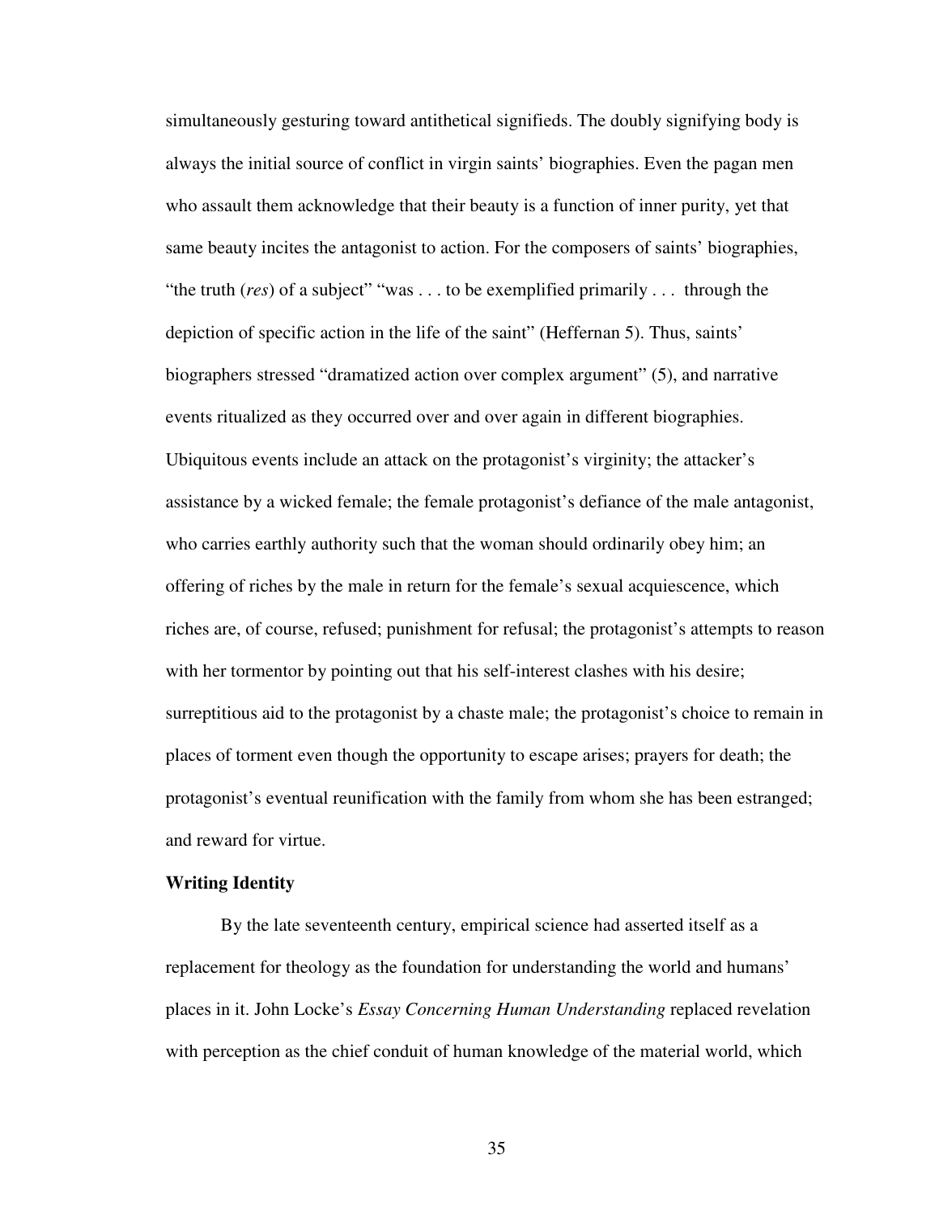simultaneously gesturing toward antithetical signifieds. The doubly signifying body is always the initial source of conflict in virgin saints' biographies. Even the pagan men who assault them acknowledge that their beauty is a function of inner purity, yet that same beauty incites the antagonist to action. For the composers of saints' biographies, "the truth (*res*) of a subject" "was . . . to be exemplified primarily . . . through the depiction of specific action in the life of the saint" (Heffernan 5). Thus, saints' biographers stressed "dramatized action over complex argument" (5), and narrative events ritualized as they occurred over and over again in different biographies. Ubiquitous events include an attack on the protagonist's virginity; the attacker's assistance by a wicked female; the female protagonist's defiance of the male antagonist, who carries earthly authority such that the woman should ordinarily obey him; an offering of riches by the male in return for the female's sexual acquiescence, which riches are, of course, refused; punishment for refusal; the protagonist's attempts to reason with her tormentor by pointing out that his self-interest clashes with his desire; surreptitious aid to the protagonist by a chaste male; the protagonist's choice to remain in places of torment even though the opportunity to escape arises; prayers for death; the protagonist's eventual reunification with the family from whom she has been estranged; and reward for virtue.

**Writing Identity**

By the late seventeenth century, empirical science had asserted itself as a replacement for theology as the foundation for understanding the world and humans' places in it. John Locke's *Essay Concerning Human Understanding* replaced revelation with perception as the chief conduit of human knowledge of the material world, which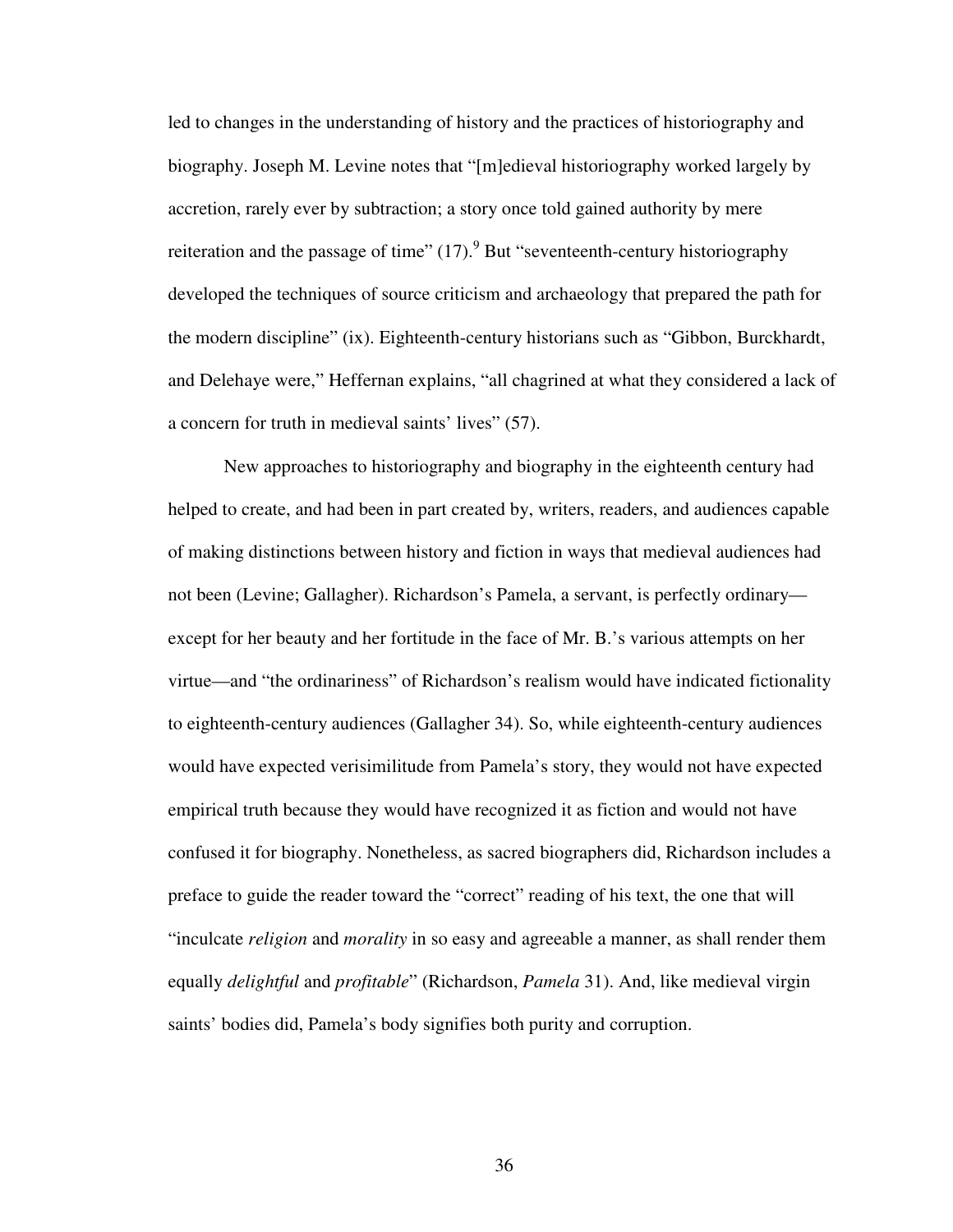led to changes in the understanding of history and the practices of historiography and biography. Joseph M. Levine notes that "[m]edieval historiography worked largely by accretion, rarely ever by subtraction; a story once told gained authority by mere reiteration and the passage of time" (17).[9] But "seventeenth-century historiography developed the techniques of source criticism and archaeology that prepared the path for the modern discipline" (ix). Eighteenth-century historians such as "Gibbon, Burckhardt, and Delehaye were," Heffernan explains, "all chagrined at what they considered a lack of a concern for truth in medieval saints' lives" (57).

New approaches to historiography and biography in the eighteenth century had helped to create, and had been in part created by, writers, readers, and audiences capable of making distinctions between history and fiction in ways that medieval audiences had not been (Levine; Gallagher). Richardson's Pamela, a servant, is perfectly ordinary—except for her beauty and her fortitude in the face of Mr. B.'s various attempts on her virtue—and "the ordinariness" of Richardson's realism would have indicated fictionality to eighteenth-century audiences (Gallagher 34). So, while eighteenth-century audiences would have expected verisimilitude from Pamela's story, they would not have expected empirical truth because they would have recognized it as fiction and would not have confused it for biography. Nonetheless, as sacred biographers did, Richardson includes a preface to guide the reader toward the "correct" reading of his text, the one that will "inculcate *religion* and *morality* in so easy and agreeable a manner, as shall render them equally *delightful* and *profitable*" (Richardson, *Pamela* 31). And, like medieval virgin saints' bodies did, Pamela's body signifies both purity and corruption.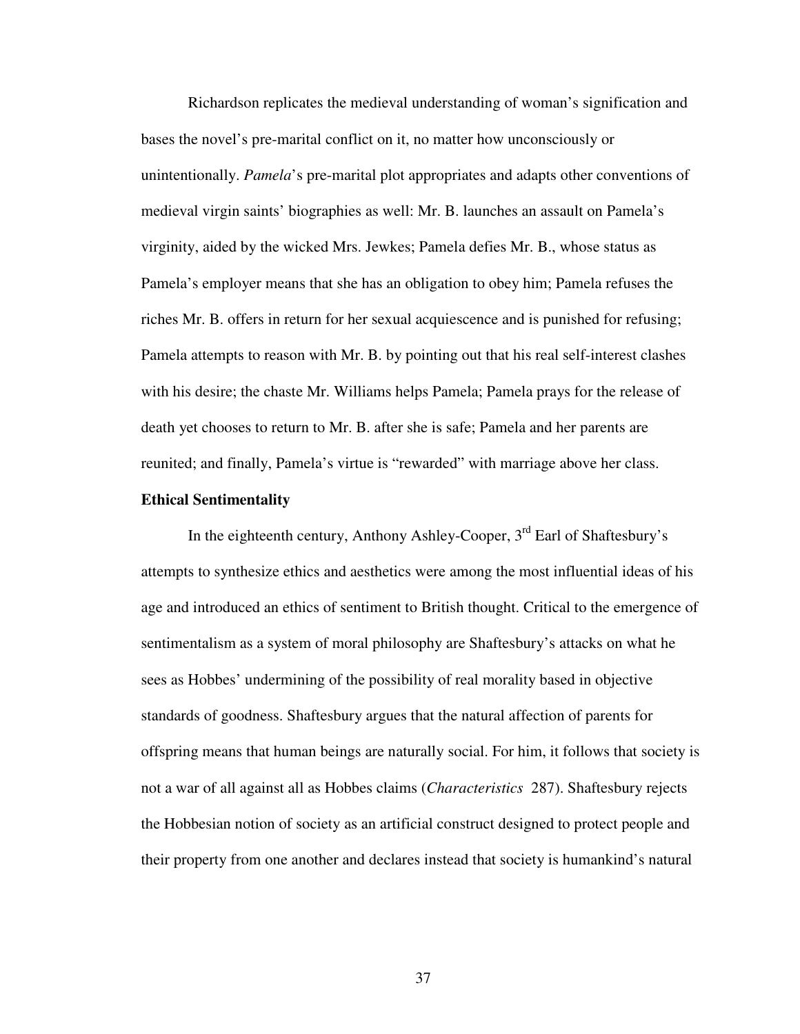Richardson replicates the medieval understanding of woman's signification and bases the novel's pre-marital conflict on it, no matter how unconsciously or unintentionally. *Pamela*'s pre-marital plot appropriates and adapts other conventions of medieval virgin saints' biographies as well: Mr. B. launches an assault on Pamela's virginity, aided by the wicked Mrs. Jewkes; Pamela defies Mr. B., whose status as Pamela's employer means that she has an obligation to obey him; Pamela refuses the riches Mr. B. offers in return for her sexual acquiescence and is punished for refusing; Pamela attempts to reason with Mr. B. by pointing out that his real self-interest clashes with his desire; the chaste Mr. Williams helps Pamela; Pamela prays for the release of death yet chooses to return to Mr. B. after she is safe; Pamela and her parents are reunited; and finally, Pamela's virtue is "rewarded" with marriage above her class.

**Ethical Sentimentality**

In the eighteenth century, Anthony Ashley-Cooper, 3rd Earl of Shaftesbury's attempts to synthesize ethics and aesthetics were among the most influential ideas of his age and introduced an ethics of sentiment to British thought. Critical to the emergence of sentimentalism as a system of moral philosophy are Shaftesbury's attacks on what he sees as Hobbes' undermining of the possibility of real morality based in objective standards of goodness. Shaftesbury argues that the natural affection of parents for offspring means that human beings are naturally social. For him, it follows that society is not a war of all against all as Hobbes claims (*Characteristics* 287). Shaftesbury rejects the Hobbesian notion of society as an artificial construct designed to protect people and their property from one another and declares instead that society is humankind's natural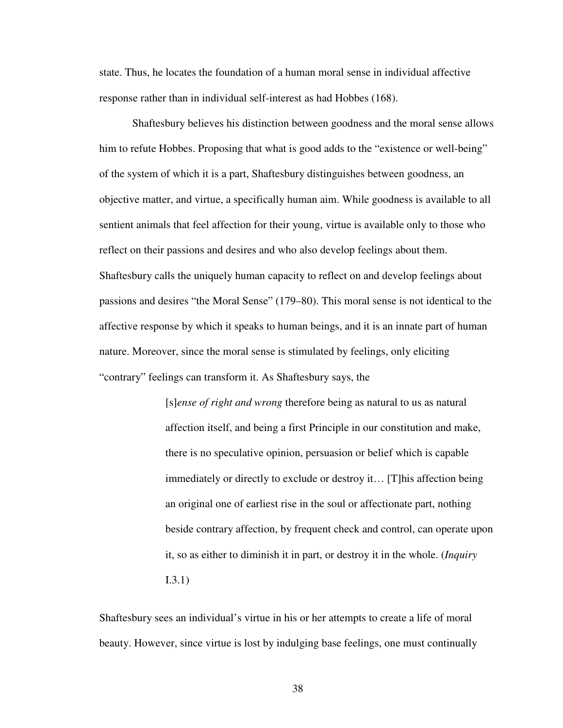state. Thus, he locates the foundation of a human moral sense in individual affective response rather than in individual self-interest as had Hobbes (168).

Shaftesbury believes his distinction between goodness and the moral sense allows him to refute Hobbes. Proposing that what is good adds to the "existence or well-being" of the system of which it is a part, Shaftesbury distinguishes between goodness, an objective matter, and virtue, a specifically human aim. While goodness is available to all sentient animals that feel affection for their young, virtue is available only to those who reflect on their passions and desires and who also develop feelings about them. Shaftesbury calls the uniquely human capacity to reflect on and develop feelings about passions and desires "the Moral Sense" (179–80). This moral sense is not identical to the affective response by which it speaks to human beings, and it is an innate part of human nature. Moreover, since the moral sense is stimulated by feelings, only eliciting "contrary" feelings can transform it. As Shaftesbury says, the

> [s]*ense of right and wrong* therefore being as natural to us as natural affection itself, and being a first Principle in our constitution and make, there is no speculative opinion, persuasion or belief which is capable immediately or directly to exclude or destroy it… [T]his affection being an original one of earliest rise in the soul or affectionate part, nothing beside contrary affection, by frequent check and control, can operate upon it, so as either to diminish it in part, or destroy it in the whole. (*Inquiry* I.3.1)

Shaftesbury sees an individual's virtue in his or her attempts to create a life of moral beauty. However, since virtue is lost by indulging base feelings, one must continually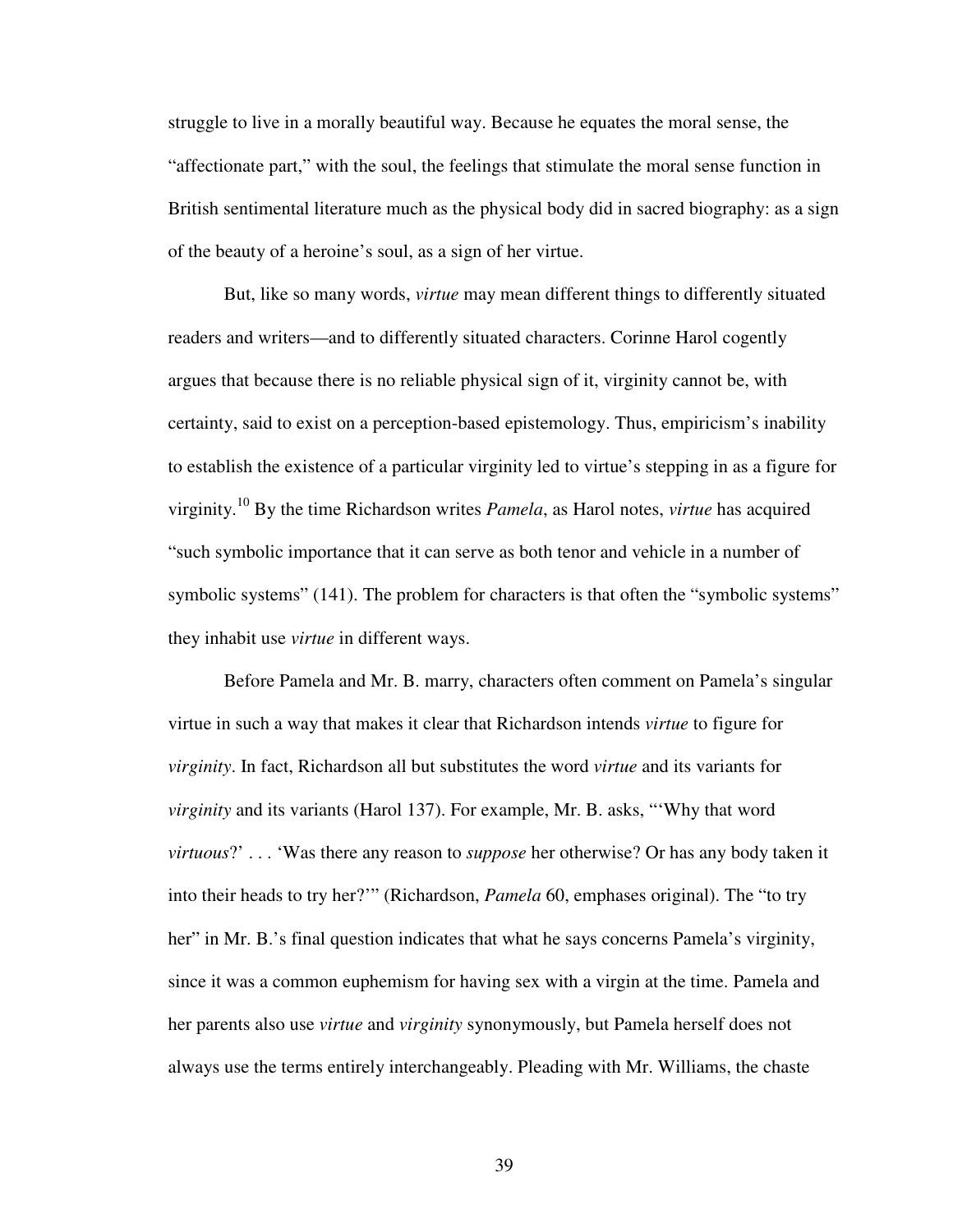struggle to live in a morally beautiful way. Because he equates the moral sense, the "affectionate part," with the soul, the feelings that stimulate the moral sense function in British sentimental literature much as the physical body did in sacred biography: as a sign of the beauty of a heroine's soul, as a sign of her virtue.

But, like so many words, *virtue* may mean different things to differently situated readers and writers—and to differently situated characters. Corinne Harol cogently argues that because there is no reliable physical sign of it, virginity cannot be, with certainty, said to exist on a perception-based epistemology. Thus, empiricism's inability to establish the existence of a particular virginity led to virtue's stepping in as a figure for virginity.[10] By the time Richardson writes *Pamela*, as Harol notes, *virtue* has acquired "such symbolic importance that it can serve as both tenor and vehicle in a number of symbolic systems" (141). The problem for characters is that often the "symbolic systems" they inhabit use *virtue* in different ways.

Before Pamela and Mr. B. marry, characters often comment on Pamela's singular virtue in such a way that makes it clear that Richardson intends *virtue* to figure for *virginity*. In fact, Richardson all but substitutes the word *virtue* and its variants for *virginity* and its variants (Harol 137). For example, Mr. B. asks, "'Why that word *virtuous*?' . . . 'Was there any reason to *suppose* her otherwise? Or has any body taken it into their heads to try her?'" (Richardson, *Pamela* 60, emphases original). The "to try her" in Mr. B.'s final question indicates that what he says concerns Pamela's virginity, since it was a common euphemism for having sex with a virgin at the time. Pamela and her parents also use *virtue* and *virginity* synonymously, but Pamela herself does not always use the terms entirely interchangeably. Pleading with Mr. Williams, the chaste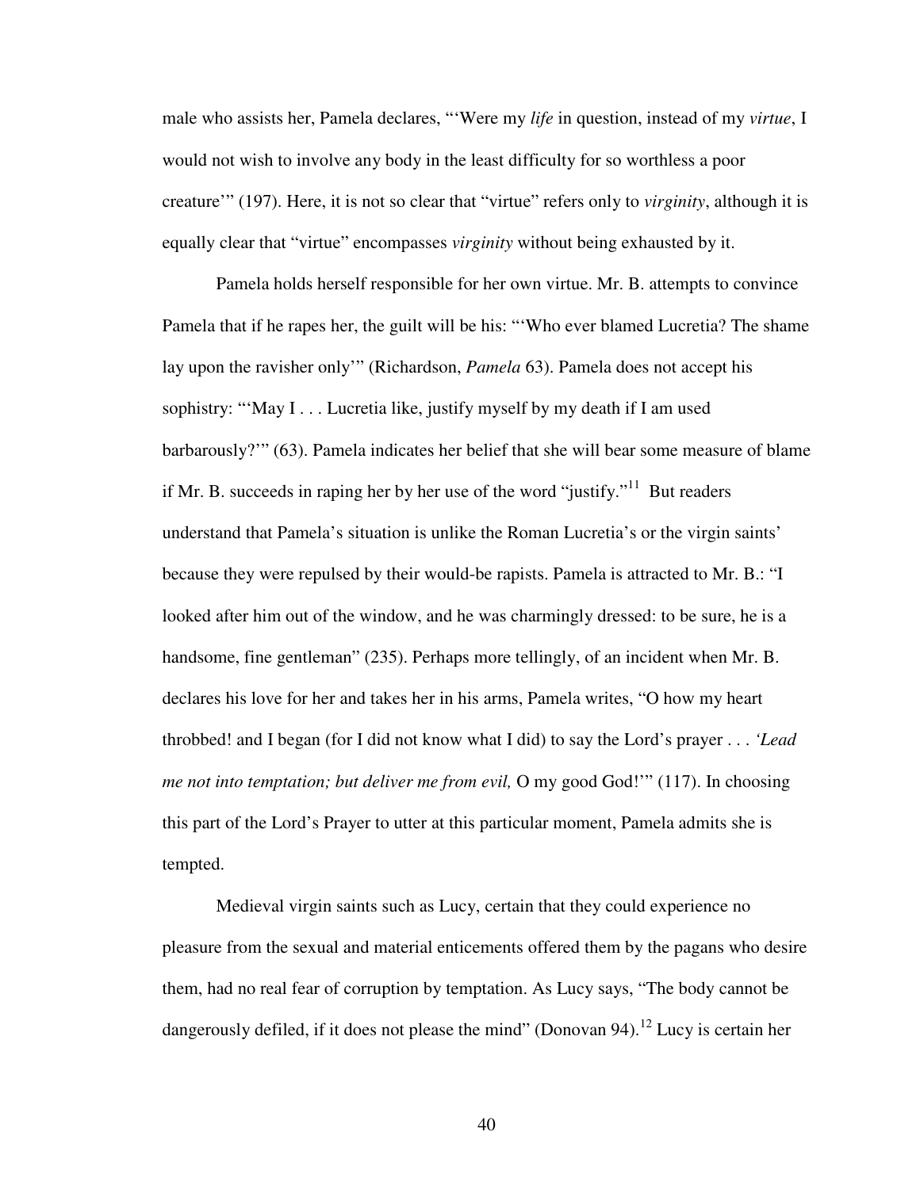male who assists her, Pamela declares, "'Were my *life* in question, instead of my *virtue*, I would not wish to involve any body in the least difficulty for so worthless a poor creature'" (197). Here, it is not so clear that "virtue" refers only to *virginity*, although it is equally clear that "virtue" encompasses *virginity* without being exhausted by it.

Pamela holds herself responsible for her own virtue. Mr. B. attempts to convince Pamela that if he rapes her, the guilt will be his: "'Who ever blamed Lucretia? The shame lay upon the ravisher only'" (Richardson, *Pamela* 63). Pamela does not accept his sophistry: "'May I . . . Lucretia like, justify myself by my death if I am used barbarously?'" (63). Pamela indicates her belief that she will bear some measure of blame if Mr. B. succeeds in raping her by her use of the word "justify."[11] But readers understand that Pamela's situation is unlike the Roman Lucretia's or the virgin saints' because they were repulsed by their would-be rapists. Pamela is attracted to Mr. B.: "I looked after him out of the window, and he was charmingly dressed: to be sure, he is a handsome, fine gentleman" (235). Perhaps more tellingly, of an incident when Mr. B. declares his love for her and takes her in his arms, Pamela writes, "O how my heart throbbed! and I began (for I did not know what I did) to say the Lord's prayer . . . *'Lead me not into temptation; but deliver me from evil,* O my good God!'" (117). In choosing this part of the Lord's Prayer to utter at this particular moment, Pamela admits she is tempted.

Medieval virgin saints such as Lucy, certain that they could experience no pleasure from the sexual and material enticements offered them by the pagans who desire them, had no real fear of corruption by temptation. As Lucy says, "The body cannot be dangerously defiled, if it does not please the mind" (Donovan 94).[12] Lucy is certain her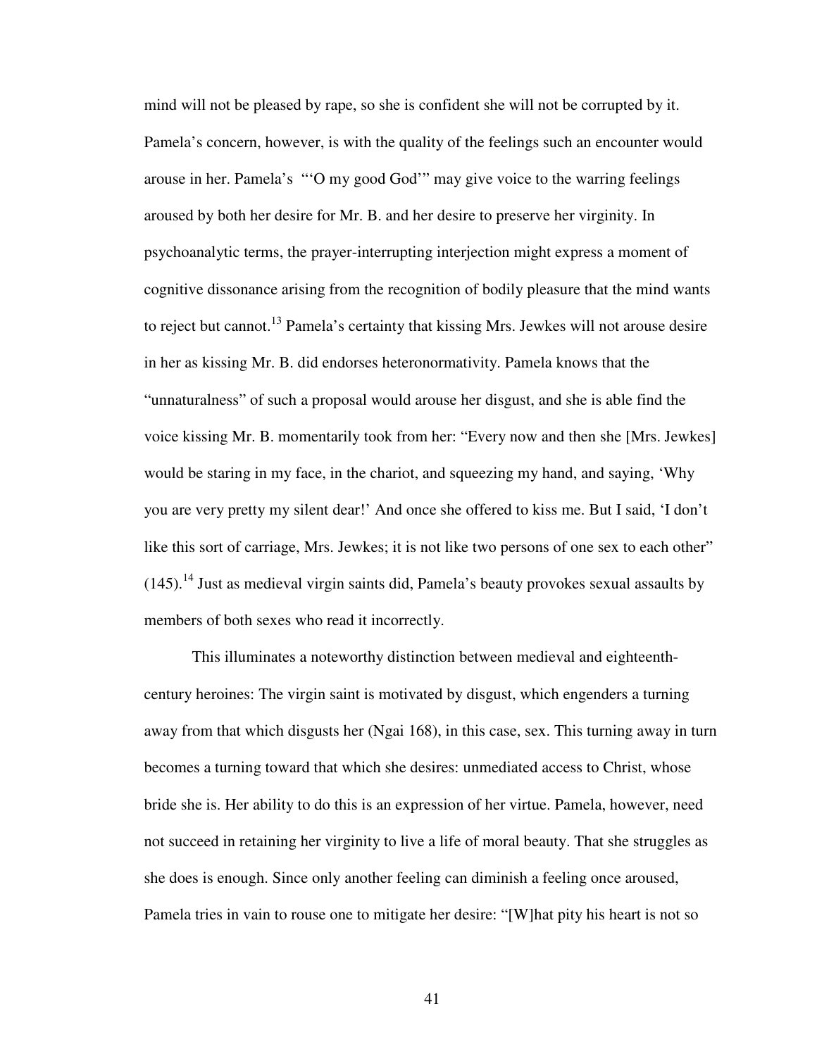mind will not be pleased by rape, so she is confident she will not be corrupted by it. Pamela's concern, however, is with the quality of the feelings such an encounter would arouse in her. Pamela's "'O my good God'" may give voice to the warring feelings aroused by both her desire for Mr. B. and her desire to preserve her virginity. In psychoanalytic terms, the prayer-interrupting interjection might express a moment of cognitive dissonance arising from the recognition of bodily pleasure that the mind wants to reject but cannot.[13] Pamela's certainty that kissing Mrs. Jewkes will not arouse desire in her as kissing Mr. B. did endorses heteronormativity. Pamela knows that the "unnaturalness" of such a proposal would arouse her disgust, and she is able find the voice kissing Mr. B. momentarily took from her: "Every now and then she [Mrs. Jewkes] would be staring in my face, in the chariot, and squeezing my hand, and saying, 'Why you are very pretty my silent dear!' And once she offered to kiss me. But I said, 'I don't like this sort of carriage, Mrs. Jewkes; it is not like two persons of one sex to each other" (145).[14] Just as medieval virgin saints did, Pamela's beauty provokes sexual assaults by members of both sexes who read it incorrectly.

This illuminates a noteworthy distinction between medieval and eighteenth-century heroines: The virgin saint is motivated by disgust, which engenders a turning away from that which disgusts her (Ngai 168), in this case, sex. This turning away in turn becomes a turning toward that which she desires: unmediated access to Christ, whose bride she is. Her ability to do this is an expression of her virtue. Pamela, however, need not succeed in retaining her virginity to live a life of moral beauty. That she struggles as she does is enough. Since only another feeling can diminish a feeling once aroused, Pamela tries in vain to rouse one to mitigate her desire: "[W]hat pity his heart is not so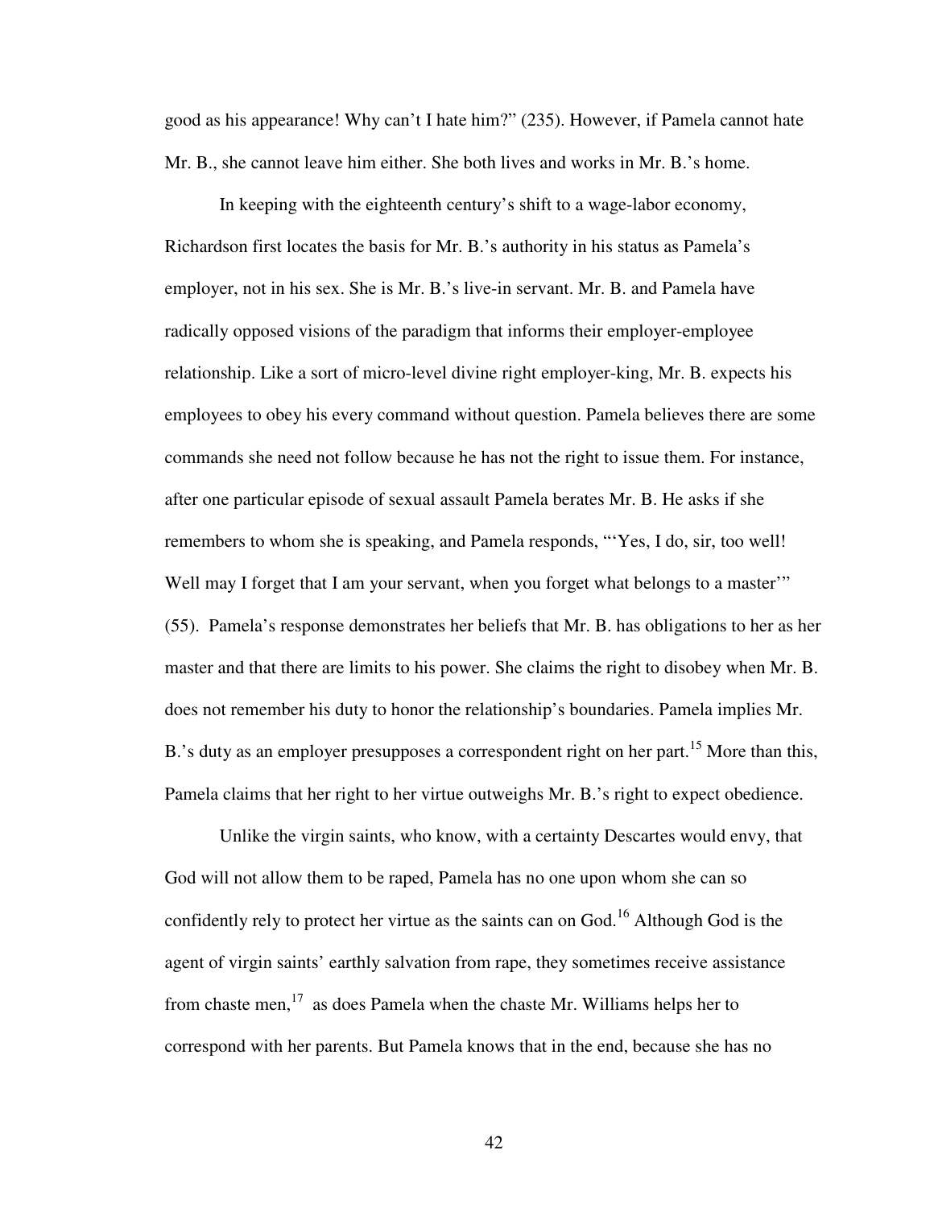good as his appearance! Why can't I hate him?" (235). However, if Pamela cannot hate Mr. B., she cannot leave him either. She both lives and works in Mr. B.'s home.

In keeping with the eighteenth century's shift to a wage-labor economy, Richardson first locates the basis for Mr. B.'s authority in his status as Pamela's employer, not in his sex. She is Mr. B.'s live-in servant. Mr. B. and Pamela have radically opposed visions of the paradigm that informs their employer-employee relationship. Like a sort of micro-level divine right employer-king, Mr. B. expects his employees to obey his every command without question. Pamela believes there are some commands she need not follow because he has not the right to issue them. For instance, after one particular episode of sexual assault Pamela berates Mr. B. He asks if she remembers to whom she is speaking, and Pamela responds, "'Yes, I do, sir, too well! Well may I forget that I am your servant, when you forget what belongs to a master'" (55). Pamela's response demonstrates her beliefs that Mr. B. has obligations to her as her master and that there are limits to his power. She claims the right to disobey when Mr. B. does not remember his duty to honor the relationship's boundaries. Pamela implies Mr. B.'s duty as an employer presupposes a correspondent right on her part.[15] More than this, Pamela claims that her right to her virtue outweighs Mr. B.'s right to expect obedience.

Unlike the virgin saints, who know, with a certainty Descartes would envy, that God will not allow them to be raped, Pamela has no one upon whom she can so confidently rely to protect her virtue as the saints can on God.[16] Although God is the agent of virgin saints' earthly salvation from rape, they sometimes receive assistance from chaste men,[17] as does Pamela when the chaste Mr. Williams helps her to correspond with her parents. But Pamela knows that in the end, because she has no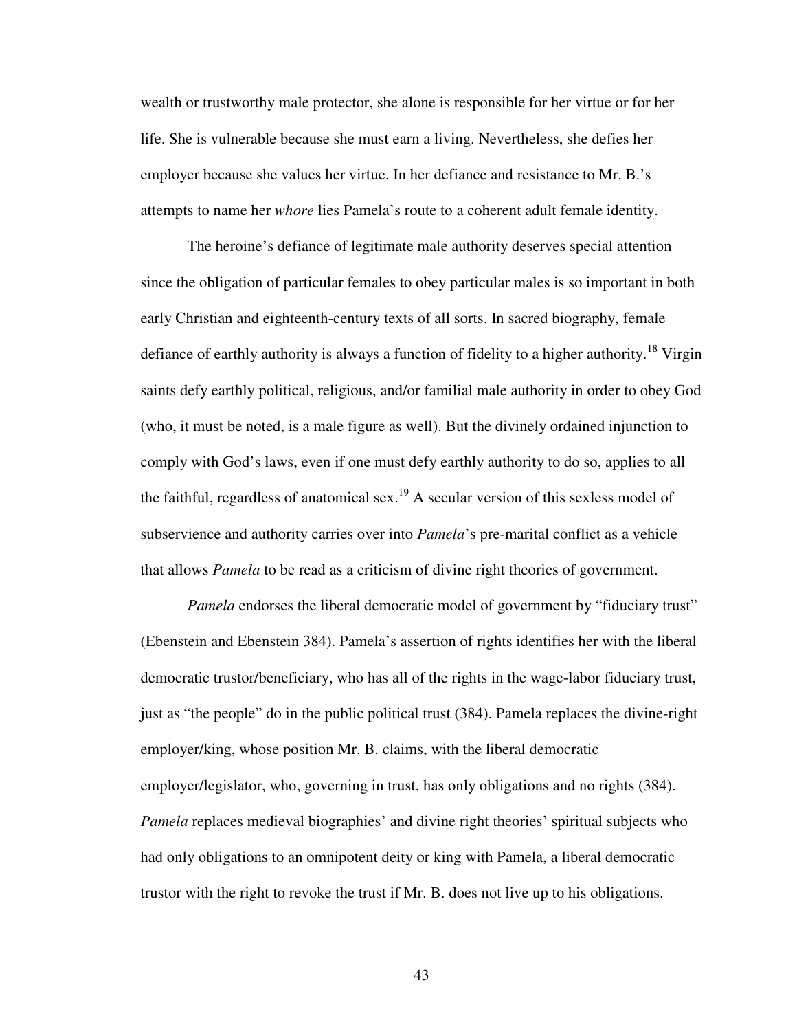wealth or trustworthy male protector, she alone is responsible for her virtue or for her life. She is vulnerable because she must earn a living. Nevertheless, she defies her employer because she values her virtue. In her defiance and resistance to Mr. B.'s attempts to name her *whore* lies Pamela's route to a coherent adult female identity.

The heroine's defiance of legitimate male authority deserves special attention since the obligation of particular females to obey particular males is so important in both early Christian and eighteenth-century texts of all sorts. In sacred biography, female defiance of earthly authority is always a function of fidelity to a higher authority.[18] Virgin saints defy earthly political, religious, and/or familial male authority in order to obey God (who, it must be noted, is a male figure as well). But the divinely ordained injunction to comply with God's laws, even if one must defy earthly authority to do so, applies to all the faithful, regardless of anatomical sex.[19] A secular version of this sexless model of subservience and authority carries over into *Pamela*'s pre-marital conflict as a vehicle that allows *Pamela* to be read as a criticism of divine right theories of government.

*Pamela* endorses the liberal democratic model of government by "fiduciary trust" (Ebenstein and Ebenstein 384). Pamela's assertion of rights identifies her with the liberal democratic trustor/beneficiary, who has all of the rights in the wage-labor fiduciary trust, just as "the people" do in the public political trust (384). Pamela replaces the divine-right employer/king, whose position Mr. B. claims, with the liberal democratic employer/legislator, who, governing in trust, has only obligations and no rights (384). *Pamela* replaces medieval biographies' and divine right theories' spiritual subjects who had only obligations to an omnipotent deity or king with Pamela, a liberal democratic trustor with the right to revoke the trust if Mr. B. does not live up to his obligations.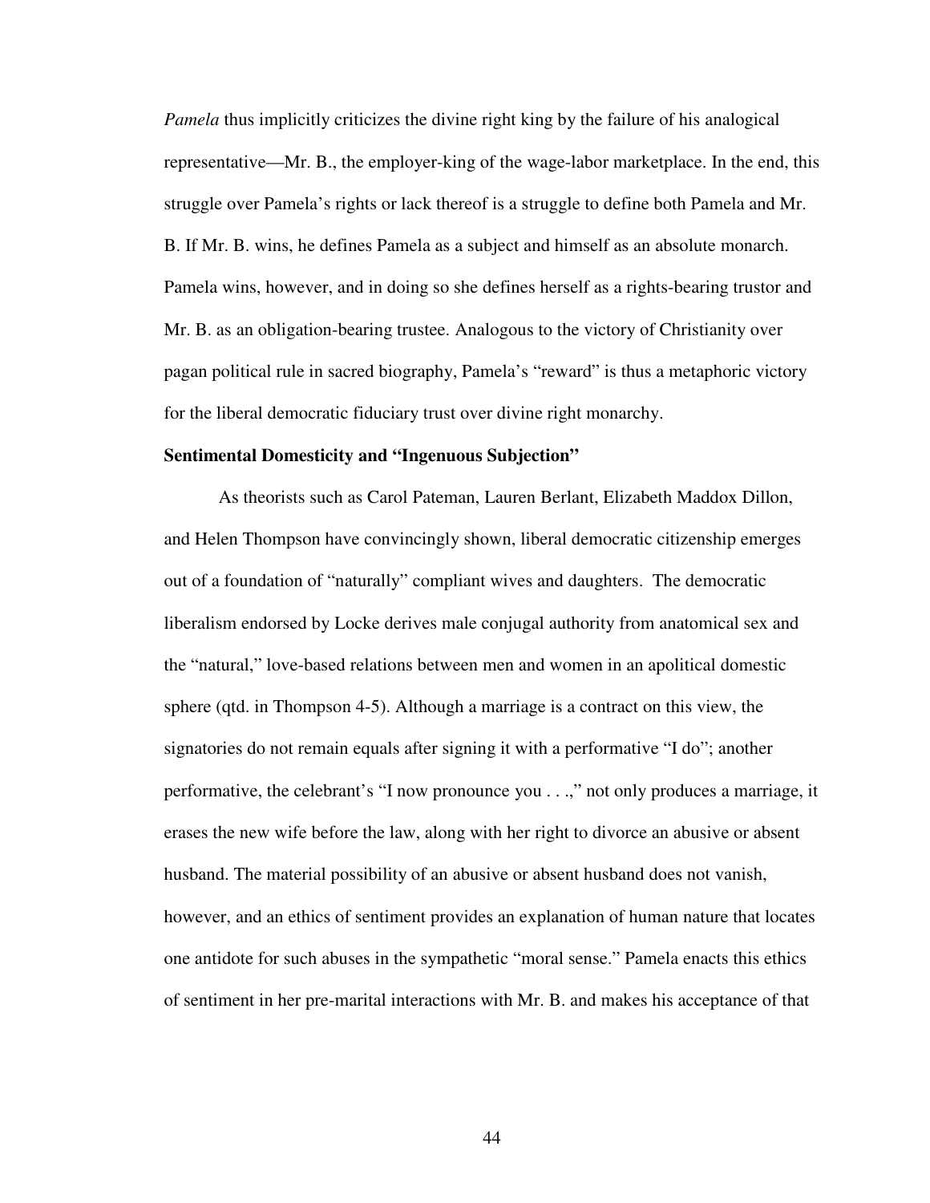*Pamela* thus implicitly criticizes the divine right king by the failure of his analogical representative—Mr. B., the employer-king of the wage-labor marketplace. In the end, this struggle over Pamela's rights or lack thereof is a struggle to define both Pamela and Mr. B. If Mr. B. wins, he defines Pamela as a subject and himself as an absolute monarch. Pamela wins, however, and in doing so she defines herself as a rights-bearing trustor and Mr. B. as an obligation-bearing trustee. Analogous to the victory of Christianity over pagan political rule in sacred biography, Pamela's "reward" is thus a metaphoric victory for the liberal democratic fiduciary trust over divine right monarchy.

**Sentimental Domesticity and "Ingenuous Subjection"**

As theorists such as Carol Pateman, Lauren Berlant, Elizabeth Maddox Dillon, and Helen Thompson have convincingly shown, liberal democratic citizenship emerges out of a foundation of "naturally" compliant wives and daughters. The democratic liberalism endorsed by Locke derives male conjugal authority from anatomical sex and the "natural," love-based relations between men and women in an apolitical domestic sphere (qtd. in Thompson 4-5). Although a marriage is a contract on this view, the signatories do not remain equals after signing it with a performative "I do"; another performative, the celebrant's "I now pronounce you . . .," not only produces a marriage, it erases the new wife before the law, along with her right to divorce an abusive or absent husband. The material possibility of an abusive or absent husband does not vanish, however, and an ethics of sentiment provides an explanation of human nature that locates one antidote for such abuses in the sympathetic "moral sense." Pamela enacts this ethics of sentiment in her pre-marital interactions with Mr. B. and makes his acceptance of that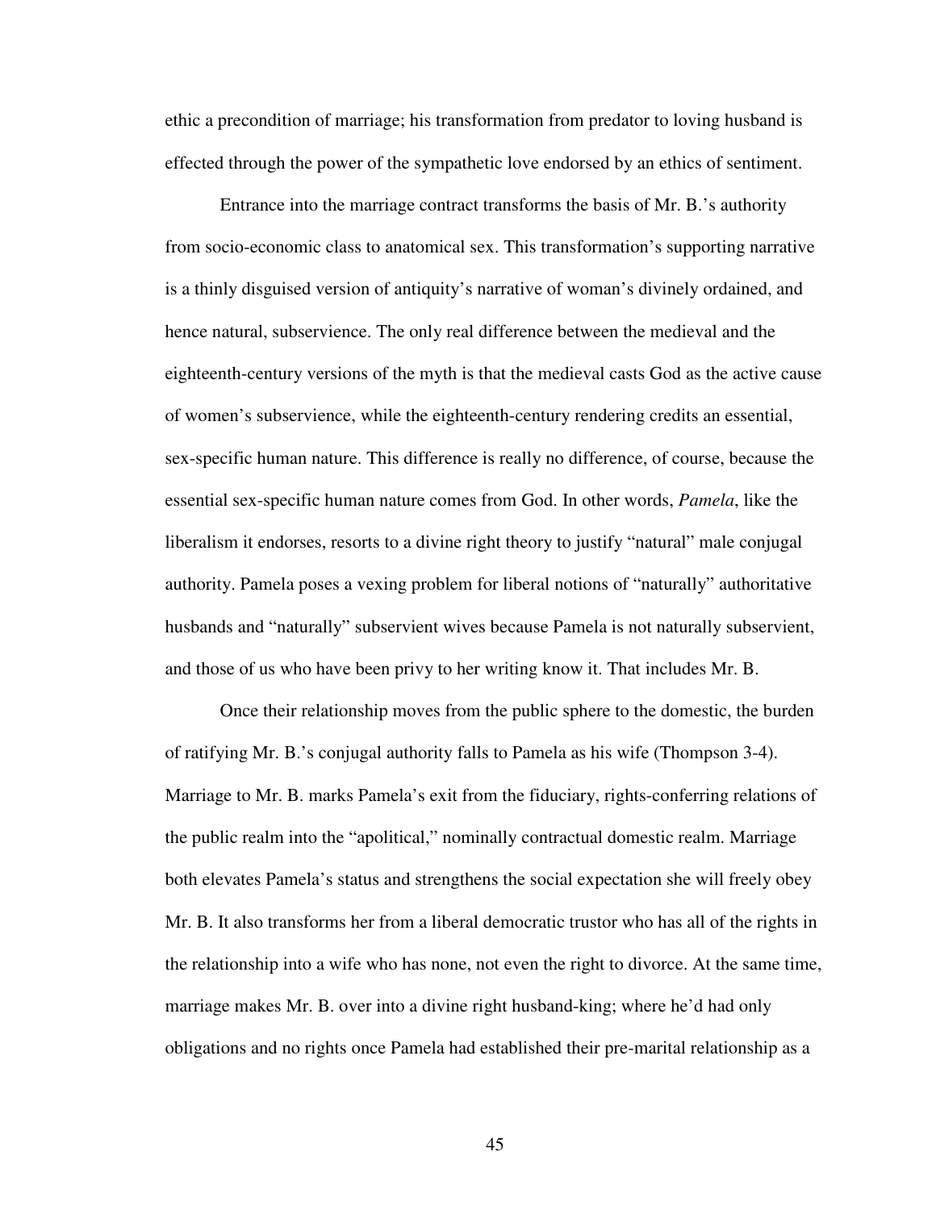ethic a precondition of marriage; his transformation from predator to loving husband is effected through the power of the sympathetic love endorsed by an ethics of sentiment.

Entrance into the marriage contract transforms the basis of Mr. B.'s authority from socio-economic class to anatomical sex. This transformation's supporting narrative is a thinly disguised version of antiquity's narrative of woman's divinely ordained, and hence natural, subservience. The only real difference between the medieval and the eighteenth-century versions of the myth is that the medieval casts God as the active cause of women's subservience, while the eighteenth-century rendering credits an essential, sex-specific human nature. This difference is really no difference, of course, because the essential sex-specific human nature comes from God. In other words, *Pamela*, like the liberalism it endorses, resorts to a divine right theory to justify "natural" male conjugal authority. Pamela poses a vexing problem for liberal notions of "naturally" authoritative husbands and "naturally" subservient wives because Pamela is not naturally subservient, and those of us who have been privy to her writing know it. That includes Mr. B.

Once their relationship moves from the public sphere to the domestic, the burden of ratifying Mr. B.'s conjugal authority falls to Pamela as his wife (Thompson 3-4). Marriage to Mr. B. marks Pamela's exit from the fiduciary, rights-conferring relations of the public realm into the "apolitical," nominally contractual domestic realm. Marriage both elevates Pamela's status and strengthens the social expectation she will freely obey Mr. B. It also transforms her from a liberal democratic trustor who has all of the rights in the relationship into a wife who has none, not even the right to divorce. At the same time, marriage makes Mr. B. over into a divine right husband-king; where he'd had only obligations and no rights once Pamela had established their pre-marital relationship as a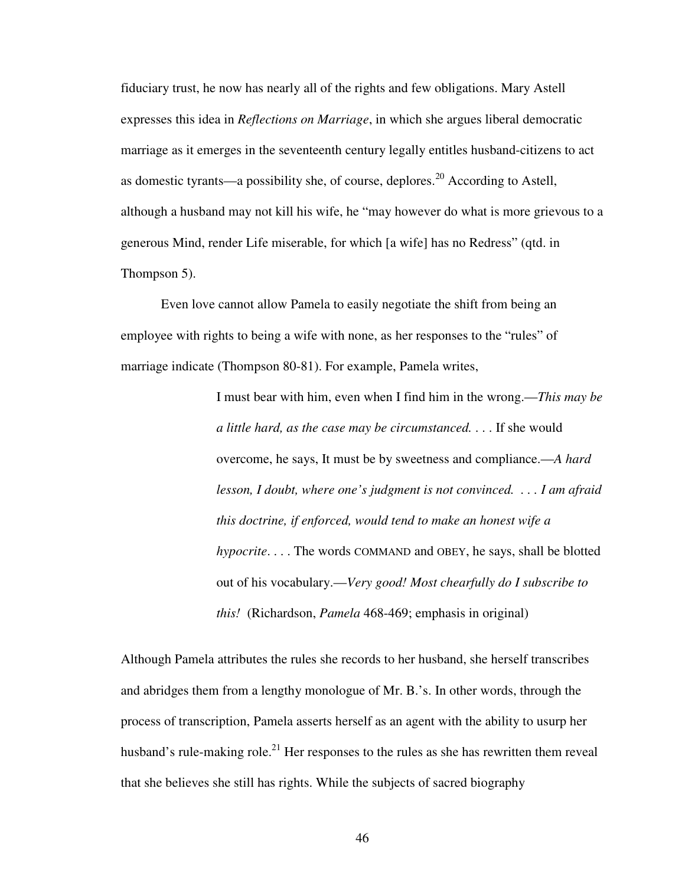fiduciary trust, he now has nearly all of the rights and few obligations. Mary Astell expresses this idea in *Reflections on Marriage*, in which she argues liberal democratic marriage as it emerges in the seventeenth century legally entitles husband-citizens to act as domestic tyrants—a possibility she, of course, deplores.[20] According to Astell, although a husband may not kill his wife, he "may however do what is more grievous to a generous Mind, render Life miserable, for which [a wife] has no Redress" (qtd. in Thompson 5).

Even love cannot allow Pamela to easily negotiate the shift from being an employee with rights to being a wife with none, as her responses to the "rules" of marriage indicate (Thompson 80-81). For example, Pamela writes,

> I must bear with him, even when I find him in the wrong.—*This may be a little hard, as the case may be circumstanced.* . . . If she would overcome, he says, It must be by sweetness and compliance.—*A hard lesson, I doubt, where one's judgment is not convinced.* . . . *I am afraid this doctrine, if enforced, would tend to make an honest wife a hypocrite*. . . . The words COMMAND and OBEY, he says, shall be blotted out of his vocabulary.—*Very good! Most chearfully do I subscribe to this!* (Richardson, *Pamela* 468-469; emphasis in original)

Although Pamela attributes the rules she records to her husband, she herself transcribes and abridges them from a lengthy monologue of Mr. B.'s. In other words, through the process of transcription, Pamela asserts herself as an agent with the ability to usurp her husband's rule-making role.[21] Her responses to the rules as she has rewritten them reveal that she believes she still has rights. While the subjects of sacred biography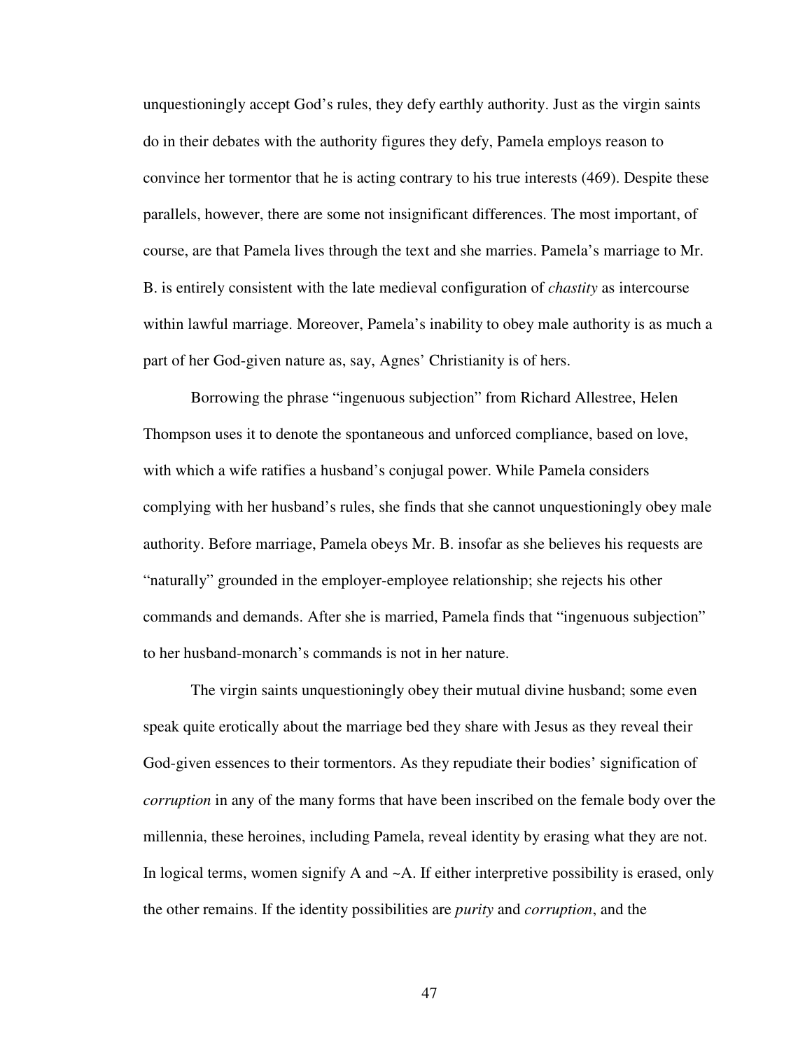unquestioningly accept God's rules, they defy earthly authority. Just as the virgin saints do in their debates with the authority figures they defy, Pamela employs reason to convince her tormentor that he is acting contrary to his true interests (469). Despite these parallels, however, there are some not insignificant differences. The most important, of course, are that Pamela lives through the text and she marries. Pamela's marriage to Mr. B. is entirely consistent with the late medieval configuration of *chastity* as intercourse within lawful marriage. Moreover, Pamela's inability to obey male authority is as much a part of her God-given nature as, say, Agnes' Christianity is of hers.

Borrowing the phrase "ingenuous subjection" from Richard Allestree, Helen Thompson uses it to denote the spontaneous and unforced compliance, based on love, with which a wife ratifies a husband's conjugal power. While Pamela considers complying with her husband's rules, she finds that she cannot unquestioningly obey male authority. Before marriage, Pamela obeys Mr. B. insofar as she believes his requests are "naturally" grounded in the employer-employee relationship; she rejects his other commands and demands. After she is married, Pamela finds that "ingenuous subjection" to her husband-monarch's commands is not in her nature.

The virgin saints unquestioningly obey their mutual divine husband; some even speak quite erotically about the marriage bed they share with Jesus as they reveal their God-given essences to their tormentors. As they repudiate their bodies' signification of *corruption* in any of the many forms that have been inscribed on the female body over the millennia, these heroines, including Pamela, reveal identity by erasing what they are not. In logical terms, women signify A and ~A. If either interpretive possibility is erased, only the other remains. If the identity possibilities are *purity* and *corruption*, and the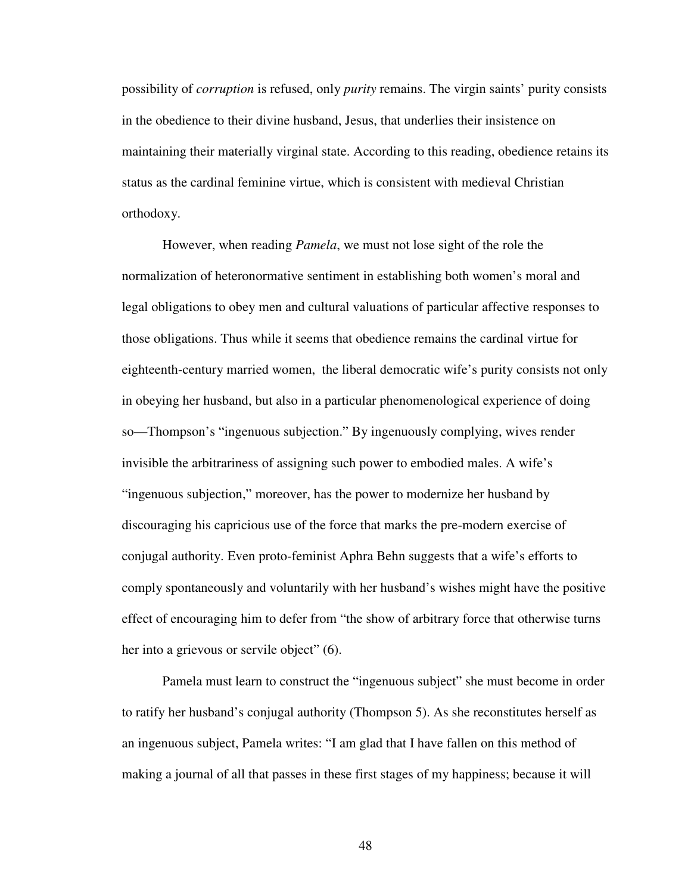possibility of *corruption* is refused, only *purity* remains. The virgin saints' purity consists in the obedience to their divine husband, Jesus, that underlies their insistence on maintaining their materially virginal state. According to this reading, obedience retains its status as the cardinal feminine virtue, which is consistent with medieval Christian orthodoxy.

However, when reading *Pamela*, we must not lose sight of the role the normalization of heteronormative sentiment in establishing both women's moral and legal obligations to obey men and cultural valuations of particular affective responses to those obligations. Thus while it seems that obedience remains the cardinal virtue for eighteenth-century married women, the liberal democratic wife's purity consists not only in obeying her husband, but also in a particular phenomenological experience of doing so—Thompson's "ingenuous subjection." By ingenuously complying, wives render invisible the arbitrariness of assigning such power to embodied males. A wife's "ingenuous subjection," moreover, has the power to modernize her husband by discouraging his capricious use of the force that marks the pre-modern exercise of conjugal authority. Even proto-feminist Aphra Behn suggests that a wife's efforts to comply spontaneously and voluntarily with her husband's wishes might have the positive effect of encouraging him to defer from "the show of arbitrary force that otherwise turns her into a grievous or servile object" (6).

Pamela must learn to construct the "ingenuous subject" she must become in order to ratify her husband's conjugal authority (Thompson 5). As she reconstitutes herself as an ingenuous subject, Pamela writes: "I am glad that I have fallen on this method of making a journal of all that passes in these first stages of my happiness; because it will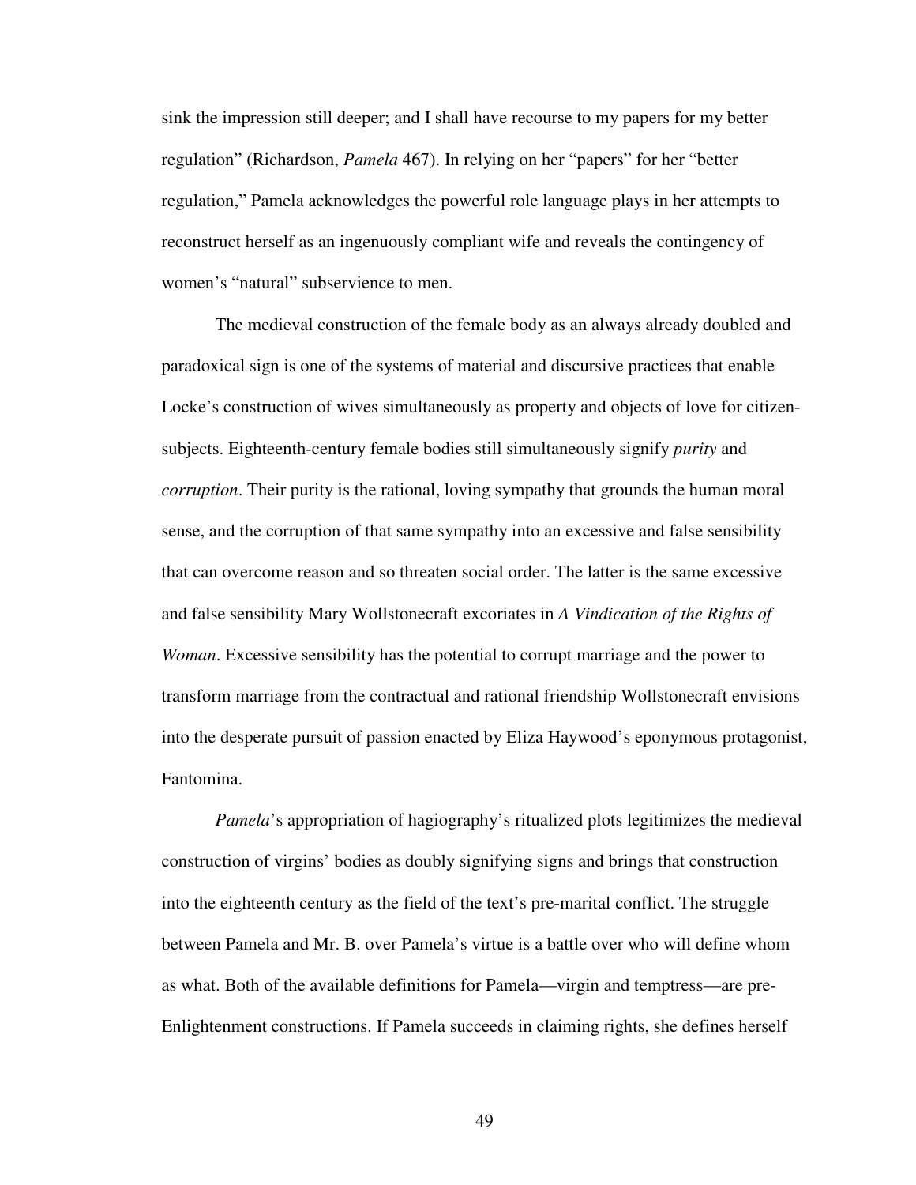sink the impression still deeper; and I shall have recourse to my papers for my better regulation" (Richardson, *Pamela* 467). In relying on her "papers" for her "better regulation," Pamela acknowledges the powerful role language plays in her attempts to reconstruct herself as an ingenuously compliant wife and reveals the contingency of women's "natural" subservience to men.

The medieval construction of the female body as an always already doubled and paradoxical sign is one of the systems of material and discursive practices that enable Locke's construction of wives simultaneously as property and objects of love for citizen-subjects. Eighteenth-century female bodies still simultaneously signify *purity* and *corruption*. Their purity is the rational, loving sympathy that grounds the human moral sense, and the corruption of that same sympathy into an excessive and false sensibility that can overcome reason and so threaten social order. The latter is the same excessive and false sensibility Mary Wollstonecraft excoriates in *A Vindication of the Rights of Woman*. Excessive sensibility has the potential to corrupt marriage and the power to transform marriage from the contractual and rational friendship Wollstonecraft envisions into the desperate pursuit of passion enacted by Eliza Haywood's eponymous protagonist, Fantomina.

*Pamela*'s appropriation of hagiography's ritualized plots legitimizes the medieval construction of virgins' bodies as doubly signifying signs and brings that construction into the eighteenth century as the field of the text's pre-marital conflict. The struggle between Pamela and Mr. B. over Pamela's virtue is a battle over who will define whom as what. Both of the available definitions for Pamela—virgin and temptress—are pre-Enlightenment constructions. If Pamela succeeds in claiming rights, she defines herself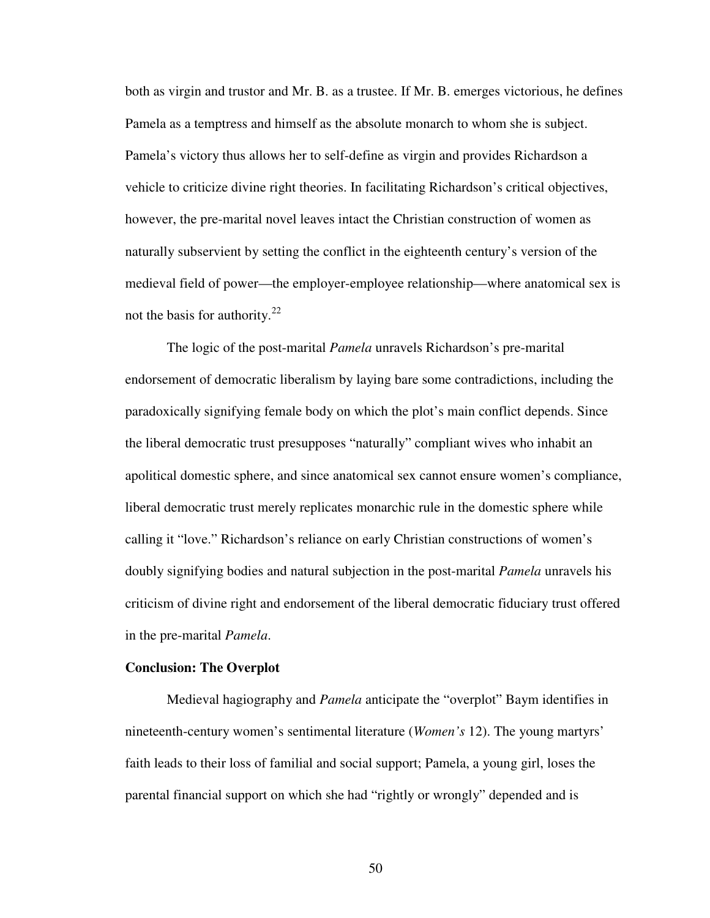both as virgin and trustor and Mr. B. as a trustee. If Mr. B. emerges victorious, he defines Pamela as a temptress and himself as the absolute monarch to whom she is subject. Pamela's victory thus allows her to self-define as virgin and provides Richardson a vehicle to criticize divine right theories. In facilitating Richardson's critical objectives, however, the pre-marital novel leaves intact the Christian construction of women as naturally subservient by setting the conflict in the eighteenth century's version of the medieval field of power—the employer-employee relationship—where anatomical sex is not the basis for authority.[22]

The logic of the post-marital *Pamela* unravels Richardson's pre-marital endorsement of democratic liberalism by laying bare some contradictions, including the paradoxically signifying female body on which the plot's main conflict depends. Since the liberal democratic trust presupposes "naturally" compliant wives who inhabit an apolitical domestic sphere, and since anatomical sex cannot ensure women's compliance, liberal democratic trust merely replicates monarchic rule in the domestic sphere while calling it "love." Richardson's reliance on early Christian constructions of women's doubly signifying bodies and natural subjection in the post-marital *Pamela* unravels his criticism of divine right and endorsement of the liberal democratic fiduciary trust offered in the pre-marital *Pamela*.

**Conclusion: The Overplot**

Medieval hagiography and *Pamela* anticipate the "overplot" Baym identifies in nineteenth-century women's sentimental literature (*Women's* 12). The young martyrs' faith leads to their loss of familial and social support; Pamela, a young girl, loses the parental financial support on which she had "rightly or wrongly" depended and is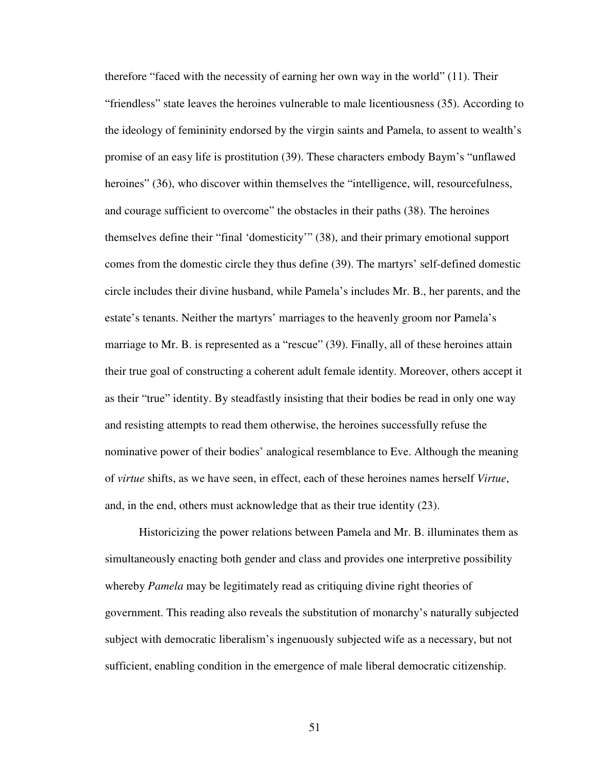therefore "faced with the necessity of earning her own way in the world" (11). Their "friendless" state leaves the heroines vulnerable to male licentiousness (35). According to the ideology of femininity endorsed by the virgin saints and Pamela, to assent to wealth's promise of an easy life is prostitution (39). These characters embody Baym's "unflawed heroines" (36), who discover within themselves the "intelligence, will, resourcefulness, and courage sufficient to overcome" the obstacles in their paths (38). The heroines themselves define their "final 'domesticity'" (38), and their primary emotional support comes from the domestic circle they thus define (39). The martyrs' self-defined domestic circle includes their divine husband, while Pamela's includes Mr. B., her parents, and the estate's tenants. Neither the martyrs' marriages to the heavenly groom nor Pamela's marriage to Mr. B. is represented as a "rescue" (39). Finally, all of these heroines attain their true goal of constructing a coherent adult female identity. Moreover, others accept it as their "true" identity. By steadfastly insisting that their bodies be read in only one way and resisting attempts to read them otherwise, the heroines successfully refuse the nominative power of their bodies' analogical resemblance to Eve. Although the meaning of *virtue* shifts, as we have seen, in effect, each of these heroines names herself *Virtue*, and, in the end, others must acknowledge that as their true identity (23).

Historicizing the power relations between Pamela and Mr. B. illuminates them as simultaneously enacting both gender and class and provides one interpretive possibility whereby *Pamela* may be legitimately read as critiquing divine right theories of government. This reading also reveals the substitution of monarchy's naturally subjected subject with democratic liberalism's ingenuously subjected wife as a necessary, but not sufficient, enabling condition in the emergence of male liberal democratic citizenship.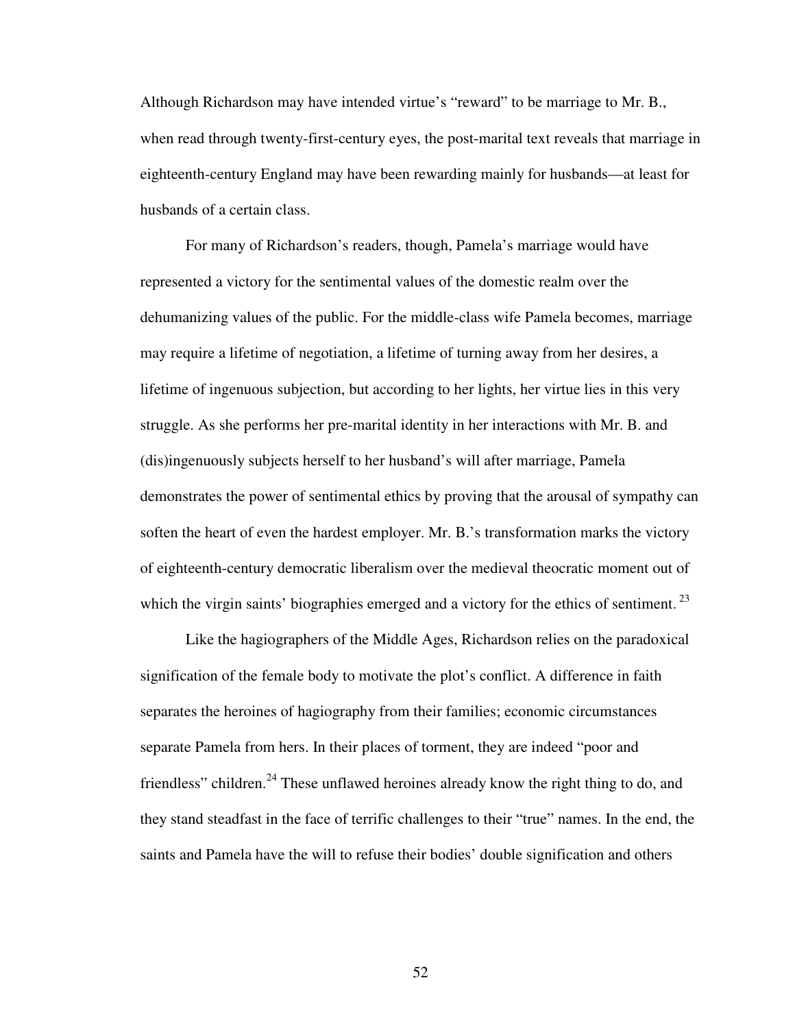Although Richardson may have intended virtue's "reward" to be marriage to Mr. B., when read through twenty-first-century eyes, the post-marital text reveals that marriage in eighteenth-century England may have been rewarding mainly for husbands—at least for husbands of a certain class.

For many of Richardson's readers, though, Pamela's marriage would have represented a victory for the sentimental values of the domestic realm over the dehumanizing values of the public. For the middle-class wife Pamela becomes, marriage may require a lifetime of negotiation, a lifetime of turning away from her desires, a lifetime of ingenuous subjection, but according to her lights, her virtue lies in this very struggle. As she performs her pre-marital identity in her interactions with Mr. B. and (dis)ingenuously subjects herself to her husband's will after marriage, Pamela demonstrates the power of sentimental ethics by proving that the arousal of sympathy can soften the heart of even the hardest employer. Mr. B.'s transformation marks the victory of eighteenth-century democratic liberalism over the medieval theocratic moment out of which the virgin saints' biographies emerged and a victory for the ethics of sentiment.[23]

Like the hagiographers of the Middle Ages, Richardson relies on the paradoxical signification of the female body to motivate the plot's conflict. A difference in faith separates the heroines of hagiography from their families; economic circumstances separate Pamela from hers. In their places of torment, they are indeed "poor and friendless" children.[24] These unflawed heroines already know the right thing to do, and they stand steadfast in the face of terrific challenges to their "true" names. In the end, the saints and Pamela have the will to refuse their bodies' double signification and others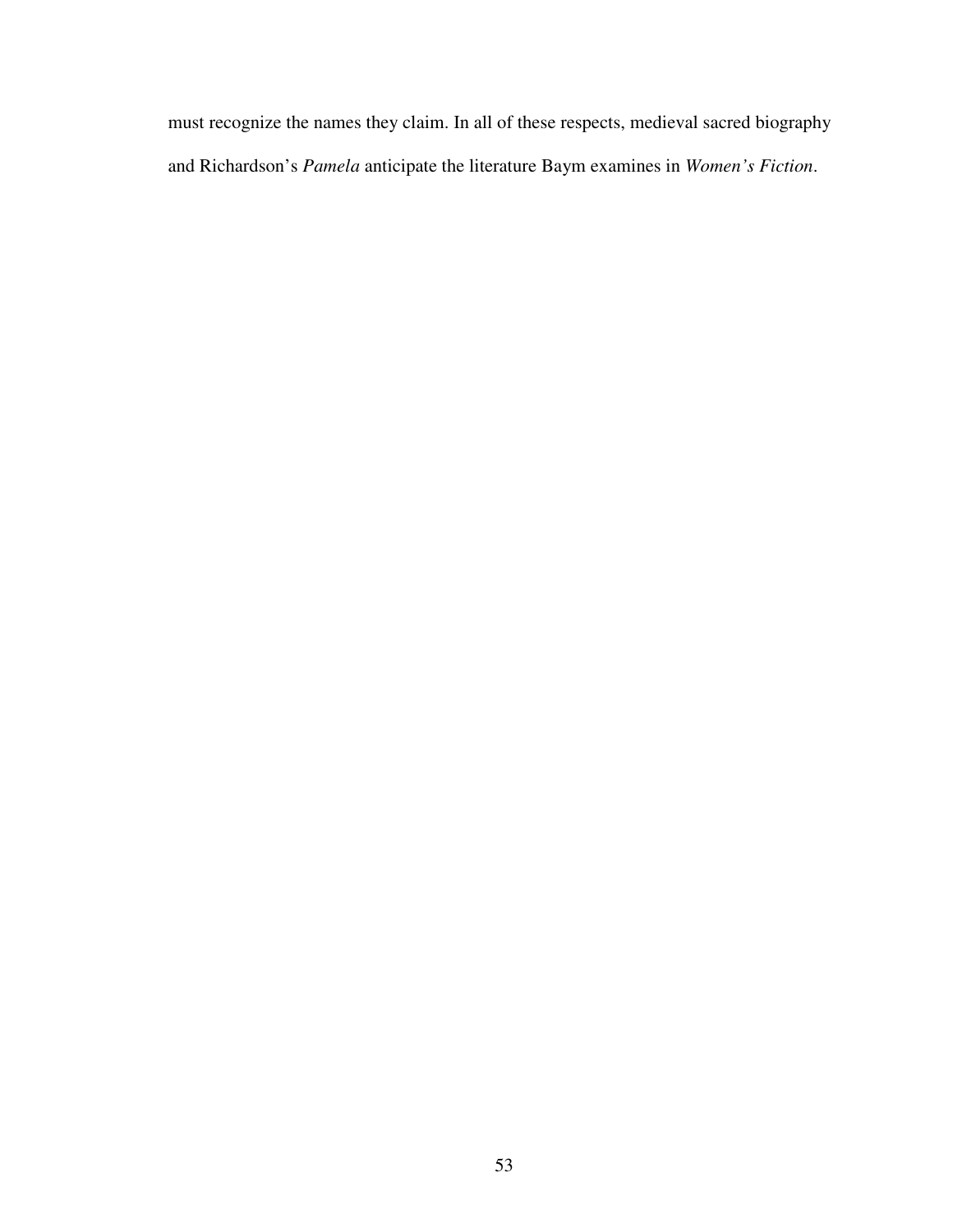must recognize the names they claim. In all of these respects, medieval sacred biography and Richardson's *Pamela* anticipate the literature Baym examines in *Women's Fiction*.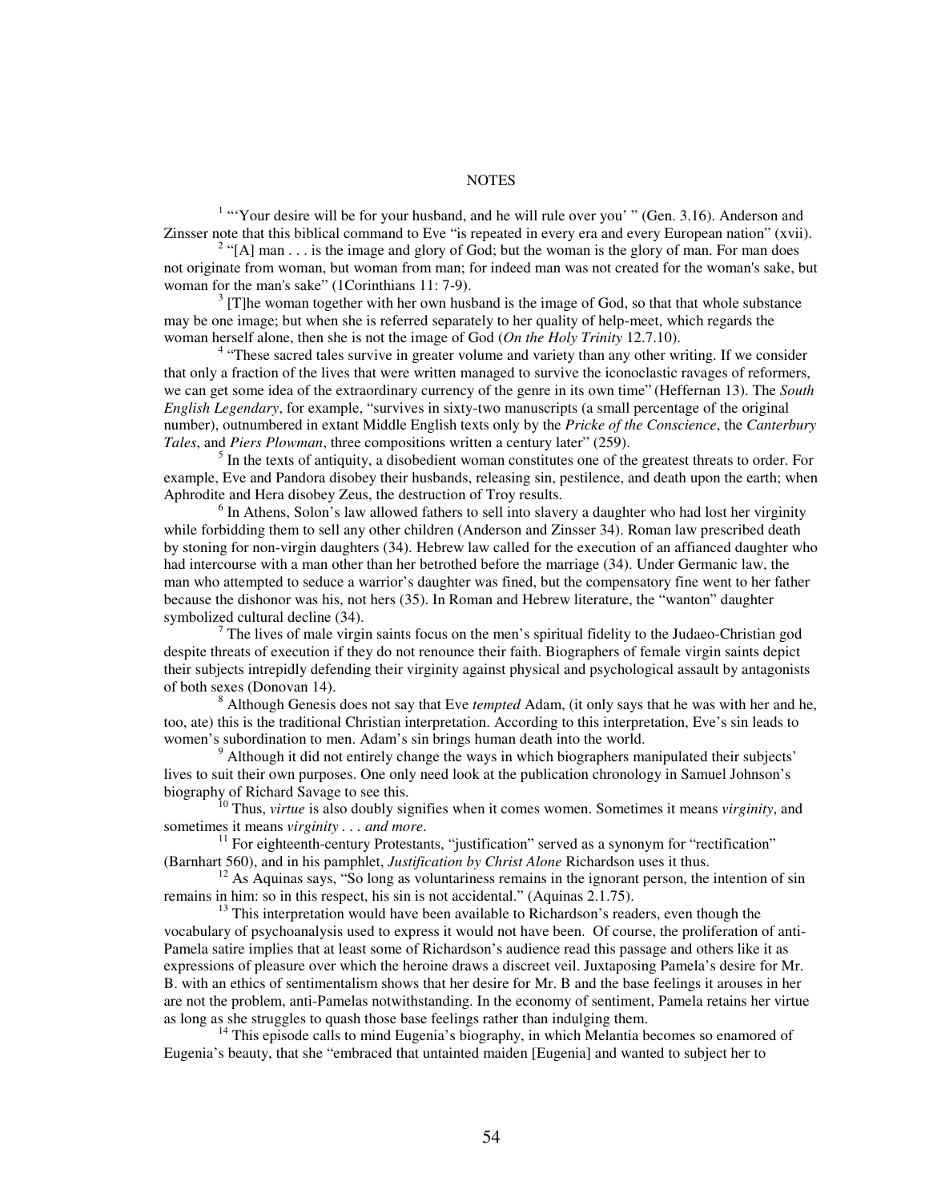# NOTES

[1] "'Your desire will be for your husband, and he will rule over you' " (Gen. 3.16). Anderson and Zinsser note that this biblical command to Eve "is repeated in every era and every European nation" (xvii).

[2] "[A] man . . . is the image and glory of God; but the woman is the glory of man. For man does not originate from woman, but woman from man; for indeed man was not created for the woman's sake, but woman for the man's sake" (1Corinthians 11: 7-9).

[3] [T]he woman together with her own husband is the image of God, so that that whole substance may be one image; but when she is referred separately to her quality of help-meet, which regards the woman herself alone, then she is not the image of God (*On the Holy Trinity* 12.7.10).

[4] "These sacred tales survive in greater volume and variety than any other writing. If we consider that only a fraction of the lives that were written managed to survive the iconoclastic ravages of reformers, we can get some idea of the extraordinary currency of the genre in its own time" (Heffernan 13). The *South English Legendary*, for example, "survives in sixty-two manuscripts (a small percentage of the original number), outnumbered in extant Middle English texts only by the *Pricke of the Conscience*, the *Canterbury Tales*, and *Piers Plowman*, three compositions written a century later" (259).

[5] In the texts of antiquity, a disobedient woman constitutes one of the greatest threats to order. For example, Eve and Pandora disobey their husbands, releasing sin, pestilence, and death upon the earth; when Aphrodite and Hera disobey Zeus, the destruction of Troy results.

[6] In Athens, Solon's law allowed fathers to sell into slavery a daughter who had lost her virginity while forbidding them to sell any other children (Anderson and Zinsser 34). Roman law prescribed death by stoning for non-virgin daughters (34). Hebrew law called for the execution of an affianced daughter who had intercourse with a man other than her betrothed before the marriage (34). Under Germanic law, the man who attempted to seduce a warrior's daughter was fined, but the compensatory fine went to her father because the dishonor was his, not hers (35). In Roman and Hebrew literature, the "wanton" daughter symbolized cultural decline (34).

[7] The lives of male virgin saints focus on the men's spiritual fidelity to the Judaeo-Christian god despite threats of execution if they do not renounce their faith. Biographers of female virgin saints depict their subjects intrepidly defending their virginity against physical and psychological assault by antagonists of both sexes (Donovan 14).

[8] Although Genesis does not say that Eve *tempted* Adam, (it only says that he was with her and he, too, ate) this is the traditional Christian interpretation. According to this interpretation, Eve's sin leads to women's subordination to men. Adam's sin brings human death into the world.

[9] Although it did not entirely change the ways in which biographers manipulated their subjects' lives to suit their own purposes. One only need look at the publication chronology in Samuel Johnson's biography of Richard Savage to see this.

[10] Thus, *virtue* is also doubly signifies when it comes women. Sometimes it means *virginity*, and sometimes it means *virginity . . . and more*.

[11] For eighteenth-century Protestants, "justification" served as a synonym for "rectification" (Barnhart 560), and in his pamphlet, *Justification by Christ Alone* Richardson uses it thus.

[12] As Aquinas says, "So long as voluntariness remains in the ignorant person, the intention of sin remains in him: so in this respect, his sin is not accidental." (Aquinas 2.1.75).

[13] This interpretation would have been available to Richardson's readers, even though the vocabulary of psychoanalysis used to express it would not have been. Of course, the proliferation of anti-Pamela satire implies that at least some of Richardson's audience read this passage and others like it as expressions of pleasure over which the heroine draws a discreet veil. Juxtaposing Pamela's desire for Mr. B. with an ethics of sentimentalism shows that her desire for Mr. B and the base feelings it arouses in her are not the problem, anti-Pamelas notwithstanding. In the economy of sentiment, Pamela retains her virtue as long as she struggles to quash those base feelings rather than indulging them.

[14] This episode calls to mind Eugenia's biography, in which Melantia becomes so enamored of Eugenia's beauty, that she "embraced that untainted maiden [Eugenia] and wanted to subject her to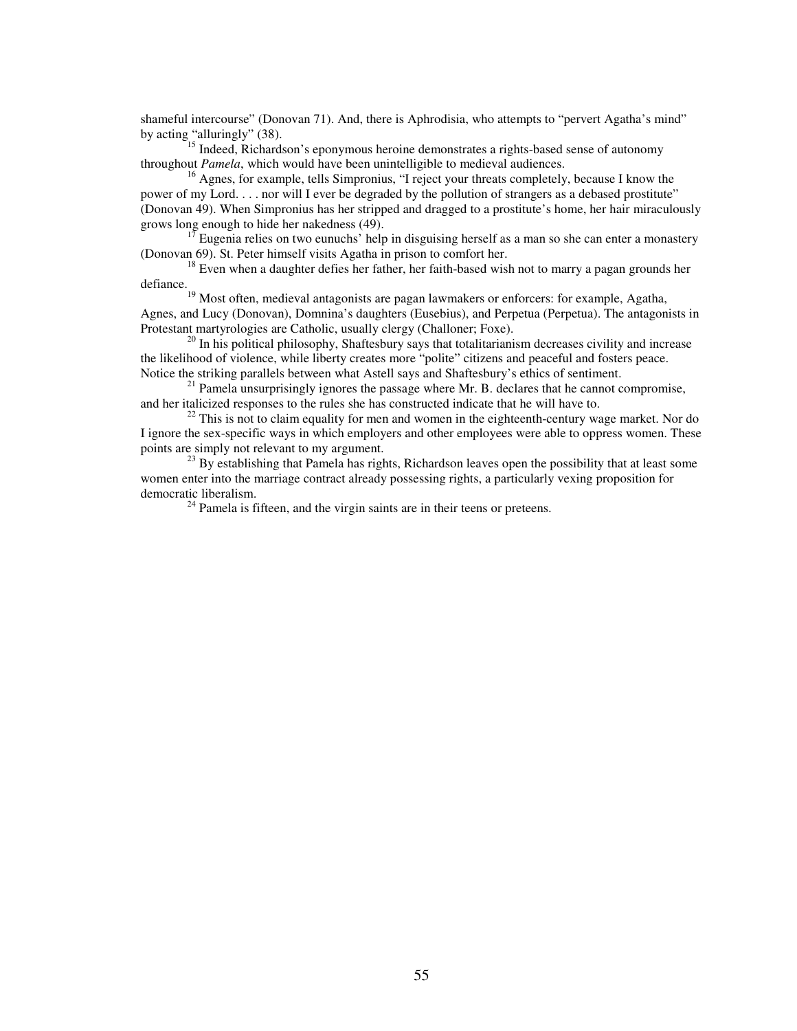shameful intercourse" (Donovan 71). And, there is Aphrodisia, who attempts to "pervert Agatha's mind" by acting "alluringly" (38).

[15] Indeed, Richardson's eponymous heroine demonstrates a rights-based sense of autonomy throughout *Pamela*, which would have been unintelligible to medieval audiences.

[16] Agnes, for example, tells Simpronius, "I reject your threats completely, because I know the power of my Lord. . . . nor will I ever be degraded by the pollution of strangers as a debased prostitute" (Donovan 49). When Simpronius has her stripped and dragged to a prostitute's home, her hair miraculously grows long enough to hide her nakedness (49).

[17] Eugenia relies on two eunuchs' help in disguising herself as a man so she can enter a monastery (Donovan 69). St. Peter himself visits Agatha in prison to comfort her.

[18] Even when a daughter defies her father, her faith-based wish not to marry a pagan grounds her defiance.

[19] Most often, medieval antagonists are pagan lawmakers or enforcers: for example, Agatha, Agnes, and Lucy (Donovan), Domnina's daughters (Eusebius), and Perpetua (Perpetua). The antagonists in Protestant martyrologies are Catholic, usually clergy (Challoner; Foxe).

[20] In his political philosophy, Shaftesbury says that totalitarianism decreases civility and increase the likelihood of violence, while liberty creates more "polite" citizens and peaceful and fosters peace. Notice the striking parallels between what Astell says and Shaftesbury's ethics of sentiment.

[21] Pamela unsurprisingly ignores the passage where Mr. B. declares that he cannot compromise, and her italicized responses to the rules she has constructed indicate that he will have to.

[22] This is not to claim equality for men and women in the eighteenth-century wage market. Nor do I ignore the sex-specific ways in which employers and other employees were able to oppress women. These points are simply not relevant to my argument.

[23] By establishing that Pamela has rights, Richardson leaves open the possibility that at least some women enter into the marriage contract already possessing rights, a particularly vexing proposition for democratic liberalism.

[24] Pamela is fifteen, and the virgin saints are in their teens or preteens.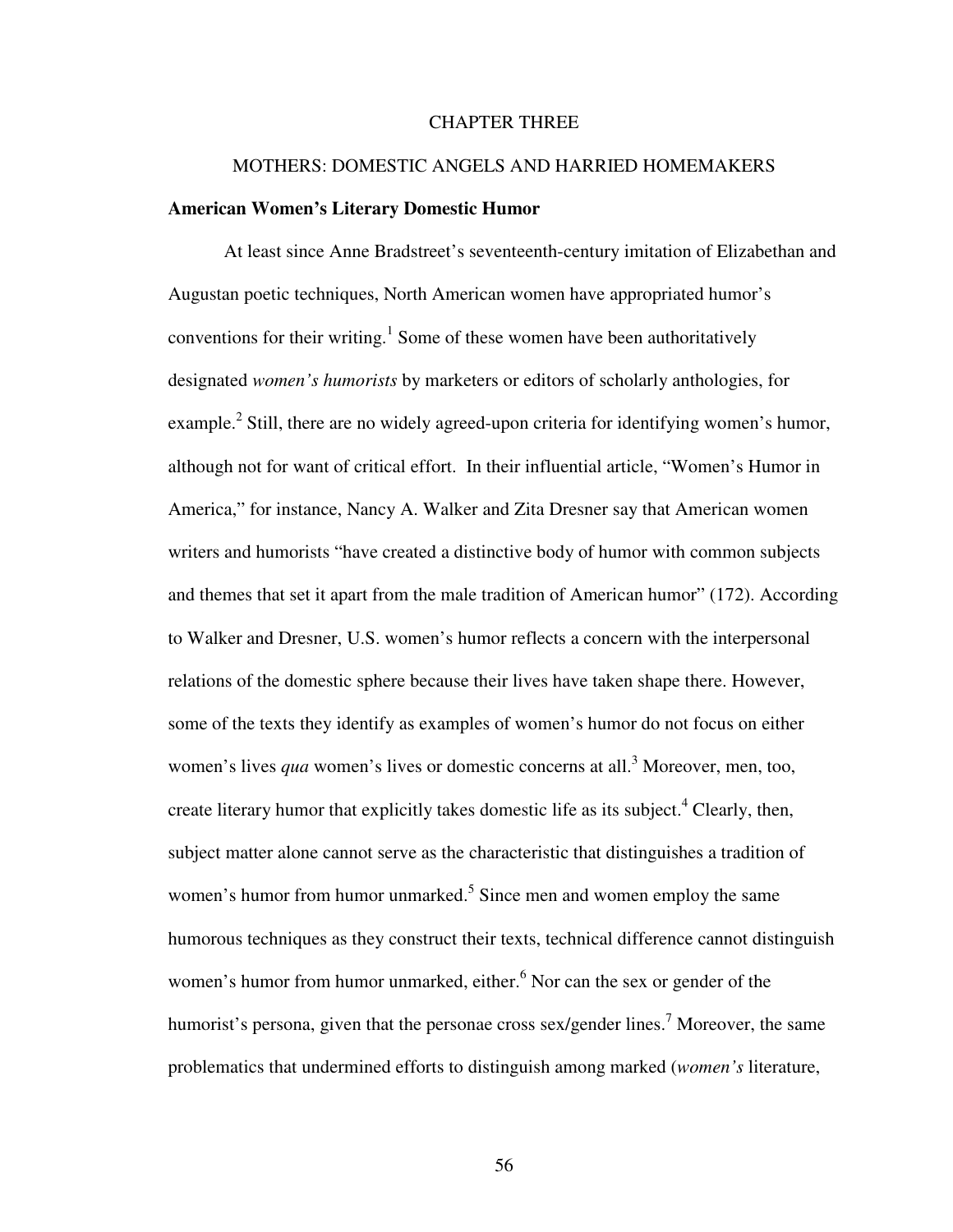# CHAPTER THREE

## MOTHERS: DOMESTIC ANGELS AND HARRIED HOMEMAKERS

### American Women's Literary Domestic Humor

At least since Anne Bradstreet's seventeenth-century imitation of Elizabethan and Augustan poetic techniques, North American women have appropriated humor's conventions for their writing.[1] Some of these women have been authoritatively designated *women's humorists* by marketers or editors of scholarly anthologies, for example.[2] Still, there are no widely agreed-upon criteria for identifying women's humor, although not for want of critical effort. In their influential article, "Women's Humor in America," for instance, Nancy A. Walker and Zita Dresner say that American women writers and humorists "have created a distinctive body of humor with common subjects and themes that set it apart from the male tradition of American humor" (172). According to Walker and Dresner, U.S. women's humor reflects a concern with the interpersonal relations of the domestic sphere because their lives have taken shape there. However, some of the texts they identify as examples of women's humor do not focus on either women's lives *qua* women's lives or domestic concerns at all.[3] Moreover, men, too, create literary humor that explicitly takes domestic life as its subject.[4] Clearly, then, subject matter alone cannot serve as the characteristic that distinguishes a tradition of women's humor from humor unmarked.[5] Since men and women employ the same humorous techniques as they construct their texts, technical difference cannot distinguish women's humor from humor unmarked, either.[6] Nor can the sex or gender of the humorist's persona, given that the personae cross sex/gender lines.[7] Moreover, the same problematics that undermined efforts to distinguish among marked (*women's* literature,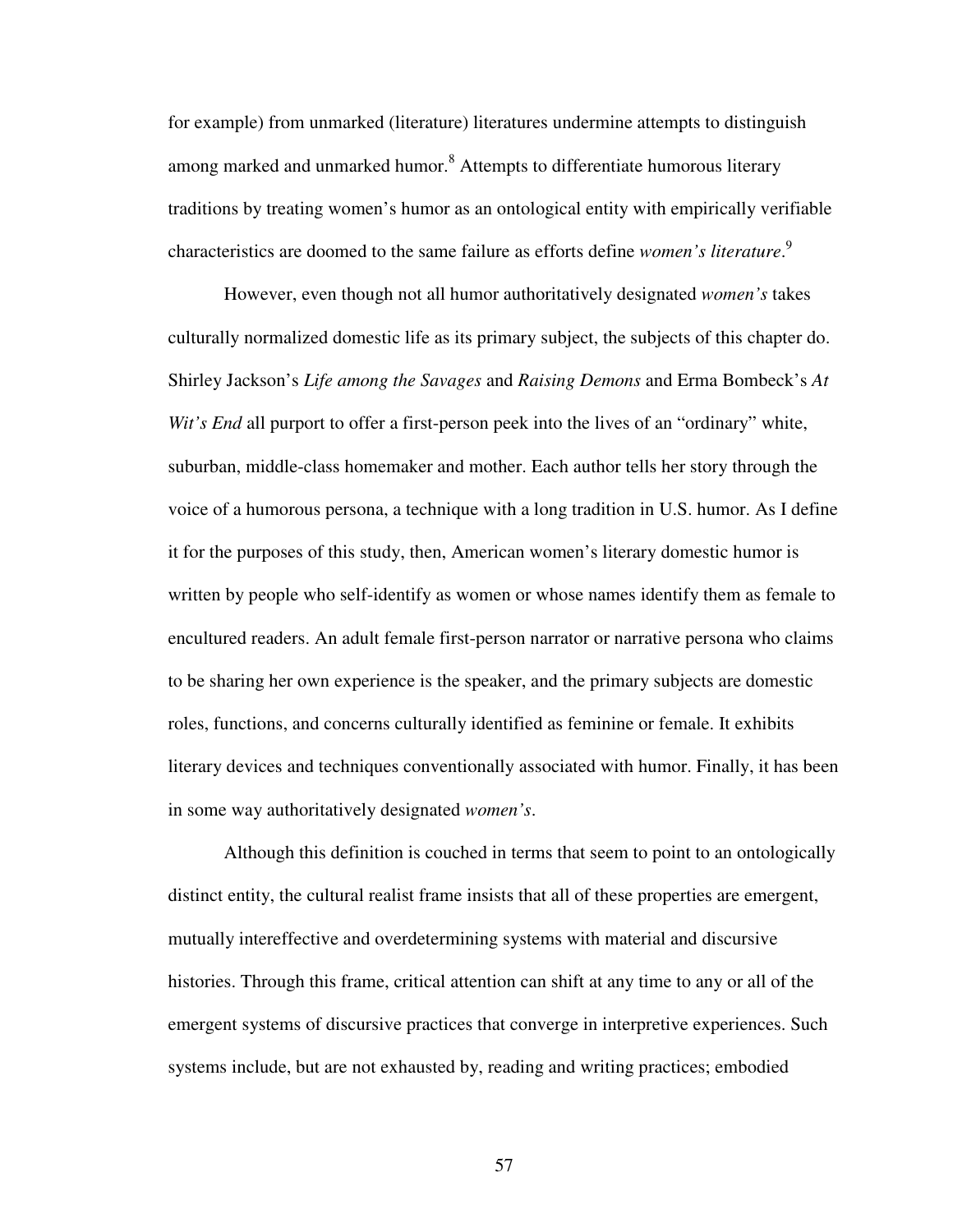for example) from unmarked (literature) literatures undermine attempts to distinguish among marked and unmarked humor.[8] Attempts to differentiate humorous literary traditions by treating women's humor as an ontological entity with empirically verifiable characteristics are doomed to the same failure as efforts define *women's literature*.[9]

However, even though not all humor authoritatively designated *women's* takes culturally normalized domestic life as its primary subject, the subjects of this chapter do. Shirley Jackson's *Life among the Savages* and *Raising Demons* and Erma Bombeck's *At Wit's End* all purport to offer a first-person peek into the lives of an "ordinary" white, suburban, middle-class homemaker and mother. Each author tells her story through the voice of a humorous persona, a technique with a long tradition in U.S. humor. As I define it for the purposes of this study, then, American women's literary domestic humor is written by people who self-identify as women or whose names identify them as female to encultured readers. An adult female first-person narrator or narrative persona who claims to be sharing her own experience is the speaker, and the primary subjects are domestic roles, functions, and concerns culturally identified as feminine or female. It exhibits literary devices and techniques conventionally associated with humor. Finally, it has been in some way authoritatively designated *women's*.

Although this definition is couched in terms that seem to point to an ontologically distinct entity, the cultural realist frame insists that all of these properties are emergent, mutually intereffective and overdetermining systems with material and discursive histories. Through this frame, critical attention can shift at any time to any or all of the emergent systems of discursive practices that converge in interpretive experiences. Such systems include, but are not exhausted by, reading and writing practices; embodied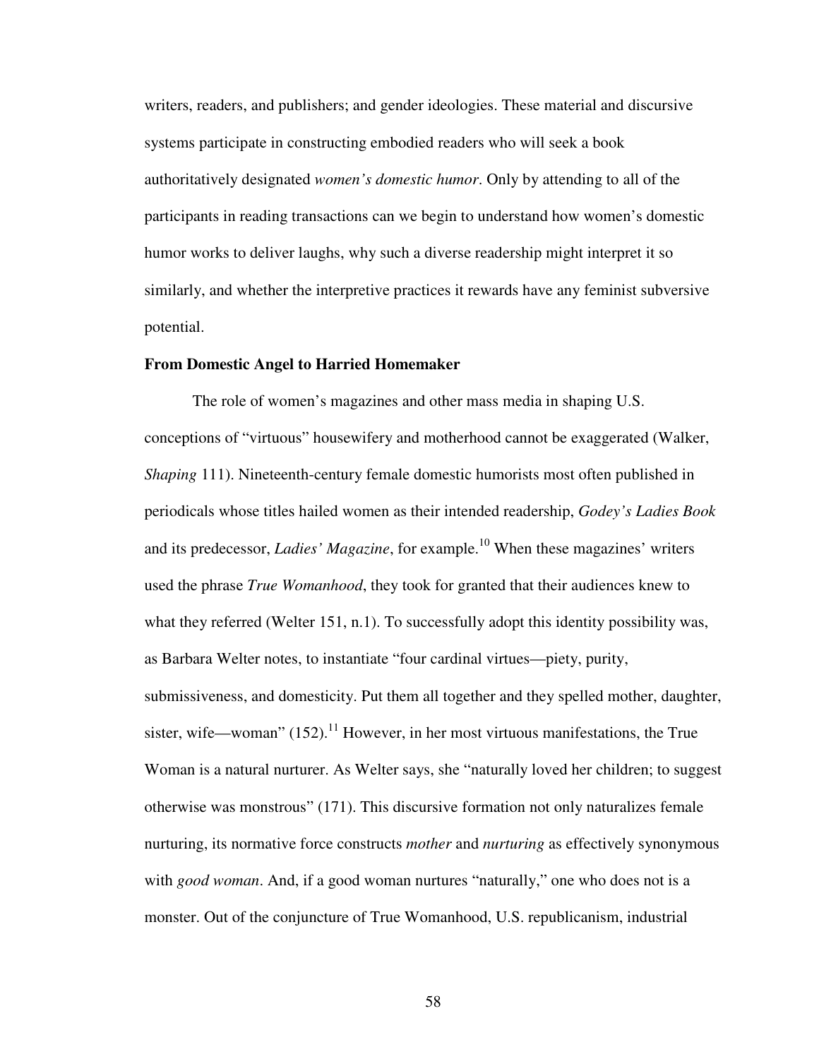writers, readers, and publishers; and gender ideologies. These material and discursive systems participate in constructing embodied readers who will seek a book authoritatively designated *women's domestic humor*. Only by attending to all of the participants in reading transactions can we begin to understand how women's domestic humor works to deliver laughs, why such a diverse readership might interpret it so similarly, and whether the interpretive practices it rewards have any feminist subversive potential.

### From Domestic Angel to Harried Homemaker

The role of women's magazines and other mass media in shaping U.S. conceptions of "virtuous" housewifery and motherhood cannot be exaggerated (Walker, *Shaping* 111). Nineteenth-century female domestic humorists most often published in periodicals whose titles hailed women as their intended readership, *Godey's Ladies Book* and its predecessor, *Ladies' Magazine*, for example.[10] When these magazines' writers used the phrase *True Womanhood*, they took for granted that their audiences knew to what they referred (Welter 151, n.1). To successfully adopt this identity possibility was, as Barbara Welter notes, to instantiate "four cardinal virtues—piety, purity, submissiveness, and domesticity. Put them all together and they spelled mother, daughter, sister, wife—woman" (152).[11] However, in her most virtuous manifestations, the True Woman is a natural nurturer. As Welter says, she "naturally loved her children; to suggest otherwise was monstrous" (171). This discursive formation not only naturalizes female nurturing, its normative force constructs *mother* and *nurturing* as effectively synonymous with *good woman*. And, if a good woman nurtures "naturally," one who does not is a monster. Out of the conjuncture of True Womanhood, U.S. republicanism, industrial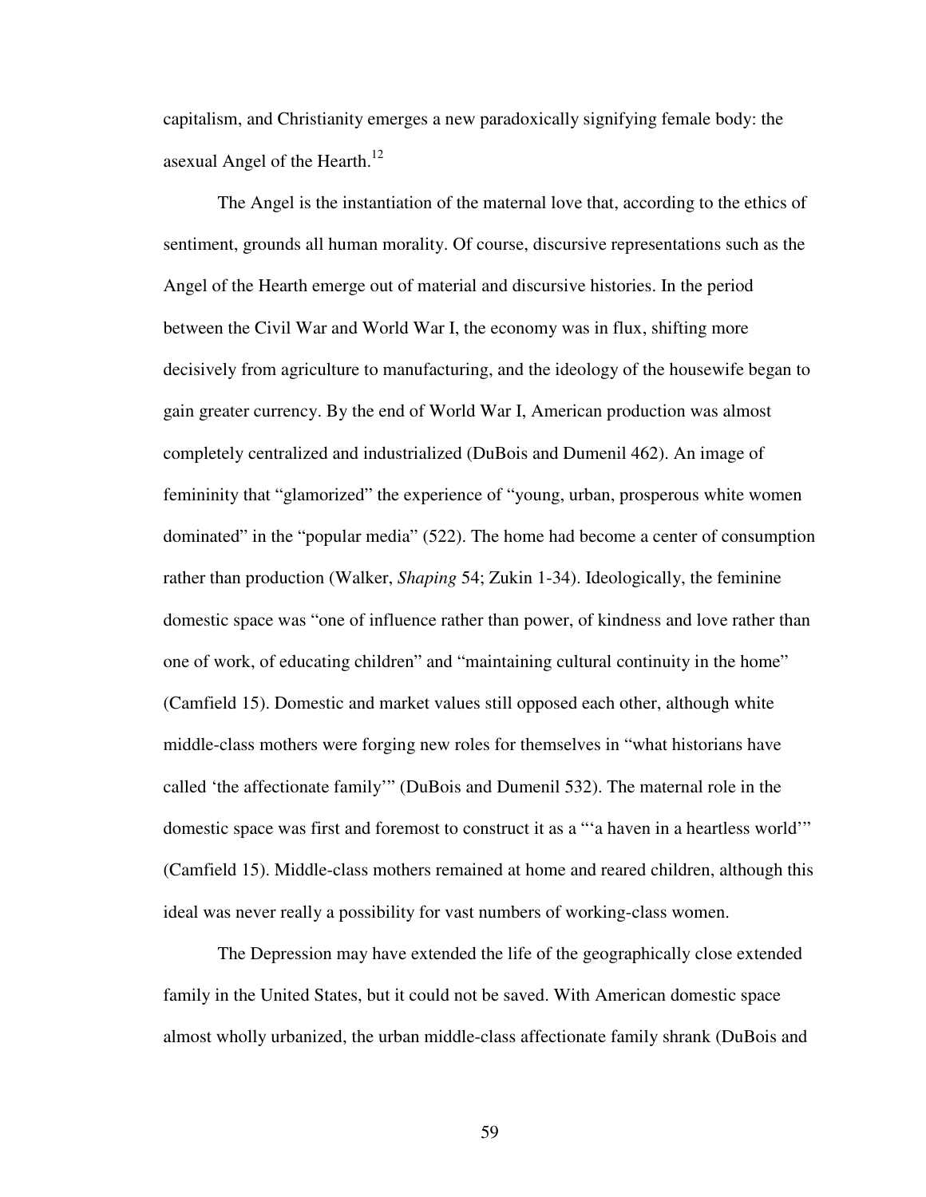capitalism, and Christianity emerges a new paradoxically signifying female body: the asexual Angel of the Hearth.[12]

The Angel is the instantiation of the maternal love that, according to the ethics of sentiment, grounds all human morality. Of course, discursive representations such as the Angel of the Hearth emerge out of material and discursive histories. In the period between the Civil War and World War I, the economy was in flux, shifting more decisively from agriculture to manufacturing, and the ideology of the housewife began to gain greater currency. By the end of World War I, American production was almost completely centralized and industrialized (DuBois and Dumenil 462). An image of femininity that "glamorized" the experience of "young, urban, prosperous white women dominated" in the "popular media" (522). The home had become a center of consumption rather than production (Walker, *Shaping* 54; Zukin 1-34). Ideologically, the feminine domestic space was "one of influence rather than power, of kindness and love rather than one of work, of educating children" and "maintaining cultural continuity in the home" (Camfield 15). Domestic and market values still opposed each other, although white middle-class mothers were forging new roles for themselves in "what historians have called 'the affectionate family'" (DuBois and Dumenil 532). The maternal role in the domestic space was first and foremost to construct it as a "'a haven in a heartless world'" (Camfield 15). Middle-class mothers remained at home and reared children, although this ideal was never really a possibility for vast numbers of working-class women.

The Depression may have extended the life of the geographically close extended family in the United States, but it could not be saved. With American domestic space almost wholly urbanized, the urban middle-class affectionate family shrank (DuBois and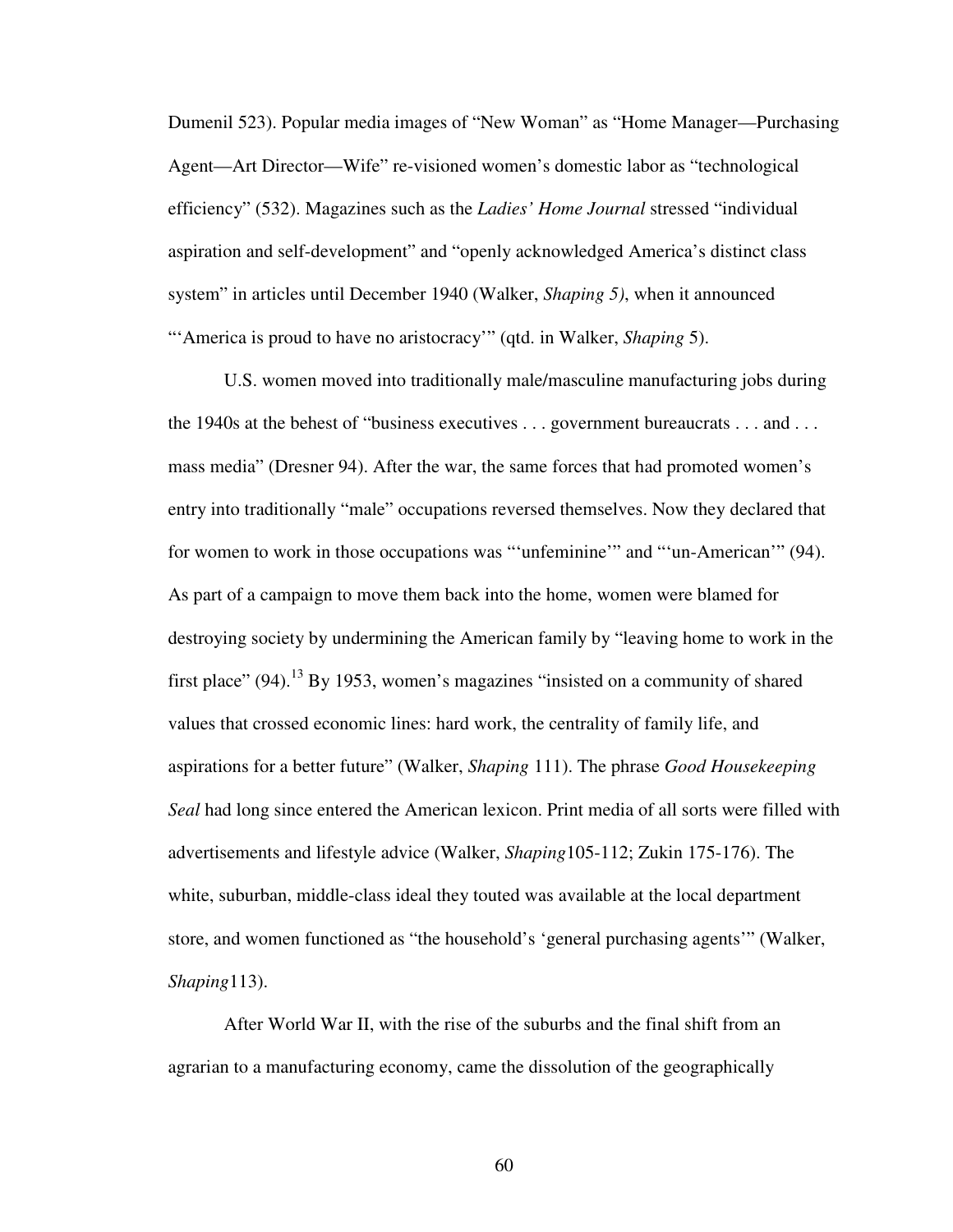Dumenil 523). Popular media images of “New Woman” as “Home Manager—Purchasing Agent—Art Director—Wife” re-visioned women’s domestic labor as “technological efficiency” (532). Magazines such as the *Ladies’ Home Journal* stressed “individual aspiration and self-development” and “openly acknowledged America’s distinct class system” in articles until December 1940 (Walker, *Shaping 5)*, when it announced “‘America is proud to have no aristocracy’” (qtd. in Walker, *Shaping* 5).

U.S. women moved into traditionally male/masculine manufacturing jobs during the 1940s at the behest of “business executives . . . government bureaucrats . . . and . . . mass media” (Dresner 94). After the war, the same forces that had promoted women’s entry into traditionally “male” occupations reversed themselves. Now they declared that for women to work in those occupations was “‘unfeminine’” and “‘un-American’” (94). As part of a campaign to move them back into the home, women were blamed for destroying society by undermining the American family by “leaving home to work in the first place” (94).[13] By 1953, women’s magazines “insisted on a community of shared values that crossed economic lines: hard work, the centrality of family life, and aspirations for a better future” (Walker, *Shaping* 111). The phrase *Good Housekeeping Seal* had long since entered the American lexicon. Print media of all sorts were filled with advertisements and lifestyle advice (Walker, *Shaping*105-112; Zukin 175-176). The white, suburban, middle-class ideal they touted was available at the local department store, and women functioned as “the household’s ‘general purchasing agents’” (Walker, *Shaping*113).

After World War II, with the rise of the suburbs and the final shift from an agrarian to a manufacturing economy, came the dissolution of the geographically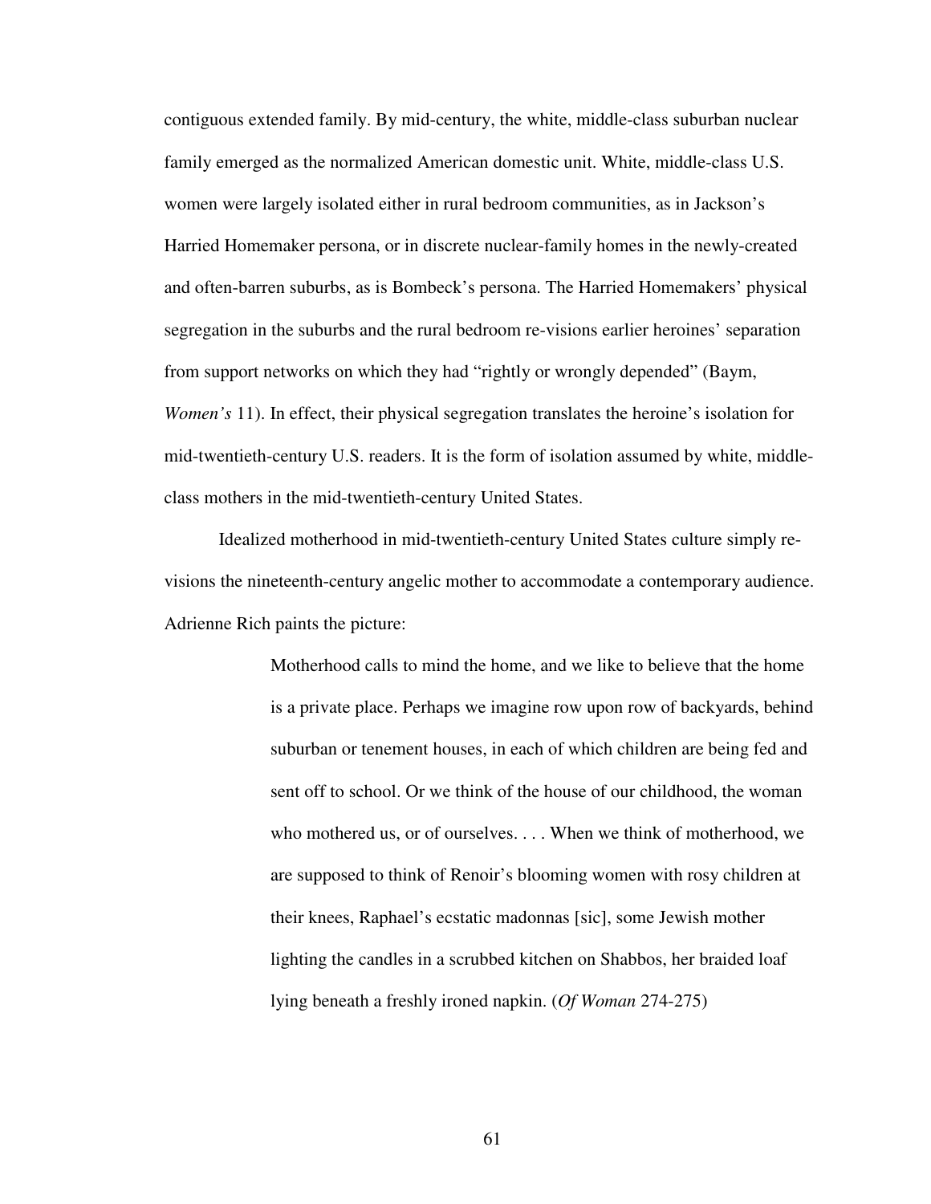contiguous extended family. By mid-century, the white, middle-class suburban nuclear family emerged as the normalized American domestic unit. White, middle-class U.S. women were largely isolated either in rural bedroom communities, as in Jackson's Harried Homemaker persona, or in discrete nuclear-family homes in the newly-created and often-barren suburbs, as is Bombeck's persona. The Harried Homemakers' physical segregation in the suburbs and the rural bedroom re-visions earlier heroines' separation from support networks on which they had "rightly or wrongly depended" (Baym, *Women's* 11). In effect, their physical segregation translates the heroine's isolation for mid-twentieth-century U.S. readers. It is the form of isolation assumed by white, middle-class mothers in the mid-twentieth-century United States.

Idealized motherhood in mid-twentieth-century United States culture simply re-visions the nineteenth-century angelic mother to accommodate a contemporary audience. Adrienne Rich paints the picture:

> Motherhood calls to mind the home, and we like to believe that the home is a private place. Perhaps we imagine row upon row of backyards, behind suburban or tenement houses, in each of which children are being fed and sent off to school. Or we think of the house of our childhood, the woman who mothered us, or of ourselves. . . . When we think of motherhood, we are supposed to think of Renoir's blooming women with rosy children at their knees, Raphael's ecstatic madonnas [sic], some Jewish mother lighting the candles in a scrubbed kitchen on Shabbos, her braided loaf lying beneath a freshly ironed napkin. (*Of Woman* 274-275)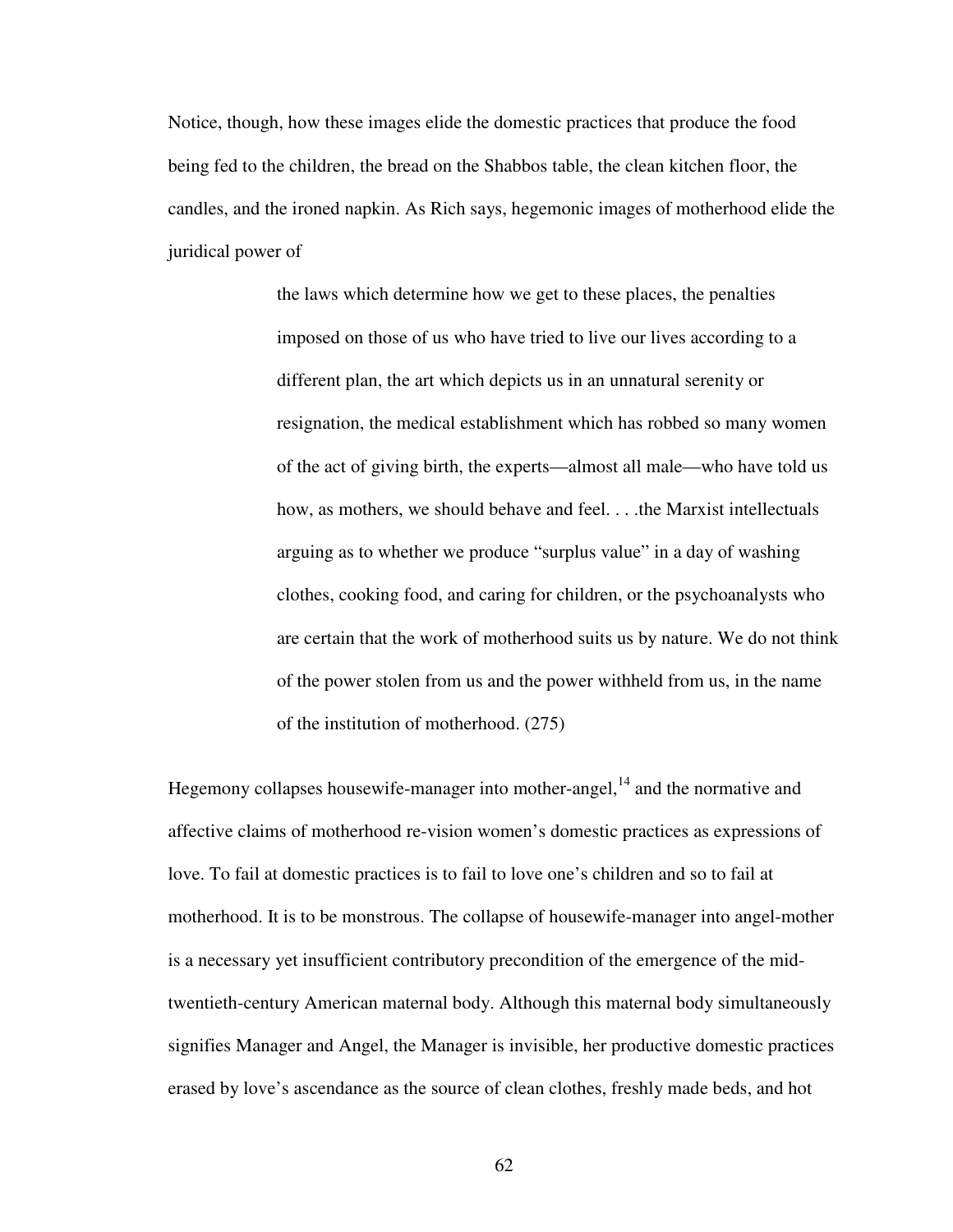Notice, though, how these images elide the domestic practices that produce the food being fed to the children, the bread on the Shabbos table, the clean kitchen floor, the candles, and the ironed napkin. As Rich says, hegemonic images of motherhood elide the juridical power of

> the laws which determine how we get to these places, the penalties imposed on those of us who have tried to live our lives according to a different plan, the art which depicts us in an unnatural serenity or resignation, the medical establishment which has robbed so many women of the act of giving birth, the experts—almost all male—who have told us how, as mothers, we should behave and feel. . . .the Marxist intellectuals arguing as to whether we produce "surplus value" in a day of washing clothes, cooking food, and caring for children, or the psychoanalysts who are certain that the work of motherhood suits us by nature. We do not think of the power stolen from us and the power withheld from us, in the name of the institution of motherhood. (275)

Hegemony collapses housewife-manager into mother-angel,[14] and the normative and affective claims of motherhood re-vision women's domestic practices as expressions of love. To fail at domestic practices is to fail to love one's children and so to fail at motherhood. It is to be monstrous. The collapse of housewife-manager into angel-mother is a necessary yet insufficient contributory precondition of the emergence of the mid-twentieth-century American maternal body. Although this maternal body simultaneously signifies Manager and Angel, the Manager is invisible, her productive domestic practices erased by love's ascendance as the source of clean clothes, freshly made beds, and hot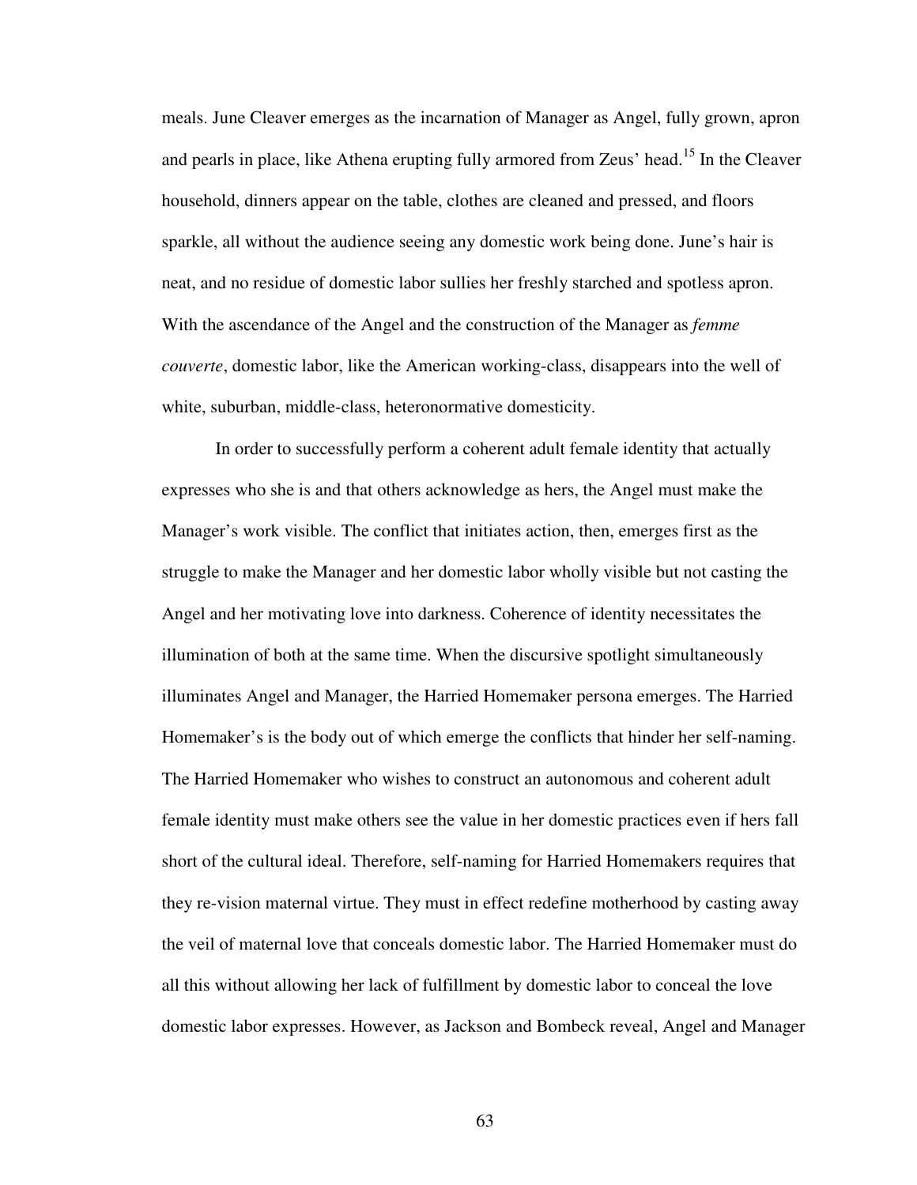meals. June Cleaver emerges as the incarnation of Manager as Angel, fully grown, apron and pearls in place, like Athena erupting fully armored from Zeus' head.[15] In the Cleaver household, dinners appear on the table, clothes are cleaned and pressed, and floors sparkle, all without the audience seeing any domestic work being done. June's hair is neat, and no residue of domestic labor sullies her freshly starched and spotless apron. With the ascendance of the Angel and the construction of the Manager as *femme couverte*, domestic labor, like the American working-class, disappears into the well of white, suburban, middle-class, heteronormative domesticity.

In order to successfully perform a coherent adult female identity that actually expresses who she is and that others acknowledge as hers, the Angel must make the Manager's work visible. The conflict that initiates action, then, emerges first as the struggle to make the Manager and her domestic labor wholly visible but not casting the Angel and her motivating love into darkness. Coherence of identity necessitates the illumination of both at the same time. When the discursive spotlight simultaneously illuminates Angel and Manager, the Harried Homemaker persona emerges. The Harried Homemaker's is the body out of which emerge the conflicts that hinder her self-naming. The Harried Homemaker who wishes to construct an autonomous and coherent adult female identity must make others see the value in her domestic practices even if hers fall short of the cultural ideal. Therefore, self-naming for Harried Homemakers requires that they re-vision maternal virtue. They must in effect redefine motherhood by casting away the veil of maternal love that conceals domestic labor. The Harried Homemaker must do all this without allowing her lack of fulfillment by domestic labor to conceal the love domestic labor expresses. However, as Jackson and Bombeck reveal, Angel and Manager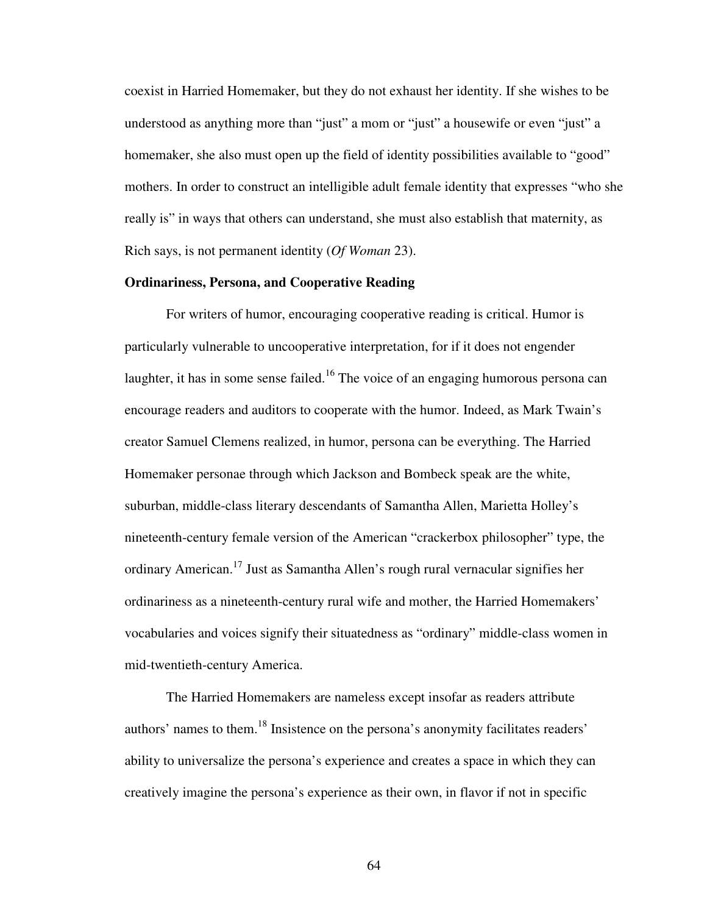coexist in Harried Homemaker, but they do not exhaust her identity. If she wishes to be understood as anything more than "just" a mom or "just" a housewife or even "just" a homemaker, she also must open up the field of identity possibilities available to "good" mothers. In order to construct an intelligible adult female identity that expresses "who she really is" in ways that others can understand, she must also establish that maternity, as Rich says, is not permanent identity (*Of Woman* 23).

### Ordinariness, Persona, and Cooperative Reading

For writers of humor, encouraging cooperative reading is critical. Humor is particularly vulnerable to uncooperative interpretation, for if it does not engender laughter, it has in some sense failed.[16] The voice of an engaging humorous persona can encourage readers and auditors to cooperate with the humor. Indeed, as Mark Twain's creator Samuel Clemens realized, in humor, persona can be everything. The Harried Homemaker personae through which Jackson and Bombeck speak are the white, suburban, middle-class literary descendants of Samantha Allen, Marietta Holley's nineteenth-century female version of the American "crackerbox philosopher" type, the ordinary American.[17] Just as Samantha Allen's rough rural vernacular signifies her ordinariness as a nineteenth-century rural wife and mother, the Harried Homemakers' vocabularies and voices signify their situatedness as "ordinary" middle-class women in mid-twentieth-century America.

The Harried Homemakers are nameless except insofar as readers attribute authors' names to them.[18] Insistence on the persona's anonymity facilitates readers' ability to universalize the persona's experience and creates a space in which they can creatively imagine the persona's experience as their own, in flavor if not in specific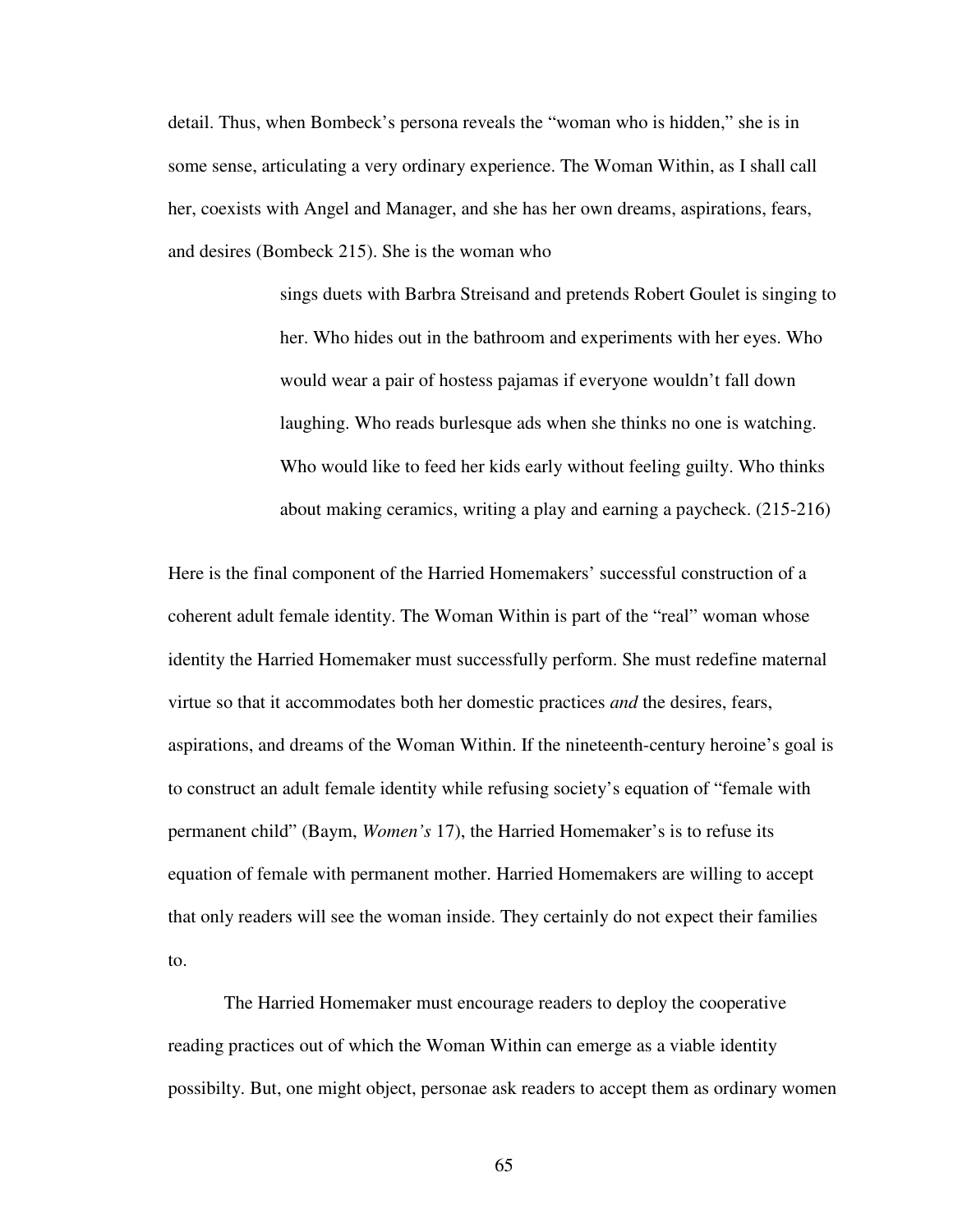detail. Thus, when Bombeck's persona reveals the "woman who is hidden," she is in some sense, articulating a very ordinary experience. The Woman Within, as I shall call her, coexists with Angel and Manager, and she has her own dreams, aspirations, fears, and desires (Bombeck 215). She is the woman who

> sings duets with Barbra Streisand and pretends Robert Goulet is singing to her. Who hides out in the bathroom and experiments with her eyes. Who would wear a pair of hostess pajamas if everyone wouldn't fall down laughing. Who reads burlesque ads when she thinks no one is watching. Who would like to feed her kids early without feeling guilty. Who thinks about making ceramics, writing a play and earning a paycheck. (215-216)

Here is the final component of the Harried Homemakers' successful construction of a coherent adult female identity. The Woman Within is part of the "real" woman whose identity the Harried Homemaker must successfully perform. She must redefine maternal virtue so that it accommodates both her domestic practices *and* the desires, fears, aspirations, and dreams of the Woman Within. If the nineteenth-century heroine's goal is to construct an adult female identity while refusing society's equation of "female with permanent child" (Baym, *Women's* 17), the Harried Homemaker's is to refuse its equation of female with permanent mother. Harried Homemakers are willing to accept that only readers will see the woman inside. They certainly do not expect their families to.

The Harried Homemaker must encourage readers to deploy the cooperative reading practices out of which the Woman Within can emerge as a viable identity possibilty. But, one might object, personae ask readers to accept them as ordinary women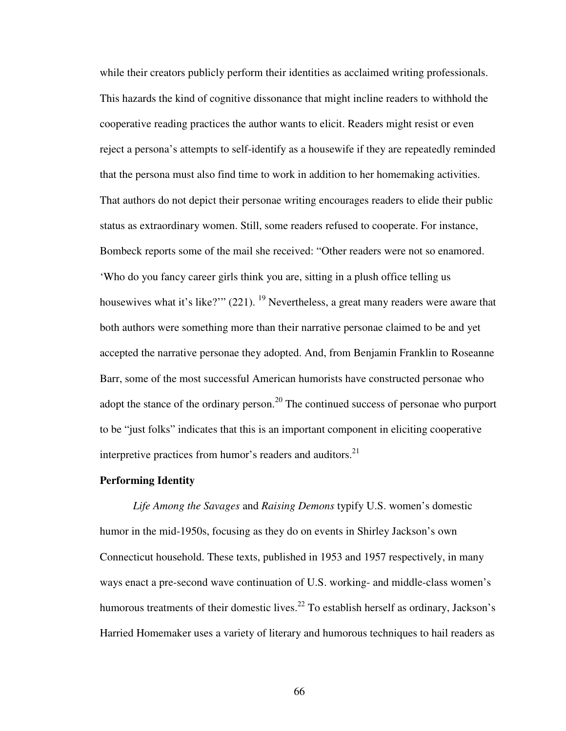while their creators publicly perform their identities as acclaimed writing professionals. This hazards the kind of cognitive dissonance that might incline readers to withhold the cooperative reading practices the author wants to elicit. Readers might resist or even reject a persona's attempts to self-identify as a housewife if they are repeatedly reminded that the persona must also find time to work in addition to her homemaking activities. That authors do not depict their personae writing encourages readers to elide their public status as extraordinary women. Still, some readers refused to cooperate. For instance, Bombeck reports some of the mail she received: "Other readers were not so enamored. 'Who do you fancy career girls think you are, sitting in a plush office telling us housewives what it's like?'" (221). [19] Nevertheless, a great many readers were aware that both authors were something more than their narrative personae claimed to be and yet accepted the narrative personae they adopted. And, from Benjamin Franklin to Roseanne Barr, some of the most successful American humorists have constructed personae who adopt the stance of the ordinary person.[20] The continued success of personae who purport to be "just folks" indicates that this is an important component in eliciting cooperative interpretive practices from humor's readers and auditors.[21]

### Performing Identity

*Life Among the Savages* and *Raising Demons* typify U.S. women's domestic humor in the mid-1950s, focusing as they do on events in Shirley Jackson's own Connecticut household. These texts, published in 1953 and 1957 respectively, in many ways enact a pre-second wave continuation of U.S. working- and middle-class women's humorous treatments of their domestic lives.[22] To establish herself as ordinary, Jackson's Harried Homemaker uses a variety of literary and humorous techniques to hail readers as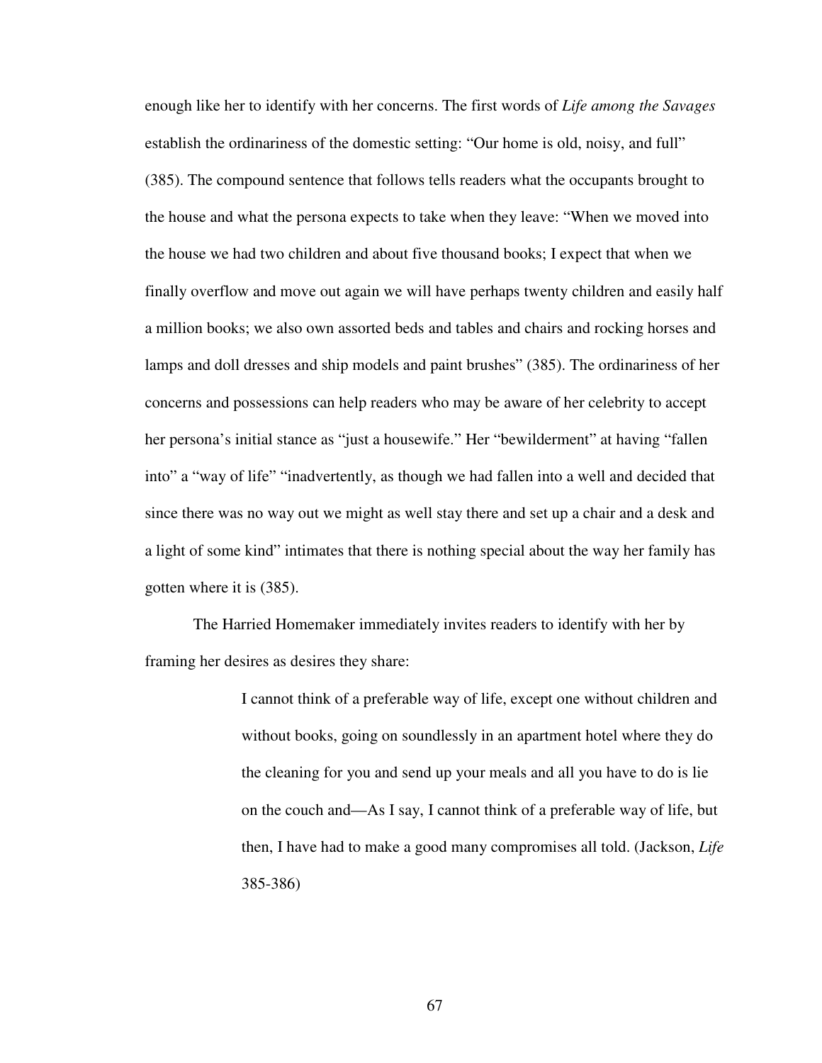enough like her to identify with her concerns. The first words of *Life among the Savages* establish the ordinariness of the domestic setting: "Our home is old, noisy, and full" (385). The compound sentence that follows tells readers what the occupants brought to the house and what the persona expects to take when they leave: "When we moved into the house we had two children and about five thousand books; I expect that when we finally overflow and move out again we will have perhaps twenty children and easily half a million books; we also own assorted beds and tables and chairs and rocking horses and lamps and doll dresses and ship models and paint brushes" (385). The ordinariness of her concerns and possessions can help readers who may be aware of her celebrity to accept her persona's initial stance as "just a housewife." Her "bewilderment" at having "fallen into" a "way of life" "inadvertently, as though we had fallen into a well and decided that since there was no way out we might as well stay there and set up a chair and a desk and a light of some kind" intimates that there is nothing special about the way her family has gotten where it is (385).

The Harried Homemaker immediately invites readers to identify with her by framing her desires as desires they share:

> I cannot think of a preferable way of life, except one without children and without books, going on soundlessly in an apartment hotel where they do the cleaning for you and send up your meals and all you have to do is lie on the couch and—As I say, I cannot think of a preferable way of life, but then, I have had to make a good many compromises all told. (Jackson, *Life* 385-386)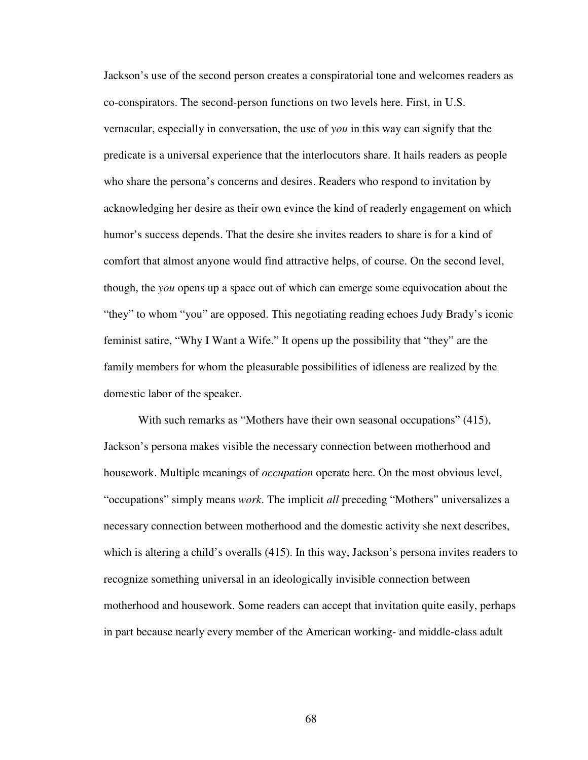Jackson's use of the second person creates a conspiratorial tone and welcomes readers as co-conspirators. The second-person functions on two levels here. First, in U.S. vernacular, especially in conversation, the use of *you* in this way can signify that the predicate is a universal experience that the interlocutors share. It hails readers as people who share the persona's concerns and desires. Readers who respond to invitation by acknowledging her desire as their own evince the kind of readerly engagement on which humor's success depends. That the desire she invites readers to share is for a kind of comfort that almost anyone would find attractive helps, of course. On the second level, though, the *you* opens up a space out of which can emerge some equivocation about the "they" to whom "you" are opposed. This negotiating reading echoes Judy Brady's iconic feminist satire, "Why I Want a Wife." It opens up the possibility that "they" are the family members for whom the pleasurable possibilities of idleness are realized by the domestic labor of the speaker.

With such remarks as "Mothers have their own seasonal occupations" (415), Jackson's persona makes visible the necessary connection between motherhood and housework. Multiple meanings of *occupation* operate here. On the most obvious level, "occupations" simply means *work*. The implicit *all* preceding "Mothers" universalizes a necessary connection between motherhood and the domestic activity she next describes, which is altering a child's overalls (415). In this way, Jackson's persona invites readers to recognize something universal in an ideologically invisible connection between motherhood and housework. Some readers can accept that invitation quite easily, perhaps in part because nearly every member of the American working- and middle-class adult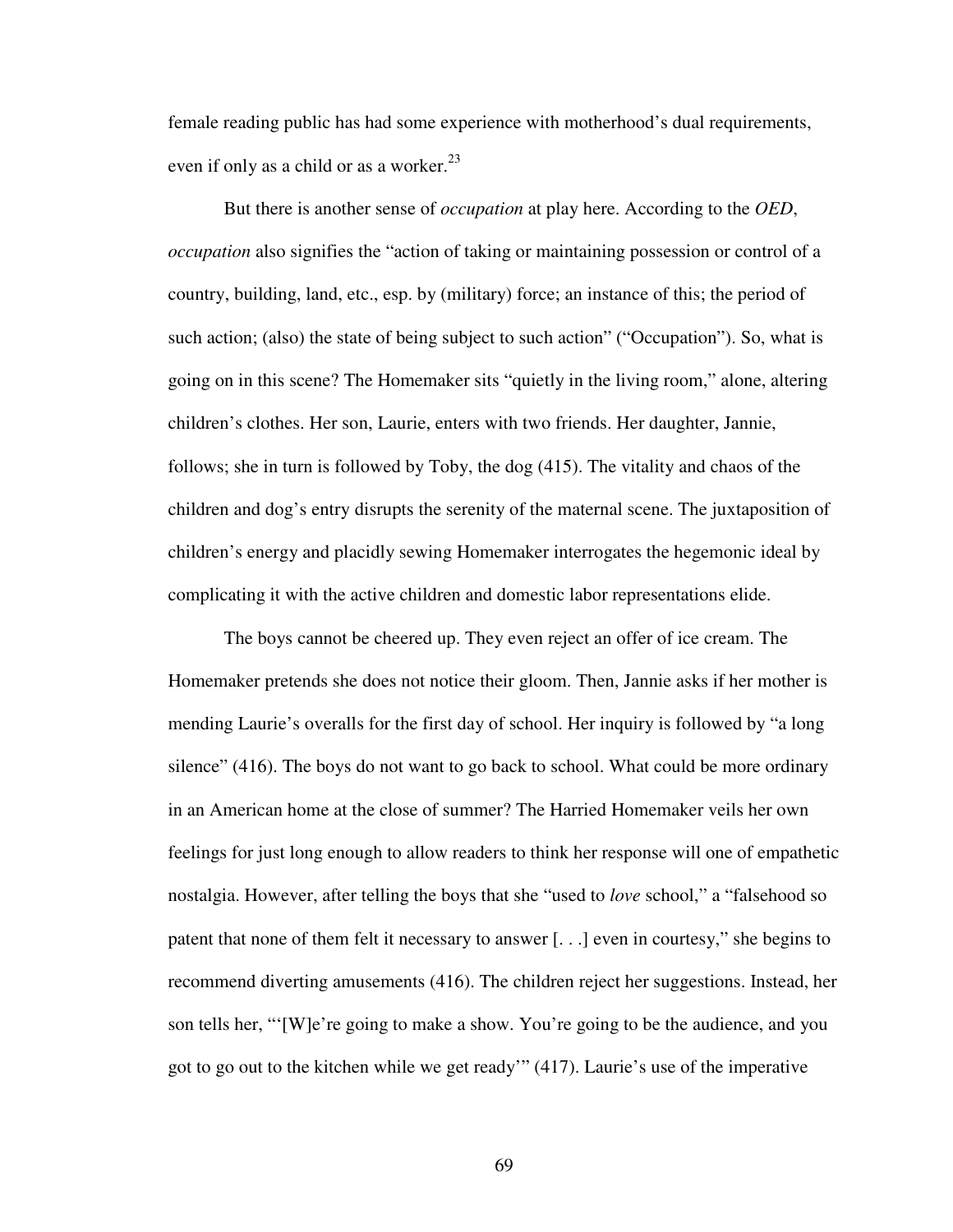female reading public has had some experience with motherhood's dual requirements, even if only as a child or as a worker.[23]

But there is another sense of *occupation* at play here. According to the *OED*, *occupation* also signifies the "action of taking or maintaining possession or control of a country, building, land, etc., esp. by (military) force; an instance of this; the period of such action; (also) the state of being subject to such action" ("Occupation"). So, what is going on in this scene? The Homemaker sits "quietly in the living room," alone, altering children's clothes. Her son, Laurie, enters with two friends. Her daughter, Jannie, follows; she in turn is followed by Toby, the dog (415). The vitality and chaos of the children and dog's entry disrupts the serenity of the maternal scene. The juxtaposition of children's energy and placidly sewing Homemaker interrogates the hegemonic ideal by complicating it with the active children and domestic labor representations elide.

The boys cannot be cheered up. They even reject an offer of ice cream. The Homemaker pretends she does not notice their gloom. Then, Jannie asks if her mother is mending Laurie's overalls for the first day of school. Her inquiry is followed by "a long silence" (416). The boys do not want to go back to school. What could be more ordinary in an American home at the close of summer? The Harried Homemaker veils her own feelings for just long enough to allow readers to think her response will one of empathetic nostalgia. However, after telling the boys that she "used to *love* school," a "falsehood so patent that none of them felt it necessary to answer [. . .] even in courtesy," she begins to recommend diverting amusements (416). The children reject her suggestions. Instead, her son tells her, "'[W]e're going to make a show. You're going to be the audience, and you got to go out to the kitchen while we get ready'" (417). Laurie's use of the imperative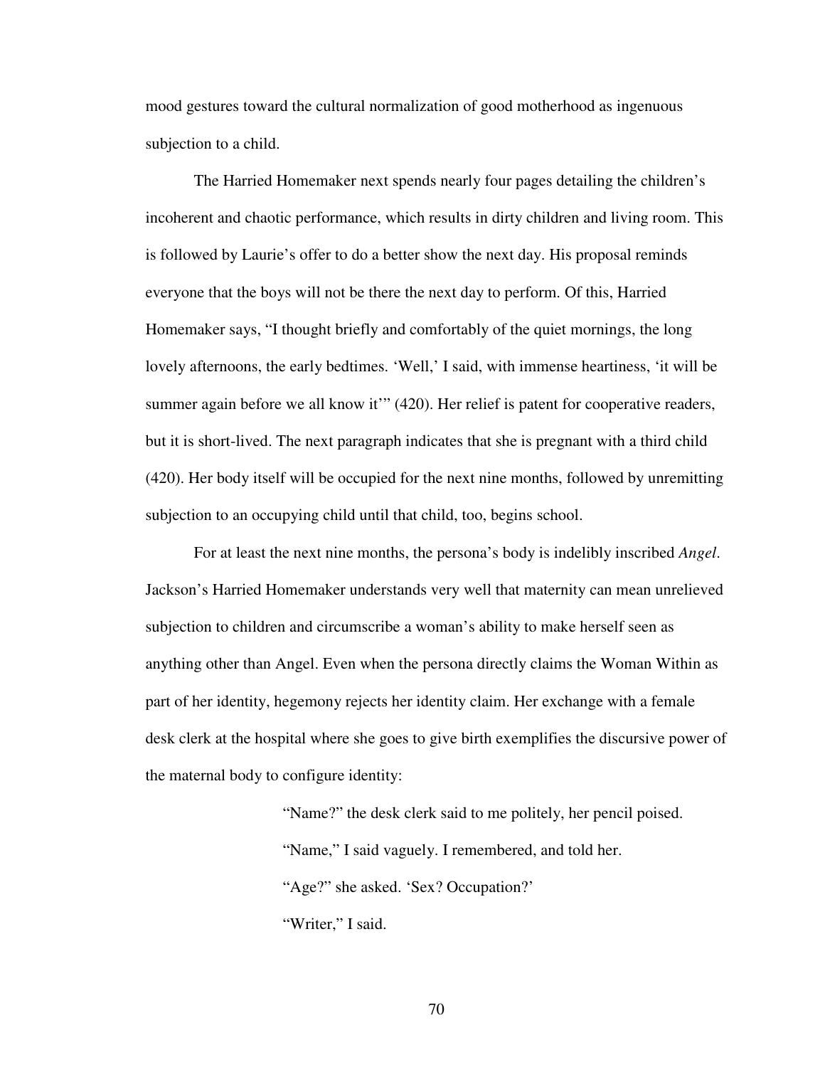mood gestures toward the cultural normalization of good motherhood as ingenuous subjection to a child.

The Harried Homemaker next spends nearly four pages detailing the children's incoherent and chaotic performance, which results in dirty children and living room. This is followed by Laurie's offer to do a better show the next day. His proposal reminds everyone that the boys will not be there the next day to perform. Of this, Harried Homemaker says, "I thought briefly and comfortably of the quiet mornings, the long lovely afternoons, the early bedtimes. 'Well,' I said, with immense heartiness, 'it will be summer again before we all know it'" (420). Her relief is patent for cooperative readers, but it is short-lived. The next paragraph indicates that she is pregnant with a third child (420). Her body itself will be occupied for the next nine months, followed by unremitting subjection to an occupying child until that child, too, begins school.

For at least the next nine months, the persona's body is indelibly inscribed *Angel*. Jackson's Harried Homemaker understands very well that maternity can mean unrelieved subjection to children and circumscribe a woman's ability to make herself seen as anything other than Angel. Even when the persona directly claims the Woman Within as part of her identity, hegemony rejects her identity claim. Her exchange with a female desk clerk at the hospital where she goes to give birth exemplifies the discursive power of the maternal body to configure identity:

> "Name?" the desk clerk said to me politely, her pencil poised.
>
> "Name," I said vaguely. I remembered, and told her.
>
> "Age?" she asked. 'Sex? Occupation?'
>
> "Writer," I said.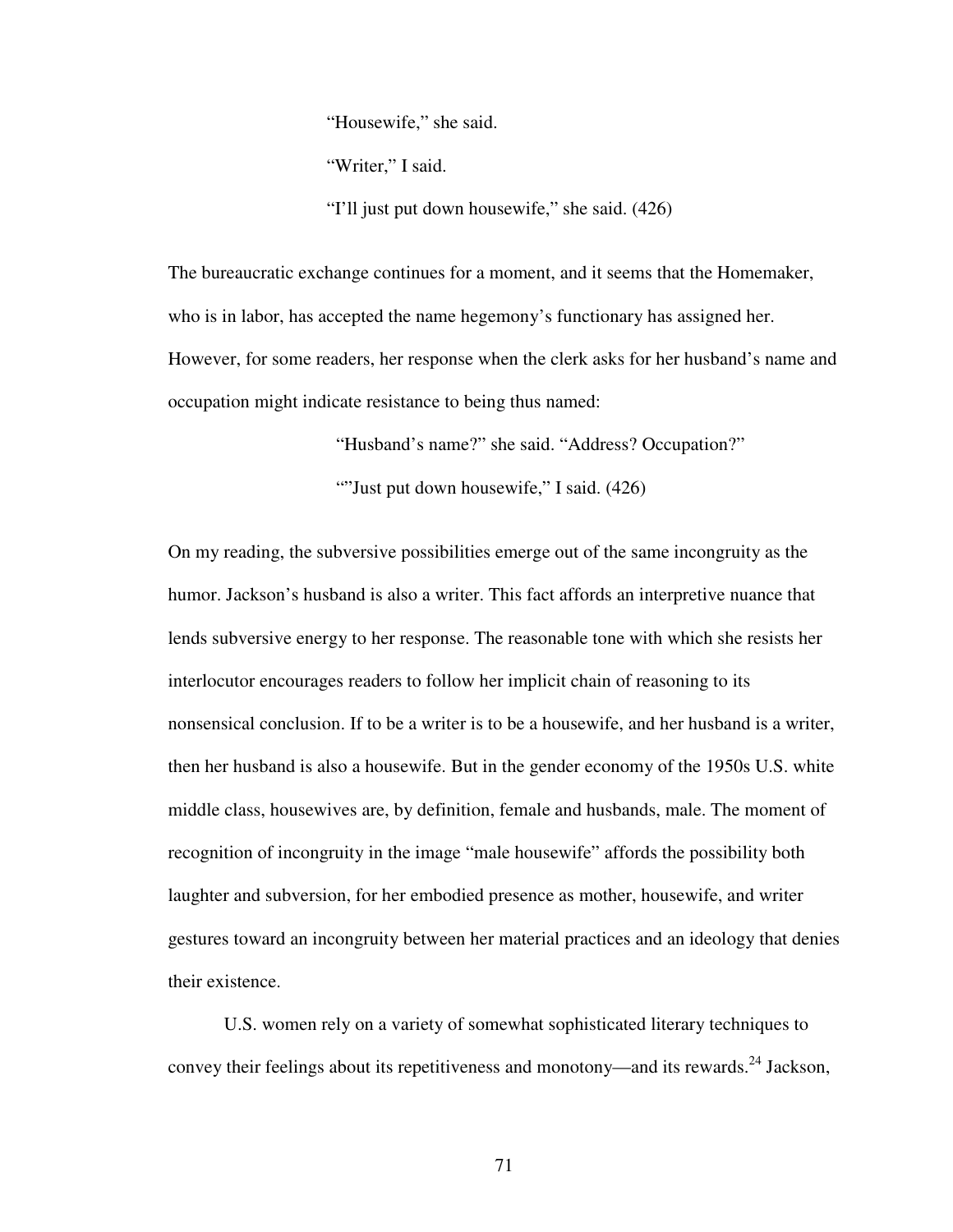"Housewife," she said.

"Writer," I said.

"I'll just put down housewife," she said. (426)

The bureaucratic exchange continues for a moment, and it seems that the Homemaker, who is in labor, has accepted the name hegemony's functionary has assigned her. However, for some readers, her response when the clerk asks for her husband's name and occupation might indicate resistance to being thus named:

"Husband's name?" she said. "Address? Occupation?"

""Just put down housewife," I said. (426)

On my reading, the subversive possibilities emerge out of the same incongruity as the humor. Jackson's husband is also a writer. This fact affords an interpretive nuance that lends subversive energy to her response. The reasonable tone with which she resists her interlocutor encourages readers to follow her implicit chain of reasoning to its nonsensical conclusion. If to be a writer is to be a housewife, and her husband is a writer, then her husband is also a housewife. But in the gender economy of the 1950s U.S. white middle class, housewives are, by definition, female and husbands, male. The moment of recognition of incongruity in the image "male housewife" affords the possibility both laughter and subversion, for her embodied presence as mother, housewife, and writer gestures toward an incongruity between her material practices and an ideology that denies their existence.

U.S. women rely on a variety of somewhat sophisticated literary techniques to convey their feelings about its repetitiveness and monotony—and its rewards.[24] Jackson,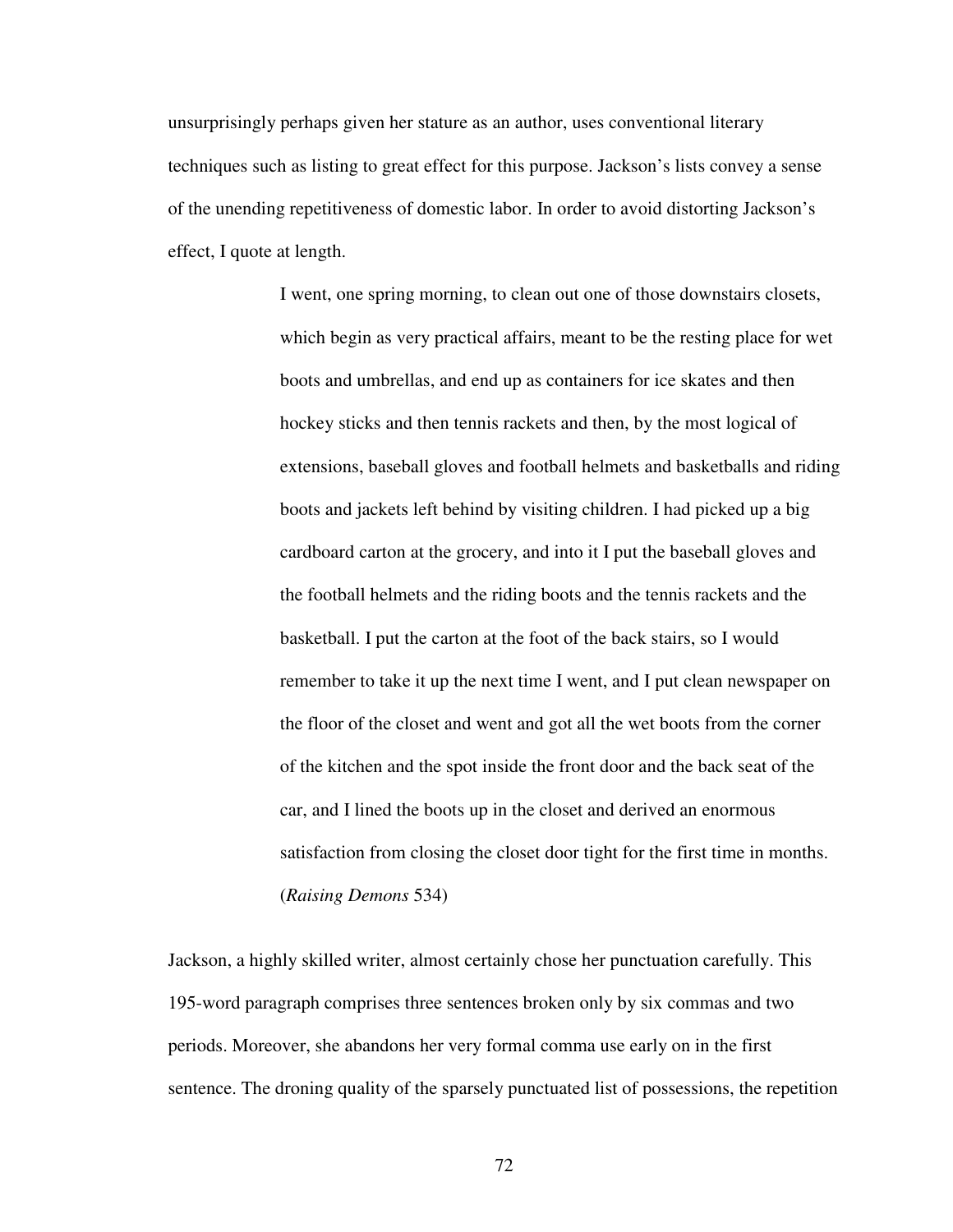unsurprisingly perhaps given her stature as an author, uses conventional literary techniques such as listing to great effect for this purpose. Jackson's lists convey a sense of the unending repetitiveness of domestic labor. In order to avoid distorting Jackson's effect, I quote at length.

> I went, one spring morning, to clean out one of those downstairs closets, which begin as very practical affairs, meant to be the resting place for wet boots and umbrellas, and end up as containers for ice skates and then hockey sticks and then tennis rackets and then, by the most logical of extensions, baseball gloves and football helmets and basketballs and riding boots and jackets left behind by visiting children. I had picked up a big cardboard carton at the grocery, and into it I put the baseball gloves and the football helmets and the riding boots and the tennis rackets and the basketball. I put the carton at the foot of the back stairs, so I would remember to take it up the next time I went, and I put clean newspaper on the floor of the closet and went and got all the wet boots from the corner of the kitchen and the spot inside the front door and the back seat of the car, and I lined the boots up in the closet and derived an enormous satisfaction from closing the closet door tight for the first time in months. (*Raising Demons* 534)

Jackson, a highly skilled writer, almost certainly chose her punctuation carefully. This 195-word paragraph comprises three sentences broken only by six commas and two periods. Moreover, she abandons her very formal comma use early on in the first sentence. The droning quality of the sparsely punctuated list of possessions, the repetition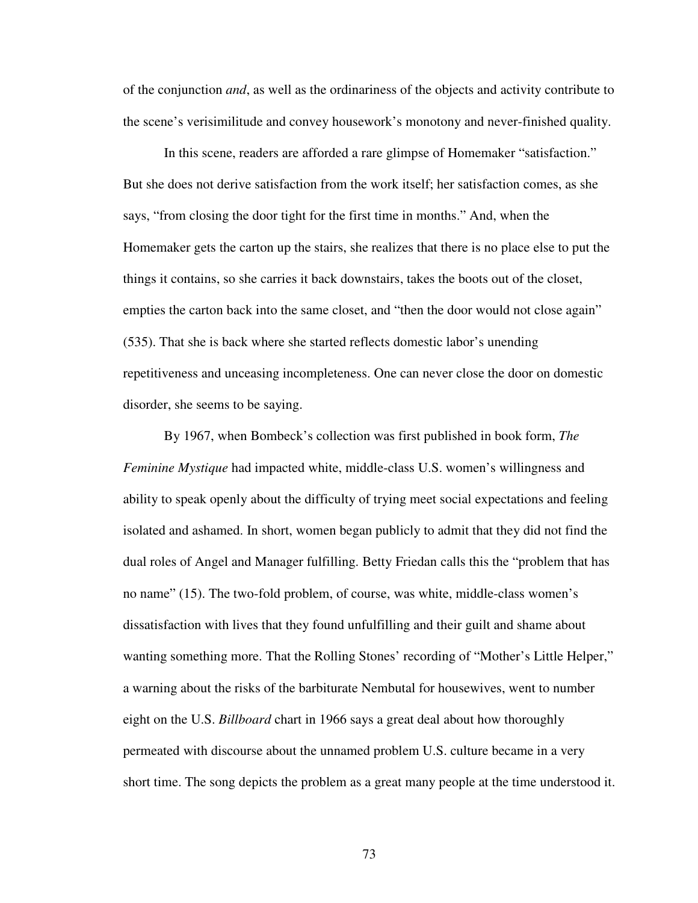of the conjunction *and*, as well as the ordinariness of the objects and activity contribute to the scene's verisimilitude and convey housework's monotony and never-finished quality.

In this scene, readers are afforded a rare glimpse of Homemaker "satisfaction." But she does not derive satisfaction from the work itself; her satisfaction comes, as she says, "from closing the door tight for the first time in months." And, when the Homemaker gets the carton up the stairs, she realizes that there is no place else to put the things it contains, so she carries it back downstairs, takes the boots out of the closet, empties the carton back into the same closet, and "then the door would not close again" (535). That she is back where she started reflects domestic labor's unending repetitiveness and unceasing incompleteness. One can never close the door on domestic disorder, she seems to be saying.

By 1967, when Bombeck's collection was first published in book form, *The Feminine Mystique* had impacted white, middle-class U.S. women's willingness and ability to speak openly about the difficulty of trying meet social expectations and feeling isolated and ashamed. In short, women began publicly to admit that they did not find the dual roles of Angel and Manager fulfilling. Betty Friedan calls this the "problem that has no name" (15). The two-fold problem, of course, was white, middle-class women's dissatisfaction with lives that they found unfulfilling and their guilt and shame about wanting something more. That the Rolling Stones' recording of "Mother's Little Helper," a warning about the risks of the barbiturate Nembutal for housewives, went to number eight on the U.S. *Billboard* chart in 1966 says a great deal about how thoroughly permeated with discourse about the unnamed problem U.S. culture became in a very short time. The song depicts the problem as a great many people at the time understood it.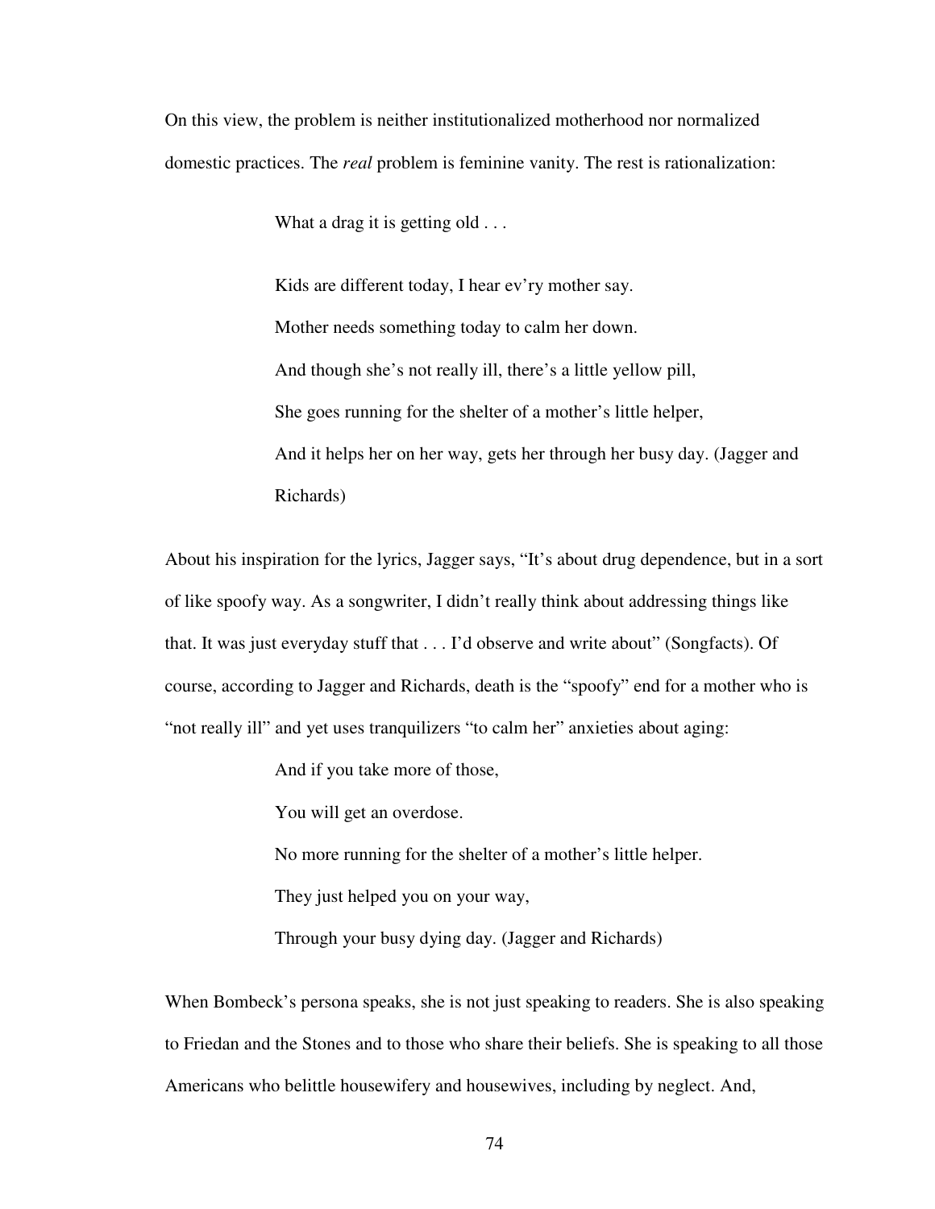On this view, the problem is neither institutionalized motherhood nor normalized domestic practices. The *real* problem is feminine vanity. The rest is rationalization:

> What a drag it is getting old . . .
>
> Kids are different today, I hear ev'ry mother say.
> Mother needs something today to calm her down.
> And though she's not really ill, there's a little yellow pill,
> She goes running for the shelter of a mother's little helper,
> And it helps her on her way, gets her through her busy day. (Jagger and Richards)

About his inspiration for the lyrics, Jagger says, "It's about drug dependence, but in a sort of like spoofy way. As a songwriter, I didn't really think about addressing things like that. It was just everyday stuff that . . . I'd observe and write about" (Songfacts). Of course, according to Jagger and Richards, death is the "spoofy" end for a mother who is "not really ill" and yet uses tranquilizers "to calm her" anxieties about aging:

> And if you take more of those,
> You will get an overdose.
> No more running for the shelter of a mother's little helper.
> They just helped you on your way,
> Through your busy dying day. (Jagger and Richards)

When Bombeck's persona speaks, she is not just speaking to readers. She is also speaking to Friedan and the Stones and to those who share their beliefs. She is speaking to all those Americans who belittle housewifery and housewives, including by neglect. And,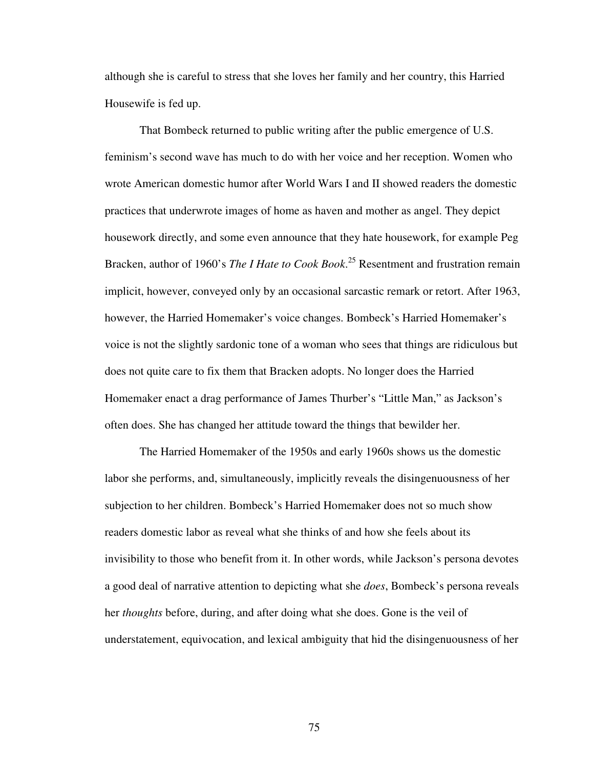although she is careful to stress that she loves her family and her country, this Harried Housewife is fed up.

That Bombeck returned to public writing after the public emergence of U.S. feminism's second wave has much to do with her voice and her reception. Women who wrote American domestic humor after World Wars I and II showed readers the domestic practices that underwrote images of home as haven and mother as angel. They depict housework directly, and some even announce that they hate housework, for example Peg Bracken, author of 1960's *The I Hate to Cook Book*.[25] Resentment and frustration remain implicit, however, conveyed only by an occasional sarcastic remark or retort. After 1963, however, the Harried Homemaker's voice changes. Bombeck's Harried Homemaker's voice is not the slightly sardonic tone of a woman who sees that things are ridiculous but does not quite care to fix them that Bracken adopts. No longer does the Harried Homemaker enact a drag performance of James Thurber's "Little Man," as Jackson's often does. She has changed her attitude toward the things that bewilder her.

The Harried Homemaker of the 1950s and early 1960s shows us the domestic labor she performs, and, simultaneously, implicitly reveals the disingenuousness of her subjection to her children. Bombeck's Harried Homemaker does not so much show readers domestic labor as reveal what she thinks of and how she feels about its invisibility to those who benefit from it. In other words, while Jackson's persona devotes a good deal of narrative attention to depicting what she *does*, Bombeck's persona reveals her *thoughts* before, during, and after doing what she does. Gone is the veil of understatement, equivocation, and lexical ambiguity that hid the disingenuousness of her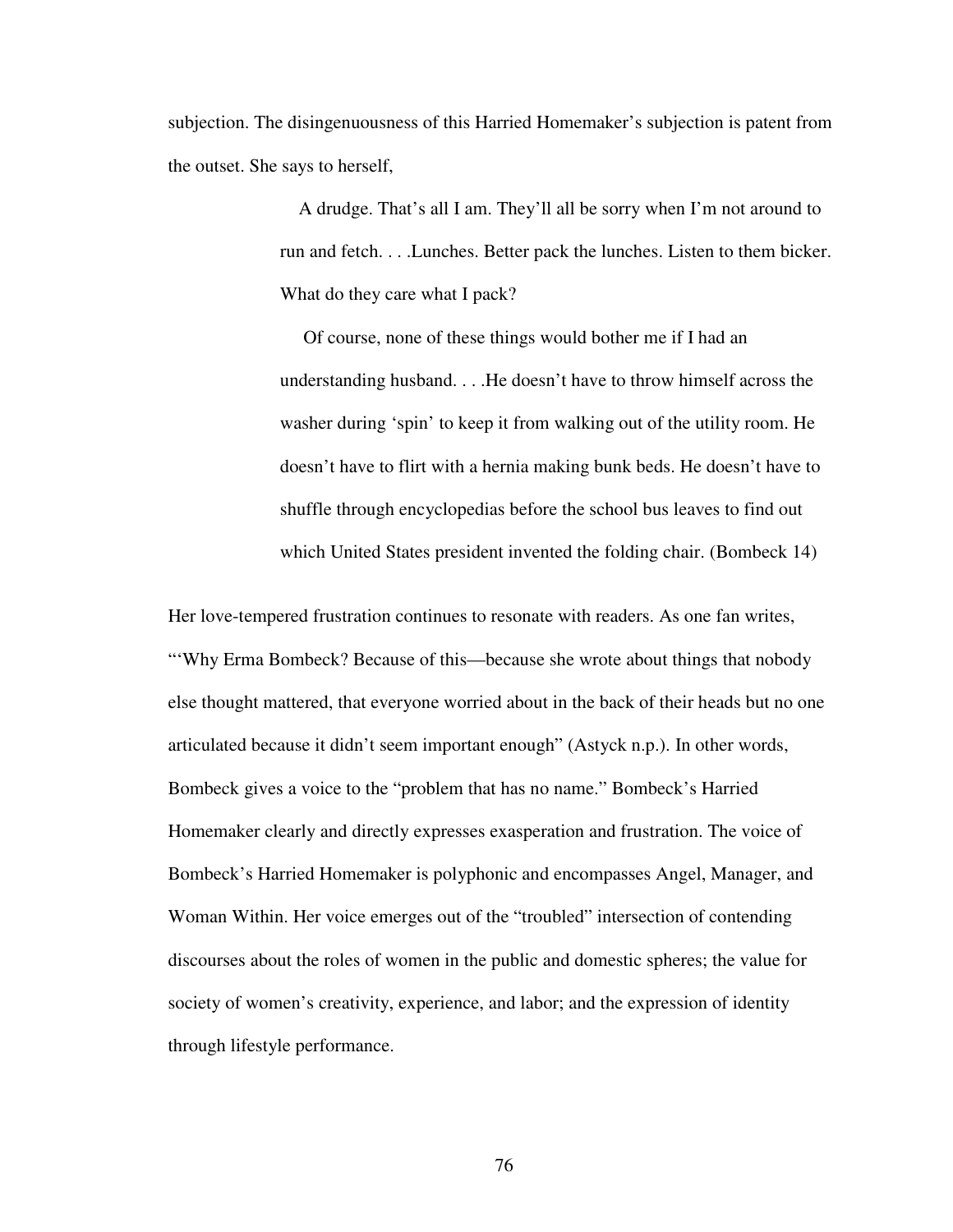subjection. The disingenuousness of this Harried Homemaker's subjection is patent from the outset. She says to herself,

> A drudge. That's all I am. They'll all be sorry when I'm not around to run and fetch. . . .Lunches. Better pack the lunches. Listen to them bicker. What do they care what I pack?
>
> Of course, none of these things would bother me if I had an understanding husband. . . .He doesn't have to throw himself across the washer during 'spin' to keep it from walking out of the utility room. He doesn't have to flirt with a hernia making bunk beds. He doesn't have to shuffle through encyclopedias before the school bus leaves to find out which United States president invented the folding chair. (Bombeck 14)

Her love-tempered frustration continues to resonate with readers. As one fan writes, "'Why Erma Bombeck? Because of this—because she wrote about things that nobody else thought mattered, that everyone worried about in the back of their heads but no one articulated because it didn't seem important enough" (Astyck n.p.). In other words, Bombeck gives a voice to the "problem that has no name." Bombeck's Harried Homemaker clearly and directly expresses exasperation and frustration. The voice of Bombeck's Harried Homemaker is polyphonic and encompasses Angel, Manager, and Woman Within. Her voice emerges out of the "troubled" intersection of contending discourses about the roles of women in the public and domestic spheres; the value for society of women's creativity, experience, and labor; and the expression of identity through lifestyle performance.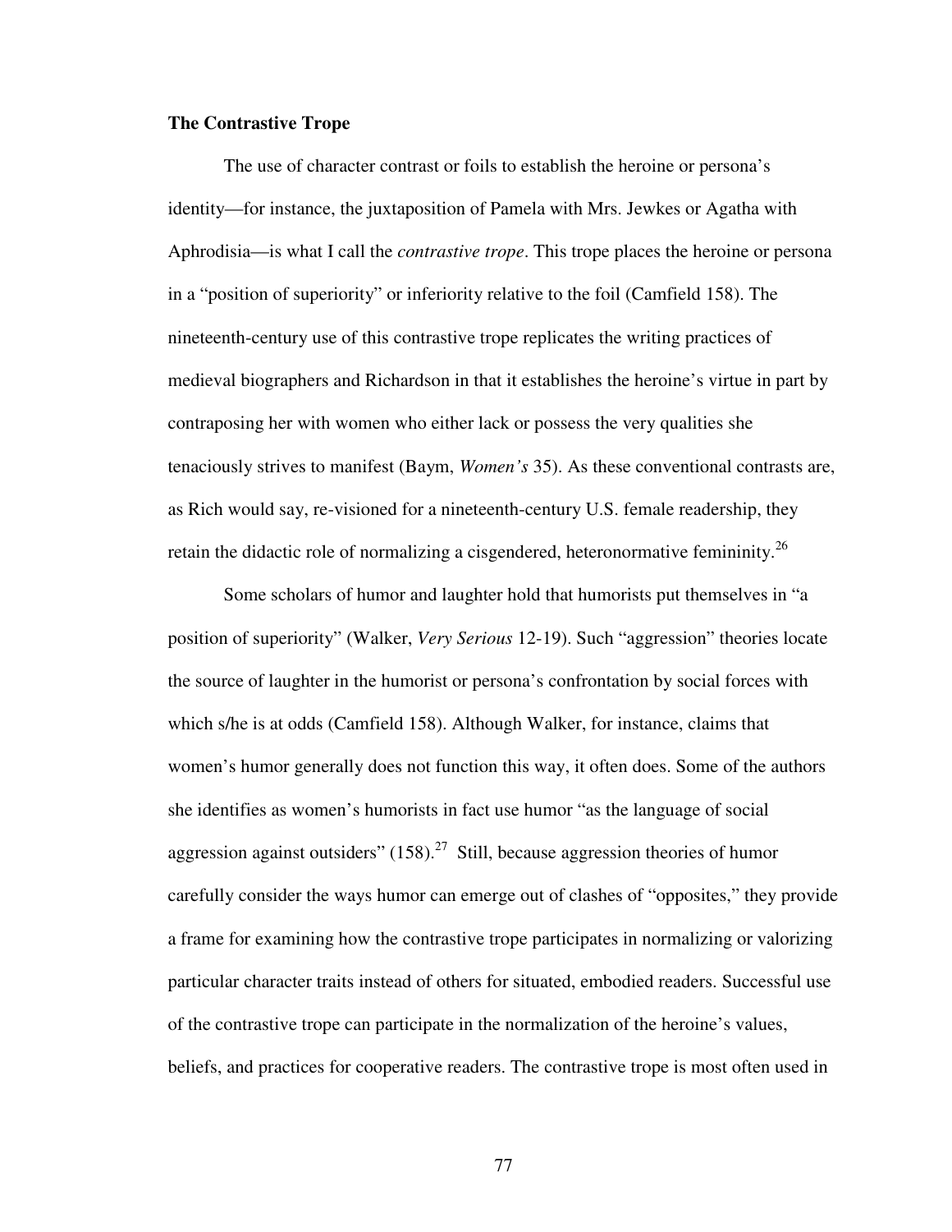**The Contrastive Trope**

The use of character contrast or foils to establish the heroine or persona's identity—for instance, the juxtaposition of Pamela with Mrs. Jewkes or Agatha with Aphrodisia—is what I call the *contrastive trope*. This trope places the heroine or persona in a "position of superiority" or inferiority relative to the foil (Camfield 158). The nineteenth-century use of this contrastive trope replicates the writing practices of medieval biographers and Richardson in that it establishes the heroine's virtue in part by contraposing her with women who either lack or possess the very qualities she tenaciously strives to manifest (Baym, *Women's* 35). As these conventional contrasts are, as Rich would say, re-visioned for a nineteenth-century U.S. female readership, they retain the didactic role of normalizing a cisgendered, heteronormative femininity.[26]

Some scholars of humor and laughter hold that humorists put themselves in "a position of superiority" (Walker, *Very Serious* 12-19). Such "aggression" theories locate the source of laughter in the humorist or persona's confrontation by social forces with which s/he is at odds (Camfield 158). Although Walker, for instance, claims that women's humor generally does not function this way, it often does. Some of the authors she identifies as women's humorists in fact use humor "as the language of social aggression against outsiders" (158).[27] Still, because aggression theories of humor carefully consider the ways humor can emerge out of clashes of "opposites," they provide a frame for examining how the contrastive trope participates in normalizing or valorizing particular character traits instead of others for situated, embodied readers. Successful use of the contrastive trope can participate in the normalization of the heroine's values, beliefs, and practices for cooperative readers. The contrastive trope is most often used in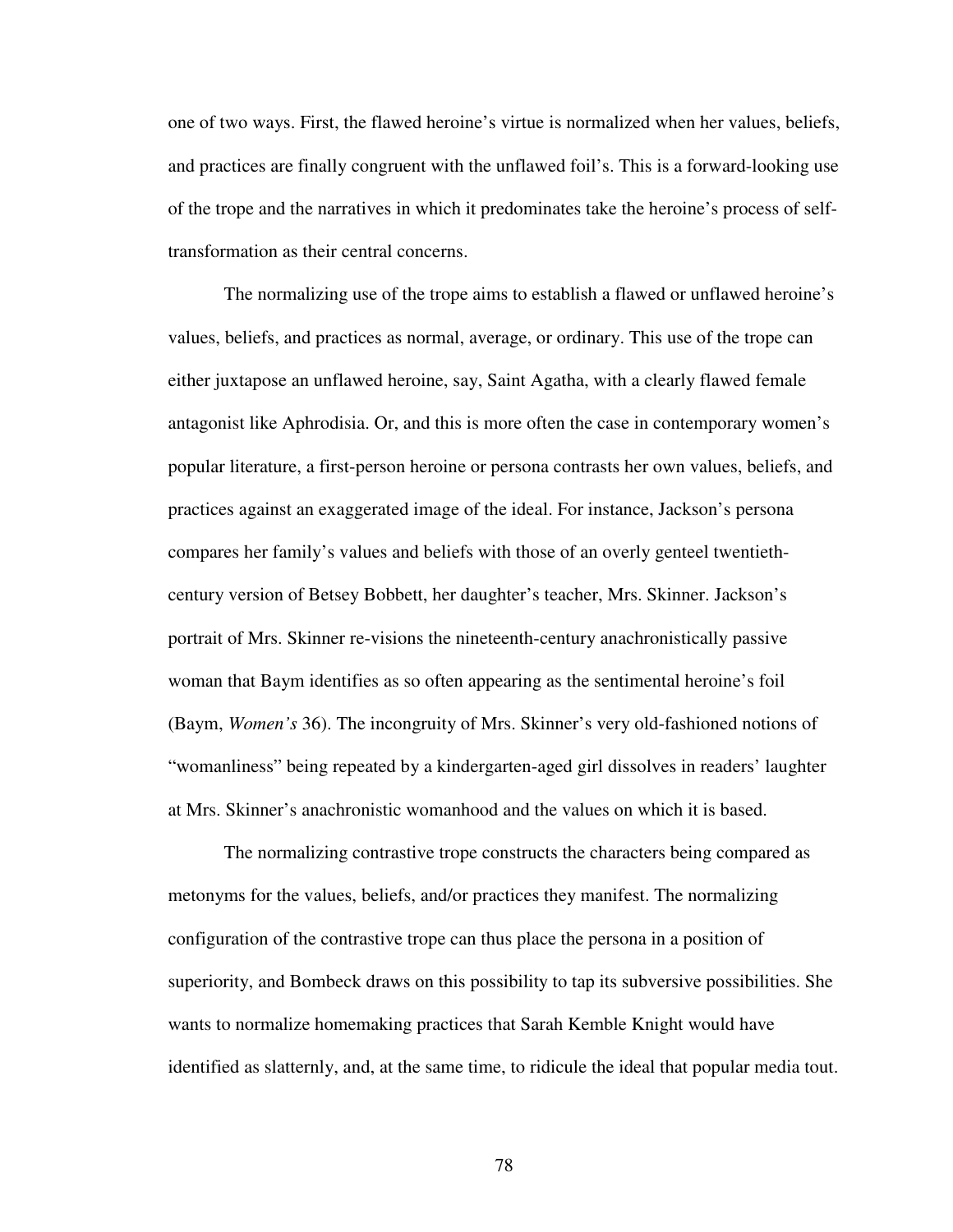one of two ways. First, the flawed heroine's virtue is normalized when her values, beliefs, and practices are finally congruent with the unflawed foil's. This is a forward-looking use of the trope and the narratives in which it predominates take the heroine's process of self-transformation as their central concerns.

The normalizing use of the trope aims to establish a flawed or unflawed heroine's values, beliefs, and practices as normal, average, or ordinary. This use of the trope can either juxtapose an unflawed heroine, say, Saint Agatha, with a clearly flawed female antagonist like Aphrodisia. Or, and this is more often the case in contemporary women's popular literature, a first-person heroine or persona contrasts her own values, beliefs, and practices against an exaggerated image of the ideal. For instance, Jackson's persona compares her family's values and beliefs with those of an overly genteel twentieth-century version of Betsey Bobbett, her daughter's teacher, Mrs. Skinner. Jackson's portrait of Mrs. Skinner re-visions the nineteenth-century anachronistically passive woman that Baym identifies as so often appearing as the sentimental heroine's foil (Baym, *Women's* 36). The incongruity of Mrs. Skinner's very old-fashioned notions of "womanliness" being repeated by a kindergarten-aged girl dissolves in readers' laughter at Mrs. Skinner's anachronistic womanhood and the values on which it is based.

The normalizing contrastive trope constructs the characters being compared as metonyms for the values, beliefs, and/or practices they manifest. The normalizing configuration of the contrastive trope can thus place the persona in a position of superiority, and Bombeck draws on this possibility to tap its subversive possibilities. She wants to normalize homemaking practices that Sarah Kemble Knight would have identified as slatternly, and, at the same time, to ridicule the ideal that popular media tout.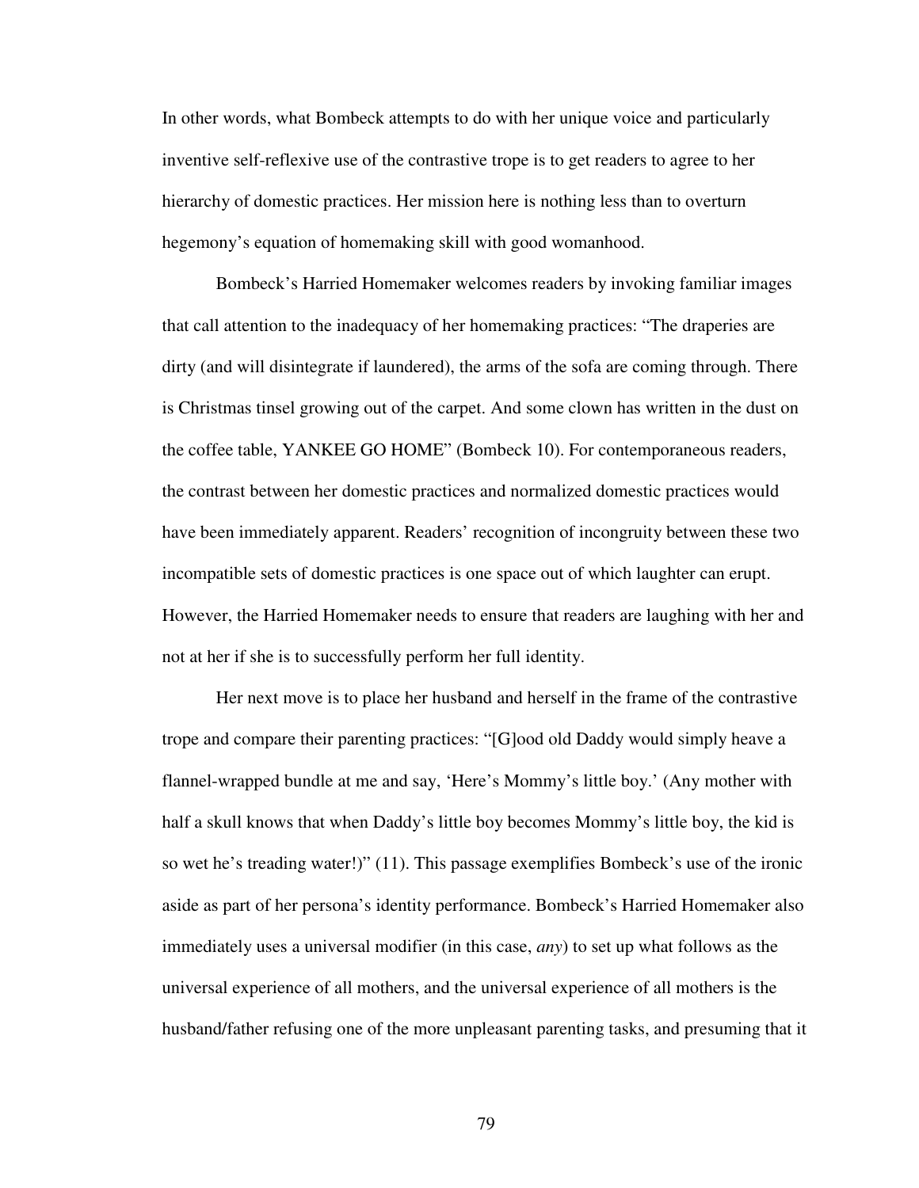In other words, what Bombeck attempts to do with her unique voice and particularly inventive self-reflexive use of the contrastive trope is to get readers to agree to her hierarchy of domestic practices. Her mission here is nothing less than to overturn hegemony's equation of homemaking skill with good womanhood.

Bombeck's Harried Homemaker welcomes readers by invoking familiar images that call attention to the inadequacy of her homemaking practices: "The draperies are dirty (and will disintegrate if laundered), the arms of the sofa are coming through. There is Christmas tinsel growing out of the carpet. And some clown has written in the dust on the coffee table, YANKEE GO HOME" (Bombeck 10). For contemporaneous readers, the contrast between her domestic practices and normalized domestic practices would have been immediately apparent. Readers' recognition of incongruity between these two incompatible sets of domestic practices is one space out of which laughter can erupt. However, the Harried Homemaker needs to ensure that readers are laughing with her and not at her if she is to successfully perform her full identity.

Her next move is to place her husband and herself in the frame of the contrastive trope and compare their parenting practices: "[G]ood old Daddy would simply heave a flannel-wrapped bundle at me and say, 'Here's Mommy's little boy.' (Any mother with half a skull knows that when Daddy's little boy becomes Mommy's little boy, the kid is so wet he's treading water!)" (11). This passage exemplifies Bombeck's use of the ironic aside as part of her persona's identity performance. Bombeck's Harried Homemaker also immediately uses a universal modifier (in this case, *any*) to set up what follows as the universal experience of all mothers, and the universal experience of all mothers is the husband/father refusing one of the more unpleasant parenting tasks, and presuming that it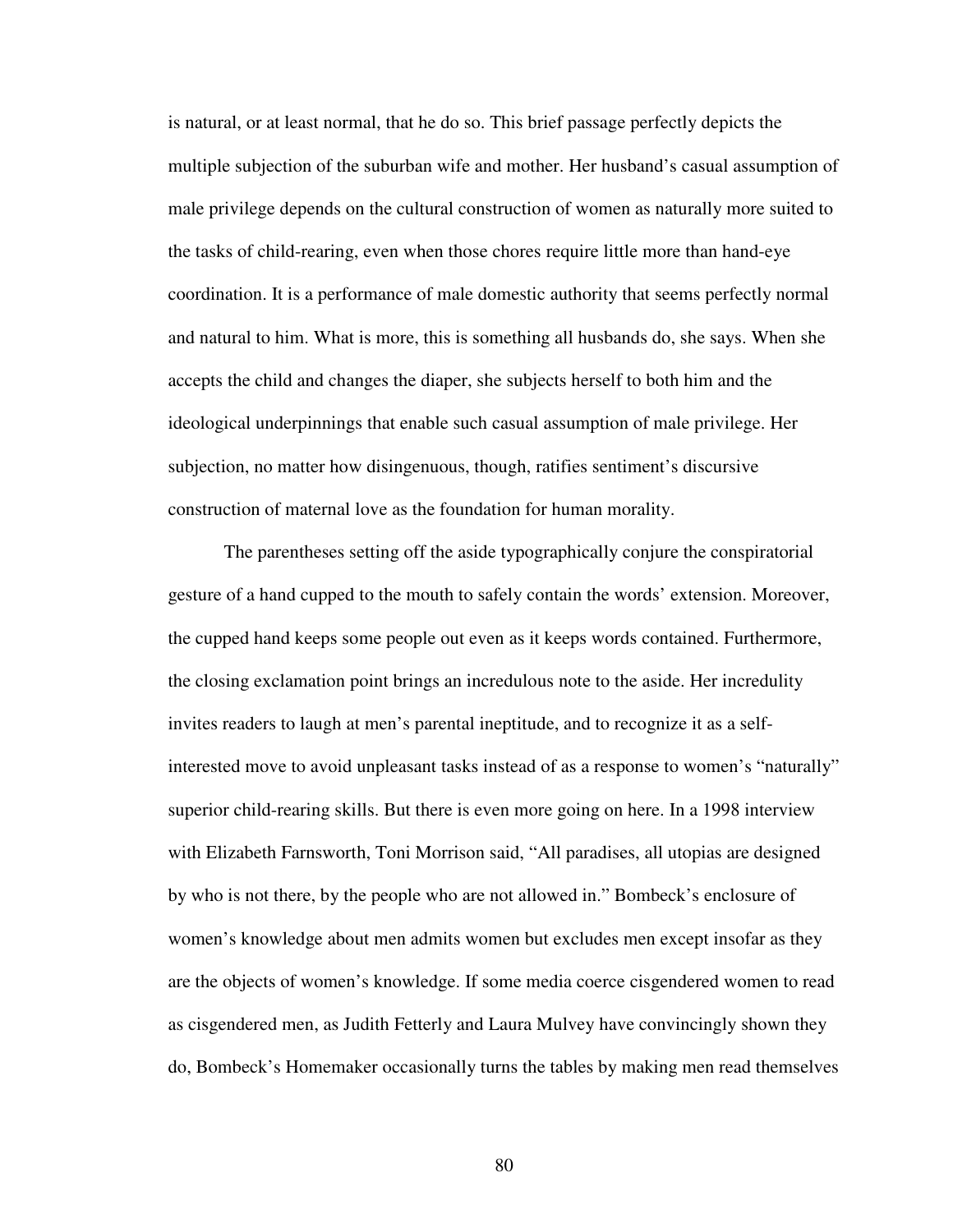is natural, or at least normal, that he do so. This brief passage perfectly depicts the multiple subjection of the suburban wife and mother. Her husband's casual assumption of male privilege depends on the cultural construction of women as naturally more suited to the tasks of child-rearing, even when those chores require little more than hand-eye coordination. It is a performance of male domestic authority that seems perfectly normal and natural to him. What is more, this is something all husbands do, she says. When she accepts the child and changes the diaper, she subjects herself to both him and the ideological underpinnings that enable such casual assumption of male privilege. Her subjection, no matter how disingenuous, though, ratifies sentiment's discursive construction of maternal love as the foundation for human morality.

The parentheses setting off the aside typographically conjure the conspiratorial gesture of a hand cupped to the mouth to safely contain the words' extension. Moreover, the cupped hand keeps some people out even as it keeps words contained. Furthermore, the closing exclamation point brings an incredulous note to the aside. Her incredulity invites readers to laugh at men's parental ineptitude, and to recognize it as a self-interested move to avoid unpleasant tasks instead of as a response to women's "naturally" superior child-rearing skills. But there is even more going on here. In a 1998 interview with Elizabeth Farnsworth, Toni Morrison said, "All paradises, all utopias are designed by who is not there, by the people who are not allowed in." Bombeck's enclosure of women's knowledge about men admits women but excludes men except insofar as they are the objects of women's knowledge. If some media coerce cisgendered women to read as cisgendered men, as Judith Fetterly and Laura Mulvey have convincingly shown they do, Bombeck's Homemaker occasionally turns the tables by making men read themselves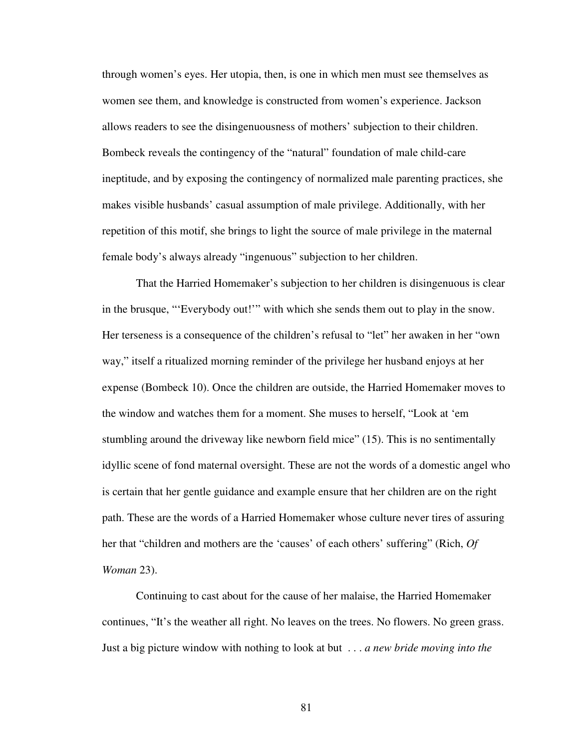through women's eyes. Her utopia, then, is one in which men must see themselves as women see them, and knowledge is constructed from women's experience. Jackson allows readers to see the disingenuousness of mothers' subjection to their children. Bombeck reveals the contingency of the "natural" foundation of male child-care ineptitude, and by exposing the contingency of normalized male parenting practices, she makes visible husbands' casual assumption of male privilege. Additionally, with her repetition of this motif, she brings to light the source of male privilege in the maternal female body's always already "ingenuous" subjection to her children.

That the Harried Homemaker's subjection to her children is disingenuous is clear in the brusque, "'Everybody out!'" with which she sends them out to play in the snow. Her terseness is a consequence of the children's refusal to "let" her awaken in her "own way," itself a ritualized morning reminder of the privilege her husband enjoys at her expense (Bombeck 10). Once the children are outside, the Harried Homemaker moves to the window and watches them for a moment. She muses to herself, "Look at 'em stumbling around the driveway like newborn field mice" (15). This is no sentimentally idyllic scene of fond maternal oversight. These are not the words of a domestic angel who is certain that her gentle guidance and example ensure that her children are on the right path. These are the words of a Harried Homemaker whose culture never tires of assuring her that "children and mothers are the 'causes' of each others' suffering" (Rich, *Of Woman* 23).

Continuing to cast about for the cause of her malaise, the Harried Homemaker continues, "It's the weather all right. No leaves on the trees. No flowers. No green grass. Just a big picture window with nothing to look at but . . . *a new bride moving into the*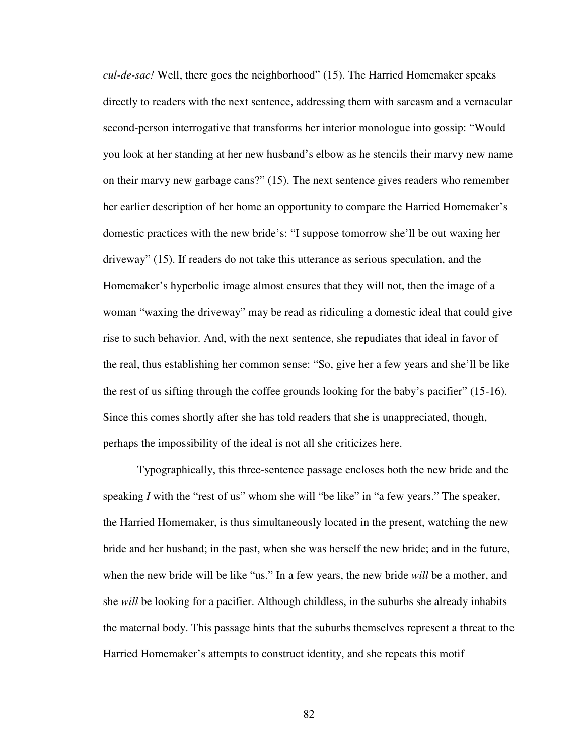*cul-de-sac!* Well, there goes the neighborhood" (15). The Harried Homemaker speaks directly to readers with the next sentence, addressing them with sarcasm and a vernacular second-person interrogative that transforms her interior monologue into gossip: "Would you look at her standing at her new husband's elbow as he stencils their marvy new name on their marvy new garbage cans?" (15). The next sentence gives readers who remember her earlier description of her home an opportunity to compare the Harried Homemaker's domestic practices with the new bride's: "I suppose tomorrow she'll be out waxing her driveway" (15). If readers do not take this utterance as serious speculation, and the Homemaker's hyperbolic image almost ensures that they will not, then the image of a woman "waxing the driveway" may be read as ridiculing a domestic ideal that could give rise to such behavior. And, with the next sentence, she repudiates that ideal in favor of the real, thus establishing her common sense: "So, give her a few years and she'll be like the rest of us sifting through the coffee grounds looking for the baby's pacifier" (15-16). Since this comes shortly after she has told readers that she is unappreciated, though, perhaps the impossibility of the ideal is not all she criticizes here.

Typographically, this three-sentence passage encloses both the new bride and the speaking *I* with the "rest of us" whom she will "be like" in "a few years." The speaker, the Harried Homemaker, is thus simultaneously located in the present, watching the new bride and her husband; in the past, when she was herself the new bride; and in the future, when the new bride will be like "us." In a few years, the new bride *will* be a mother, and she *will* be looking for a pacifier. Although childless, in the suburbs she already inhabits the maternal body. This passage hints that the suburbs themselves represent a threat to the Harried Homemaker's attempts to construct identity, and she repeats this motif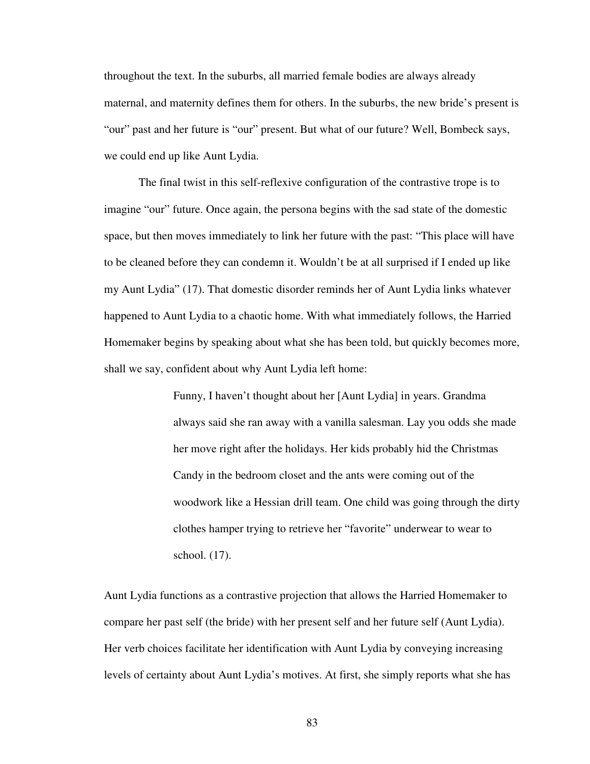throughout the text. In the suburbs, all married female bodies are always already maternal, and maternity defines them for others. In the suburbs, the new bride's present is "our" past and her future is "our" present. But what of our future? Well, Bombeck says, we could end up like Aunt Lydia.

The final twist in this self-reflexive configuration of the contrastive trope is to imagine "our" future. Once again, the persona begins with the sad state of the domestic space, but then moves immediately to link her future with the past: "This place will have to be cleaned before they can condemn it. Wouldn't be at all surprised if I ended up like my Aunt Lydia" (17). That domestic disorder reminds her of Aunt Lydia links whatever happened to Aunt Lydia to a chaotic home. With what immediately follows, the Harried Homemaker begins by speaking about what she has been told, but quickly becomes more, shall we say, confident about why Aunt Lydia left home:

> Funny, I haven't thought about her [Aunt Lydia] in years. Grandma always said she ran away with a vanilla salesman. Lay you odds she made her move right after the holidays. Her kids probably hid the Christmas Candy in the bedroom closet and the ants were coming out of the woodwork like a Hessian drill team. One child was going through the dirty clothes hamper trying to retrieve her "favorite" underwear to wear to school. (17).

Aunt Lydia functions as a contrastive projection that allows the Harried Homemaker to compare her past self (the bride) with her present self and her future self (Aunt Lydia). Her verb choices facilitate her identification with Aunt Lydia by conveying increasing levels of certainty about Aunt Lydia's motives. At first, she simply reports what she has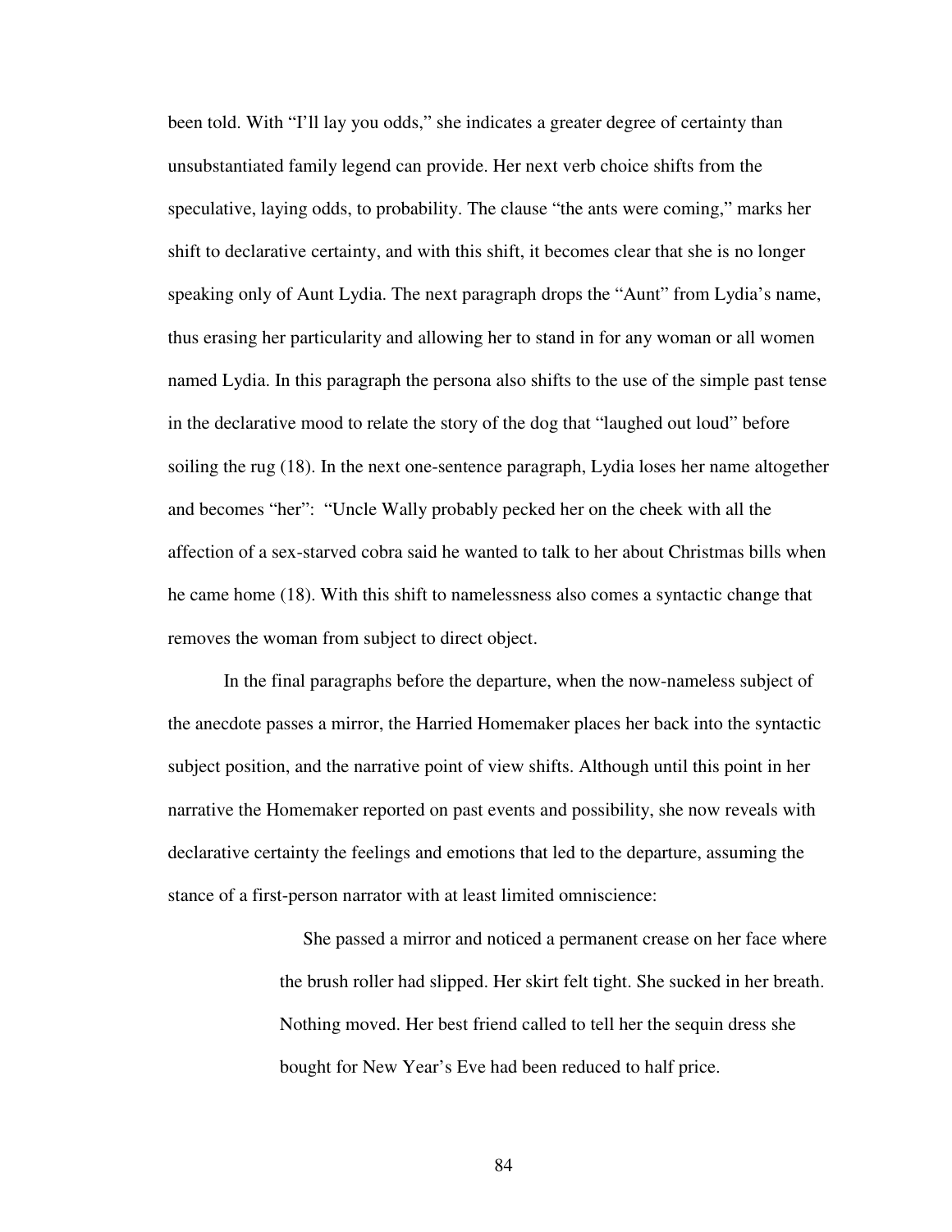been told. With "I'll lay you odds," she indicates a greater degree of certainty than unsubstantiated family legend can provide. Her next verb choice shifts from the speculative, laying odds, to probability. The clause "the ants were coming," marks her shift to declarative certainty, and with this shift, it becomes clear that she is no longer speaking only of Aunt Lydia. The next paragraph drops the "Aunt" from Lydia's name, thus erasing her particularity and allowing her to stand in for any woman or all women named Lydia. In this paragraph the persona also shifts to the use of the simple past tense in the declarative mood to relate the story of the dog that "laughed out loud" before soiling the rug (18). In the next one-sentence paragraph, Lydia loses her name altogether and becomes "her": "Uncle Wally probably pecked her on the cheek with all the affection of a sex-starved cobra said he wanted to talk to her about Christmas bills when he came home (18). With this shift to namelessness also comes a syntactic change that removes the woman from subject to direct object.

In the final paragraphs before the departure, when the now-nameless subject of the anecdote passes a mirror, the Harried Homemaker places her back into the syntactic subject position, and the narrative point of view shifts. Although until this point in her narrative the Homemaker reported on past events and possibility, she now reveals with declarative certainty the feelings and emotions that led to the departure, assuming the stance of a first-person narrator with at least limited omniscience:

> She passed a mirror and noticed a permanent crease on her face where the brush roller had slipped. Her skirt felt tight. She sucked in her breath. Nothing moved. Her best friend called to tell her the sequin dress she bought for New Year's Eve had been reduced to half price.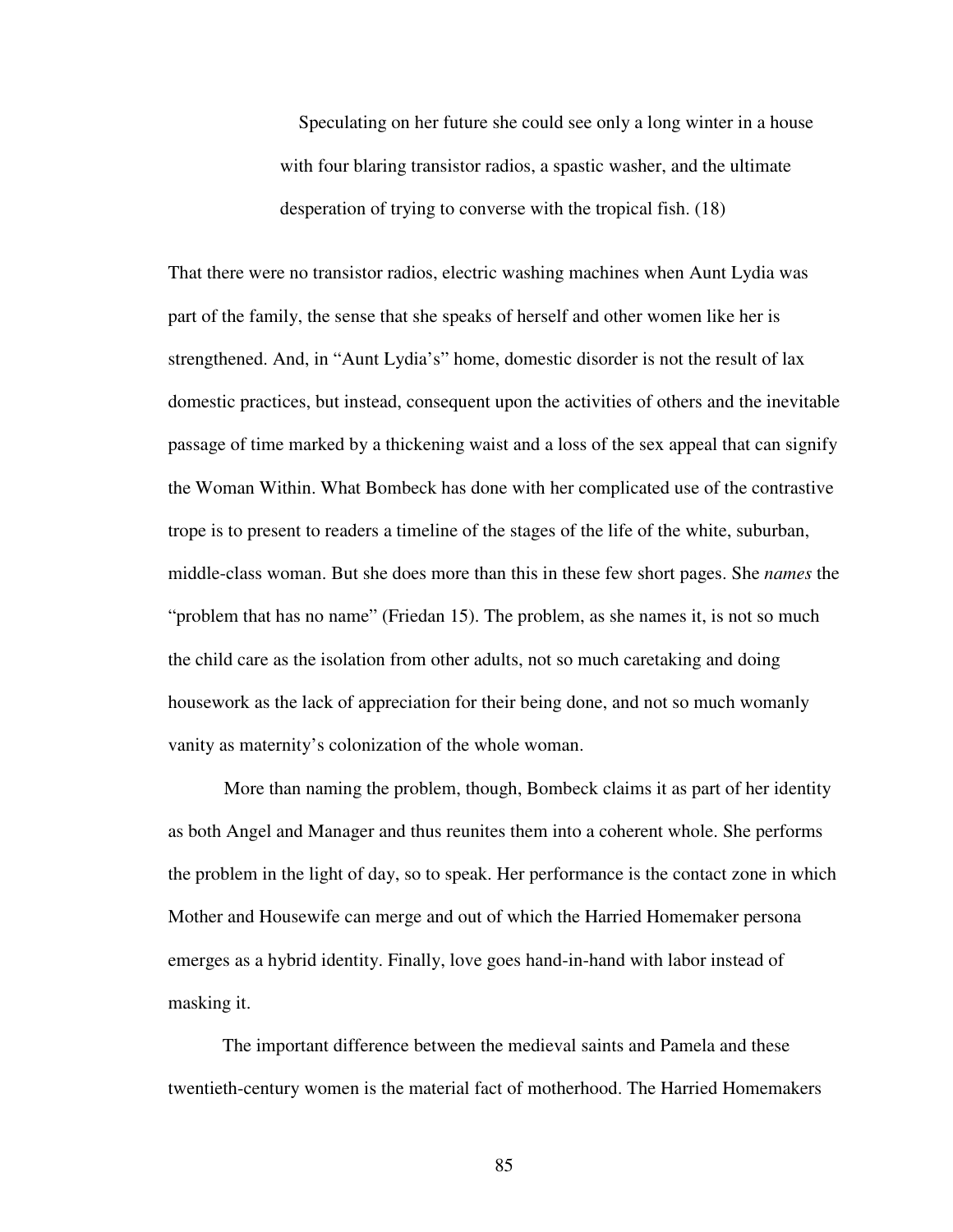> Speculating on her future she could see only a long winter in a house with four blaring transistor radios, a spastic washer, and the ultimate desperation of trying to converse with the tropical fish. (18)

That there were no transistor radios, electric washing machines when Aunt Lydia was part of the family, the sense that she speaks of herself and other women like her is strengthened. And, in "Aunt Lydia's" home, domestic disorder is not the result of lax domestic practices, but instead, consequent upon the activities of others and the inevitable passage of time marked by a thickening waist and a loss of the sex appeal that can signify the Woman Within. What Bombeck has done with her complicated use of the contrastive trope is to present to readers a timeline of the stages of the life of the white, suburban, middle-class woman. But she does more than this in these few short pages. She *names* the "problem that has no name" (Friedan 15). The problem, as she names it, is not so much the child care as the isolation from other adults, not so much caretaking and doing housework as the lack of appreciation for their being done, and not so much womanly vanity as maternity's colonization of the whole woman.

More than naming the problem, though, Bombeck claims it as part of her identity as both Angel and Manager and thus reunites them into a coherent whole. She performs the problem in the light of day, so to speak. Her performance is the contact zone in which Mother and Housewife can merge and out of which the Harried Homemaker persona emerges as a hybrid identity. Finally, love goes hand-in-hand with labor instead of masking it.

The important difference between the medieval saints and Pamela and these twentieth-century women is the material fact of motherhood. The Harried Homemakers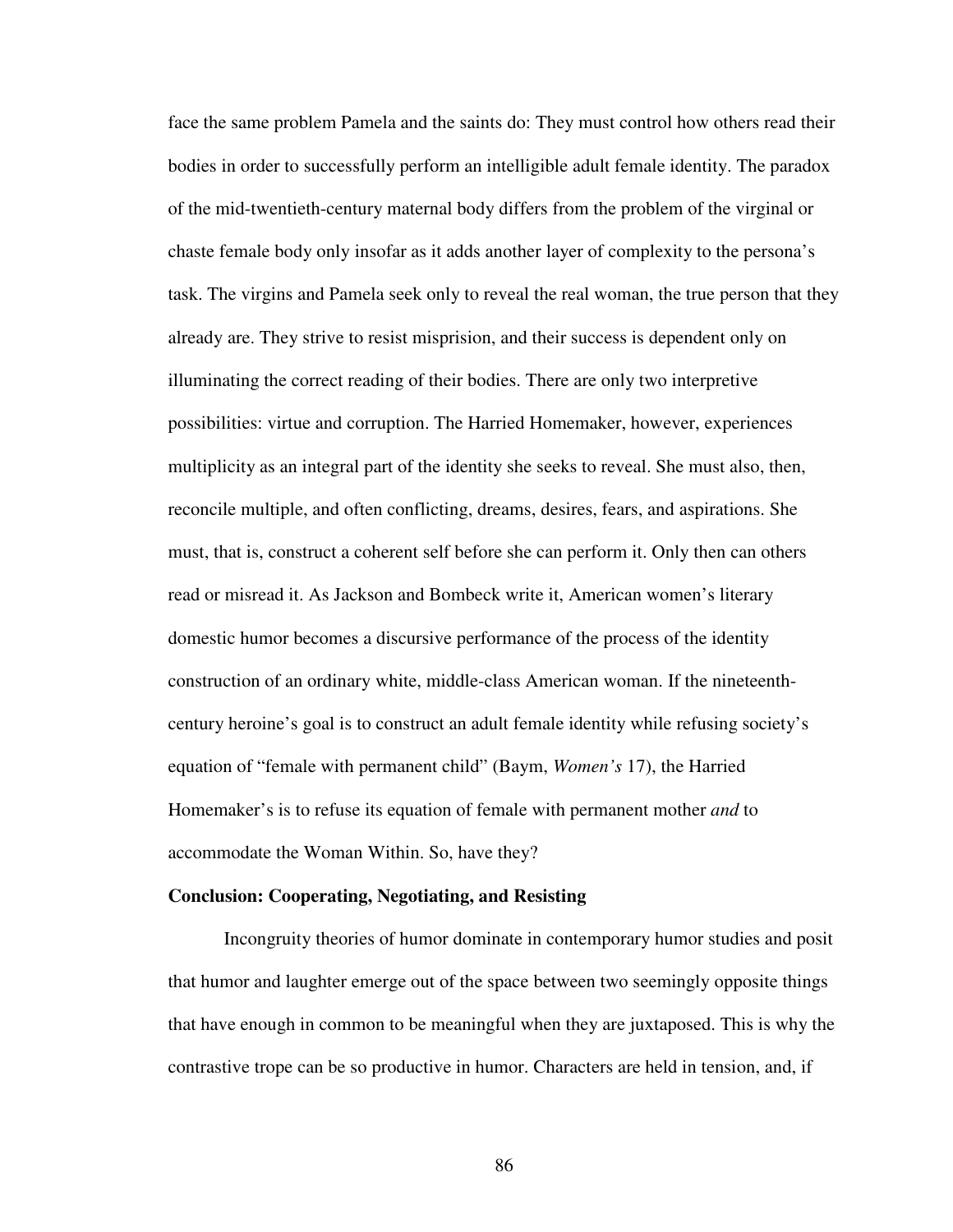face the same problem Pamela and the saints do: They must control how others read their bodies in order to successfully perform an intelligible adult female identity. The paradox of the mid-twentieth-century maternal body differs from the problem of the virginal or chaste female body only insofar as it adds another layer of complexity to the persona's task. The virgins and Pamela seek only to reveal the real woman, the true person that they already are. They strive to resist misprision, and their success is dependent only on illuminating the correct reading of their bodies. There are only two interpretive possibilities: virtue and corruption. The Harried Homemaker, however, experiences multiplicity as an integral part of the identity she seeks to reveal. She must also, then, reconcile multiple, and often conflicting, dreams, desires, fears, and aspirations. She must, that is, construct a coherent self before she can perform it. Only then can others read or misread it. As Jackson and Bombeck write it, American women's literary domestic humor becomes a discursive performance of the process of the identity construction of an ordinary white, middle-class American woman. If the nineteenth-century heroine's goal is to construct an adult female identity while refusing society's equation of "female with permanent child" (Baym, *Women's* 17), the Harried Homemaker's is to refuse its equation of female with permanent mother *and* to accommodate the Woman Within. So, have they?

**Conclusion: Cooperating, Negotiating, and Resisting**

Incongruity theories of humor dominate in contemporary humor studies and posit that humor and laughter emerge out of the space between two seemingly opposite things that have enough in common to be meaningful when they are juxtaposed. This is why the contrastive trope can be so productive in humor. Characters are held in tension, and, if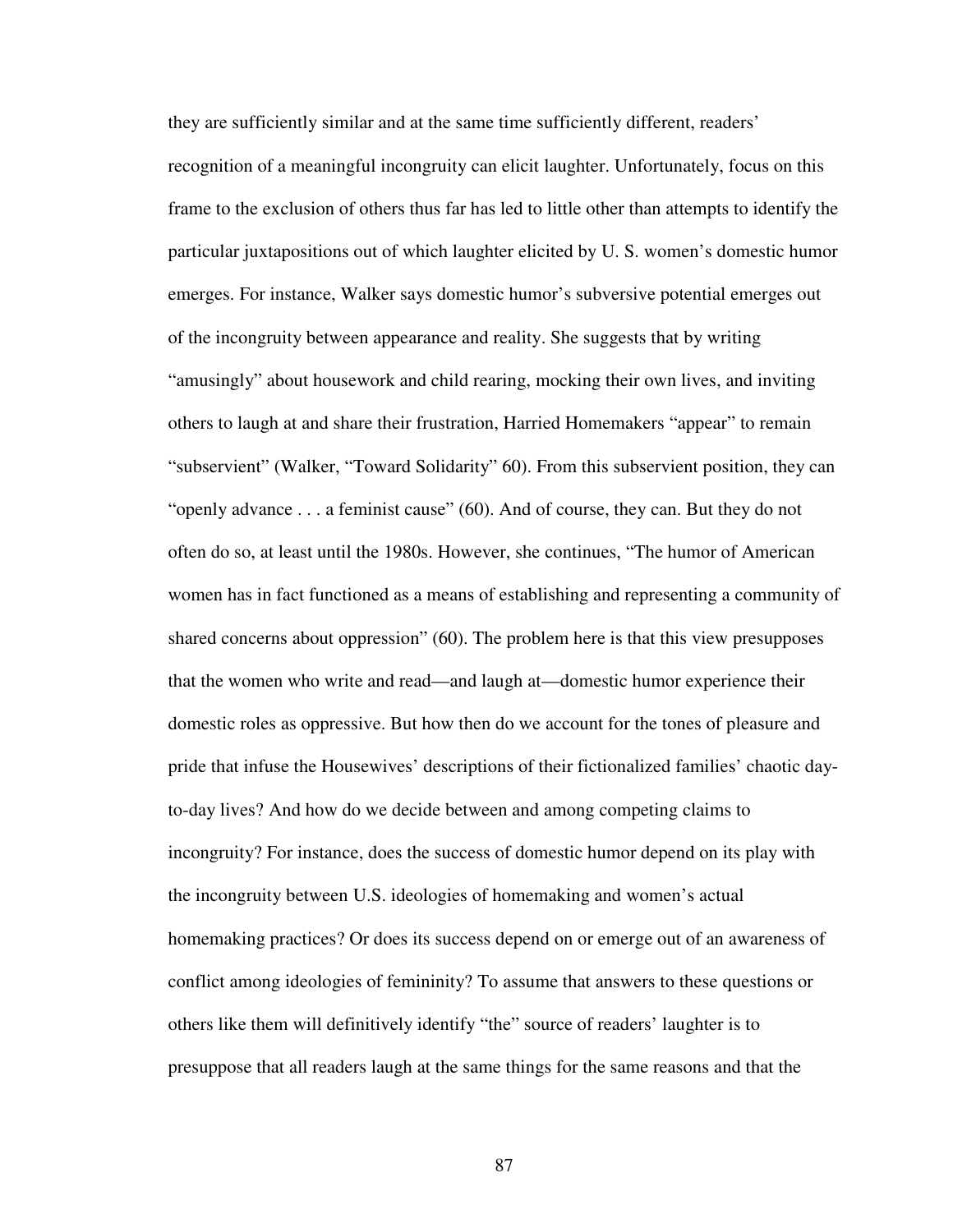they are sufficiently similar and at the same time sufficiently different, readers' recognition of a meaningful incongruity can elicit laughter. Unfortunately, focus on this frame to the exclusion of others thus far has led to little other than attempts to identify the particular juxtapositions out of which laughter elicited by U. S. women's domestic humor emerges. For instance, Walker says domestic humor's subversive potential emerges out of the incongruity between appearance and reality. She suggests that by writing "amusingly" about housework and child rearing, mocking their own lives, and inviting others to laugh at and share their frustration, Harried Homemakers "appear" to remain "subservient" (Walker, "Toward Solidarity" 60). From this subservient position, they can "openly advance . . . a feminist cause" (60). And of course, they can. But they do not often do so, at least until the 1980s. However, she continues, "The humor of American women has in fact functioned as a means of establishing and representing a community of shared concerns about oppression" (60). The problem here is that this view presupposes that the women who write and read—and laugh at—domestic humor experience their domestic roles as oppressive. But how then do we account for the tones of pleasure and pride that infuse the Housewives' descriptions of their fictionalized families' chaotic day-to-day lives? And how do we decide between and among competing claims to incongruity? For instance, does the success of domestic humor depend on its play with the incongruity between U.S. ideologies of homemaking and women's actual homemaking practices? Or does its success depend on or emerge out of an awareness of conflict among ideologies of femininity? To assume that answers to these questions or others like them will definitively identify "the" source of readers' laughter is to presuppose that all readers laugh at the same things for the same reasons and that the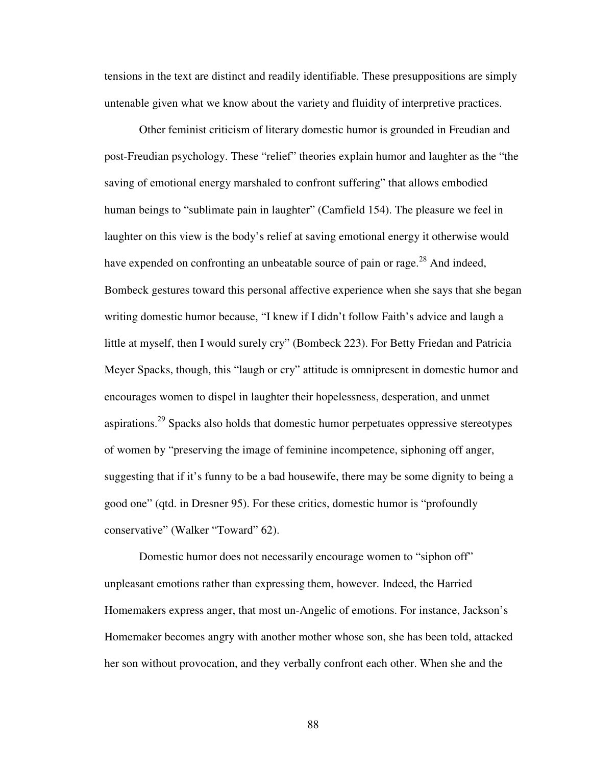tensions in the text are distinct and readily identifiable. These presuppositions are simply untenable given what we know about the variety and fluidity of interpretive practices.

Other feminist criticism of literary domestic humor is grounded in Freudian and post-Freudian psychology. These "relief" theories explain humor and laughter as the "the saving of emotional energy marshaled to confront suffering" that allows embodied human beings to "sublimate pain in laughter" (Camfield 154). The pleasure we feel in laughter on this view is the body's relief at saving emotional energy it otherwise would have expended on confronting an unbeatable source of pain or rage.[28] And indeed, Bombeck gestures toward this personal affective experience when she says that she began writing domestic humor because, "I knew if I didn't follow Faith's advice and laugh a little at myself, then I would surely cry" (Bombeck 223). For Betty Friedan and Patricia Meyer Spacks, though, this "laugh or cry" attitude is omnipresent in domestic humor and encourages women to dispel in laughter their hopelessness, desperation, and unmet aspirations.[29] Spacks also holds that domestic humor perpetuates oppressive stereotypes of women by "preserving the image of feminine incompetence, siphoning off anger, suggesting that if it's funny to be a bad housewife, there may be some dignity to being a good one" (qtd. in Dresner 95). For these critics, domestic humor is "profoundly conservative" (Walker "Toward" 62).

Domestic humor does not necessarily encourage women to "siphon off" unpleasant emotions rather than expressing them, however. Indeed, the Harried Homemakers express anger, that most un-Angelic of emotions. For instance, Jackson's Homemaker becomes angry with another mother whose son, she has been told, attacked her son without provocation, and they verbally confront each other. When she and the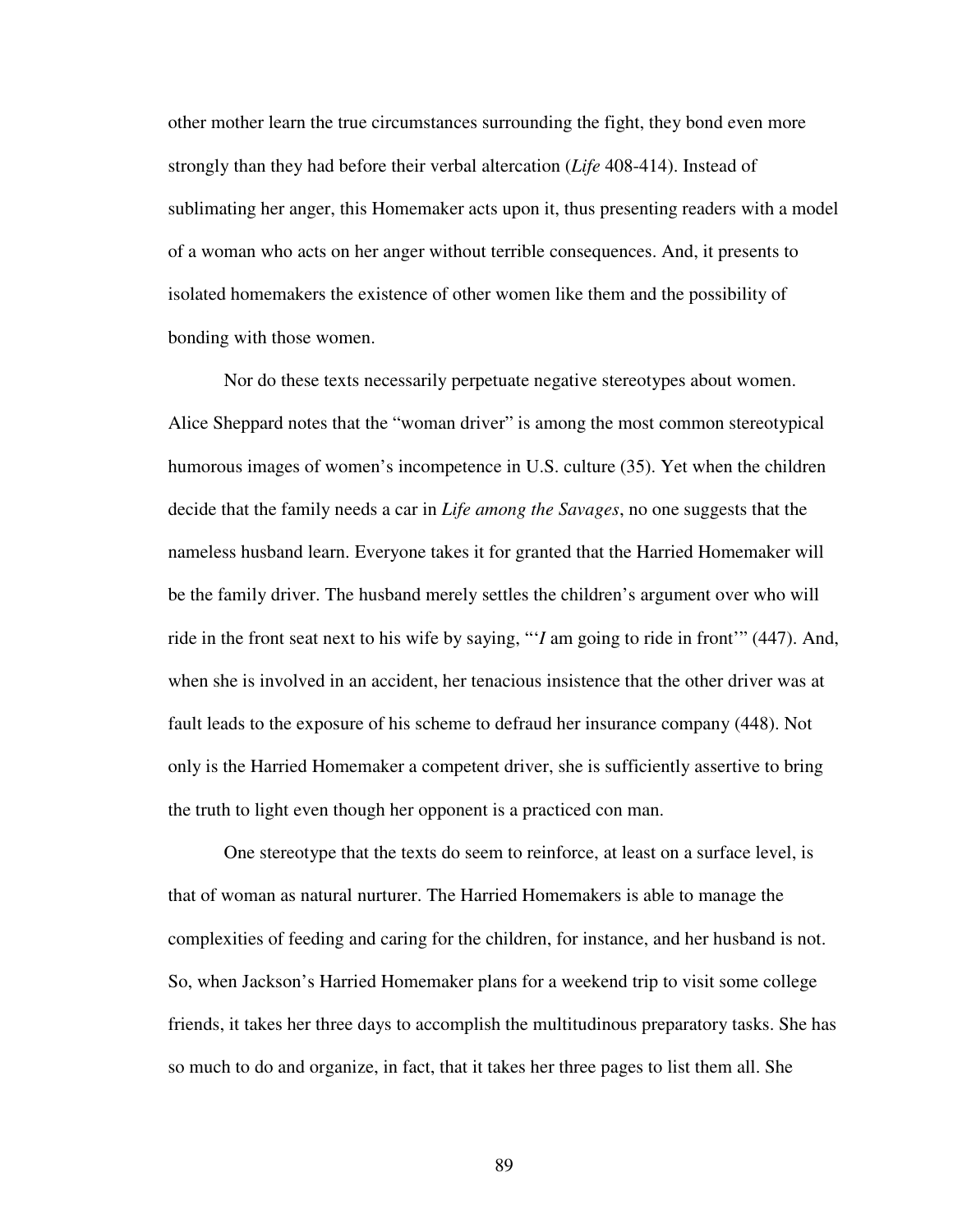other mother learn the true circumstances surrounding the fight, they bond even more strongly than they had before their verbal altercation (*Life* 408-414). Instead of sublimating her anger, this Homemaker acts upon it, thus presenting readers with a model of a woman who acts on her anger without terrible consequences. And, it presents to isolated homemakers the existence of other women like them and the possibility of bonding with those women.

Nor do these texts necessarily perpetuate negative stereotypes about women. Alice Sheppard notes that the "woman driver" is among the most common stereotypical humorous images of women's incompetence in U.S. culture (35). Yet when the children decide that the family needs a car in *Life among the Savages*, no one suggests that the nameless husband learn. Everyone takes it for granted that the Harried Homemaker will be the family driver. The husband merely settles the children's argument over who will ride in the front seat next to his wife by saying, "'*I* am going to ride in front'" (447). And, when she is involved in an accident, her tenacious insistence that the other driver was at fault leads to the exposure of his scheme to defraud her insurance company (448). Not only is the Harried Homemaker a competent driver, she is sufficiently assertive to bring the truth to light even though her opponent is a practiced con man.

One stereotype that the texts do seem to reinforce, at least on a surface level, is that of woman as natural nurturer. The Harried Homemakers is able to manage the complexities of feeding and caring for the children, for instance, and her husband is not. So, when Jackson's Harried Homemaker plans for a weekend trip to visit some college friends, it takes her three days to accomplish the multitudinous preparatory tasks. She has so much to do and organize, in fact, that it takes her three pages to list them all. She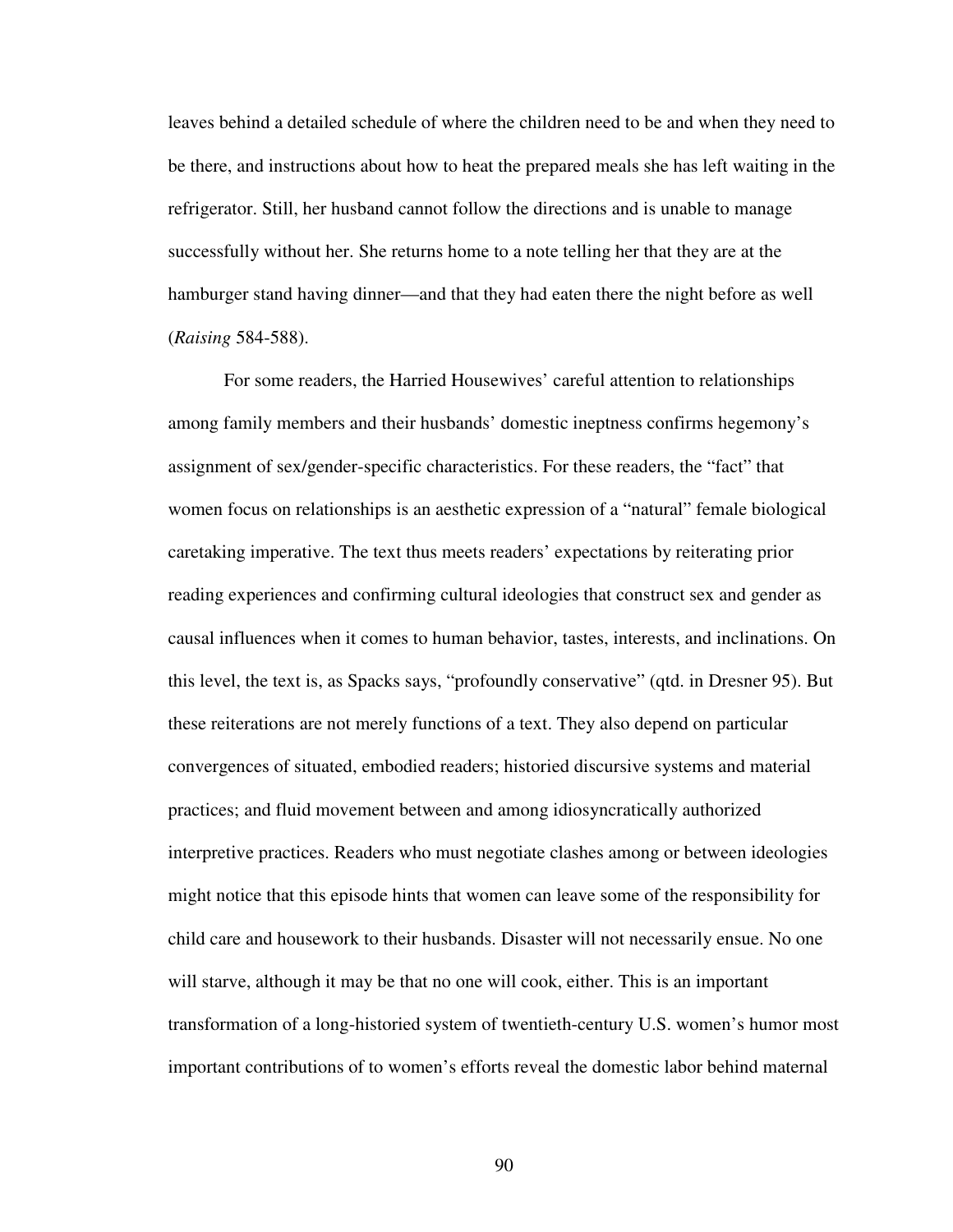leaves behind a detailed schedule of where the children need to be and when they need to be there, and instructions about how to heat the prepared meals she has left waiting in the refrigerator. Still, her husband cannot follow the directions and is unable to manage successfully without her. She returns home to a note telling her that they are at the hamburger stand having dinner—and that they had eaten there the night before as well (*Raising* 584-588).

For some readers, the Harried Housewives' careful attention to relationships among family members and their husbands' domestic ineptness confirms hegemony's assignment of sex/gender-specific characteristics. For these readers, the "fact" that women focus on relationships is an aesthetic expression of a "natural" female biological caretaking imperative. The text thus meets readers' expectations by reiterating prior reading experiences and confirming cultural ideologies that construct sex and gender as causal influences when it comes to human behavior, tastes, interests, and inclinations. On this level, the text is, as Spacks says, "profoundly conservative" (qtd. in Dresner 95). But these reiterations are not merely functions of a text. They also depend on particular convergences of situated, embodied readers; historied discursive systems and material practices; and fluid movement between and among idiosyncratically authorized interpretive practices. Readers who must negotiate clashes among or between ideologies might notice that this episode hints that women can leave some of the responsibility for child care and housework to their husbands. Disaster will not necessarily ensue. No one will starve, although it may be that no one will cook, either. This is an important transformation of a long-historied system of twentieth-century U.S. women's humor most important contributions of to women's efforts reveal the domestic labor behind maternal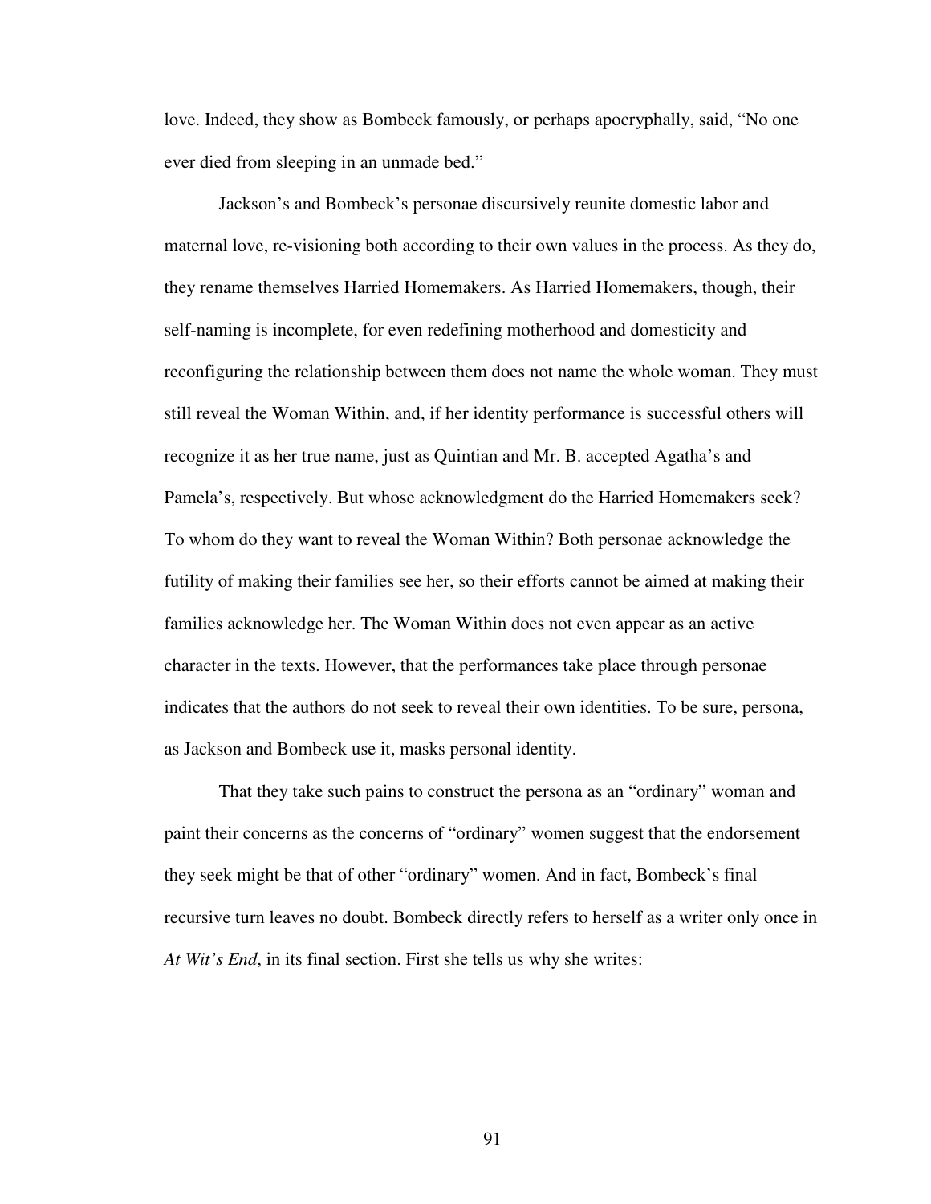love. Indeed, they show as Bombeck famously, or perhaps apocryphally, said, "No one ever died from sleeping in an unmade bed."

Jackson's and Bombeck's personae discursively reunite domestic labor and maternal love, re-visioning both according to their own values in the process. As they do, they rename themselves Harried Homemakers. As Harried Homemakers, though, their self-naming is incomplete, for even redefining motherhood and domesticity and reconfiguring the relationship between them does not name the whole woman. They must still reveal the Woman Within, and, if her identity performance is successful others will recognize it as her true name, just as Quintian and Mr. B. accepted Agatha's and Pamela's, respectively. But whose acknowledgment do the Harried Homemakers seek? To whom do they want to reveal the Woman Within? Both personae acknowledge the futility of making their families see her, so their efforts cannot be aimed at making their families acknowledge her. The Woman Within does not even appear as an active character in the texts. However, that the performances take place through personae indicates that the authors do not seek to reveal their own identities. To be sure, persona, as Jackson and Bombeck use it, masks personal identity.

That they take such pains to construct the persona as an "ordinary" woman and paint their concerns as the concerns of "ordinary" women suggest that the endorsement they seek might be that of other "ordinary" women. And in fact, Bombeck's final recursive turn leaves no doubt. Bombeck directly refers to herself as a writer only once in *At Wit's End*, in its final section. First she tells us why she writes: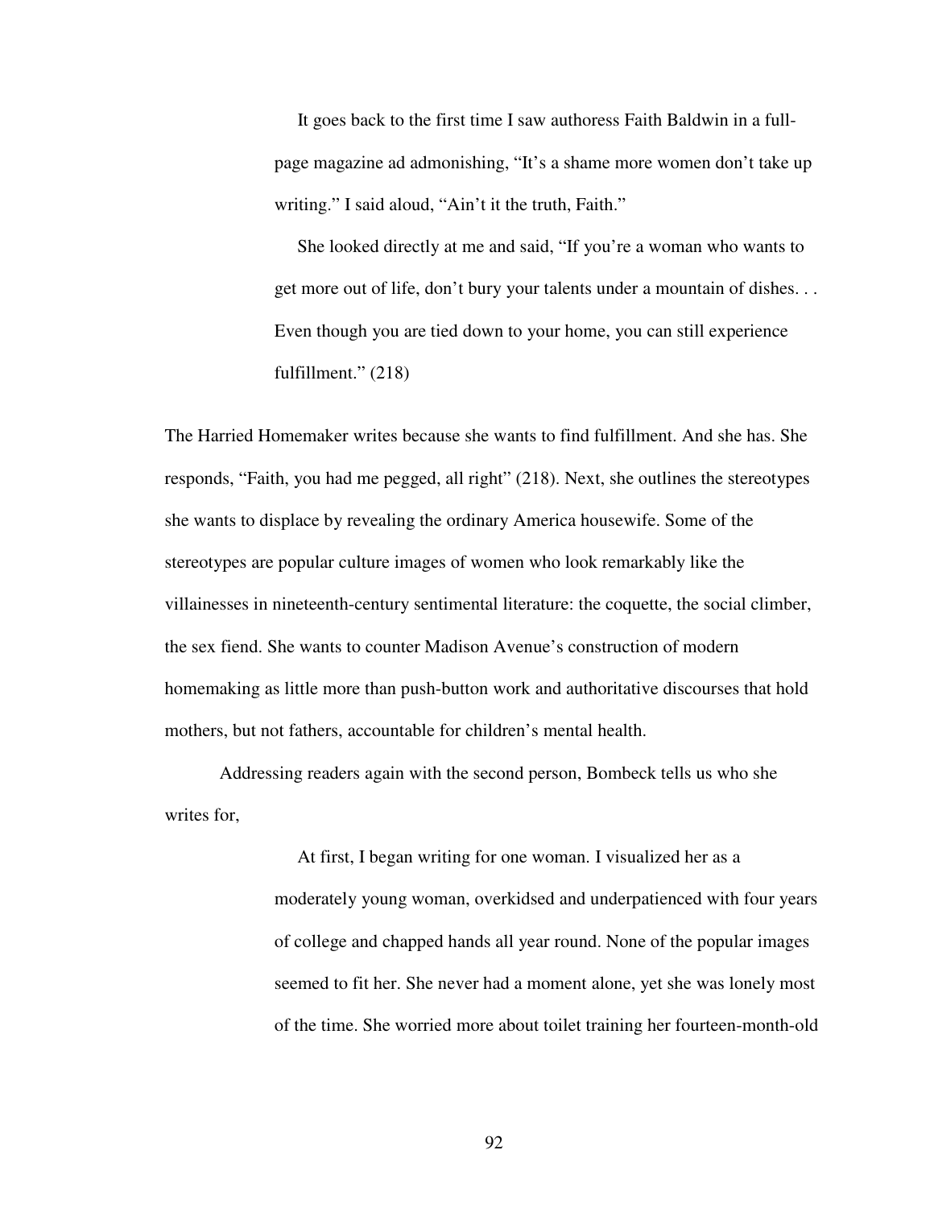> It goes back to the first time I saw authoress Faith Baldwin in a full-page magazine ad admonishing, "It's a shame more women don't take up writing." I said aloud, "Ain't it the truth, Faith."
>
> She looked directly at me and said, "If you're a woman who wants to get more out of life, don't bury your talents under a mountain of dishes. . . Even though you are tied down to your home, you can still experience fulfillment." (218)

The Harried Homemaker writes because she wants to find fulfillment. And she has. She responds, "Faith, you had me pegged, all right" (218). Next, she outlines the stereotypes she wants to displace by revealing the ordinary America housewife. Some of the stereotypes are popular culture images of women who look remarkably like the villainesses in nineteenth-century sentimental literature: the coquette, the social climber, the sex fiend. She wants to counter Madison Avenue's construction of modern homemaking as little more than push-button work and authoritative discourses that hold mothers, but not fathers, accountable for children's mental health.

Addressing readers again with the second person, Bombeck tells us who she writes for,

> At first, I began writing for one woman. I visualized her as a moderately young woman, overkidsed and underpatienced with four years of college and chapped hands all year round. None of the popular images seemed to fit her. She never had a moment alone, yet she was lonely most of the time. She worried more about toilet training her fourteen-month-old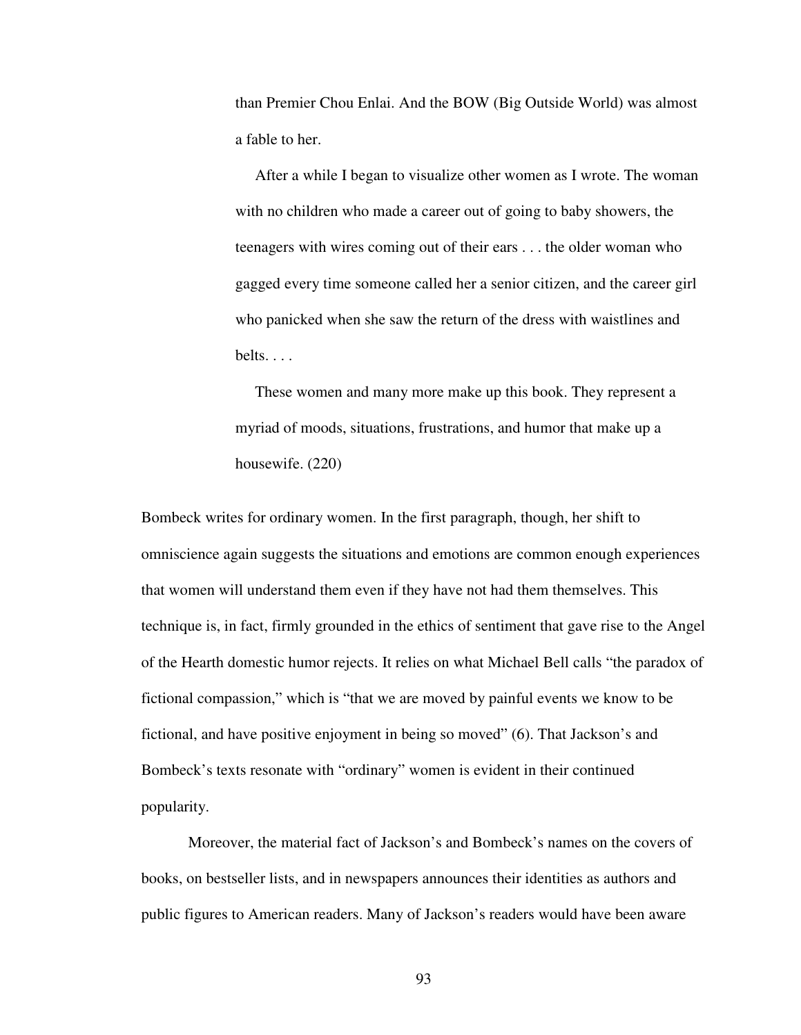> than Premier Chou Enlai. And the BOW (Big Outside World) was almost a fable to her.
>
> After a while I began to visualize other women as I wrote. The woman with no children who made a career out of going to baby showers, the teenagers with wires coming out of their ears . . . the older woman who gagged every time someone called her a senior citizen, and the career girl who panicked when she saw the return of the dress with waistlines and belts. . . .
>
> These women and many more make up this book. They represent a myriad of moods, situations, frustrations, and humor that make up a housewife. (220)

Bombeck writes for ordinary women. In the first paragraph, though, her shift to omniscience again suggests the situations and emotions are common enough experiences that women will understand them even if they have not had them themselves. This technique is, in fact, firmly grounded in the ethics of sentiment that gave rise to the Angel of the Hearth domestic humor rejects. It relies on what Michael Bell calls "the paradox of fictional compassion," which is "that we are moved by painful events we know to be fictional, and have positive enjoyment in being so moved" (6). That Jackson's and Bombeck's texts resonate with "ordinary" women is evident in their continued popularity.

Moreover, the material fact of Jackson's and Bombeck's names on the covers of books, on bestseller lists, and in newspapers announces their identities as authors and public figures to American readers. Many of Jackson's readers would have been aware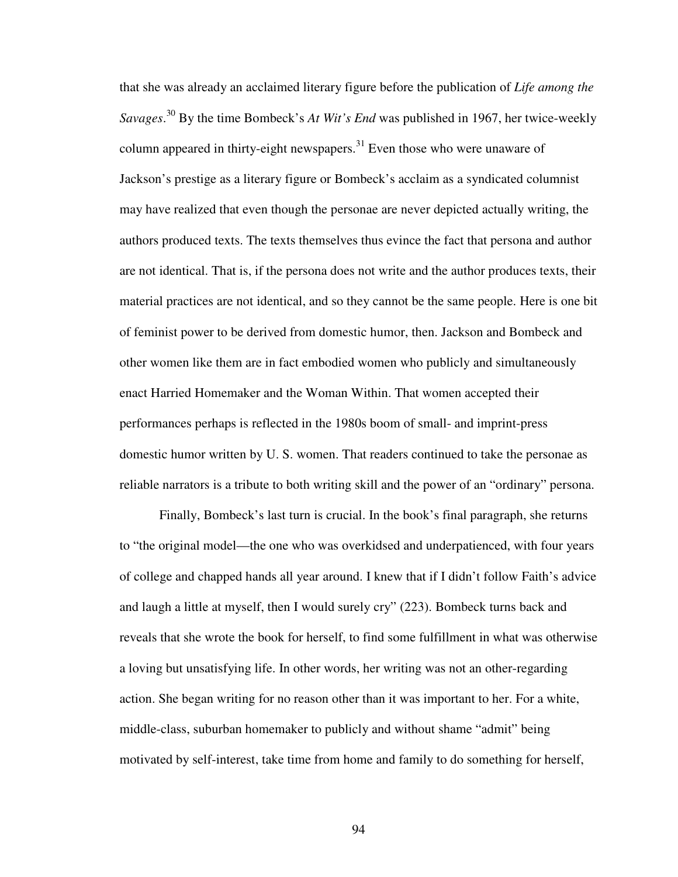that she was already an acclaimed literary figure before the publication of *Life among the Savages*.[30] By the time Bombeck's *At Wit's End* was published in 1967, her twice-weekly column appeared in thirty-eight newspapers.[31] Even those who were unaware of Jackson's prestige as a literary figure or Bombeck's acclaim as a syndicated columnist may have realized that even though the personae are never depicted actually writing, the authors produced texts. The texts themselves thus evince the fact that persona and author are not identical. That is, if the persona does not write and the author produces texts, their material practices are not identical, and so they cannot be the same people. Here is one bit of feminist power to be derived from domestic humor, then. Jackson and Bombeck and other women like them are in fact embodied women who publicly and simultaneously enact Harried Homemaker and the Woman Within. That women accepted their performances perhaps is reflected in the 1980s boom of small- and imprint-press domestic humor written by U. S. women. That readers continued to take the personae as reliable narrators is a tribute to both writing skill and the power of an "ordinary" persona.

Finally, Bombeck's last turn is crucial. In the book's final paragraph, she returns to "the original model—the one who was overkidsed and underpatienced, with four years of college and chapped hands all year around. I knew that if I didn't follow Faith's advice and laugh a little at myself, then I would surely cry" (223). Bombeck turns back and reveals that she wrote the book for herself, to find some fulfillment in what was otherwise a loving but unsatisfying life. In other words, her writing was not an other-regarding action. She began writing for no reason other than it was important to her. For a white, middle-class, suburban homemaker to publicly and without shame "admit" being motivated by self-interest, take time from home and family to do something for herself,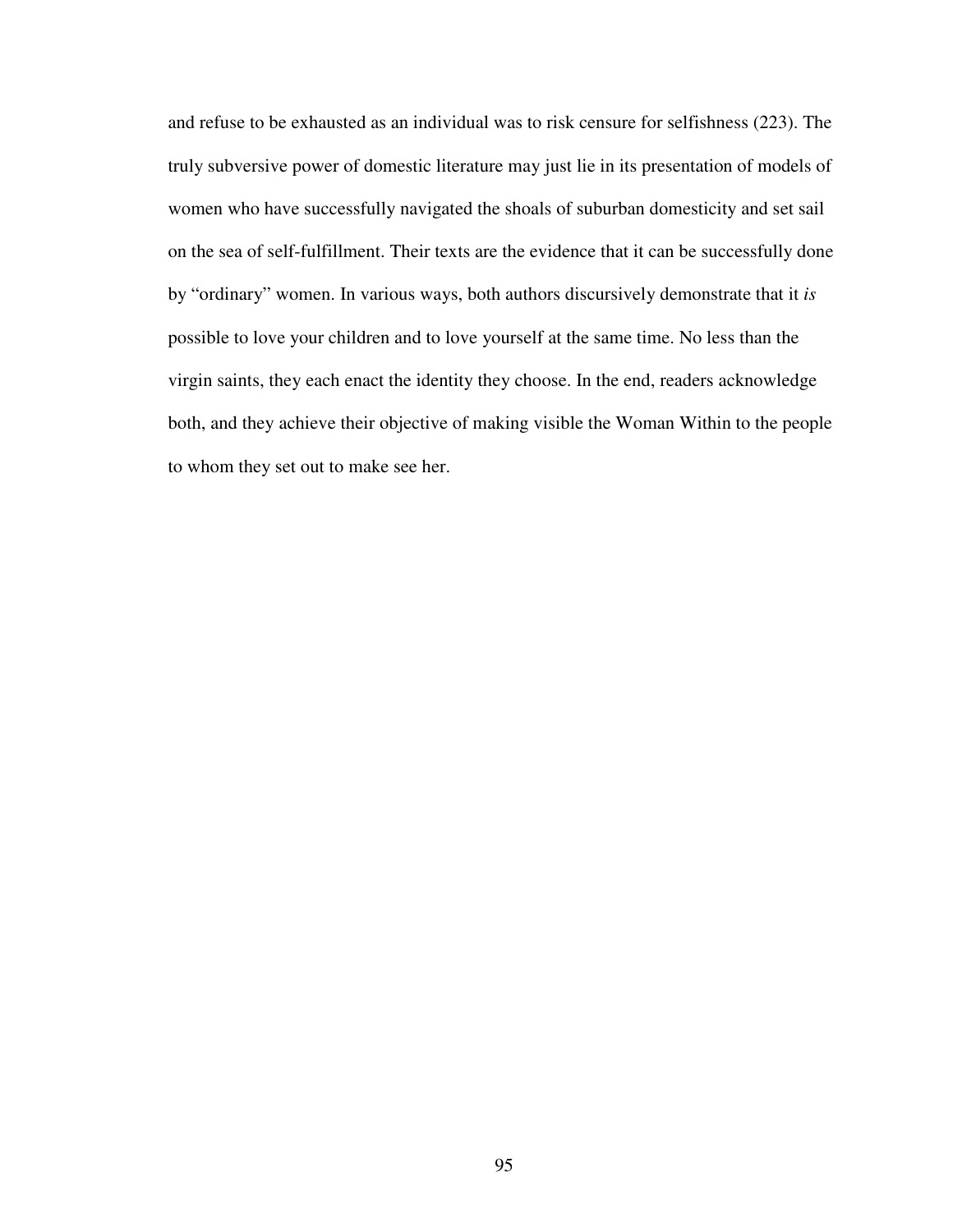and refuse to be exhausted as an individual was to risk censure for selfishness (223). The truly subversive power of domestic literature may just lie in its presentation of models of women who have successfully navigated the shoals of suburban domesticity and set sail on the sea of self-fulfillment. Their texts are the evidence that it can be successfully done by "ordinary" women. In various ways, both authors discursively demonstrate that it *is* possible to love your children and to love yourself at the same time. No less than the virgin saints, they each enact the identity they choose. In the end, readers acknowledge both, and they achieve their objective of making visible the Woman Within to the people to whom they set out to make see her.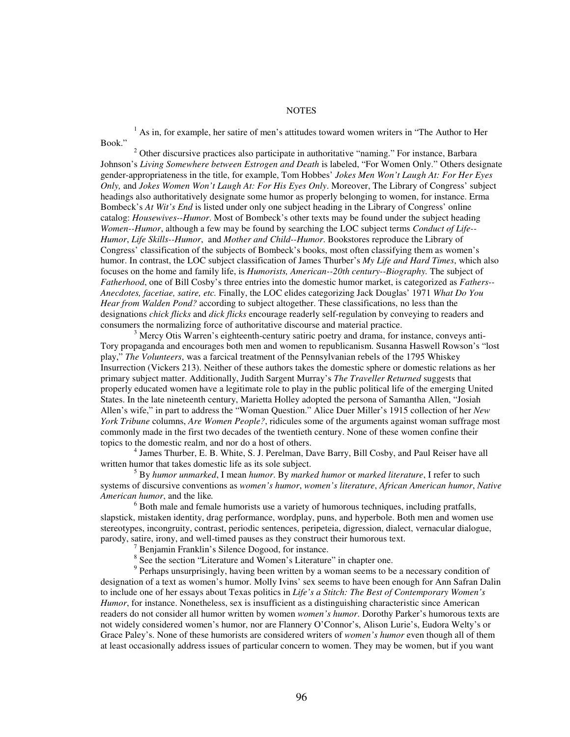# NOTES

[1] As in, for example, her satire of men's attitudes toward women writers in "The Author to Her Book."

[2] Other discursive practices also participate in authoritative "naming." For instance, Barbara Johnson's *Living Somewhere between Estrogen and Death* is labeled, "For Women Only." Others designate gender-appropriateness in the title, for example, Tom Hobbes' *Jokes Men Won't Laugh At: For Her Eyes Only,* and *Jokes Women Won't Laugh At: For His Eyes Only*. Moreover, The Library of Congress' subject headings also authoritatively designate some humor as properly belonging to women, for instance. Erma Bombeck's *At Wit's End* is listed under only one subject heading in the Library of Congress' online catalog: *Housewives--Humor*. Most of Bombeck's other texts may be found under the subject heading *Women--Humor*, although a few may be found by searching the LOC subject terms *Conduct of Life--Humor*, *Life Skills--Humor*, and *Mother and Child--Humor*. Bookstores reproduce the Library of Congress' classification of the subjects of Bombeck's books, most often classifying them as women's humor. In contrast, the LOC subject classification of James Thurber's *My Life and Hard Times*, which also focuses on the home and family life, is *Humorists, American--20th century--Biography.* The subject of *Fatherhood*, one of Bill Cosby's three entries into the domestic humor market, is categorized as *Fathers--Anecdotes, facetiae, satire, etc.* Finally, the LOC elides categorizing Jack Douglas' 1971 *What Do You Hear from Walden Pond?* according to subject altogether. These classifications, no less than the designations *chick flicks* and *dick flicks* encourage readerly self-regulation by conveying to readers and consumers the normalizing force of authoritative discourse and material practice.

[3] Mercy Otis Warren's eighteenth-century satiric poetry and drama, for instance, conveys anti-Tory propaganda and encourages both men and women to republicanism. Susanna Haswell Rowson's "lost play," *The Volunteers*, was a farcical treatment of the Pennsylvanian rebels of the 1795 Whiskey Insurrection (Vickers 213). Neither of these authors takes the domestic sphere or domestic relations as her primary subject matter. Additionally, Judith Sargent Murray's *The Traveller Returned* suggests that properly educated women have a legitimate role to play in the public political life of the emerging United States. In the late nineteenth century, Marietta Holley adopted the persona of Samantha Allen, "Josiah Allen's wife," in part to address the "Woman Question." Alice Duer Miller's 1915 collection of her *New York Tribune* columns, *Are Women People?*, ridicules some of the arguments against woman suffrage most commonly made in the first two decades of the twentieth century. None of these women confine their topics to the domestic realm, and nor do a host of others.

[4] James Thurber, E. B. White, S. J. Perelman, Dave Barry, Bill Cosby, and Paul Reiser have all written humor that takes domestic life as its sole subject.

[5] By *humor unmarked*, I mean *humor*. By *marked humor* or *marked literature*, I refer to such systems of discursive conventions as *women's humor*, *women's literature*, *African American humor*, *Native American humor*, and the like*.*

[6] Both male and female humorists use a variety of humorous techniques, including pratfalls, slapstick, mistaken identity, drag performance, wordplay, puns, and hyperbole. Both men and women use stereotypes, incongruity, contrast, periodic sentences, peripeteia, digression, dialect, vernacular dialogue, parody, satire, irony, and well-timed pauses as they construct their humorous text.

[7] Benjamin Franklin's Silence Dogood, for instance.

[8] See the section "Literature and Women's Literature" in chapter one.

[9] Perhaps unsurprisingly, having been written by a woman seems to be a necessary condition of designation of a text as women's humor. Molly Ivins' sex seems to have been enough for Ann Safran Dalin to include one of her essays about Texas politics in *Life's a Stitch: The Best of Contemporary Women's Humor*, for instance. Nonetheless, sex is insufficient as a distinguishing characteristic since American readers do not consider all humor written by women *women's humor*. Dorothy Parker's humorous texts are not widely considered women's humor, nor are Flannery O'Connor's, Alison Lurie's, Eudora Welty's or Grace Paley's. None of these humorists are considered writers of *women's humor* even though all of them at least occasionally address issues of particular concern to women. They may be women, but if you want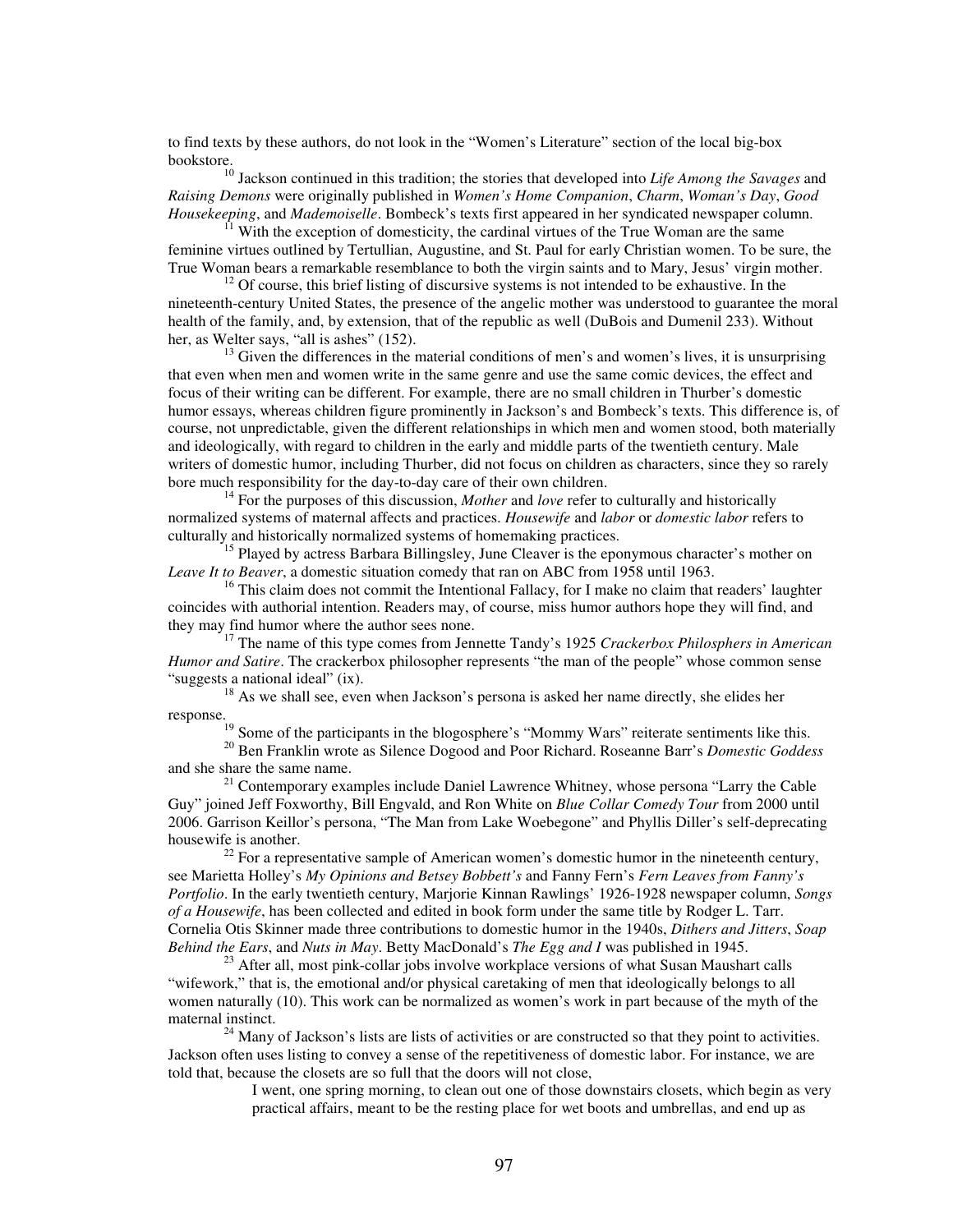to find texts by these authors, do not look in the "Women's Literature" section of the local big-box bookstore.

[10] Jackson continued in this tradition; the stories that developed into *Life Among the Savages* and *Raising Demons* were originally published in *Women's Home Companion*, *Charm*, *Woman's Day*, *Good Housekeeping*, and *Mademoiselle*. Bombeck's texts first appeared in her syndicated newspaper column.

[11] With the exception of domesticity, the cardinal virtues of the True Woman are the same feminine virtues outlined by Tertullian, Augustine, and St. Paul for early Christian women. To be sure, the True Woman bears a remarkable resemblance to both the virgin saints and to Mary, Jesus' virgin mother.

[12] Of course, this brief listing of discursive systems is not intended to be exhaustive. In the nineteenth-century United States, the presence of the angelic mother was understood to guarantee the moral health of the family, and, by extension, that of the republic as well (DuBois and Dumenil 233). Without her, as Welter says, "all is ashes" (152).

[13] Given the differences in the material conditions of men's and women's lives, it is unsurprising that even when men and women write in the same genre and use the same comic devices, the effect and focus of their writing can be different. For example, there are no small children in Thurber's domestic humor essays, whereas children figure prominently in Jackson's and Bombeck's texts. This difference is, of course, not unpredictable, given the different relationships in which men and women stood, both materially and ideologically, with regard to children in the early and middle parts of the twentieth century. Male writers of domestic humor, including Thurber, did not focus on children as characters, since they so rarely bore much responsibility for the day-to-day care of their own children.

[14] For the purposes of this discussion, *Mother* and *love* refer to culturally and historically normalized systems of maternal affects and practices. *Housewife* and *labor* or *domestic labor* refers to culturally and historically normalized systems of homemaking practices.

[15] Played by actress Barbara Billingsley, June Cleaver is the eponymous character's mother on *Leave It to Beaver*, a domestic situation comedy that ran on ABC from 1958 until 1963.

[16] This claim does not commit the Intentional Fallacy, for I make no claim that readers' laughter coincides with authorial intention. Readers may, of course, miss humor authors hope they will find, and they may find humor where the author sees none.

[17] The name of this type comes from Jennette Tandy's 1925 *Crackerbox Philosphers in American Humor and Satire*. The crackerbox philosopher represents "the man of the people" whose common sense "suggests a national ideal" (ix).

[18] As we shall see, even when Jackson's persona is asked her name directly, she elides her response.

[19] Some of the participants in the blogosphere's "Mommy Wars" reiterate sentiments like this.

[20] Ben Franklin wrote as Silence Dogood and Poor Richard. Roseanne Barr's *Domestic Goddess* and she share the same name.

[21] Contemporary examples include Daniel Lawrence Whitney, whose persona "Larry the Cable Guy" joined Jeff Foxworthy, Bill Engvald, and Ron White on *Blue Collar Comedy Tour* from 2000 until 2006. Garrison Keillor's persona, "The Man from Lake Woebegone" and Phyllis Diller's self-deprecating housewife is another.

[22] For a representative sample of American women's domestic humor in the nineteenth century, see Marietta Holley's *My Opinions and Betsey Bobbett's* and Fanny Fern's *Fern Leaves from Fanny's Portfolio*. In the early twentieth century, Marjorie Kinnan Rawlings' 1926-1928 newspaper column, *Songs of a Housewife*, has been collected and edited in book form under the same title by Rodger L. Tarr. Cornelia Otis Skinner made three contributions to domestic humor in the 1940s, *Dithers and Jitters*, *Soap Behind the Ears*, and *Nuts in May*. Betty MacDonald's *The Egg and I* was published in 1945.

[23] After all, most pink-collar jobs involve workplace versions of what Susan Maushart calls "wifework," that is, the emotional and/or physical caretaking of men that ideologically belongs to all women naturally (10). This work can be normalized as women's work in part because of the myth of the maternal instinct.

[24] Many of Jackson's lists are lists of activities or are constructed so that they point to activities. Jackson often uses listing to convey a sense of the repetitiveness of domestic labor. For instance, we are told that, because the closets are so full that the doors will not close,

> I went, one spring morning, to clean out one of those downstairs closets, which begin as very practical affairs, meant to be the resting place for wet boots and umbrellas, and end up as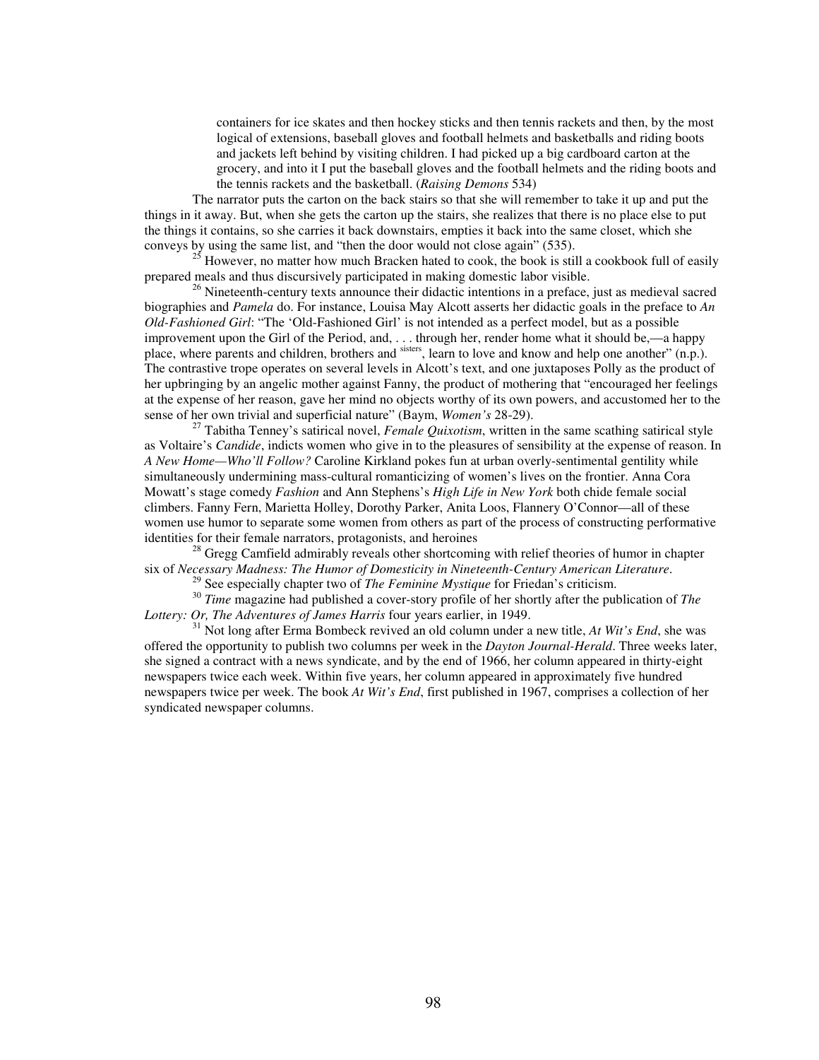containers for ice skates and then hockey sticks and then tennis rackets and then, by the most logical of extensions, baseball gloves and football helmets and basketballs and riding boots and jackets left behind by visiting children. I had picked up a big cardboard carton at the grocery, and into it I put the baseball gloves and the football helmets and the riding boots and the tennis rackets and the basketball. (*Raising Demons* 534)

The narrator puts the carton on the back stairs so that she will remember to take it up and put the things in it away. But, when she gets the carton up the stairs, she realizes that there is no place else to put the things it contains, so she carries it back downstairs, empties it back into the same closet, which she conveys by using the same list, and "then the door would not close again" (535).

[25] However, no matter how much Bracken hated to cook, the book is still a cookbook full of easily prepared meals and thus discursively participated in making domestic labor visible.

[26] Nineteenth-century texts announce their didactic intentions in a preface, just as medieval sacred biographies and *Pamela* do. For instance, Louisa May Alcott asserts her didactic goals in the preface to *An Old-Fashioned Girl*: "The 'Old-Fashioned Girl' is not intended as a perfect model, but as a possible improvement upon the Girl of the Period, and, . . . through her, render home what it should be,—a happy place, where parents and children, brothers and sisters, learn to love and know and help one another" (n.p.). The contrastive trope operates on several levels in Alcott's text, and one juxtaposes Polly as the product of her upbringing by an angelic mother against Fanny, the product of mothering that "encouraged her feelings at the expense of her reason, gave her mind no objects worthy of its own powers, and accustomed her to the sense of her own trivial and superficial nature" (Baym, *Women's* 28-29).

[27] Tabitha Tenney's satirical novel, *Female Quixotism*, written in the same scathing satirical style as Voltaire's *Candide*, indicts women who give in to the pleasures of sensibility at the expense of reason. In *A New Home—Who'll Follow?* Caroline Kirkland pokes fun at urban overly-sentimental gentility while simultaneously undermining mass-cultural romanticizing of women's lives on the frontier. Anna Cora Mowatt's stage comedy *Fashion* and Ann Stephens's *High Life in New York* both chide female social climbers. Fanny Fern, Marietta Holley, Dorothy Parker, Anita Loos, Flannery O'Connor—all of these women use humor to separate some women from others as part of the process of constructing performative identities for their female narrators, protagonists, and heroines

[28] Gregg Camfield admirably reveals other shortcoming with relief theories of humor in chapter six of *Necessary Madness: The Humor of Domesticity in Nineteenth-Century American Literature*.

[29] See especially chapter two of *The Feminine Mystique* for Friedan's criticism.

[30] *Time* magazine had published a cover-story profile of her shortly after the publication of *The Lottery: Or, The Adventures of James Harris* four years earlier, in 1949.

[31] Not long after Erma Bombeck revived an old column under a new title, *At Wit's End*, she was offered the opportunity to publish two columns per week in the *Dayton Journal-Herald*. Three weeks later, she signed a contract with a news syndicate, and by the end of 1966, her column appeared in thirty-eight newspapers twice each week. Within five years, her column appeared in approximately five hundred newspapers twice per week. The book *At Wit's End*, first published in 1967, comprises a collection of her syndicated newspaper columns.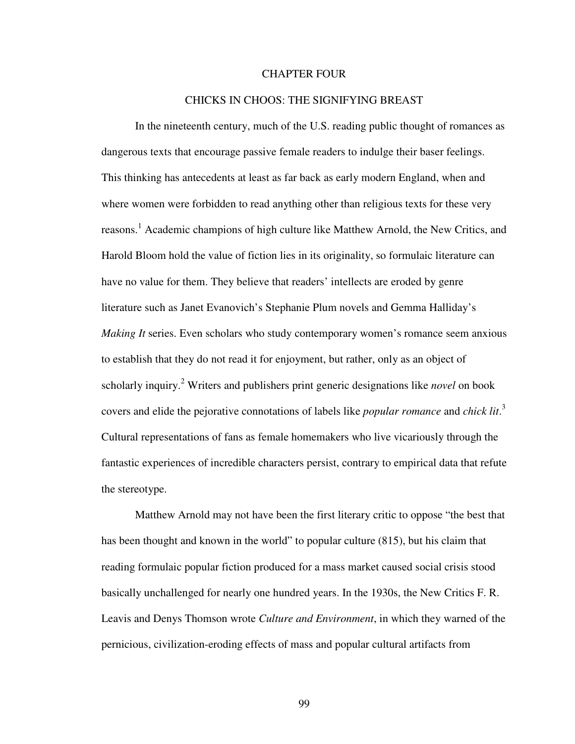# CHAPTER FOUR

## CHICKS IN CHOOS: THE SIGNIFYING BREAST

In the nineteenth century, much of the U.S. reading public thought of romances as dangerous texts that encourage passive female readers to indulge their baser feelings. This thinking has antecedents at least as far back as early modern England, when and where women were forbidden to read anything other than religious texts for these very reasons.[1] Academic champions of high culture like Matthew Arnold, the New Critics, and Harold Bloom hold the value of fiction lies in its originality, so formulaic literature can have no value for them. They believe that readers' intellects are eroded by genre literature such as Janet Evanovich's Stephanie Plum novels and Gemma Halliday's *Making It* series. Even scholars who study contemporary women's romance seem anxious to establish that they do not read it for enjoyment, but rather, only as an object of scholarly inquiry.[2] Writers and publishers print generic designations like *novel* on book covers and elide the pejorative connotations of labels like *popular romance* and *chick lit*.[3] Cultural representations of fans as female homemakers who live vicariously through the fantastic experiences of incredible characters persist, contrary to empirical data that refute the stereotype.

Matthew Arnold may not have been the first literary critic to oppose "the best that has been thought and known in the world" to popular culture (815), but his claim that reading formulaic popular fiction produced for a mass market caused social crisis stood basically unchallenged for nearly one hundred years. In the 1930s, the New Critics F. R. Leavis and Denys Thomson wrote *Culture and Environment*, in which they warned of the pernicious, civilization-eroding effects of mass and popular cultural artifacts from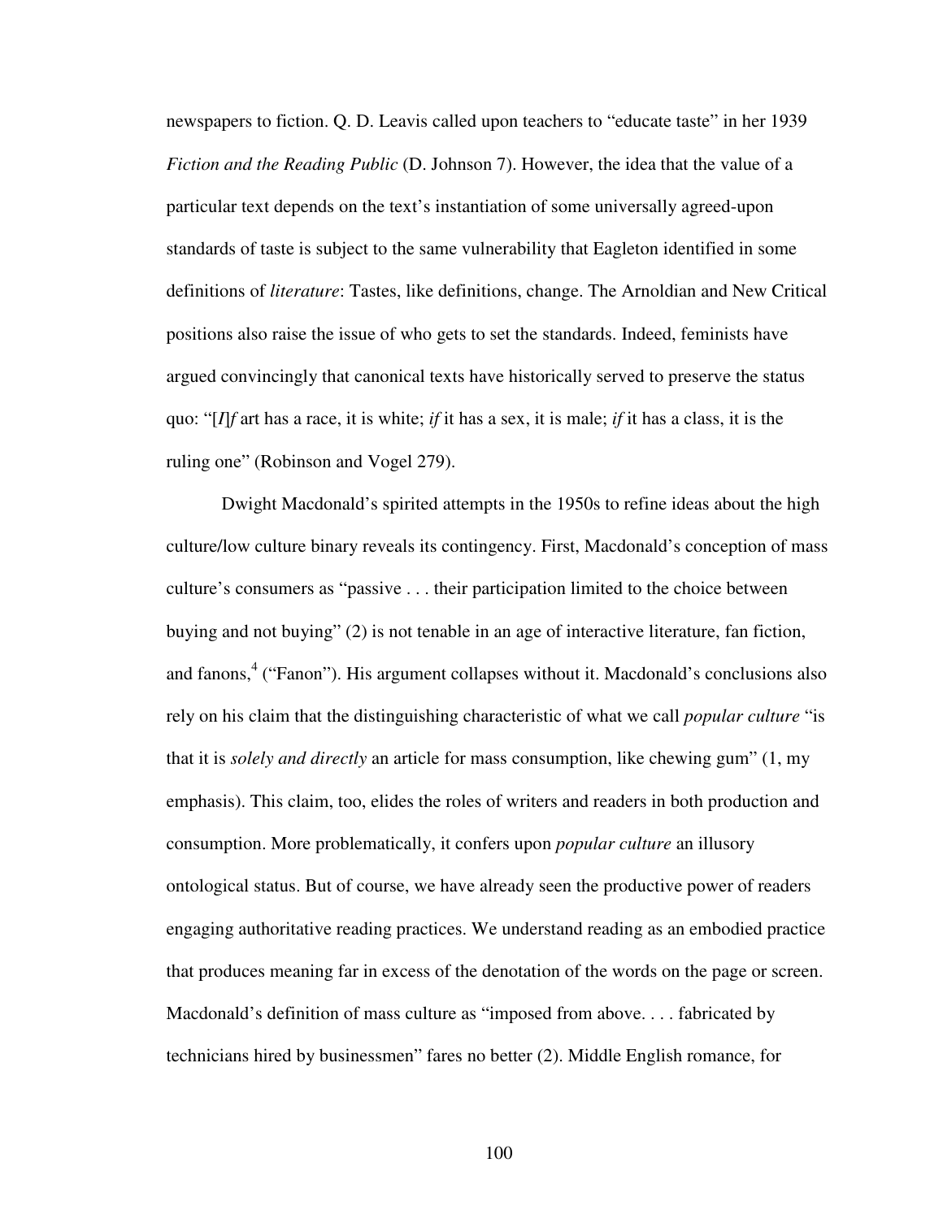newspapers to fiction. Q. D. Leavis called upon teachers to "educate taste" in her 1939 *Fiction and the Reading Public* (D. Johnson 7). However, the idea that the value of a particular text depends on the text's instantiation of some universally agreed-upon standards of taste is subject to the same vulnerability that Eagleton identified in some definitions of *literature*: Tastes, like definitions, change. The Arnoldian and New Critical positions also raise the issue of who gets to set the standards. Indeed, feminists have argued convincingly that canonical texts have historically served to preserve the status quo: "[*I*]*f* art has a race, it is white; *if* it has a sex, it is male; *if* it has a class, it is the ruling one" (Robinson and Vogel 279).

Dwight Macdonald's spirited attempts in the 1950s to refine ideas about the high culture/low culture binary reveals its contingency. First, Macdonald's conception of mass culture's consumers as "passive . . . their participation limited to the choice between buying and not buying" (2) is not tenable in an age of interactive literature, fan fiction, and fanons,[4] ("Fanon"). His argument collapses without it. Macdonald's conclusions also rely on his claim that the distinguishing characteristic of what we call *popular culture* "is that it is *solely and directly* an article for mass consumption, like chewing gum" (1, my emphasis). This claim, too, elides the roles of writers and readers in both production and consumption. More problematically, it confers upon *popular culture* an illusory ontological status. But of course, we have already seen the productive power of readers engaging authoritative reading practices. We understand reading as an embodied practice that produces meaning far in excess of the denotation of the words on the page or screen. Macdonald's definition of mass culture as "imposed from above. . . . fabricated by technicians hired by businessmen" fares no better (2). Middle English romance, for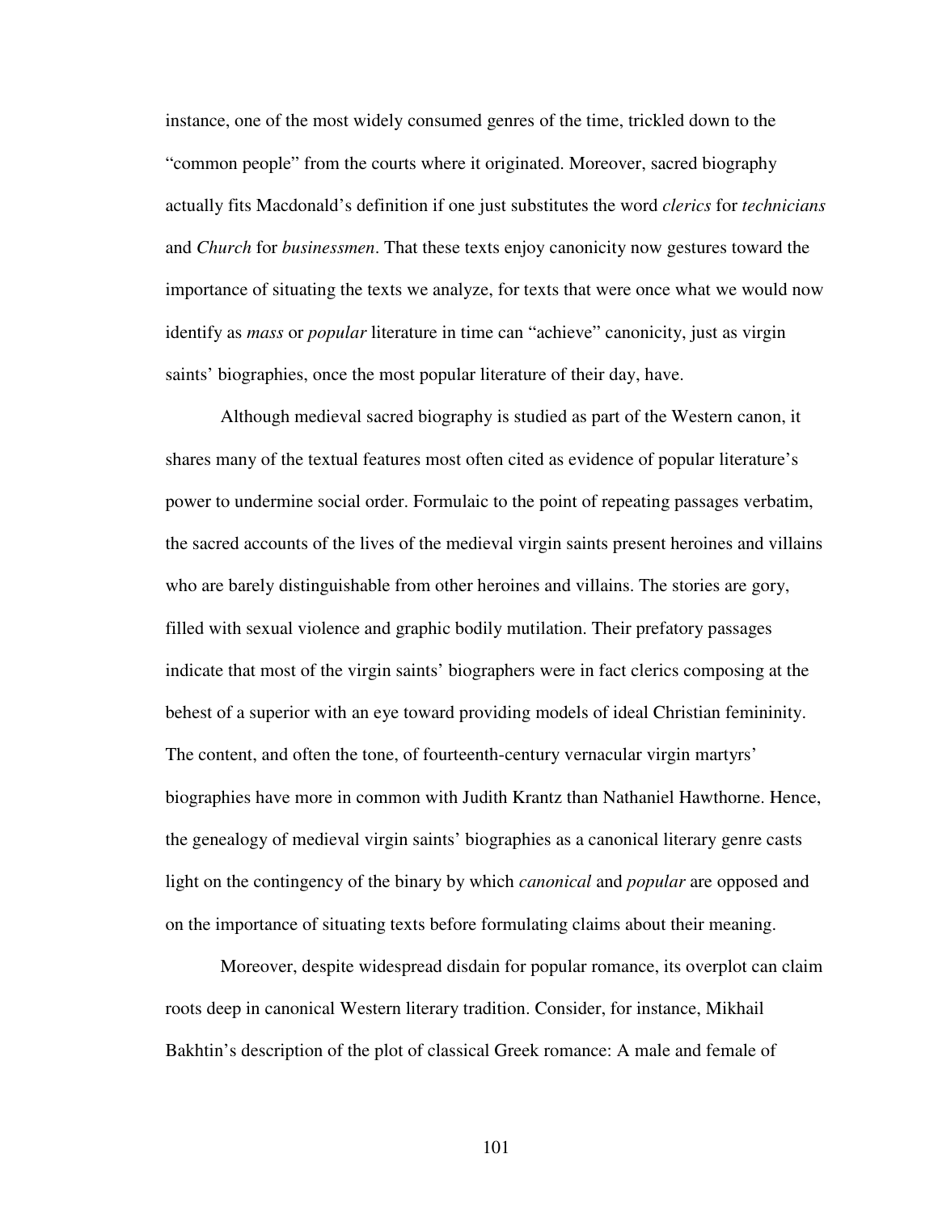instance, one of the most widely consumed genres of the time, trickled down to the "common people" from the courts where it originated. Moreover, sacred biography actually fits Macdonald's definition if one just substitutes the word *clerics* for *technicians* and *Church* for *businessmen*. That these texts enjoy canonicity now gestures toward the importance of situating the texts we analyze, for texts that were once what we would now identify as *mass* or *popular* literature in time can "achieve" canonicity, just as virgin saints' biographies, once the most popular literature of their day, have.

Although medieval sacred biography is studied as part of the Western canon, it shares many of the textual features most often cited as evidence of popular literature's power to undermine social order. Formulaic to the point of repeating passages verbatim, the sacred accounts of the lives of the medieval virgin saints present heroines and villains who are barely distinguishable from other heroines and villains. The stories are gory, filled with sexual violence and graphic bodily mutilation. Their prefatory passages indicate that most of the virgin saints' biographers were in fact clerics composing at the behest of a superior with an eye toward providing models of ideal Christian femininity. The content, and often the tone, of fourteenth-century vernacular virgin martyrs' biographies have more in common with Judith Krantz than Nathaniel Hawthorne. Hence, the genealogy of medieval virgin saints' biographies as a canonical literary genre casts light on the contingency of the binary by which *canonical* and *popular* are opposed and on the importance of situating texts before formulating claims about their meaning.

Moreover, despite widespread disdain for popular romance, its overplot can claim roots deep in canonical Western literary tradition. Consider, for instance, Mikhail Bakhtin's description of the plot of classical Greek romance: A male and female of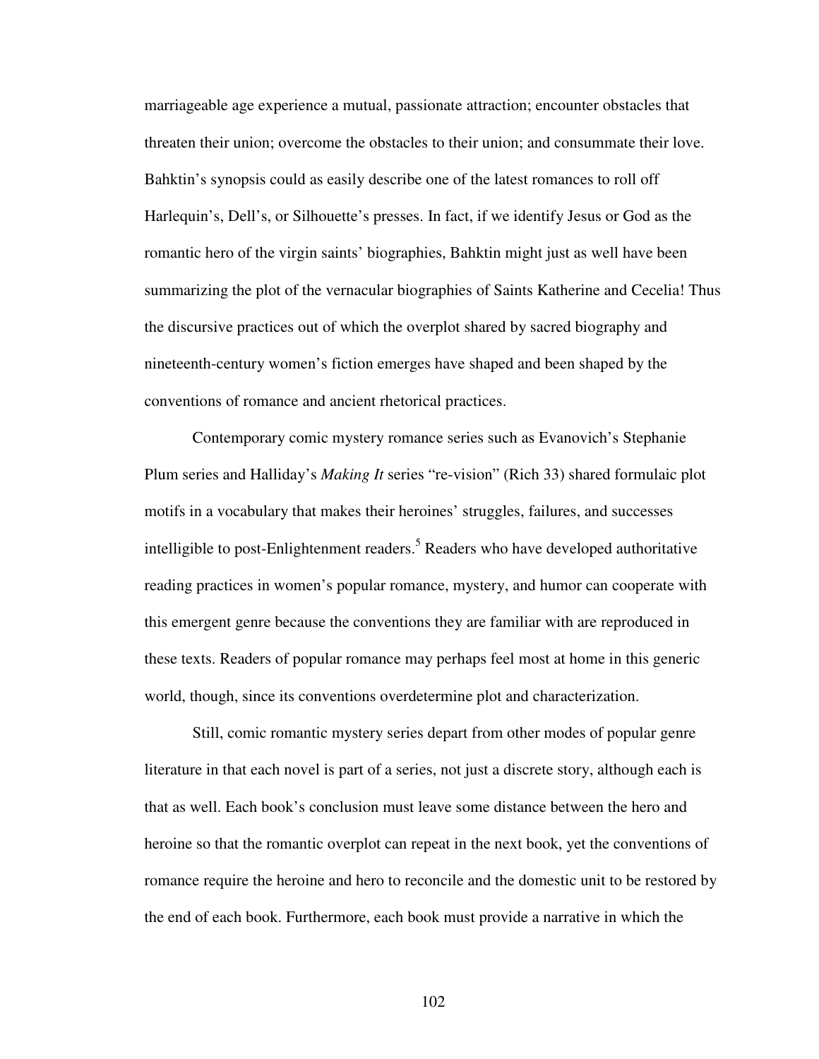marriageable age experience a mutual, passionate attraction; encounter obstacles that threaten their union; overcome the obstacles to their union; and consummate their love. Bahktin's synopsis could as easily describe one of the latest romances to roll off Harlequin's, Dell's, or Silhouette's presses. In fact, if we identify Jesus or God as the romantic hero of the virgin saints' biographies, Bahktin might just as well have been summarizing the plot of the vernacular biographies of Saints Katherine and Cecelia! Thus the discursive practices out of which the overplot shared by sacred biography and nineteenth-century women's fiction emerges have shaped and been shaped by the conventions of romance and ancient rhetorical practices.

Contemporary comic mystery romance series such as Evanovich's Stephanie Plum series and Halliday's *Making It* series "re-vision" (Rich 33) shared formulaic plot motifs in a vocabulary that makes their heroines' struggles, failures, and successes intelligible to post-Enlightenment readers.[5] Readers who have developed authoritative reading practices in women's popular romance, mystery, and humor can cooperate with this emergent genre because the conventions they are familiar with are reproduced in these texts. Readers of popular romance may perhaps feel most at home in this generic world, though, since its conventions overdetermine plot and characterization.

Still, comic romantic mystery series depart from other modes of popular genre literature in that each novel is part of a series, not just a discrete story, although each is that as well. Each book's conclusion must leave some distance between the hero and heroine so that the romantic overplot can repeat in the next book, yet the conventions of romance require the heroine and hero to reconcile and the domestic unit to be restored by the end of each book. Furthermore, each book must provide a narrative in which the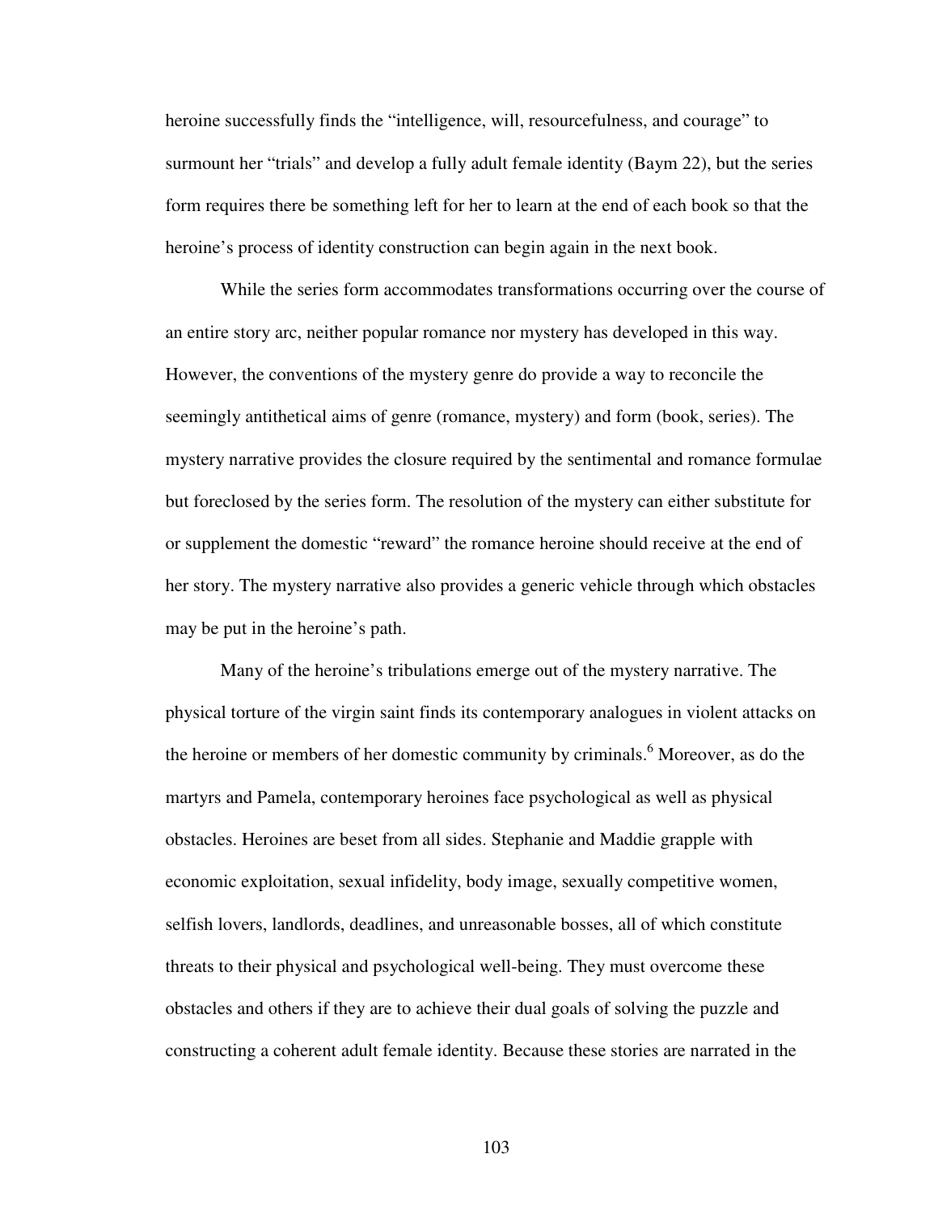heroine successfully finds the "intelligence, will, resourcefulness, and courage" to surmount her "trials" and develop a fully adult female identity (Baym 22), but the series form requires there be something left for her to learn at the end of each book so that the heroine's process of identity construction can begin again in the next book.

While the series form accommodates transformations occurring over the course of an entire story arc, neither popular romance nor mystery has developed in this way. However, the conventions of the mystery genre do provide a way to reconcile the seemingly antithetical aims of genre (romance, mystery) and form (book, series). The mystery narrative provides the closure required by the sentimental and romance formulae but foreclosed by the series form. The resolution of the mystery can either substitute for or supplement the domestic "reward" the romance heroine should receive at the end of her story. The mystery narrative also provides a generic vehicle through which obstacles may be put in the heroine's path.

Many of the heroine's tribulations emerge out of the mystery narrative. The physical torture of the virgin saint finds its contemporary analogues in violent attacks on the heroine or members of her domestic community by criminals.[6] Moreover, as do the martyrs and Pamela, contemporary heroines face psychological as well as physical obstacles. Heroines are beset from all sides. Stephanie and Maddie grapple with economic exploitation, sexual infidelity, body image, sexually competitive women, selfish lovers, landlords, deadlines, and unreasonable bosses, all of which constitute threats to their physical and psychological well-being. They must overcome these obstacles and others if they are to achieve their dual goals of solving the puzzle and constructing a coherent adult female identity. Because these stories are narrated in the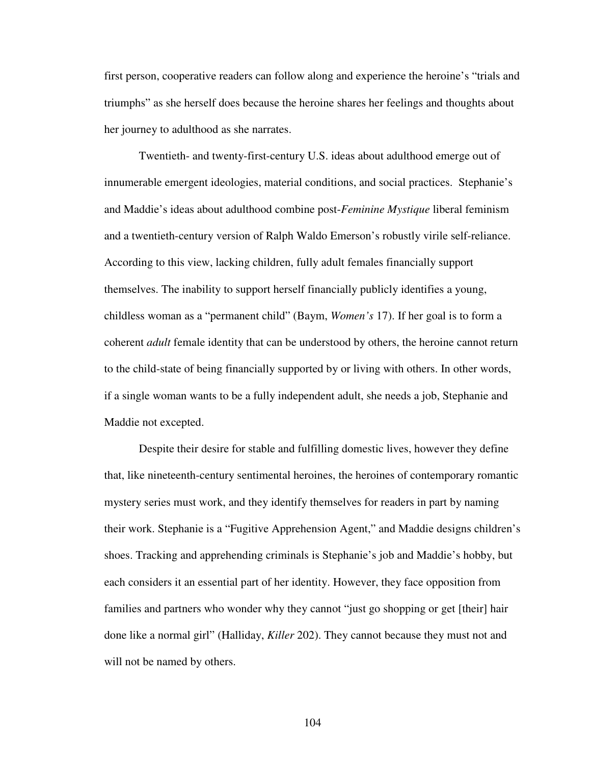first person, cooperative readers can follow along and experience the heroine's "trials and triumphs" as she herself does because the heroine shares her feelings and thoughts about her journey to adulthood as she narrates.

Twentieth- and twenty-first-century U.S. ideas about adulthood emerge out of innumerable emergent ideologies, material conditions, and social practices. Stephanie's and Maddie's ideas about adulthood combine post-*Feminine Mystique* liberal feminism and a twentieth-century version of Ralph Waldo Emerson's robustly virile self-reliance. According to this view, lacking children, fully adult females financially support themselves. The inability to support herself financially publicly identifies a young, childless woman as a "permanent child" (Baym, *Women's* 17). If her goal is to form a coherent *adult* female identity that can be understood by others, the heroine cannot return to the child-state of being financially supported by or living with others. In other words, if a single woman wants to be a fully independent adult, she needs a job, Stephanie and Maddie not excepted.

Despite their desire for stable and fulfilling domestic lives, however they define that, like nineteenth-century sentimental heroines, the heroines of contemporary romantic mystery series must work, and they identify themselves for readers in part by naming their work. Stephanie is a "Fugitive Apprehension Agent," and Maddie designs children's shoes. Tracking and apprehending criminals is Stephanie's job and Maddie's hobby, but each considers it an essential part of her identity. However, they face opposition from families and partners who wonder why they cannot "just go shopping or get [their] hair done like a normal girl" (Halliday, *Killer* 202). They cannot because they must not and will not be named by others.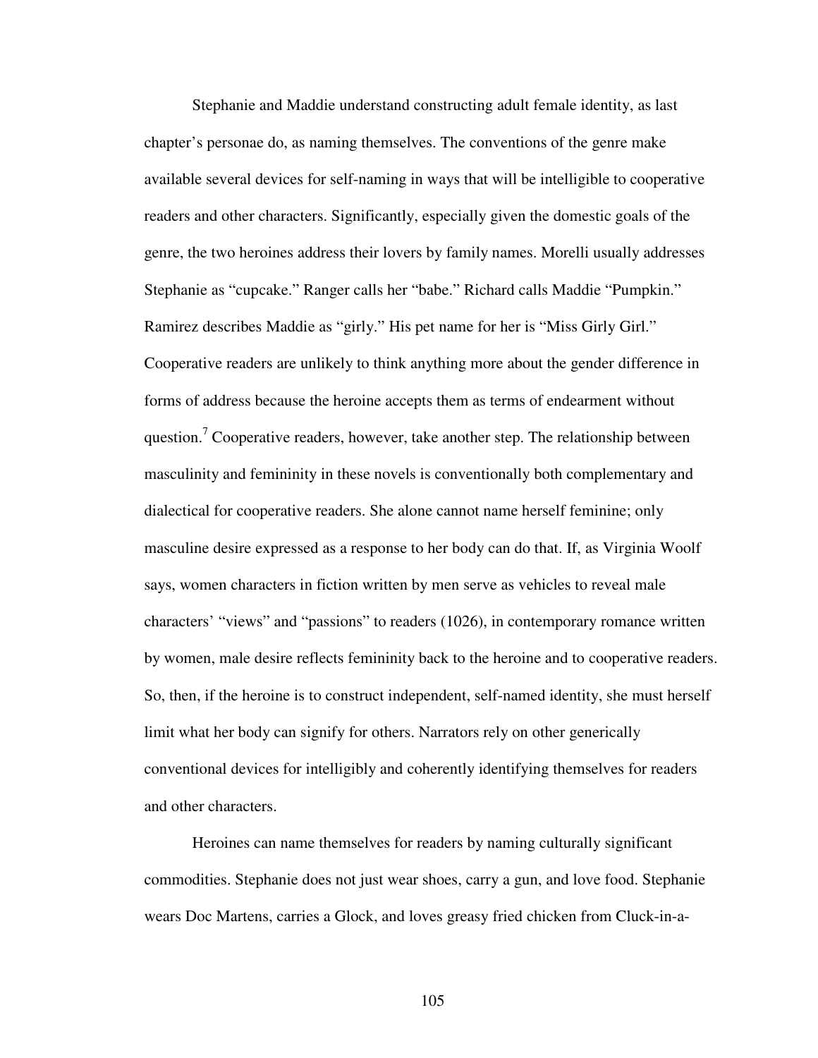Stephanie and Maddie understand constructing adult female identity, as last chapter's personae do, as naming themselves. The conventions of the genre make available several devices for self-naming in ways that will be intelligible to cooperative readers and other characters. Significantly, especially given the domestic goals of the genre, the two heroines address their lovers by family names. Morelli usually addresses Stephanie as "cupcake." Ranger calls her "babe." Richard calls Maddie "Pumpkin." Ramirez describes Maddie as "girly." His pet name for her is "Miss Girly Girl." Cooperative readers are unlikely to think anything more about the gender difference in forms of address because the heroine accepts them as terms of endearment without question.[7] Cooperative readers, however, take another step. The relationship between masculinity and femininity in these novels is conventionally both complementary and dialectical for cooperative readers. She alone cannot name herself feminine; only masculine desire expressed as a response to her body can do that. If, as Virginia Woolf says, women characters in fiction written by men serve as vehicles to reveal male characters' "views" and "passions" to readers (1026), in contemporary romance written by women, male desire reflects femininity back to the heroine and to cooperative readers. So, then, if the heroine is to construct independent, self-named identity, she must herself limit what her body can signify for others. Narrators rely on other generically conventional devices for intelligibly and coherently identifying themselves for readers and other characters.

Heroines can name themselves for readers by naming culturally significant commodities. Stephanie does not just wear shoes, carry a gun, and love food. Stephanie wears Doc Martens, carries a Glock, and loves greasy fried chicken from Cluck-in-a-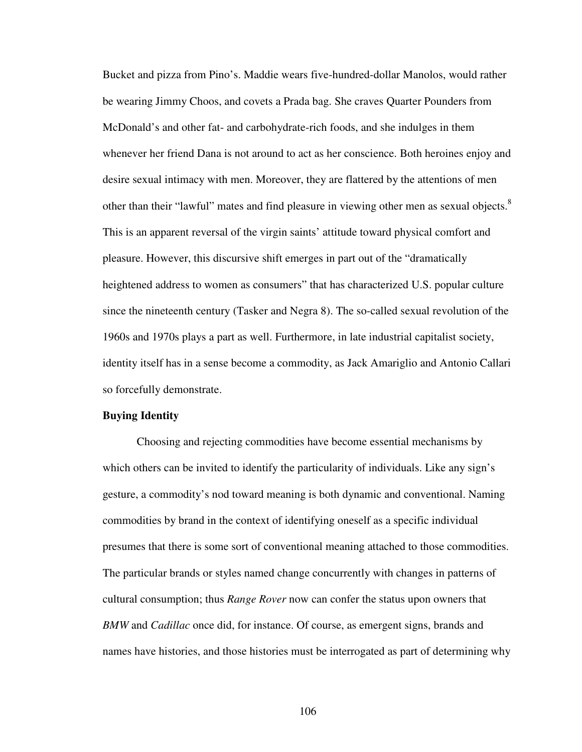Bucket and pizza from Pino's. Maddie wears five-hundred-dollar Manolos, would rather be wearing Jimmy Choos, and covets a Prada bag. She craves Quarter Pounders from McDonald's and other fat- and carbohydrate-rich foods, and she indulges in them whenever her friend Dana is not around to act as her conscience. Both heroines enjoy and desire sexual intimacy with men. Moreover, they are flattered by the attentions of men other than their "lawful" mates and find pleasure in viewing other men as sexual objects.[8] This is an apparent reversal of the virgin saints' attitude toward physical comfort and pleasure. However, this discursive shift emerges in part out of the "dramatically heightened address to women as consumers" that has characterized U.S. popular culture since the nineteenth century (Tasker and Negra 8). The so-called sexual revolution of the 1960s and 1970s plays a part as well. Furthermore, in late industrial capitalist society, identity itself has in a sense become a commodity, as Jack Amariglio and Antonio Callari so forcefully demonstrate.

**Buying Identity**

Choosing and rejecting commodities have become essential mechanisms by which others can be invited to identify the particularity of individuals. Like any sign's gesture, a commodity's nod toward meaning is both dynamic and conventional. Naming commodities by brand in the context of identifying oneself as a specific individual presumes that there is some sort of conventional meaning attached to those commodities. The particular brands or styles named change concurrently with changes in patterns of cultural consumption; thus *Range Rover* now can confer the status upon owners that *BMW* and *Cadillac* once did, for instance. Of course, as emergent signs, brands and names have histories, and those histories must be interrogated as part of determining why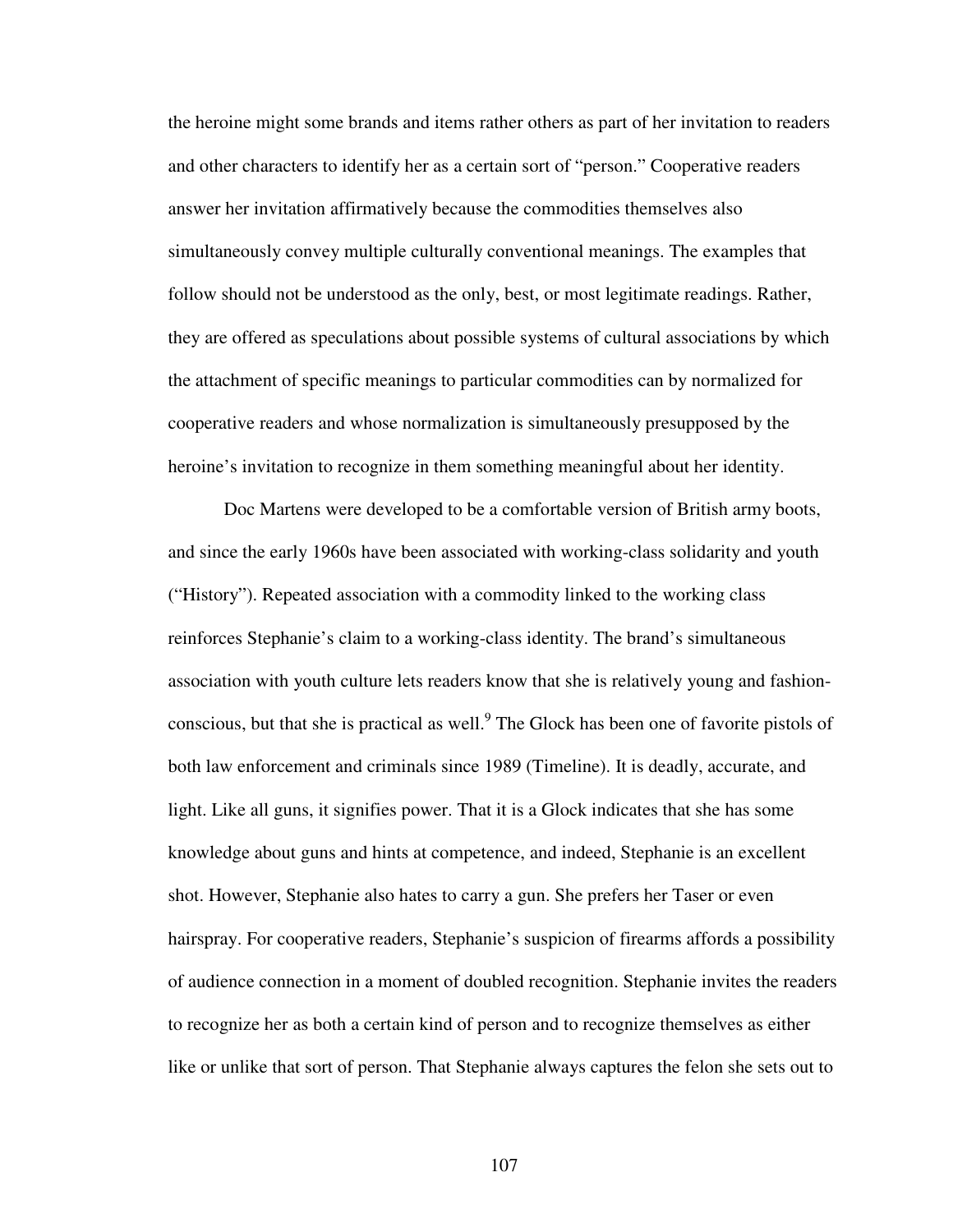the heroine might some brands and items rather others as part of her invitation to readers and other characters to identify her as a certain sort of "person." Cooperative readers answer her invitation affirmatively because the commodities themselves also simultaneously convey multiple culturally conventional meanings. The examples that follow should not be understood as the only, best, or most legitimate readings. Rather, they are offered as speculations about possible systems of cultural associations by which the attachment of specific meanings to particular commodities can by normalized for cooperative readers and whose normalization is simultaneously presupposed by the heroine's invitation to recognize in them something meaningful about her identity.

Doc Martens were developed to be a comfortable version of British army boots, and since the early 1960s have been associated with working-class solidarity and youth ("History"). Repeated association with a commodity linked to the working class reinforces Stephanie's claim to a working-class identity. The brand's simultaneous association with youth culture lets readers know that she is relatively young and fashion-conscious, but that she is practical as well.[9] The Glock has been one of favorite pistols of both law enforcement and criminals since 1989 (Timeline). It is deadly, accurate, and light. Like all guns, it signifies power. That it is a Glock indicates that she has some knowledge about guns and hints at competence, and indeed, Stephanie is an excellent shot. However, Stephanie also hates to carry a gun. She prefers her Taser or even hairspray. For cooperative readers, Stephanie's suspicion of firearms affords a possibility of audience connection in a moment of doubled recognition. Stephanie invites the readers to recognize her as both a certain kind of person and to recognize themselves as either like or unlike that sort of person. That Stephanie always captures the felon she sets out to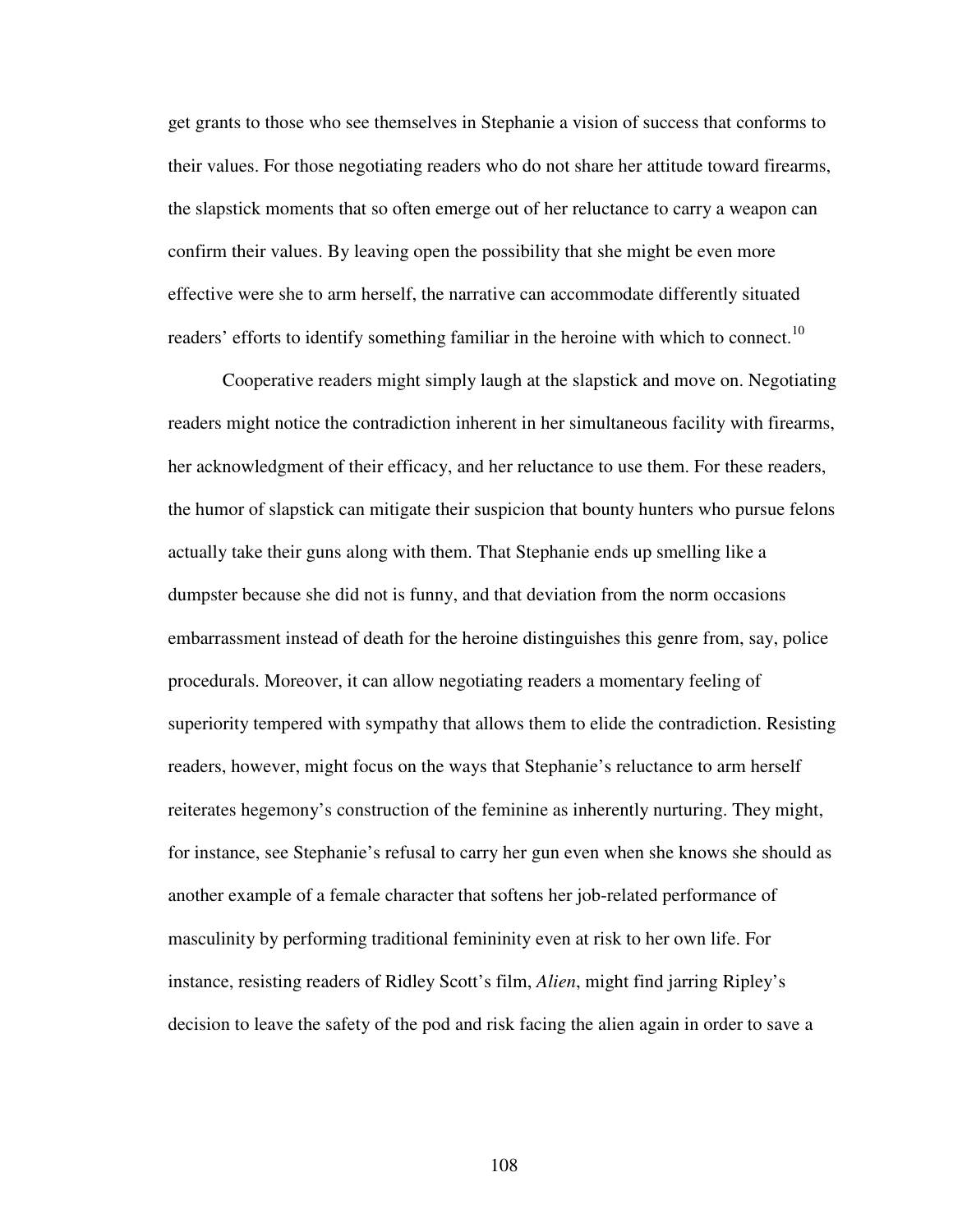get grants to those who see themselves in Stephanie a vision of success that conforms to their values. For those negotiating readers who do not share her attitude toward firearms, the slapstick moments that so often emerge out of her reluctance to carry a weapon can confirm their values. By leaving open the possibility that she might be even more effective were she to arm herself, the narrative can accommodate differently situated readers' efforts to identify something familiar in the heroine with which to connect.[10]

Cooperative readers might simply laugh at the slapstick and move on. Negotiating readers might notice the contradiction inherent in her simultaneous facility with firearms, her acknowledgment of their efficacy, and her reluctance to use them. For these readers, the humor of slapstick can mitigate their suspicion that bounty hunters who pursue felons actually take their guns along with them. That Stephanie ends up smelling like a dumpster because she did not is funny, and that deviation from the norm occasions embarrassment instead of death for the heroine distinguishes this genre from, say, police procedurals. Moreover, it can allow negotiating readers a momentary feeling of superiority tempered with sympathy that allows them to elide the contradiction. Resisting readers, however, might focus on the ways that Stephanie's reluctance to arm herself reiterates hegemony's construction of the feminine as inherently nurturing. They might, for instance, see Stephanie's refusal to carry her gun even when she knows she should as another example of a female character that softens her job-related performance of masculinity by performing traditional femininity even at risk to her own life. For instance, resisting readers of Ridley Scott's film, *Alien*, might find jarring Ripley's decision to leave the safety of the pod and risk facing the alien again in order to save a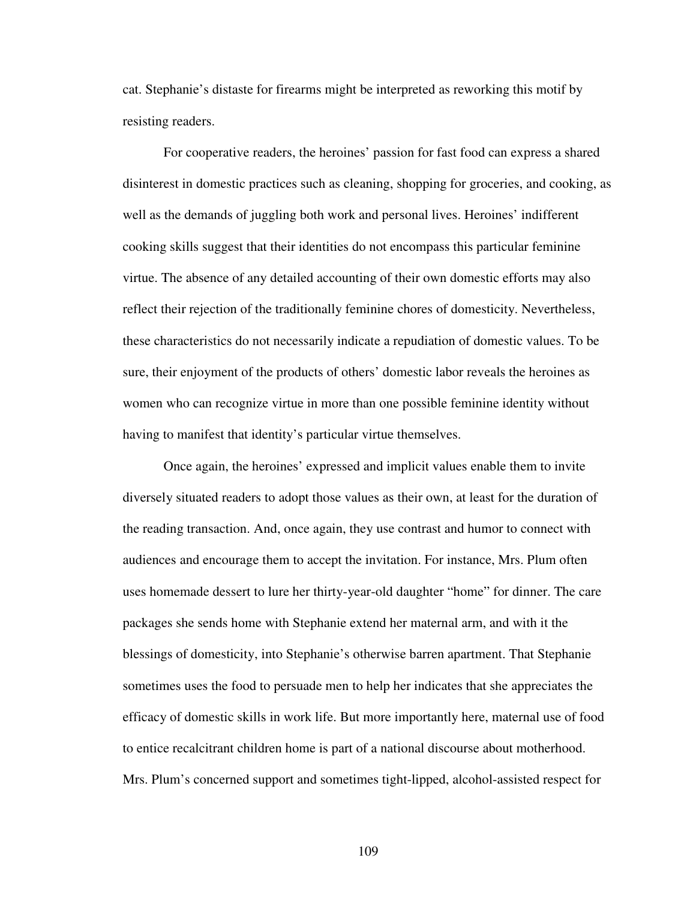cat. Stephanie's distaste for firearms might be interpreted as reworking this motif by resisting readers.

For cooperative readers, the heroines' passion for fast food can express a shared disinterest in domestic practices such as cleaning, shopping for groceries, and cooking, as well as the demands of juggling both work and personal lives. Heroines' indifferent cooking skills suggest that their identities do not encompass this particular feminine virtue. The absence of any detailed accounting of their own domestic efforts may also reflect their rejection of the traditionally feminine chores of domesticity. Nevertheless, these characteristics do not necessarily indicate a repudiation of domestic values. To be sure, their enjoyment of the products of others' domestic labor reveals the heroines as women who can recognize virtue in more than one possible feminine identity without having to manifest that identity's particular virtue themselves.

Once again, the heroines' expressed and implicit values enable them to invite diversely situated readers to adopt those values as their own, at least for the duration of the reading transaction. And, once again, they use contrast and humor to connect with audiences and encourage them to accept the invitation. For instance, Mrs. Plum often uses homemade dessert to lure her thirty-year-old daughter "home" for dinner. The care packages she sends home with Stephanie extend her maternal arm, and with it the blessings of domesticity, into Stephanie's otherwise barren apartment. That Stephanie sometimes uses the food to persuade men to help her indicates that she appreciates the efficacy of domestic skills in work life. But more importantly here, maternal use of food to entice recalcitrant children home is part of a national discourse about motherhood. Mrs. Plum's concerned support and sometimes tight-lipped, alcohol-assisted respect for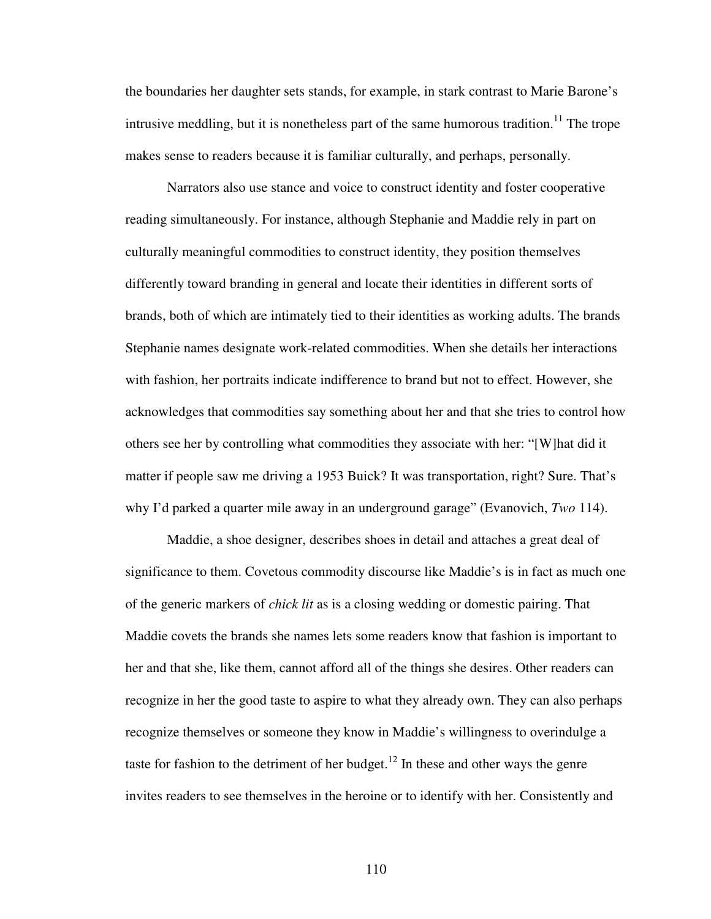the boundaries her daughter sets stands, for example, in stark contrast to Marie Barone's intrusive meddling, but it is nonetheless part of the same humorous tradition.[11] The trope makes sense to readers because it is familiar culturally, and perhaps, personally.

Narrators also use stance and voice to construct identity and foster cooperative reading simultaneously. For instance, although Stephanie and Maddie rely in part on culturally meaningful commodities to construct identity, they position themselves differently toward branding in general and locate their identities in different sorts of brands, both of which are intimately tied to their identities as working adults. The brands Stephanie names designate work-related commodities. When she details her interactions with fashion, her portraits indicate indifference to brand but not to effect. However, she acknowledges that commodities say something about her and that she tries to control how others see her by controlling what commodities they associate with her: "[W]hat did it matter if people saw me driving a 1953 Buick? It was transportation, right? Sure. That's why I'd parked a quarter mile away in an underground garage" (Evanovich, *Two* 114).

Maddie, a shoe designer, describes shoes in detail and attaches a great deal of significance to them. Covetous commodity discourse like Maddie's is in fact as much one of the generic markers of *chick lit* as is a closing wedding or domestic pairing. That Maddie covets the brands she names lets some readers know that fashion is important to her and that she, like them, cannot afford all of the things she desires. Other readers can recognize in her the good taste to aspire to what they already own. They can also perhaps recognize themselves or someone they know in Maddie's willingness to overindulge a taste for fashion to the detriment of her budget.[12] In these and other ways the genre invites readers to see themselves in the heroine or to identify with her. Consistently and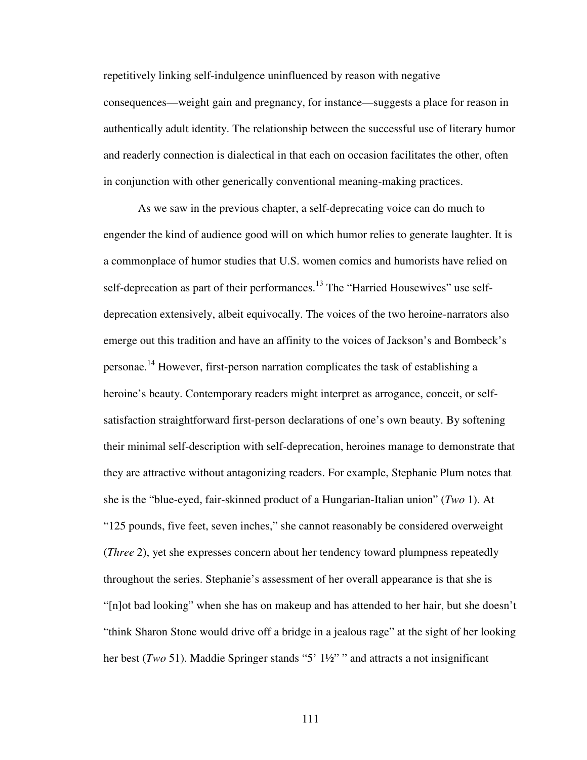repetitively linking self-indulgence uninfluenced by reason with negative consequences—weight gain and pregnancy, for instance—suggests a place for reason in authentically adult identity. The relationship between the successful use of literary humor and readerly connection is dialectical in that each on occasion facilitates the other, often in conjunction with other generically conventional meaning-making practices.

As we saw in the previous chapter, a self-deprecating voice can do much to engender the kind of audience good will on which humor relies to generate laughter. It is a commonplace of humor studies that U.S. women comics and humorists have relied on self-deprecation as part of their performances.[13] The "Harried Housewives" use self-deprecation extensively, albeit equivocally. The voices of the two heroine-narrators also emerge out this tradition and have an affinity to the voices of Jackson's and Bombeck's personae.[14] However, first-person narration complicates the task of establishing a heroine's beauty. Contemporary readers might interpret as arrogance, conceit, or self-satisfaction straightforward first-person declarations of one's own beauty. By softening their minimal self-description with self-deprecation, heroines manage to demonstrate that they are attractive without antagonizing readers. For example, Stephanie Plum notes that she is the "blue-eyed, fair-skinned product of a Hungarian-Italian union" (*Two* 1). At "125 pounds, five feet, seven inches," she cannot reasonably be considered overweight (*Three* 2), yet she expresses concern about her tendency toward plumpness repeatedly throughout the series. Stephanie's assessment of her overall appearance is that she is "[n]ot bad looking" when she has on makeup and has attended to her hair, but she doesn't "think Sharon Stone would drive off a bridge in a jealous rage" at the sight of her looking her best (*Two* 51). Maddie Springer stands "5' 1½" " and attracts a not insignificant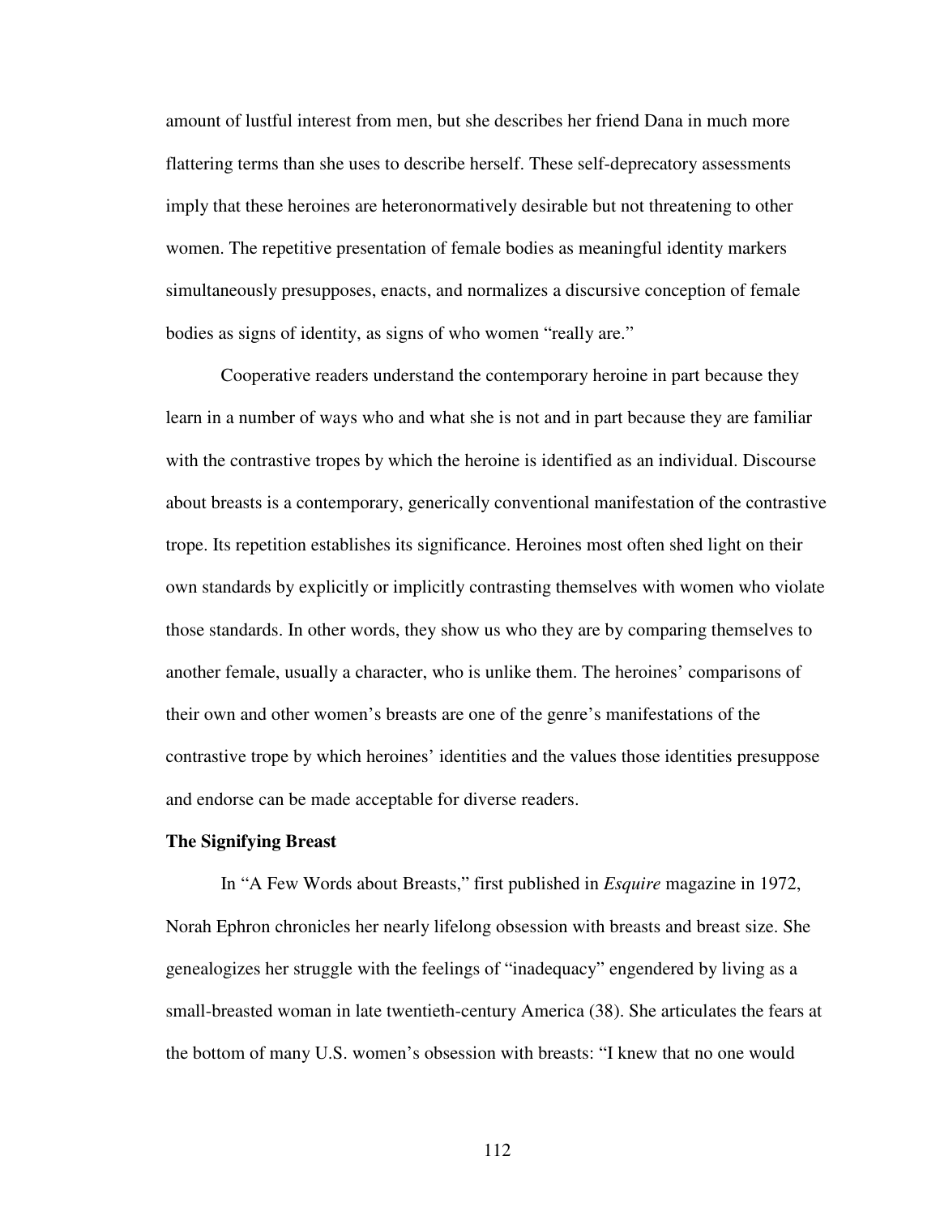amount of lustful interest from men, but she describes her friend Dana in much more flattering terms than she uses to describe herself. These self-deprecatory assessments imply that these heroines are heteronormatively desirable but not threatening to other women. The repetitive presentation of female bodies as meaningful identity markers simultaneously presupposes, enacts, and normalizes a discursive conception of female bodies as signs of identity, as signs of who women "really are."

Cooperative readers understand the contemporary heroine in part because they learn in a number of ways who and what she is not and in part because they are familiar with the contrastive tropes by which the heroine is identified as an individual. Discourse about breasts is a contemporary, generically conventional manifestation of the contrastive trope. Its repetition establishes its significance. Heroines most often shed light on their own standards by explicitly or implicitly contrasting themselves with women who violate those standards. In other words, they show us who they are by comparing themselves to another female, usually a character, who is unlike them. The heroines' comparisons of their own and other women's breasts are one of the genre's manifestations of the contrastive trope by which heroines' identities and the values those identities presuppose and endorse can be made acceptable for diverse readers.

**The Signifying Breast**

In "A Few Words about Breasts," first published in *Esquire* magazine in 1972, Norah Ephron chronicles her nearly lifelong obsession with breasts and breast size. She genealogizes her struggle with the feelings of "inadequacy" engendered by living as a small-breasted woman in late twentieth-century America (38). She articulates the fears at the bottom of many U.S. women's obsession with breasts: "I knew that no one would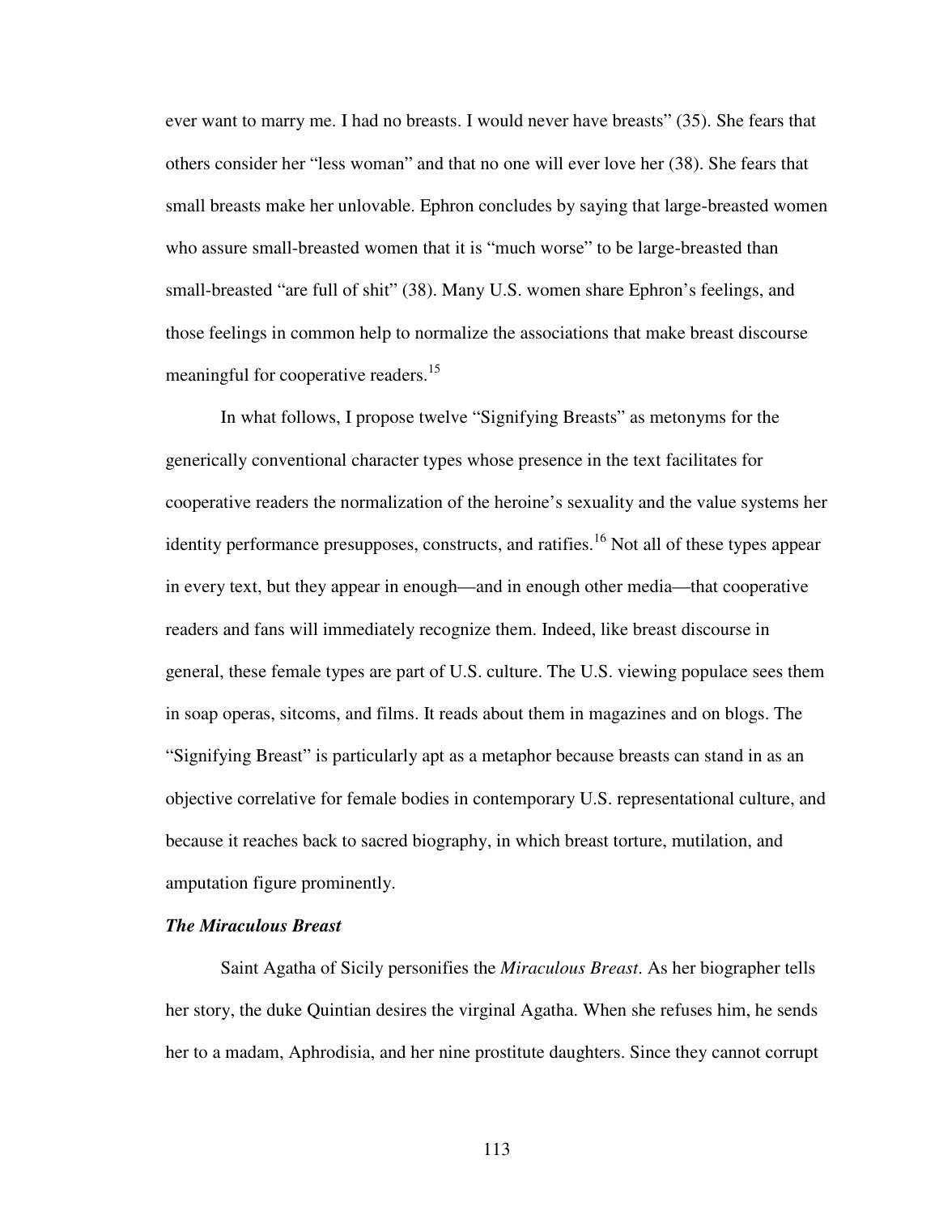ever want to marry me. I had no breasts. I would never have breasts" (35). She fears that others consider her "less woman" and that no one will ever love her (38). She fears that small breasts make her unlovable. Ephron concludes by saying that large-breasted women who assure small-breasted women that it is "much worse" to be large-breasted than small-breasted "are full of shit" (38). Many U.S. women share Ephron's feelings, and those feelings in common help to normalize the associations that make breast discourse meaningful for cooperative readers.[15]

In what follows, I propose twelve "Signifying Breasts" as metonyms for the generically conventional character types whose presence in the text facilitates for cooperative readers the normalization of the heroine's sexuality and the value systems her identity performance presupposes, constructs, and ratifies.[16] Not all of these types appear in every text, but they appear in enough—and in enough other media—that cooperative readers and fans will immediately recognize them. Indeed, like breast discourse in general, these female types are part of U.S. culture. The U.S. viewing populace sees them in soap operas, sitcoms, and films. It reads about them in magazines and on blogs. The "Signifying Breast" is particularly apt as a metaphor because breasts can stand in as an objective correlative for female bodies in contemporary U.S. representational culture, and because it reaches back to sacred biography, in which breast torture, mutilation, and amputation figure prominently.

### *The Miraculous Breast*

Saint Agatha of Sicily personifies the *Miraculous Breast*. As her biographer tells her story, the duke Quintian desires the virginal Agatha. When she refuses him, he sends her to a madam, Aphrodisia, and her nine prostitute daughters. Since they cannot corrupt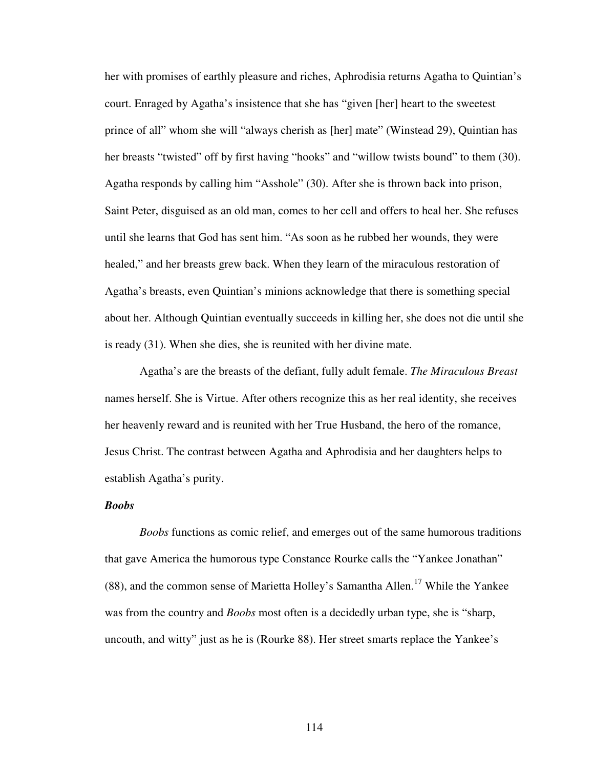her with promises of earthly pleasure and riches, Aphrodisia returns Agatha to Quintian's court. Enraged by Agatha's insistence that she has "given [her] heart to the sweetest prince of all" whom she will "always cherish as [her] mate" (Winstead 29), Quintian has her breasts "twisted" off by first having "hooks" and "willow twists bound" to them (30). Agatha responds by calling him "Asshole" (30). After she is thrown back into prison, Saint Peter, disguised as an old man, comes to her cell and offers to heal her. She refuses until she learns that God has sent him. "As soon as he rubbed her wounds, they were healed," and her breasts grew back. When they learn of the miraculous restoration of Agatha's breasts, even Quintian's minions acknowledge that there is something special about her. Although Quintian eventually succeeds in killing her, she does not die until she is ready (31). When she dies, she is reunited with her divine mate.

Agatha's are the breasts of the defiant, fully adult female. *The Miraculous Breast* names herself. She is Virtue. After others recognize this as her real identity, she receives her heavenly reward and is reunited with her True Husband, the hero of the romance, Jesus Christ. The contrast between Agatha and Aphrodisia and her daughters helps to establish Agatha's purity.

### ***Boobs***

*Boobs* functions as comic relief, and emerges out of the same humorous traditions that gave America the humorous type Constance Rourke calls the "Yankee Jonathan" (88), and the common sense of Marietta Holley's Samantha Allen.[17] While the Yankee was from the country and *Boobs* most often is a decidedly urban type, she is "sharp, uncouth, and witty" just as he is (Rourke 88). Her street smarts replace the Yankee's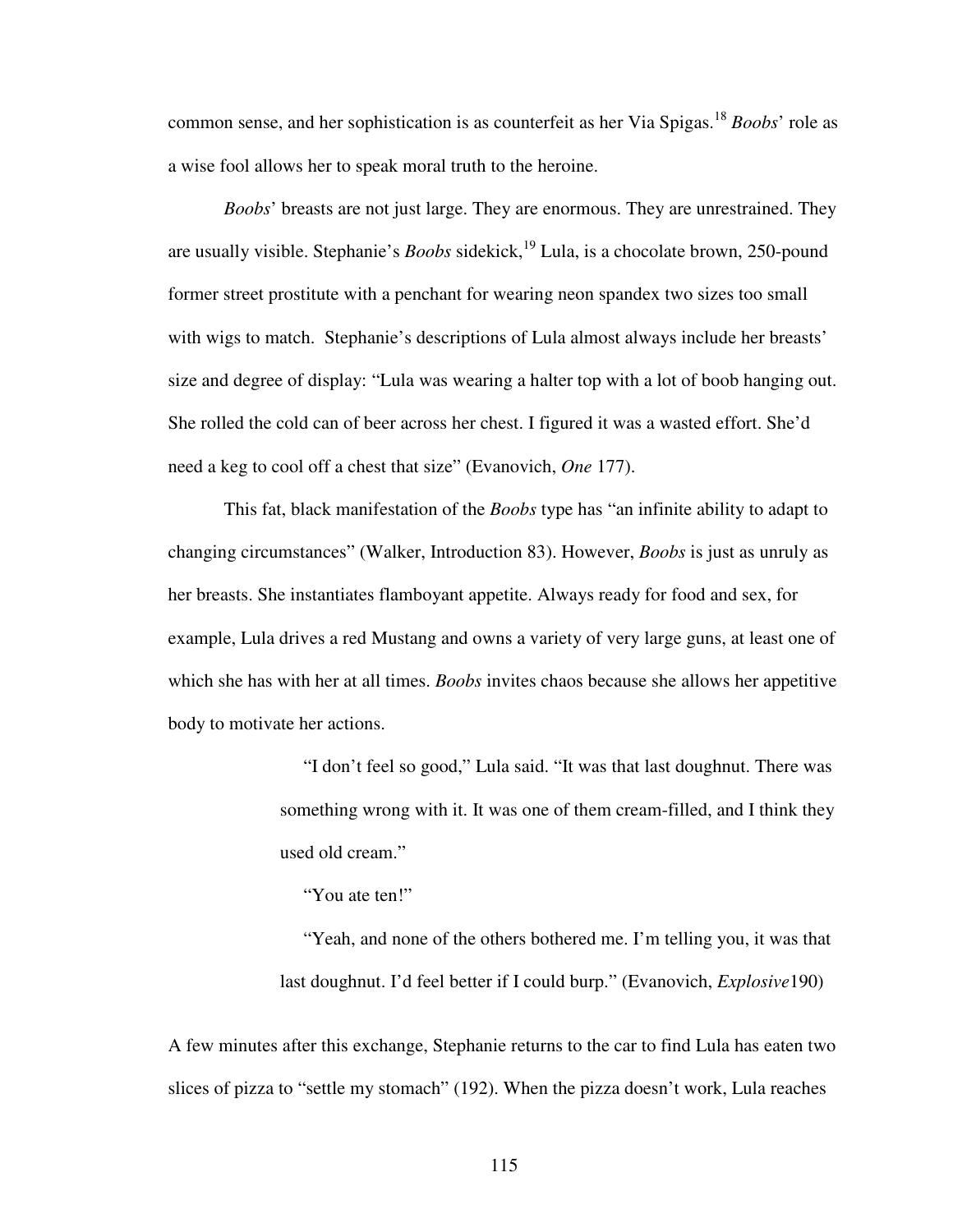common sense, and her sophistication is as counterfeit as her Via Spigas.[18] *Boobs*' role as a wise fool allows her to speak moral truth to the heroine.

*Boobs*' breasts are not just large. They are enormous. They are unrestrained. They are usually visible. Stephanie's *Boobs* sidekick,[19] Lula, is a chocolate brown, 250-pound former street prostitute with a penchant for wearing neon spandex two sizes too small with wigs to match. Stephanie's descriptions of Lula almost always include her breasts' size and degree of display: "Lula was wearing a halter top with a lot of boob hanging out. She rolled the cold can of beer across her chest. I figured it was a wasted effort. She'd need a keg to cool off a chest that size" (Evanovich, *One* 177).

This fat, black manifestation of the *Boobs* type has "an infinite ability to adapt to changing circumstances" (Walker, Introduction 83). However, *Boobs* is just as unruly as her breasts. She instantiates flamboyant appetite. Always ready for food and sex, for example, Lula drives a red Mustang and owns a variety of very large guns, at least one of which she has with her at all times. *Boobs* invites chaos because she allows her appetitive body to motivate her actions.

> "I don't feel so good," Lula said. "It was that last doughnut. There was something wrong with it. It was one of them cream-filled, and I think they used old cream."
>
> "You ate ten!"
>
> "Yeah, and none of the others bothered me. I'm telling you, it was that last doughnut. I'd feel better if I could burp." (Evanovich, *Explosive*190)

A few minutes after this exchange, Stephanie returns to the car to find Lula has eaten two slices of pizza to "settle my stomach" (192). When the pizza doesn't work, Lula reaches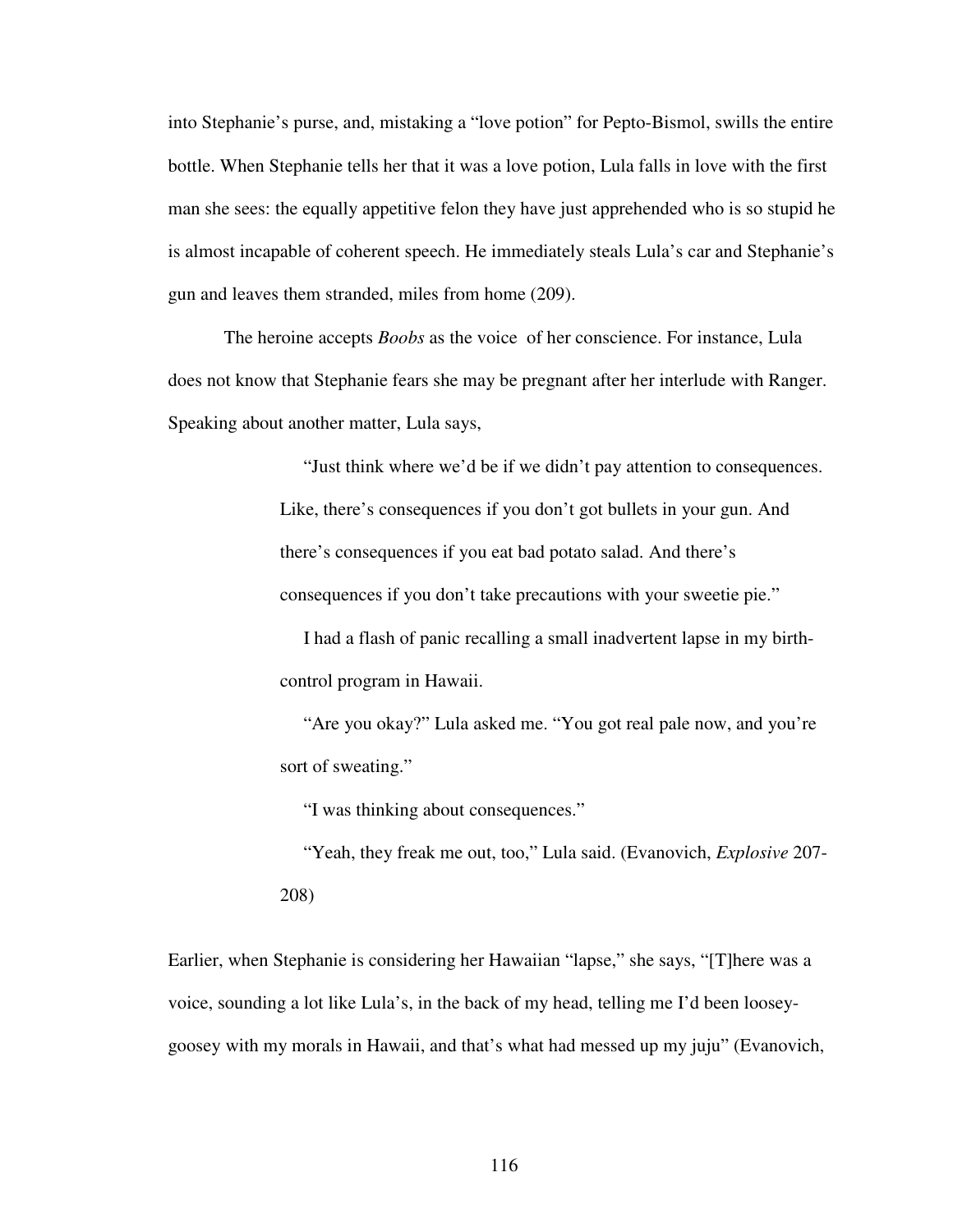into Stephanie's purse, and, mistaking a "love potion" for Pepto-Bismol, swills the entire bottle. When Stephanie tells her that it was a love potion, Lula falls in love with the first man she sees: the equally appetitive felon they have just apprehended who is so stupid he is almost incapable of coherent speech. He immediately steals Lula's car and Stephanie's gun and leaves them stranded, miles from home (209).

The heroine accepts *Boobs* as the voice of her conscience. For instance, Lula does not know that Stephanie fears she may be pregnant after her interlude with Ranger. Speaking about another matter, Lula says,

> "Just think where we'd be if we didn't pay attention to consequences. Like, there's consequences if you don't got bullets in your gun. And there's consequences if you eat bad potato salad. And there's consequences if you don't take precautions with your sweetie pie."
>
> I had a flash of panic recalling a small inadvertent lapse in my birth-control program in Hawaii.
>
> "Are you okay?" Lula asked me. "You got real pale now, and you're sort of sweating."
>
> "I was thinking about consequences."
>
> "Yeah, they freak me out, too," Lula said. (Evanovich, *Explosive* 207-208)

Earlier, when Stephanie is considering her Hawaiian "lapse," she says, "[T]here was a voice, sounding a lot like Lula's, in the back of my head, telling me I'd been loosey-goosey with my morals in Hawaii, and that's what had messed up my juju" (Evanovich,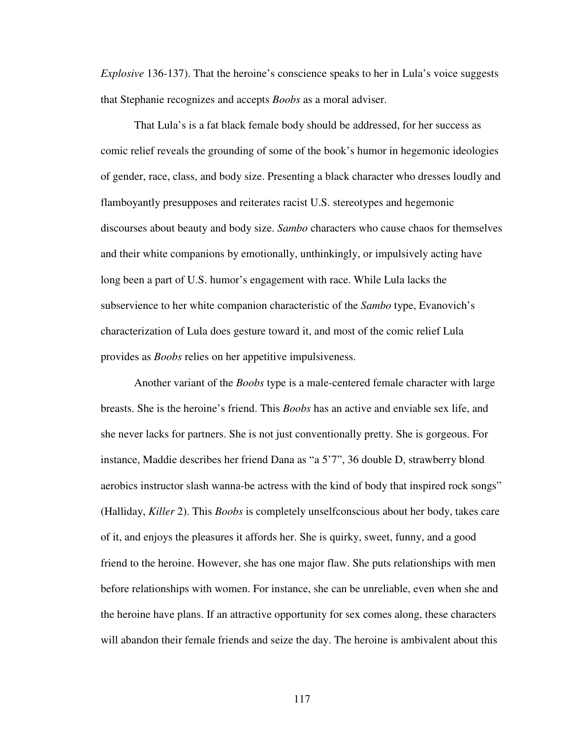*Explosive* 136-137). That the heroine's conscience speaks to her in Lula's voice suggests that Stephanie recognizes and accepts *Boobs* as a moral adviser.

That Lula's is a fat black female body should be addressed, for her success as comic relief reveals the grounding of some of the book's humor in hegemonic ideologies of gender, race, class, and body size. Presenting a black character who dresses loudly and flamboyantly presupposes and reiterates racist U.S. stereotypes and hegemonic discourses about beauty and body size. *Sambo* characters who cause chaos for themselves and their white companions by emotionally, unthinkingly, or impulsively acting have long been a part of U.S. humor's engagement with race. While Lula lacks the subservience to her white companion characteristic of the *Sambo* type, Evanovich's characterization of Lula does gesture toward it, and most of the comic relief Lula provides as *Boobs* relies on her appetitive impulsiveness.

Another variant of the *Boobs* type is a male-centered female character with large breasts. She is the heroine's friend. This *Boobs* has an active and enviable sex life, and she never lacks for partners. She is not just conventionally pretty. She is gorgeous. For instance, Maddie describes her friend Dana as "a 5'7", 36 double D, strawberry blond aerobics instructor slash wanna-be actress with the kind of body that inspired rock songs" (Halliday, *Killer* 2). This *Boobs* is completely unselfconscious about her body, takes care of it, and enjoys the pleasures it affords her. She is quirky, sweet, funny, and a good friend to the heroine. However, she has one major flaw. She puts relationships with men before relationships with women. For instance, she can be unreliable, even when she and the heroine have plans. If an attractive opportunity for sex comes along, these characters will abandon their female friends and seize the day. The heroine is ambivalent about this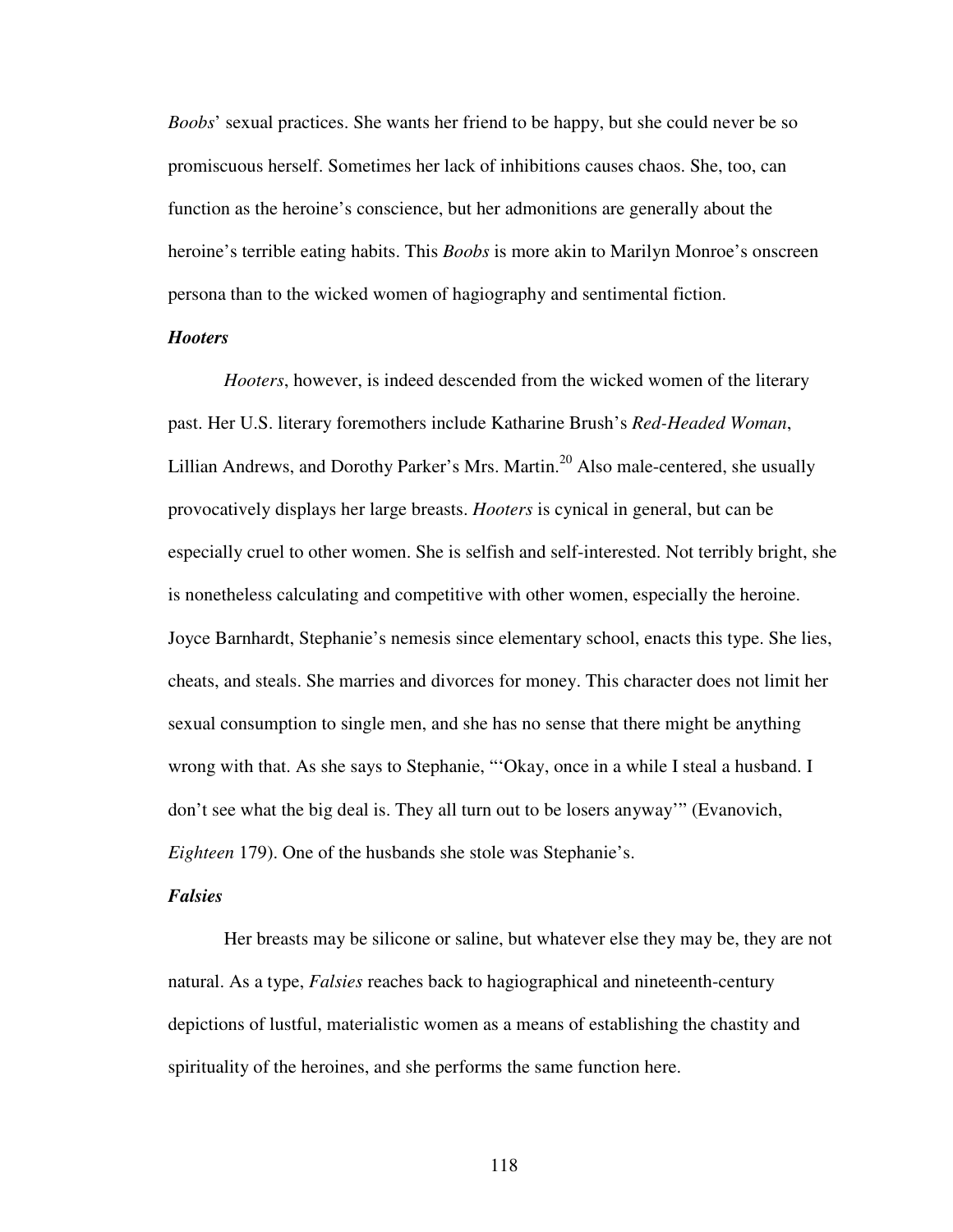*Boobs*' sexual practices. She wants her friend to be happy, but she could never be so promiscuous herself. Sometimes her lack of inhibitions causes chaos. She, too, can function as the heroine's conscience, but her admonitions are generally about the heroine's terrible eating habits. This *Boobs* is more akin to Marilyn Monroe's onscreen persona than to the wicked women of hagiography and sentimental fiction.

### *Hooters*

*Hooters*, however, is indeed descended from the wicked women of the literary past. Her U.S. literary foremothers include Katharine Brush's *Red-Headed Woman*, Lillian Andrews, and Dorothy Parker's Mrs. Martin.[20] Also male-centered, she usually provocatively displays her large breasts. *Hooters* is cynical in general, but can be especially cruel to other women. She is selfish and self-interested. Not terribly bright, she is nonetheless calculating and competitive with other women, especially the heroine. Joyce Barnhardt, Stephanie's nemesis since elementary school, enacts this type. She lies, cheats, and steals. She marries and divorces for money. This character does not limit her sexual consumption to single men, and she has no sense that there might be anything wrong with that. As she says to Stephanie, "'Okay, once in a while I steal a husband. I don't see what the big deal is. They all turn out to be losers anyway'" (Evanovich, *Eighteen* 179). One of the husbands she stole was Stephanie's.

### *Falsies*

Her breasts may be silicone or saline, but whatever else they may be, they are not natural. As a type, *Falsies* reaches back to hagiographical and nineteenth-century depictions of lustful, materialistic women as a means of establishing the chastity and spirituality of the heroines, and she performs the same function here.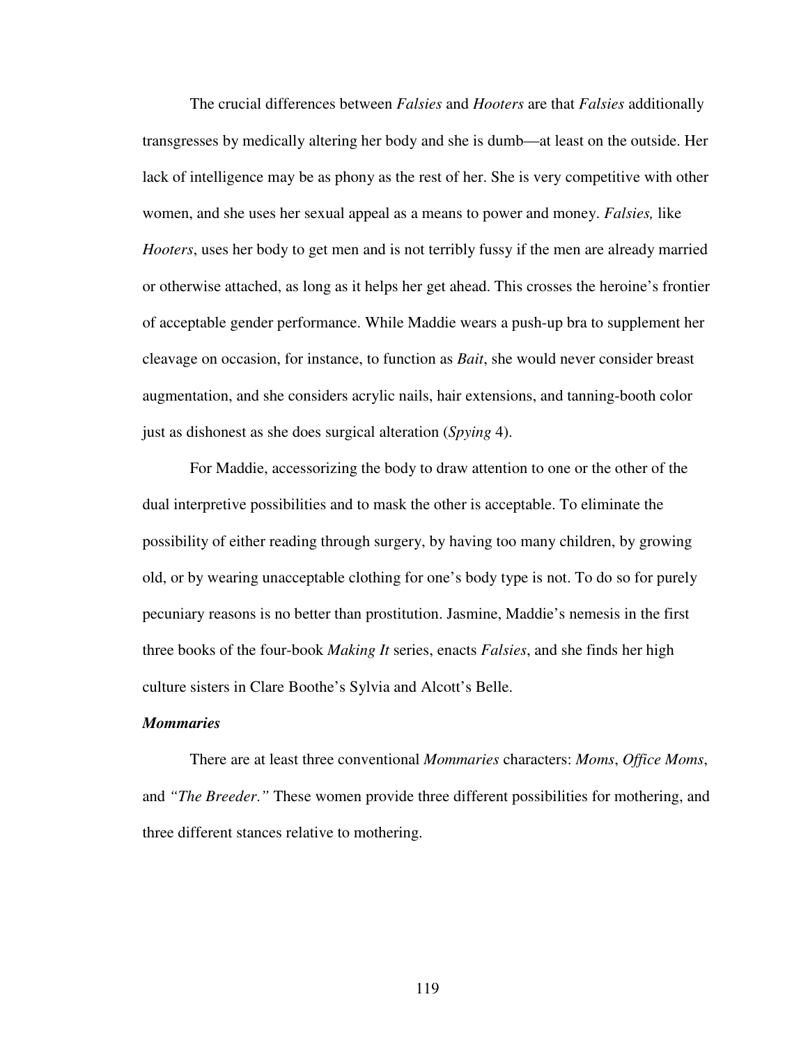The crucial differences between *Falsies* and *Hooters* are that *Falsies* additionally transgresses by medically altering her body and she is dumb—at least on the outside. Her lack of intelligence may be as phony as the rest of her. She is very competitive with other women, and she uses her sexual appeal as a means to power and money. *Falsies,* like *Hooters*, uses her body to get men and is not terribly fussy if the men are already married or otherwise attached, as long as it helps her get ahead. This crosses the heroine's frontier of acceptable gender performance. While Maddie wears a push-up bra to supplement her cleavage on occasion, for instance, to function as *Bait*, she would never consider breast augmentation, and she considers acrylic nails, hair extensions, and tanning-booth color just as dishonest as she does surgical alteration (*Spying* 4).

For Maddie, accessorizing the body to draw attention to one or the other of the dual interpretive possibilities and to mask the other is acceptable. To eliminate the possibility of either reading through surgery, by having too many children, by growing old, or by wearing unacceptable clothing for one's body type is not. To do so for purely pecuniary reasons is no better than prostitution. Jasmine, Maddie's nemesis in the first three books of the four-book *Making It* series, enacts *Falsies*, and she finds her high culture sisters in Clare Boothe's Sylvia and Alcott's Belle.

***Mommaries***

There are at least three conventional *Mommaries* characters: *Moms*, *Office Moms*, and *"The Breeder."* These women provide three different possibilities for mothering, and three different stances relative to mothering.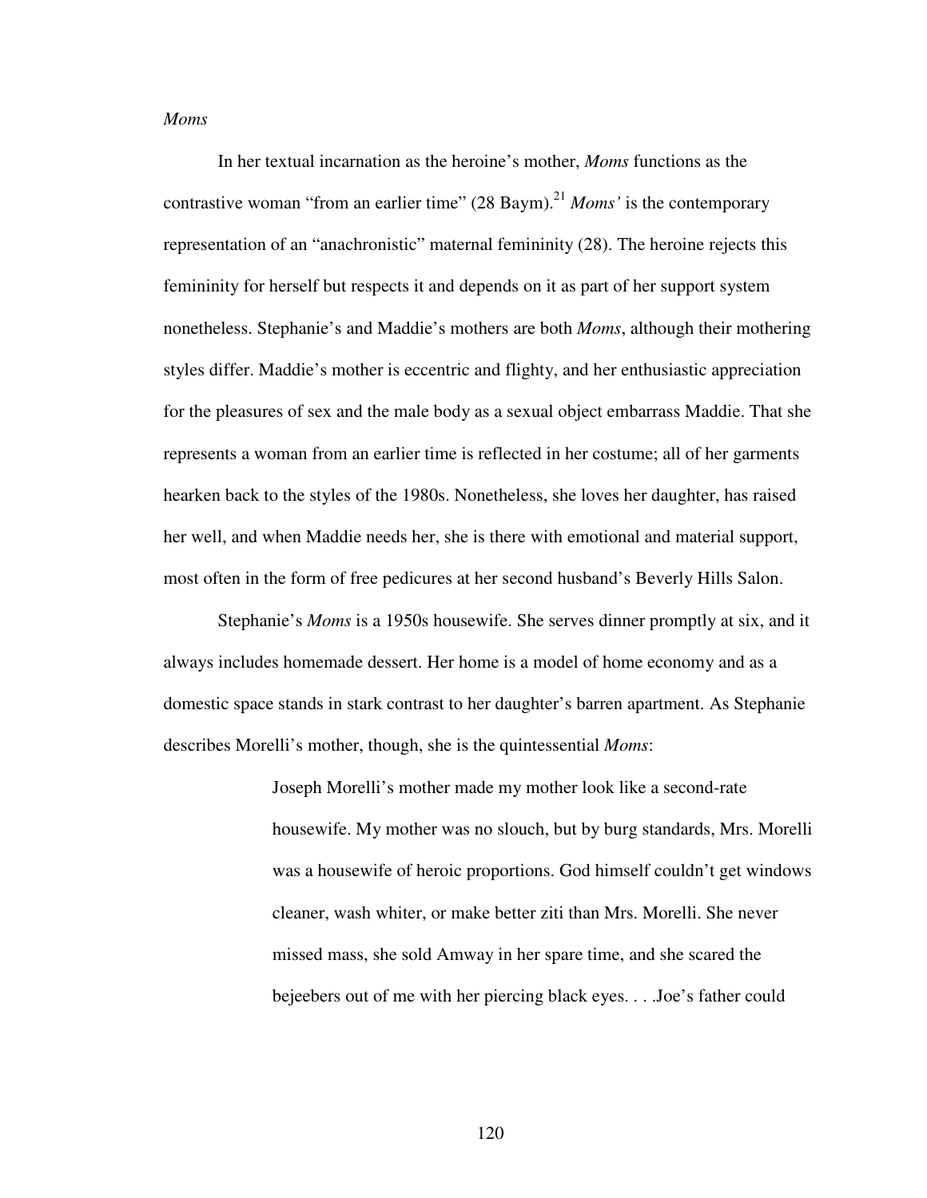*Moms*

In her textual incarnation as the heroine's mother, *Moms* functions as the contrastive woman "from an earlier time" (28 Baym).[21] *Moms'* is the contemporary representation of an "anachronistic" maternal femininity (28). The heroine rejects this femininity for herself but respects it and depends on it as part of her support system nonetheless. Stephanie's and Maddie's mothers are both *Moms*, although their mothering styles differ. Maddie's mother is eccentric and flighty, and her enthusiastic appreciation for the pleasures of sex and the male body as a sexual object embarrass Maddie. That she represents a woman from an earlier time is reflected in her costume; all of her garments hearken back to the styles of the 1980s. Nonetheless, she loves her daughter, has raised her well, and when Maddie needs her, she is there with emotional and material support, most often in the form of free pedicures at her second husband's Beverly Hills Salon.

Stephanie's *Moms* is a 1950s housewife. She serves dinner promptly at six, and it always includes homemade dessert. Her home is a model of home economy and as a domestic space stands in stark contrast to her daughter's barren apartment. As Stephanie describes Morelli's mother, though, she is the quintessential *Moms*:

> Joseph Morelli's mother made my mother look like a second-rate housewife. My mother was no slouch, but by burg standards, Mrs. Morelli was a housewife of heroic proportions. God himself couldn't get windows cleaner, wash whiter, or make better ziti than Mrs. Morelli. She never missed mass, she sold Amway in her spare time, and she scared the bejeebers out of me with her piercing black eyes. . . .Joe's father could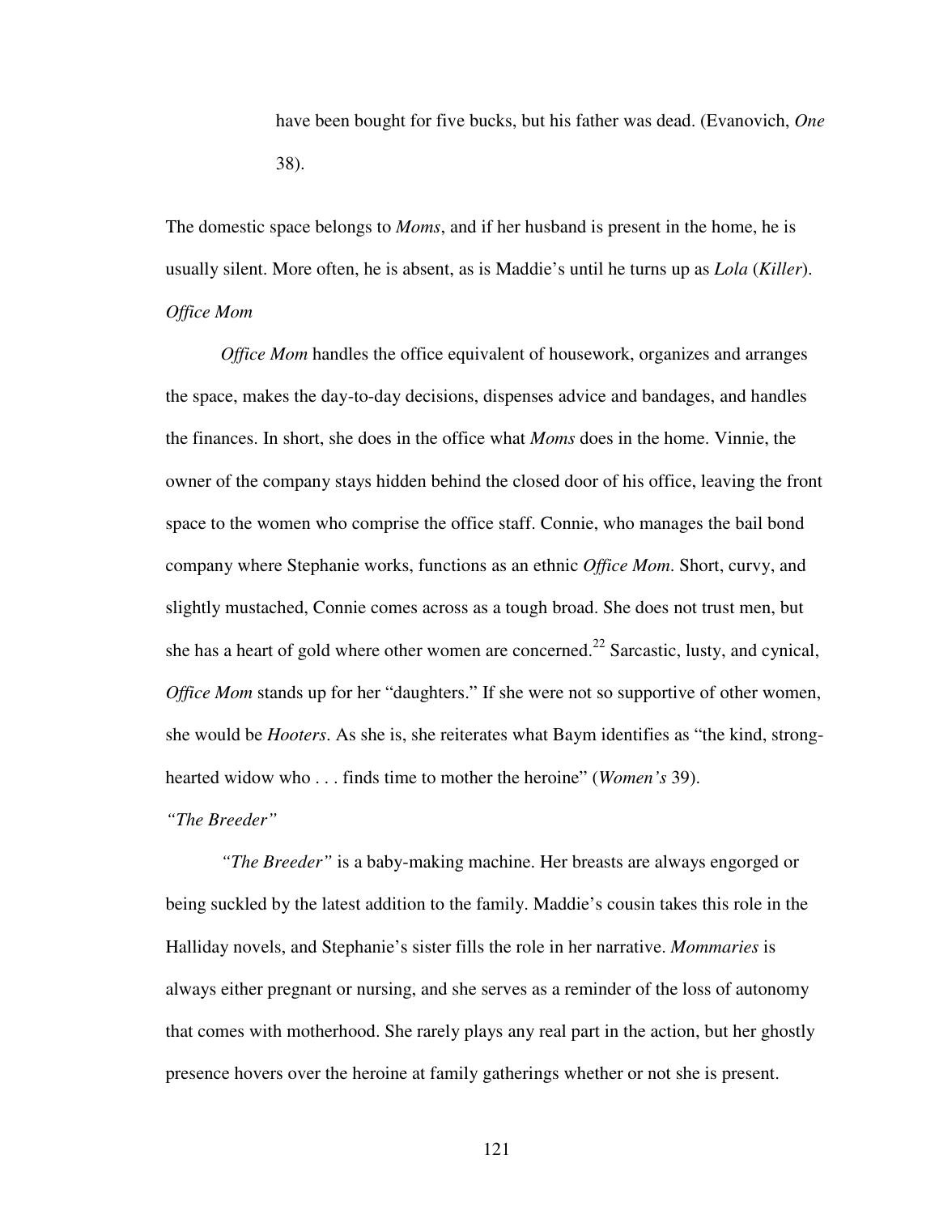have been bought for five bucks, but his father was dead. (Evanovich, *One* 38).

The domestic space belongs to *Moms*, and if her husband is present in the home, he is usually silent. More often, he is absent, as is Maddie's until he turns up as *Lola* (*Killer*).

*Office Mom*

*Office Mom* handles the office equivalent of housework, organizes and arranges the space, makes the day-to-day decisions, dispenses advice and bandages, and handles the finances. In short, she does in the office what *Moms* does in the home. Vinnie, the owner of the company stays hidden behind the closed door of his office, leaving the front space to the women who comprise the office staff. Connie, who manages the bail bond company where Stephanie works, functions as an ethnic *Office Mom*. Short, curvy, and slightly mustached, Connie comes across as a tough broad. She does not trust men, but she has a heart of gold where other women are concerned.[22] Sarcastic, lusty, and cynical, *Office Mom* stands up for her "daughters." If she were not so supportive of other women, she would be *Hooters*. As she is, she reiterates what Baym identifies as "the kind, strong-hearted widow who . . . finds time to mother the heroine" (*Women's* 39).

*"The Breeder"*

*"The Breeder"* is a baby-making machine. Her breasts are always engorged or being suckled by the latest addition to the family. Maddie's cousin takes this role in the Halliday novels, and Stephanie's sister fills the role in her narrative. *Mommaries* is always either pregnant or nursing, and she serves as a reminder of the loss of autonomy that comes with motherhood. She rarely plays any real part in the action, but her ghostly presence hovers over the heroine at family gatherings whether or not she is present.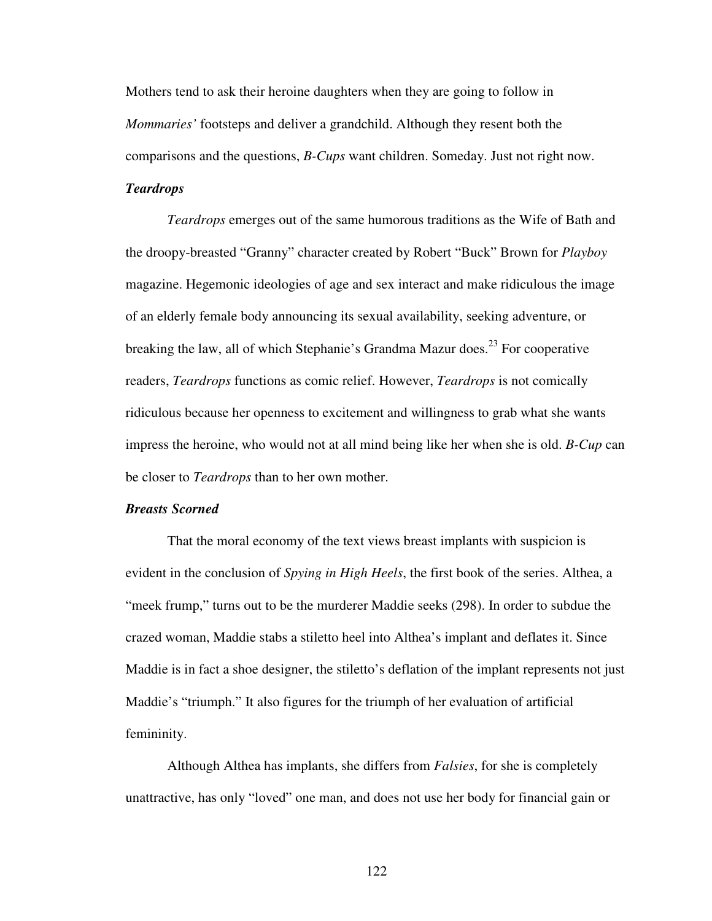Mothers tend to ask their heroine daughters when they are going to follow in *Mommaries'* footsteps and deliver a grandchild. Although they resent both the comparisons and the questions, *B-Cups* want children. Someday. Just not right now.

### ***Teardrops***

*Teardrops* emerges out of the same humorous traditions as the Wife of Bath and the droopy-breasted "Granny" character created by Robert "Buck" Brown for *Playboy* magazine. Hegemonic ideologies of age and sex interact and make ridiculous the image of an elderly female body announcing its sexual availability, seeking adventure, or breaking the law, all of which Stephanie's Grandma Mazur does.[23] For cooperative readers, *Teardrops* functions as comic relief. However, *Teardrops* is not comically ridiculous because her openness to excitement and willingness to grab what she wants impress the heroine, who would not at all mind being like her when she is old. *B-Cup* can be closer to *Teardrops* than to her own mother.

### ***Breasts Scorned***

That the moral economy of the text views breast implants with suspicion is evident in the conclusion of *Spying in High Heels*, the first book of the series. Althea, a "meek frump," turns out to be the murderer Maddie seeks (298). In order to subdue the crazed woman, Maddie stabs a stiletto heel into Althea's implant and deflates it. Since Maddie is in fact a shoe designer, the stiletto's deflation of the implant represents not just Maddie's "triumph." It also figures for the triumph of her evaluation of artificial femininity.

Although Althea has implants, she differs from *Falsies*, for she is completely unattractive, has only "loved" one man, and does not use her body for financial gain or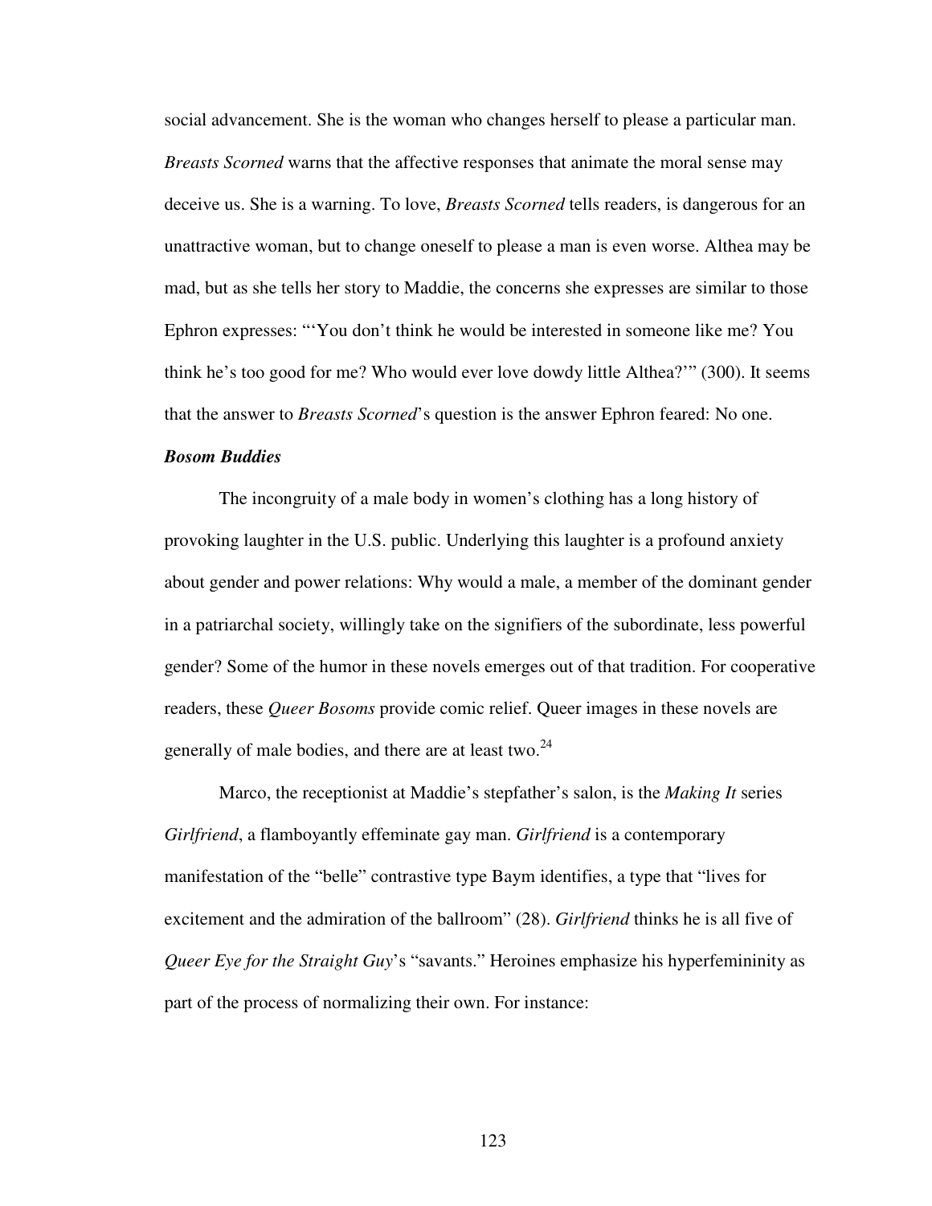social advancement. She is the woman who changes herself to please a particular man. *Breasts Scorned* warns that the affective responses that animate the moral sense may deceive us. She is a warning. To love, *Breasts Scorned* tells readers, is dangerous for an unattractive woman, but to change oneself to please a man is even worse. Althea may be mad, but as she tells her story to Maddie, the concerns she expresses are similar to those Ephron expresses: "'You don't think he would be interested in someone like me? You think he's too good for me? Who would ever love dowdy little Althea?'" (300). It seems that the answer to *Breasts Scorned*'s question is the answer Ephron feared: No one.

### *Bosom Buddies*

The incongruity of a male body in women's clothing has a long history of provoking laughter in the U.S. public. Underlying this laughter is a profound anxiety about gender and power relations: Why would a male, a member of the dominant gender in a patriarchal society, willingly take on the signifiers of the subordinate, less powerful gender? Some of the humor in these novels emerges out of that tradition. For cooperative readers, these *Queer Bosoms* provide comic relief. Queer images in these novels are generally of male bodies, and there are at least two.[24]

Marco, the receptionist at Maddie's stepfather's salon, is the *Making It* series *Girlfriend*, a flamboyantly effeminate gay man. *Girlfriend* is a contemporary manifestation of the "belle" contrastive type Baym identifies, a type that "lives for excitement and the admiration of the ballroom" (28). *Girlfriend* thinks he is all five of *Queer Eye for the Straight Guy*'s "savants." Heroines emphasize his hyperfemininity as part of the process of normalizing their own. For instance: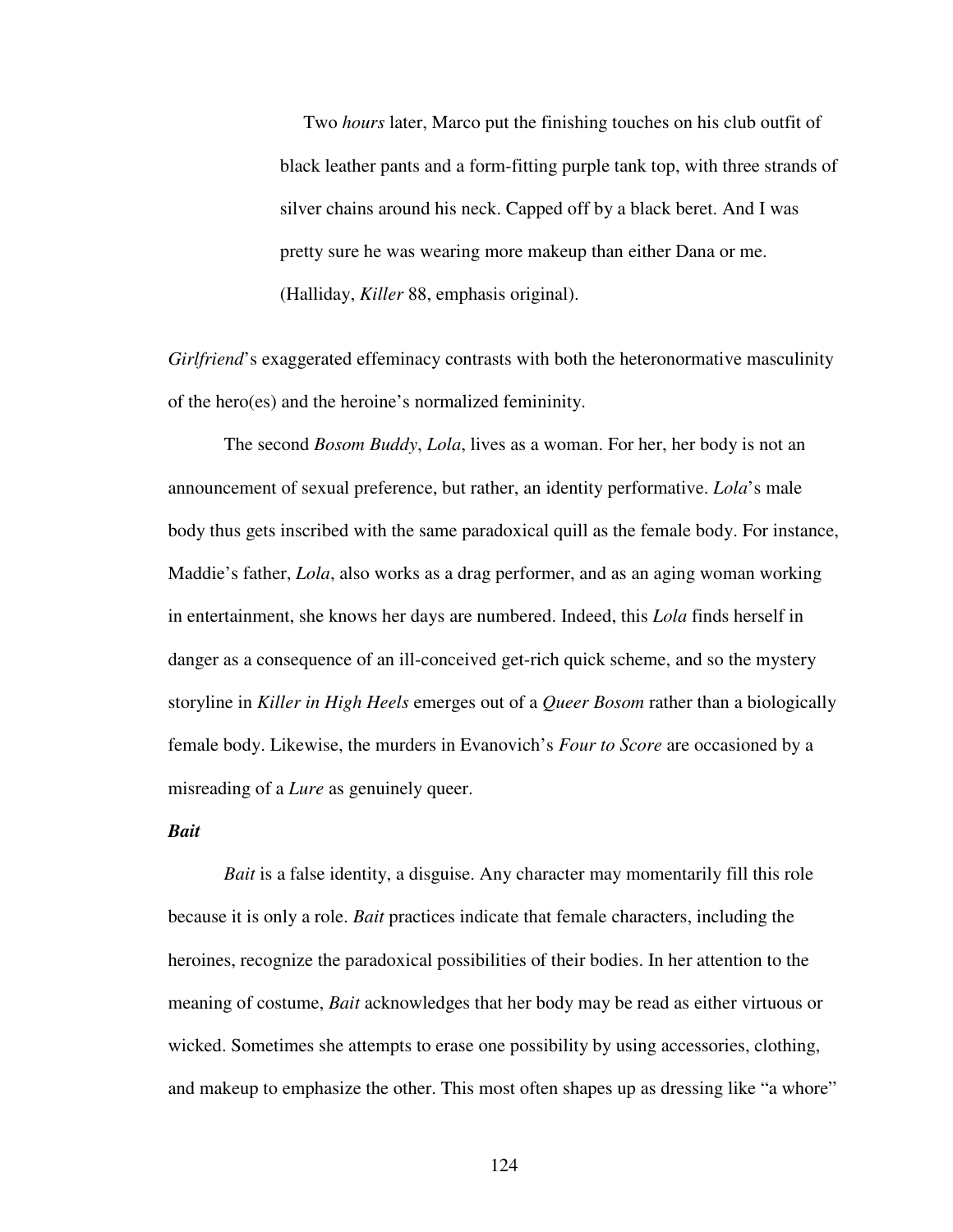> Two *hours* later, Marco put the finishing touches on his club outfit of black leather pants and a form-fitting purple tank top, with three strands of silver chains around his neck. Capped off by a black beret. And I was pretty sure he was wearing more makeup than either Dana or me. (Halliday, *Killer* 88, emphasis original).

*Girlfriend*'s exaggerated effeminacy contrasts with both the heteronormative masculinity of the hero(es) and the heroine's normalized femininity.

The second *Bosom Buddy*, *Lola*, lives as a woman. For her, her body is not an announcement of sexual preference, but rather, an identity performative. *Lola*'s male body thus gets inscribed with the same paradoxical quill as the female body. For instance, Maddie's father, *Lola*, also works as a drag performer, and as an aging woman working in entertainment, she knows her days are numbered. Indeed, this *Lola* finds herself in danger as a consequence of an ill-conceived get-rich quick scheme, and so the mystery storyline in *Killer in High Heels* emerges out of a *Queer Bosom* rather than a biologically female body. Likewise, the murders in Evanovich's *Four to Score* are occasioned by a misreading of a *Lure* as genuinely queer.

***Bait***

*Bait* is a false identity, a disguise. Any character may momentarily fill this role because it is only a role. *Bait* practices indicate that female characters, including the heroines, recognize the paradoxical possibilities of their bodies. In her attention to the meaning of costume, *Bait* acknowledges that her body may be read as either virtuous or wicked. Sometimes she attempts to erase one possibility by using accessories, clothing, and makeup to emphasize the other. This most often shapes up as dressing like "a whore"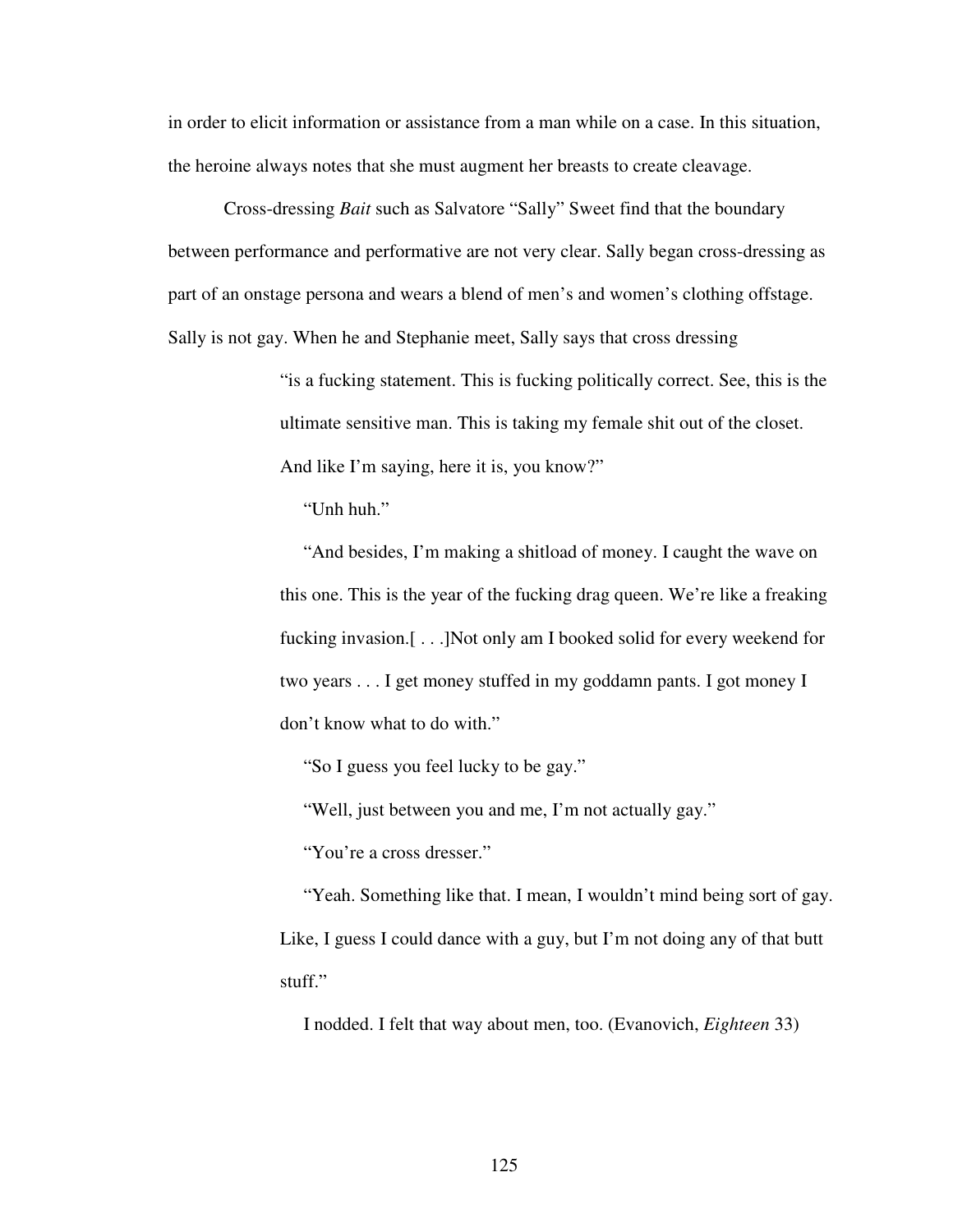in order to elicit information or assistance from a man while on a case. In this situation, the heroine always notes that she must augment her breasts to create cleavage.

Cross-dressing *Bait* such as Salvatore "Sally" Sweet find that the boundary between performance and performative are not very clear. Sally began cross-dressing as part of an onstage persona and wears a blend of men's and women's clothing offstage. Sally is not gay. When he and Stephanie meet, Sally says that cross dressing

> "is a fucking statement. This is fucking politically correct. See, this is the ultimate sensitive man. This is taking my female shit out of the closet. And like I'm saying, here it is, you know?"
>
> "Unh huh."
>
> "And besides, I'm making a shitload of money. I caught the wave on this one. This is the year of the fucking drag queen. We're like a freaking fucking invasion.[ . . .]Not only am I booked solid for every weekend for two years . . . I get money stuffed in my goddamn pants. I got money I don't know what to do with."
>
> "So I guess you feel lucky to be gay."
>
> "Well, just between you and me, I'm not actually gay."
>
> "You're a cross dresser."
>
> "Yeah. Something like that. I mean, I wouldn't mind being sort of gay. Like, I guess I could dance with a guy, but I'm not doing any of that butt stuff."
>
> I nodded. I felt that way about men, too. (Evanovich, *Eighteen* 33)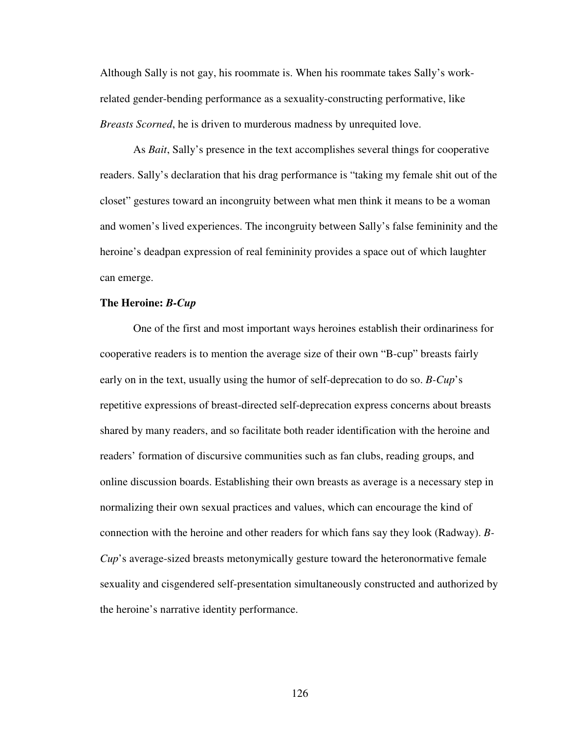Although Sally is not gay, his roommate is. When his roommate takes Sally's work-related gender-bending performance as a sexuality-constructing performative, like *Breasts Scorned*, he is driven to murderous madness by unrequited love.

As *Bait*, Sally's presence in the text accomplishes several things for cooperative readers. Sally's declaration that his drag performance is "taking my female shit out of the closet" gestures toward an incongruity between what men think it means to be a woman and women's lived experiences. The incongruity between Sally's false femininity and the heroine's deadpan expression of real femininity provides a space out of which laughter can emerge.

**The Heroine: *B-Cup***

One of the first and most important ways heroines establish their ordinariness for cooperative readers is to mention the average size of their own "B-cup" breasts fairly early on in the text, usually using the humor of self-deprecation to do so. *B-Cup*'s repetitive expressions of breast-directed self-deprecation express concerns about breasts shared by many readers, and so facilitate both reader identification with the heroine and readers' formation of discursive communities such as fan clubs, reading groups, and online discussion boards. Establishing their own breasts as average is a necessary step in normalizing their own sexual practices and values, which can encourage the kind of connection with the heroine and other readers for which fans say they look (Radway). *B-Cup*'s average-sized breasts metonymically gesture toward the heteronormative female sexuality and cisgendered self-presentation simultaneously constructed and authorized by the heroine's narrative identity performance.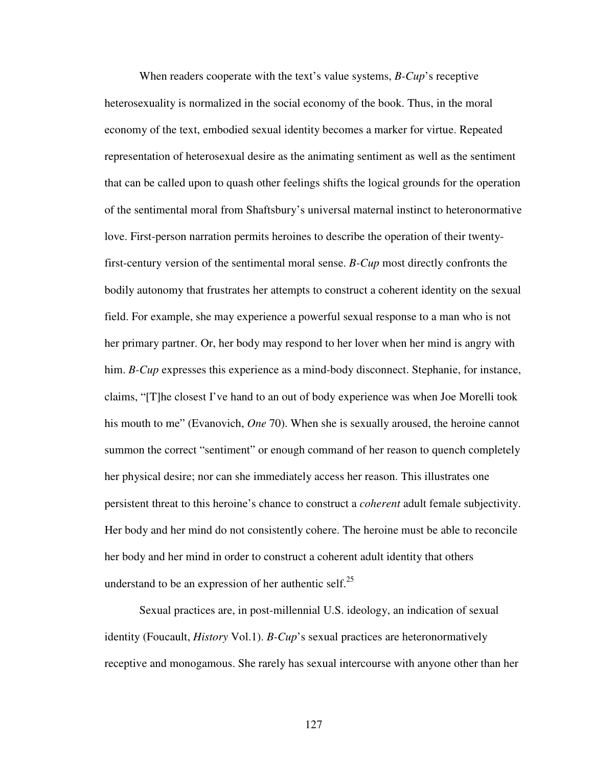When readers cooperate with the text's value systems, *B-Cup*'s receptive heterosexuality is normalized in the social economy of the book. Thus, in the moral economy of the text, embodied sexual identity becomes a marker for virtue. Repeated representation of heterosexual desire as the animating sentiment as well as the sentiment that can be called upon to quash other feelings shifts the logical grounds for the operation of the sentimental moral from Shaftsbury's universal maternal instinct to heteronormative love. First-person narration permits heroines to describe the operation of their twenty-first-century version of the sentimental moral sense. *B-Cup* most directly confronts the bodily autonomy that frustrates her attempts to construct a coherent identity on the sexual field. For example, she may experience a powerful sexual response to a man who is not her primary partner. Or, her body may respond to her lover when her mind is angry with him. *B-Cup* expresses this experience as a mind-body disconnect. Stephanie, for instance, claims, "[T]he closest I've hand to an out of body experience was when Joe Morelli took his mouth to me" (Evanovich, *One* 70). When she is sexually aroused, the heroine cannot summon the correct "sentiment" or enough command of her reason to quench completely her physical desire; nor can she immediately access her reason. This illustrates one persistent threat to this heroine's chance to construct a *coherent* adult female subjectivity. Her body and her mind do not consistently cohere. The heroine must be able to reconcile her body and her mind in order to construct a coherent adult identity that others understand to be an expression of her authentic self.[25]

Sexual practices are, in post-millennial U.S. ideology, an indication of sexual identity (Foucault, *History* Vol.1). *B-Cup*'s sexual practices are heteronormatively receptive and monogamous. She rarely has sexual intercourse with anyone other than her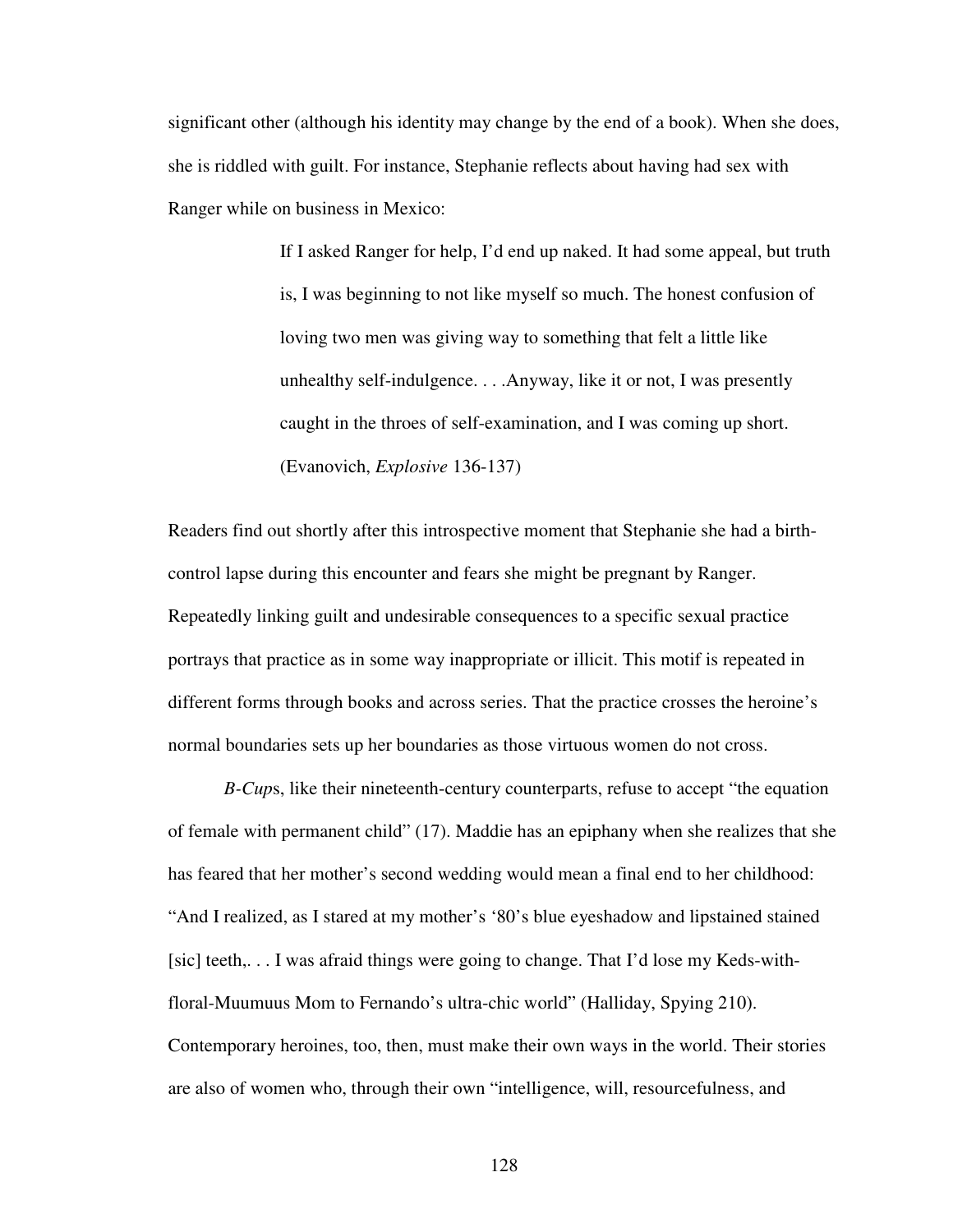significant other (although his identity may change by the end of a book). When she does, she is riddled with guilt. For instance, Stephanie reflects about having had sex with Ranger while on business in Mexico:

> If I asked Ranger for help, I'd end up naked. It had some appeal, but truth is, I was beginning to not like myself so much. The honest confusion of loving two men was giving way to something that felt a little like unhealthy self-indulgence. . . .Anyway, like it or not, I was presently caught in the throes of self-examination, and I was coming up short. (Evanovich, *Explosive* 136-137)

Readers find out shortly after this introspective moment that Stephanie she had a birth-control lapse during this encounter and fears she might be pregnant by Ranger. Repeatedly linking guilt and undesirable consequences to a specific sexual practice portrays that practice as in some way inappropriate or illicit. This motif is repeated in different forms through books and across series. That the practice crosses the heroine's normal boundaries sets up her boundaries as those virtuous women do not cross.

*B-Cup*s, like their nineteenth-century counterparts, refuse to accept "the equation of female with permanent child" (17). Maddie has an epiphany when she realizes that she has feared that her mother's second wedding would mean a final end to her childhood: "And I realized, as I stared at my mother's '80's blue eyeshadow and lipstained stained [sic] teeth,. . . I was afraid things were going to change. That I'd lose my Keds-with-floral-Muumuus Mom to Fernando's ultra-chic world" (Halliday, Spying 210). Contemporary heroines, too, then, must make their own ways in the world. Their stories are also of women who, through their own "intelligence, will, resourcefulness, and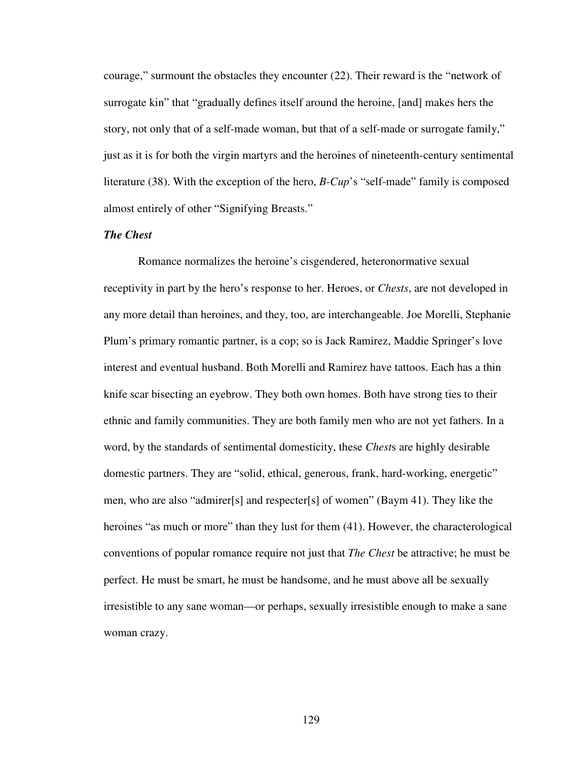courage," surmount the obstacles they encounter (22). Their reward is the "network of surrogate kin" that "gradually defines itself around the heroine, [and] makes hers the story, not only that of a self-made woman, but that of a self-made or surrogate family," just as it is for both the virgin martyrs and the heroines of nineteenth-century sentimental literature (38). With the exception of the hero, *B-Cup*'s "self-made" family is composed almost entirely of other "Signifying Breasts."

### *The Chest*

Romance normalizes the heroine's cisgendered, heteronormative sexual receptivity in part by the hero's response to her. Heroes, or *Chests*, are not developed in any more detail than heroines, and they, too, are interchangeable. Joe Morelli, Stephanie Plum's primary romantic partner, is a cop; so is Jack Ramirez, Maddie Springer's love interest and eventual husband. Both Morelli and Ramirez have tattoos. Each has a thin knife scar bisecting an eyebrow. They both own homes. Both have strong ties to their ethnic and family communities. They are both family men who are not yet fathers. In a word, by the standards of sentimental domesticity, these *Chest*s are highly desirable domestic partners. They are "solid, ethical, generous, frank, hard-working, energetic" men, who are also "admirer[s] and respecter[s] of women" (Baym 41). They like the heroines "as much or more" than they lust for them (41). However, the characterological conventions of popular romance require not just that *The Chest* be attractive; he must be perfect. He must be smart, he must be handsome, and he must above all be sexually irresistible to any sane woman—or perhaps, sexually irresistible enough to make a sane woman crazy.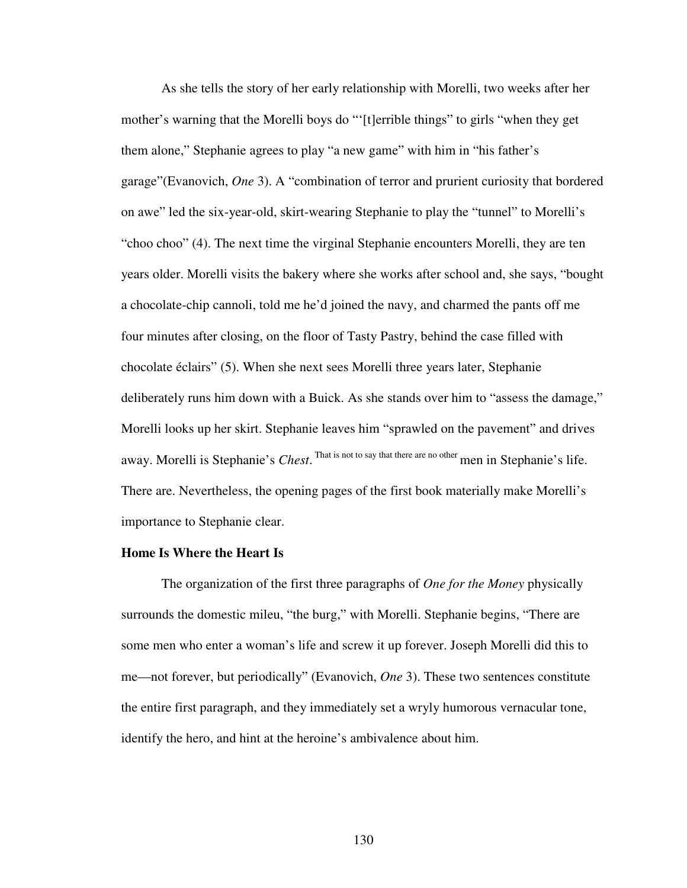As she tells the story of her early relationship with Morelli, two weeks after her mother's warning that the Morelli boys do "'[t]errible things" to girls "when they get them alone," Stephanie agrees to play "a new game" with him in "his father's garage"(Evanovich, *One* 3). A "combination of terror and prurient curiosity that bordered on awe" led the six-year-old, skirt-wearing Stephanie to play the "tunnel" to Morelli's "choo choo" (4). The next time the virginal Stephanie encounters Morelli, they are ten years older. Morelli visits the bakery where she works after school and, she says, "bought a chocolate-chip cannoli, told me he'd joined the navy, and charmed the pants off me four minutes after closing, on the floor of Tasty Pastry, behind the case filled with chocolate éclairs" (5). When she next sees Morelli three years later, Stephanie deliberately runs him down with a Buick. As she stands over him to "assess the damage," Morelli looks up her skirt. Stephanie leaves him "sprawled on the pavement" and drives away. Morelli is Stephanie's *Chest*. That is not to say that there are no other men in Stephanie's life. There are. Nevertheless, the opening pages of the first book materially make Morelli's importance to Stephanie clear.

**Home Is Where the Heart Is**

The organization of the first three paragraphs of *One for the Money* physically surrounds the domestic mileu, "the burg," with Morelli. Stephanie begins, "There are some men who enter a woman's life and screw it up forever. Joseph Morelli did this to me—not forever, but periodically" (Evanovich, *One* 3). These two sentences constitute the entire first paragraph, and they immediately set a wryly humorous vernacular tone, identify the hero, and hint at the heroine's ambivalence about him.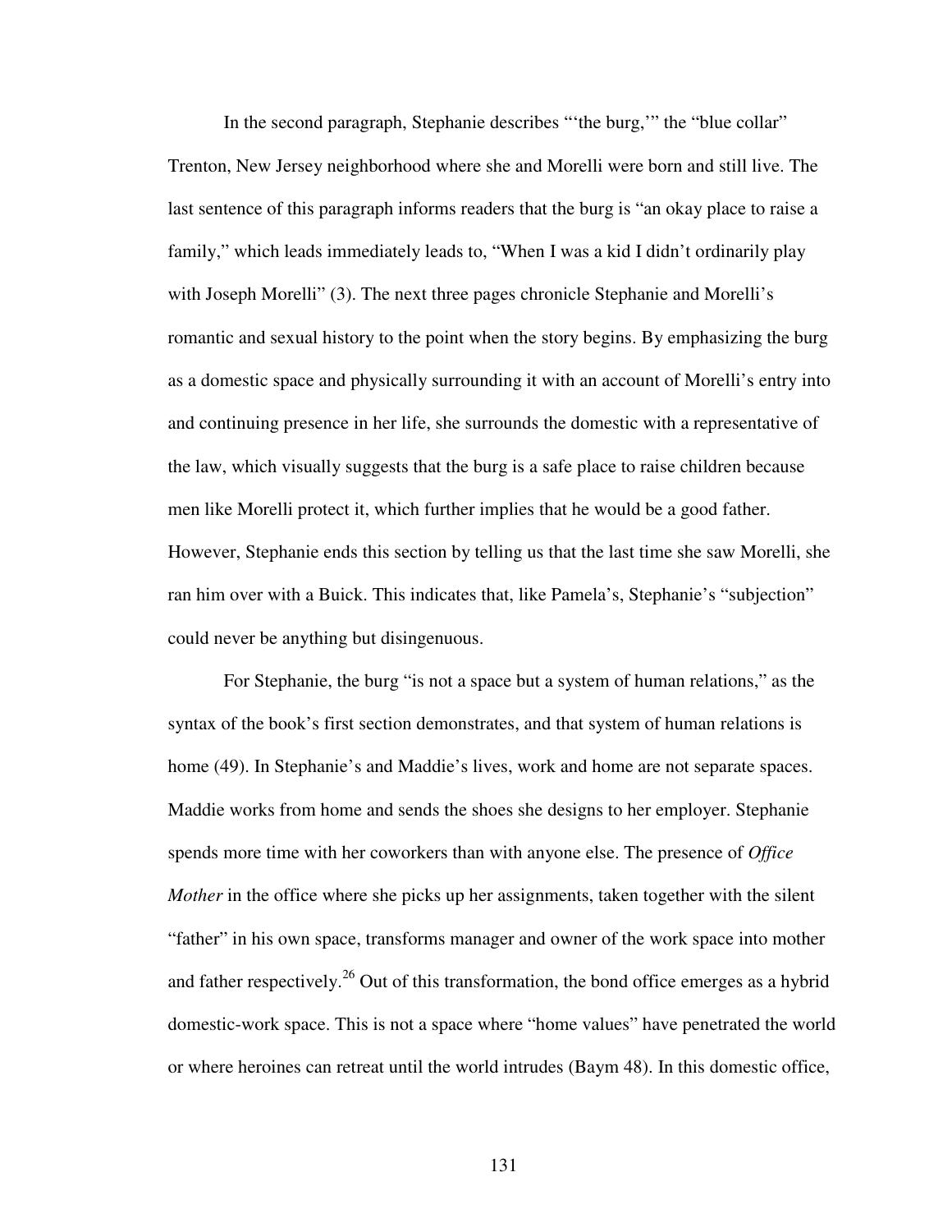In the second paragraph, Stephanie describes "'the burg,'" the "blue collar" Trenton, New Jersey neighborhood where she and Morelli were born and still live. The last sentence of this paragraph informs readers that the burg is "an okay place to raise a family," which leads immediately leads to, "When I was a kid I didn't ordinarily play with Joseph Morelli" (3). The next three pages chronicle Stephanie and Morelli's romantic and sexual history to the point when the story begins. By emphasizing the burg as a domestic space and physically surrounding it with an account of Morelli's entry into and continuing presence in her life, she surrounds the domestic with a representative of the law, which visually suggests that the burg is a safe place to raise children because men like Morelli protect it, which further implies that he would be a good father. However, Stephanie ends this section by telling us that the last time she saw Morelli, she ran him over with a Buick. This indicates that, like Pamela's, Stephanie's "subjection" could never be anything but disingenuous.

For Stephanie, the burg "is not a space but a system of human relations," as the syntax of the book's first section demonstrates, and that system of human relations is home (49). In Stephanie's and Maddie's lives, work and home are not separate spaces. Maddie works from home and sends the shoes she designs to her employer. Stephanie spends more time with her coworkers than with anyone else. The presence of *Office Mother* in the office where she picks up her assignments, taken together with the silent "father" in his own space, transforms manager and owner of the work space into mother and father respectively.[26] Out of this transformation, the bond office emerges as a hybrid domestic-work space. This is not a space where "home values" have penetrated the world or where heroines can retreat until the world intrudes (Baym 48). In this domestic office,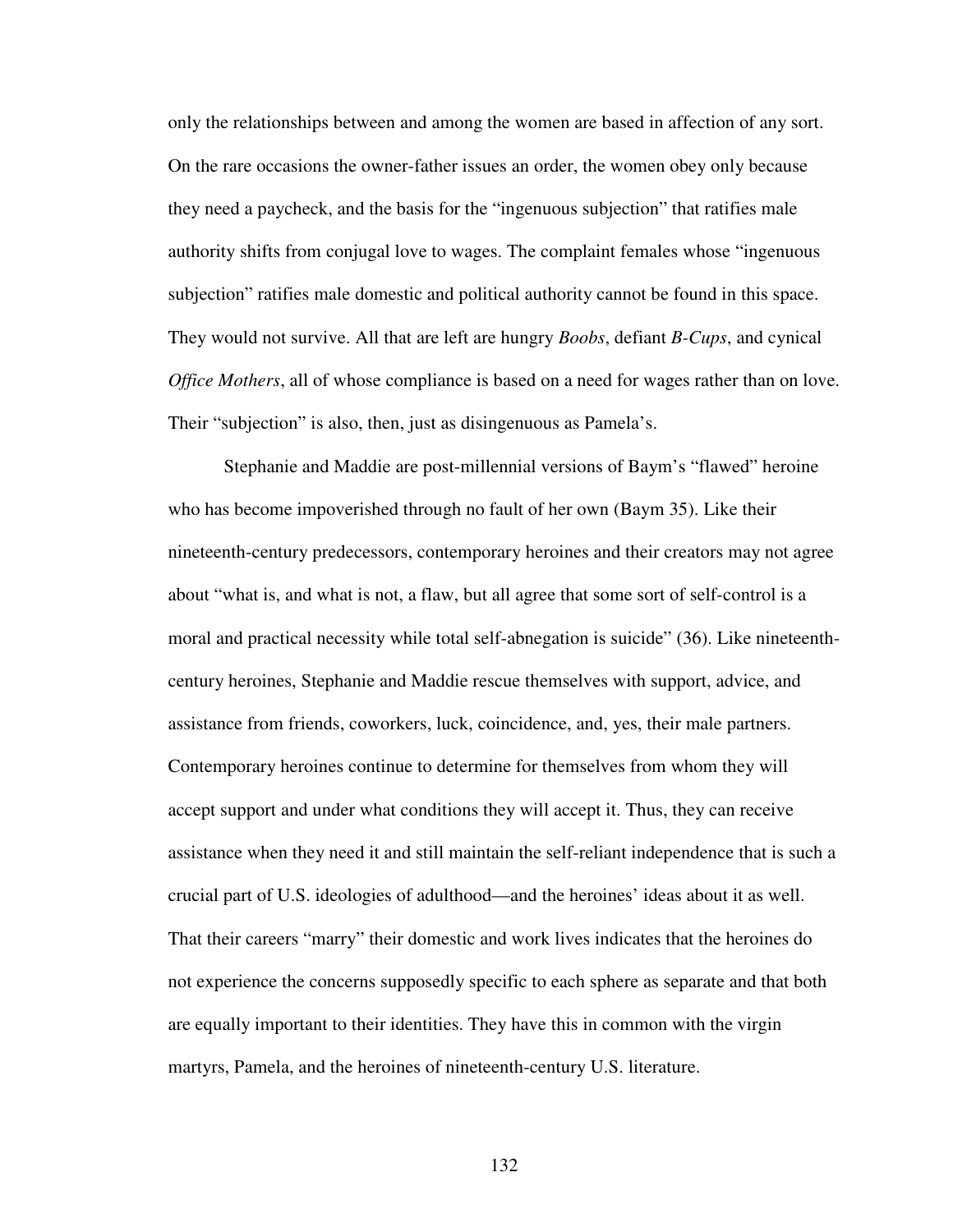only the relationships between and among the women are based in affection of any sort. On the rare occasions the owner-father issues an order, the women obey only because they need a paycheck, and the basis for the "ingenuous subjection" that ratifies male authority shifts from conjugal love to wages. The complaint females whose "ingenuous subjection" ratifies male domestic and political authority cannot be found in this space. They would not survive. All that are left are hungry *Boobs*, defiant *B-Cups*, and cynical *Office Mothers*, all of whose compliance is based on a need for wages rather than on love. Their "subjection" is also, then, just as disingenuous as Pamela's.

Stephanie and Maddie are post-millennial versions of Baym's "flawed" heroine who has become impoverished through no fault of her own (Baym 35). Like their nineteenth-century predecessors, contemporary heroines and their creators may not agree about "what is, and what is not, a flaw, but all agree that some sort of self-control is a moral and practical necessity while total self-abnegation is suicide" (36). Like nineteenth-century heroines, Stephanie and Maddie rescue themselves with support, advice, and assistance from friends, coworkers, luck, coincidence, and, yes, their male partners. Contemporary heroines continue to determine for themselves from whom they will accept support and under what conditions they will accept it. Thus, they can receive assistance when they need it and still maintain the self-reliant independence that is such a crucial part of U.S. ideologies of adulthood—and the heroines' ideas about it as well. That their careers "marry" their domestic and work lives indicates that the heroines do not experience the concerns supposedly specific to each sphere as separate and that both are equally important to their identities. They have this in common with the virgin martyrs, Pamela, and the heroines of nineteenth-century U.S. literature.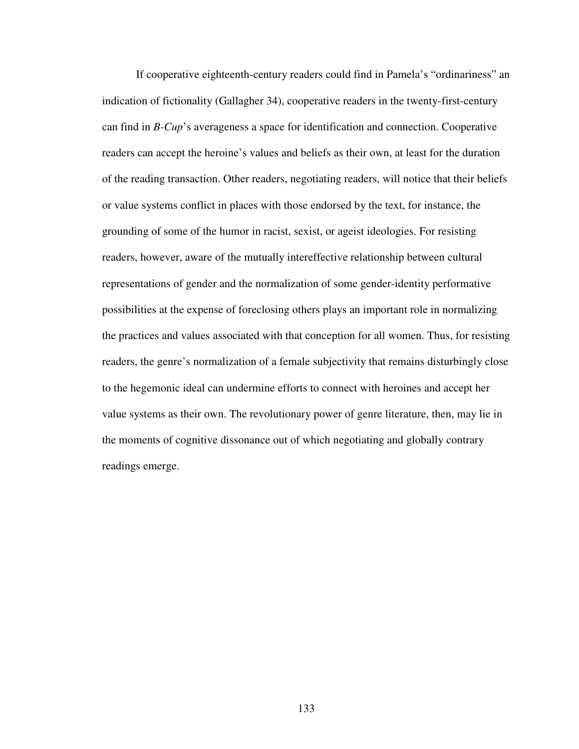If cooperative eighteenth-century readers could find in Pamela's "ordinariness" an indication of fictionality (Gallagher 34), cooperative readers in the twenty-first-century can find in *B-Cup*'s averageness a space for identification and connection. Cooperative readers can accept the heroine's values and beliefs as their own, at least for the duration of the reading transaction. Other readers, negotiating readers, will notice that their beliefs or value systems conflict in places with those endorsed by the text, for instance, the grounding of some of the humor in racist, sexist, or ageist ideologies. For resisting readers, however, aware of the mutually intereffective relationship between cultural representations of gender and the normalization of some gender-identity performative possibilities at the expense of foreclosing others plays an important role in normalizing the practices and values associated with that conception for all women. Thus, for resisting readers, the genre's normalization of a female subjectivity that remains disturbingly close to the hegemonic ideal can undermine efforts to connect with heroines and accept her value systems as their own. The revolutionary power of genre literature, then, may lie in the moments of cognitive dissonance out of which negotiating and globally contrary readings emerge.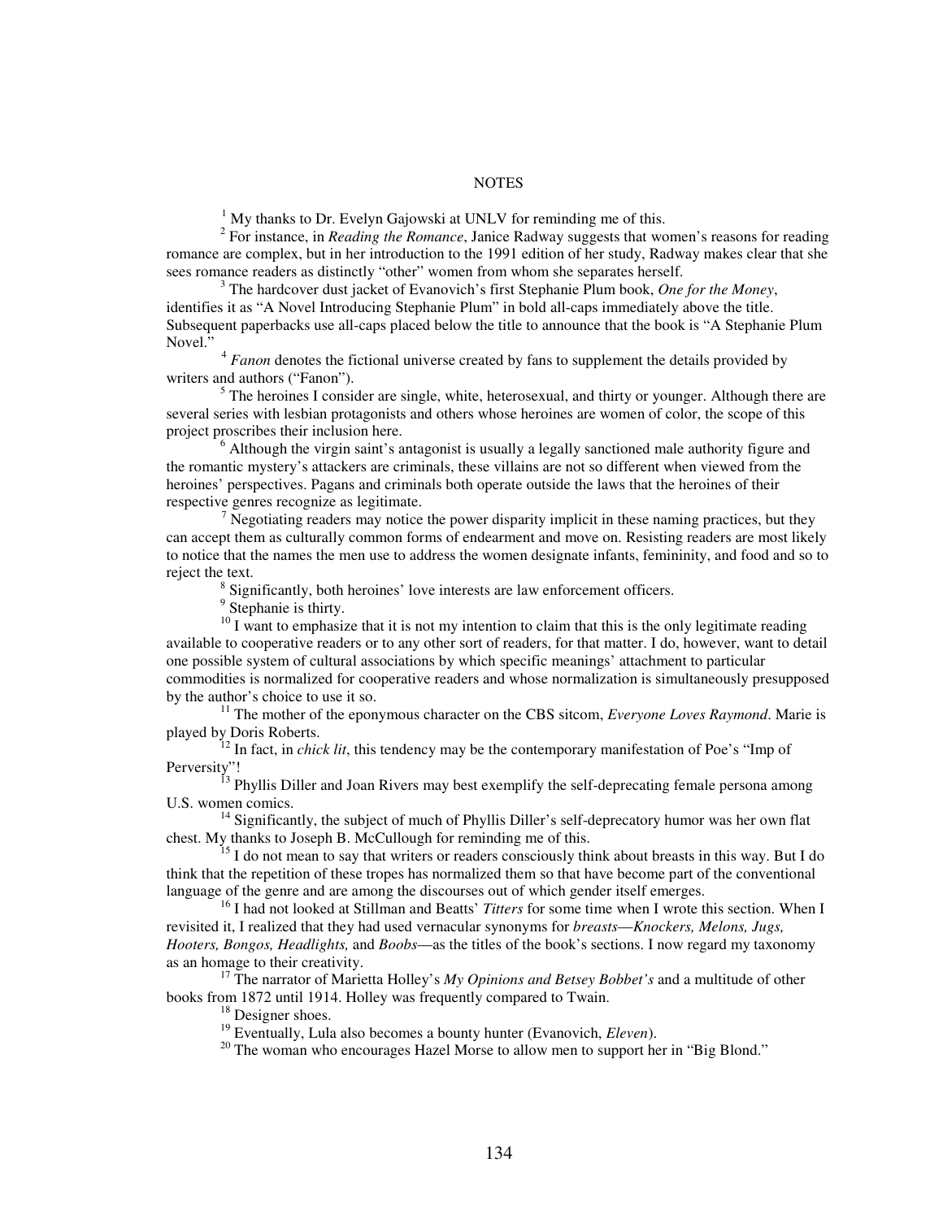# NOTES

[1] My thanks to Dr. Evelyn Gajowski at UNLV for reminding me of this.

[2] For instance, in *Reading the Romance*, Janice Radway suggests that women's reasons for reading romance are complex, but in her introduction to the 1991 edition of her study, Radway makes clear that she sees romance readers as distinctly "other" women from whom she separates herself.

[3] The hardcover dust jacket of Evanovich's first Stephanie Plum book, *One for the Money*, identifies it as "A Novel Introducing Stephanie Plum" in bold all-caps immediately above the title. Subsequent paperbacks use all-caps placed below the title to announce that the book is "A Stephanie Plum Novel."

[4] *Fanon* denotes the fictional universe created by fans to supplement the details provided by writers and authors ("Fanon").

[5] The heroines I consider are single, white, heterosexual, and thirty or younger. Although there are several series with lesbian protagonists and others whose heroines are women of color, the scope of this project proscribes their inclusion here.

[6] Although the virgin saint's antagonist is usually a legally sanctioned male authority figure and the romantic mystery's attackers are criminals, these villains are not so different when viewed from the heroines' perspectives. Pagans and criminals both operate outside the laws that the heroines of their respective genres recognize as legitimate.

[7] Negotiating readers may notice the power disparity implicit in these naming practices, but they can accept them as culturally common forms of endearment and move on. Resisting readers are most likely to notice that the names the men use to address the women designate infants, femininity, and food and so to reject the text.

[8] Significantly, both heroines' love interests are law enforcement officers.

[9] Stephanie is thirty.

[10] I want to emphasize that it is not my intention to claim that this is the only legitimate reading available to cooperative readers or to any other sort of readers, for that matter. I do, however, want to detail one possible system of cultural associations by which specific meanings' attachment to particular commodities is normalized for cooperative readers and whose normalization is simultaneously presupposed by the author's choice to use it so.

[11] The mother of the eponymous character on the CBS sitcom, *Everyone Loves Raymond*. Marie is played by Doris Roberts.

[12] In fact, in *chick lit*, this tendency may be the contemporary manifestation of Poe's "Imp of Perversity"!

[13] Phyllis Diller and Joan Rivers may best exemplify the self-deprecating female persona among U.S. women comics.

[14] Significantly, the subject of much of Phyllis Diller's self-deprecatory humor was her own flat chest. My thanks to Joseph B. McCullough for reminding me of this.

[15] I do not mean to say that writers or readers consciously think about breasts in this way. But I do think that the repetition of these tropes has normalized them so that have become part of the conventional language of the genre and are among the discourses out of which gender itself emerges.

[16] I had not looked at Stillman and Beatts' *Titters* for some time when I wrote this section. When I revisited it, I realized that they had used vernacular synonyms for *breasts*—*Knockers, Melons, Jugs, Hooters, Bongos, Headlights,* and *Boobs*—as the titles of the book's sections. I now regard my taxonomy as an homage to their creativity.

[17] The narrator of Marietta Holley's *My Opinions and Betsey Bobbet's* and a multitude of other books from 1872 until 1914. Holley was frequently compared to Twain.

[18] Designer shoes.

[19] Eventually, Lula also becomes a bounty hunter (Evanovich, *Eleven*).

[20] The woman who encourages Hazel Morse to allow men to support her in "Big Blond."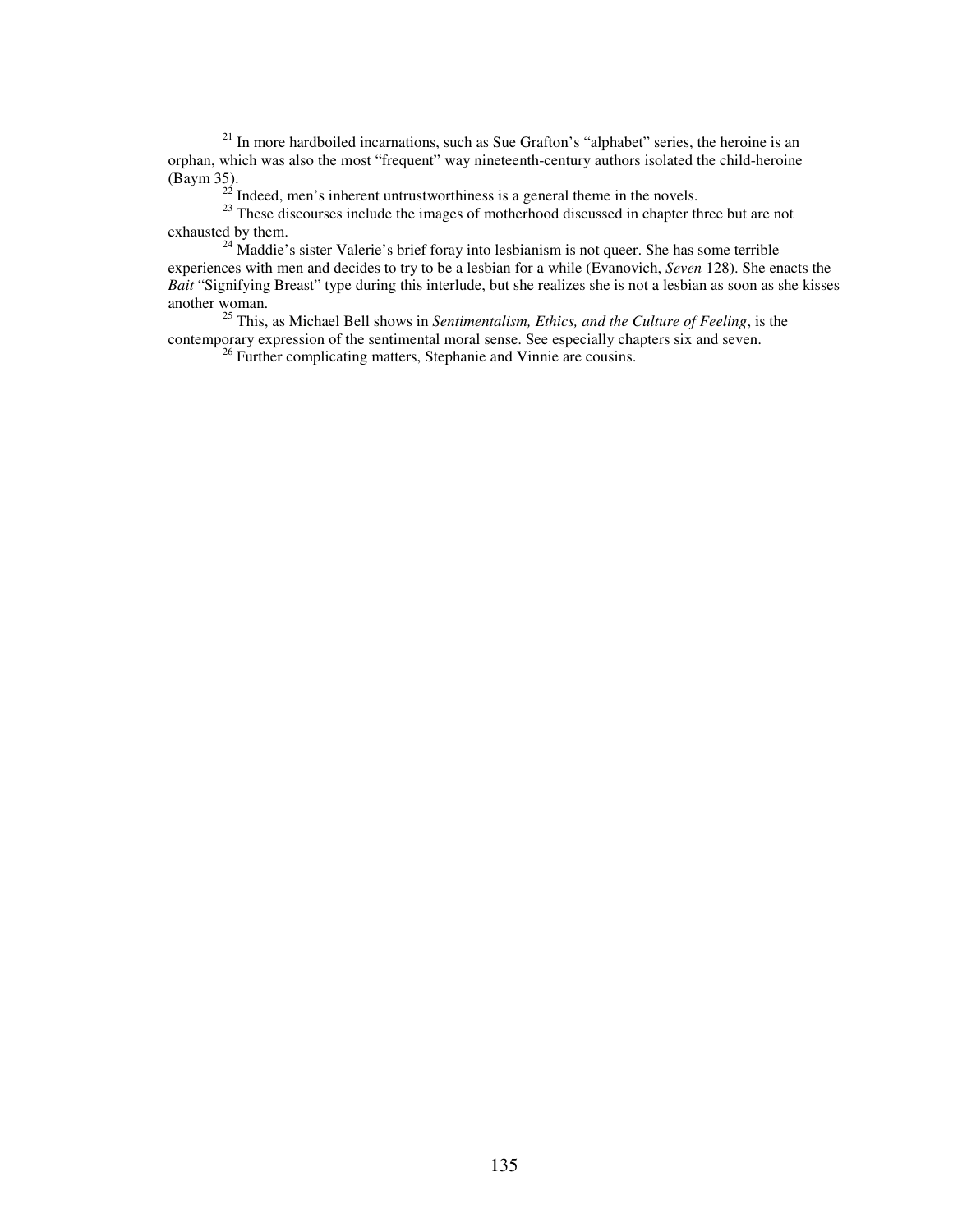[21] In more hardboiled incarnations, such as Sue Grafton's "alphabet" series, the heroine is an orphan, which was also the most "frequent" way nineteenth-century authors isolated the child-heroine (Baym 35).

[22] Indeed, men's inherent untrustworthiness is a general theme in the novels.

[23] These discourses include the images of motherhood discussed in chapter three but are not exhausted by them.

[24] Maddie's sister Valerie's brief foray into lesbianism is not queer. She has some terrible experiences with men and decides to try to be a lesbian for a while (Evanovich, *Seven* 128). She enacts the *Bait* "Signifying Breast" type during this interlude, but she realizes she is not a lesbian as soon as she kisses another woman.

[25] This, as Michael Bell shows in *Sentimentalism, Ethics, and the Culture of Feeling*, is the contemporary expression of the sentimental moral sense. See especially chapters six and seven.

[26] Further complicating matters, Stephanie and Vinnie are cousins.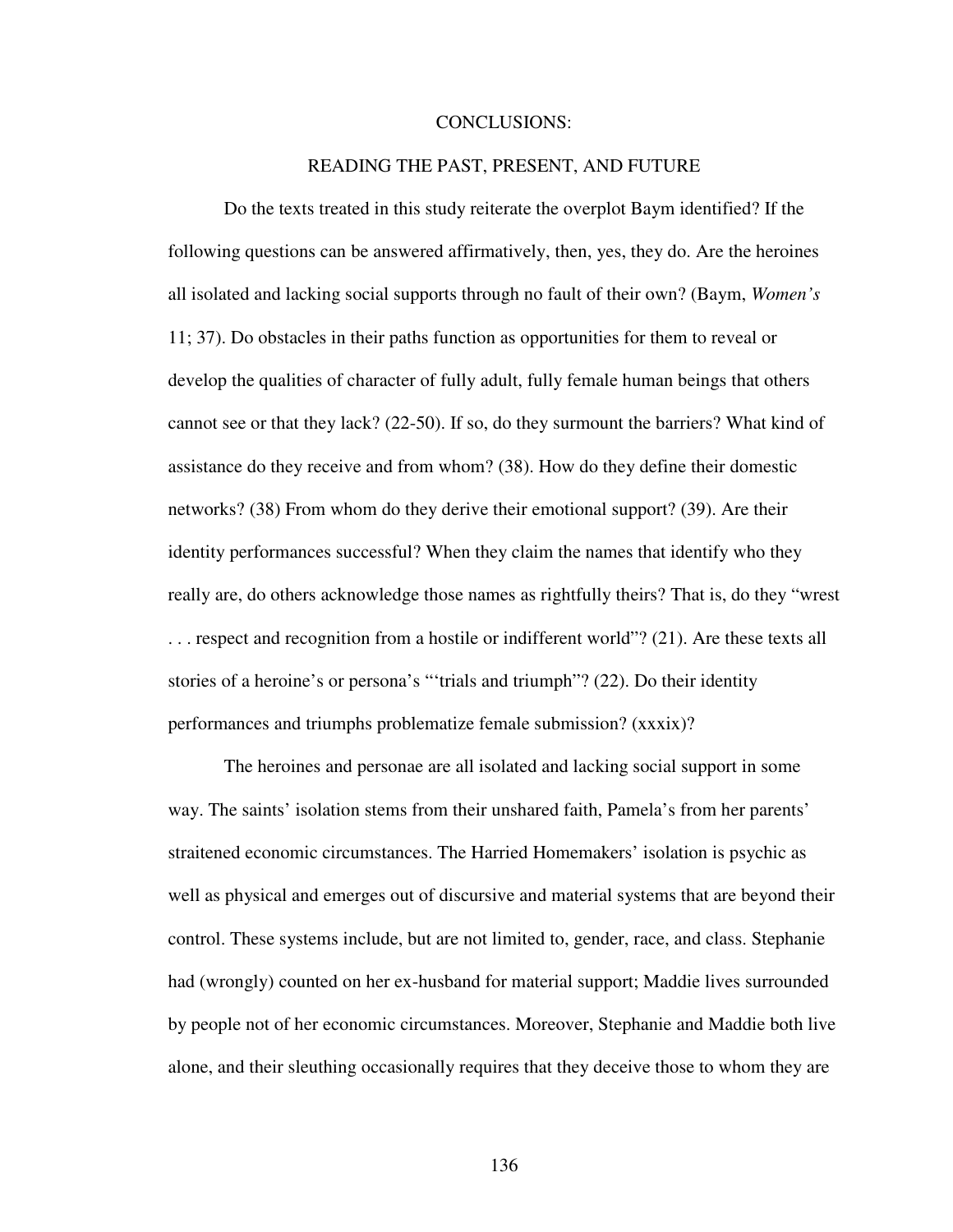# CONCLUSIONS:

## READING THE PAST, PRESENT, AND FUTURE

Do the texts treated in this study reiterate the overplot Baym identified? If the following questions can be answered affirmatively, then, yes, they do. Are the heroines all isolated and lacking social supports through no fault of their own? (Baym, *Women's* 11; 37). Do obstacles in their paths function as opportunities for them to reveal or develop the qualities of character of fully adult, fully female human beings that others cannot see or that they lack? (22-50). If so, do they surmount the barriers? What kind of assistance do they receive and from whom? (38). How do they define their domestic networks? (38) From whom do they derive their emotional support? (39). Are their identity performances successful? When they claim the names that identify who they really are, do others acknowledge those names as rightfully theirs? That is, do they "wrest . . . respect and recognition from a hostile or indifferent world"? (21). Are these texts all stories of a heroine's or persona's "'trials and triumph"? (22). Do their identity performances and triumphs problematize female submission? (xxxix)?

The heroines and personae are all isolated and lacking social support in some way. The saints' isolation stems from their unshared faith, Pamela's from her parents' straitened economic circumstances. The Harried Homemakers' isolation is psychic as well as physical and emerges out of discursive and material systems that are beyond their control. These systems include, but are not limited to, gender, race, and class. Stephanie had (wrongly) counted on her ex-husband for material support; Maddie lives surrounded by people not of her economic circumstances. Moreover, Stephanie and Maddie both live alone, and their sleuthing occasionally requires that they deceive those to whom they are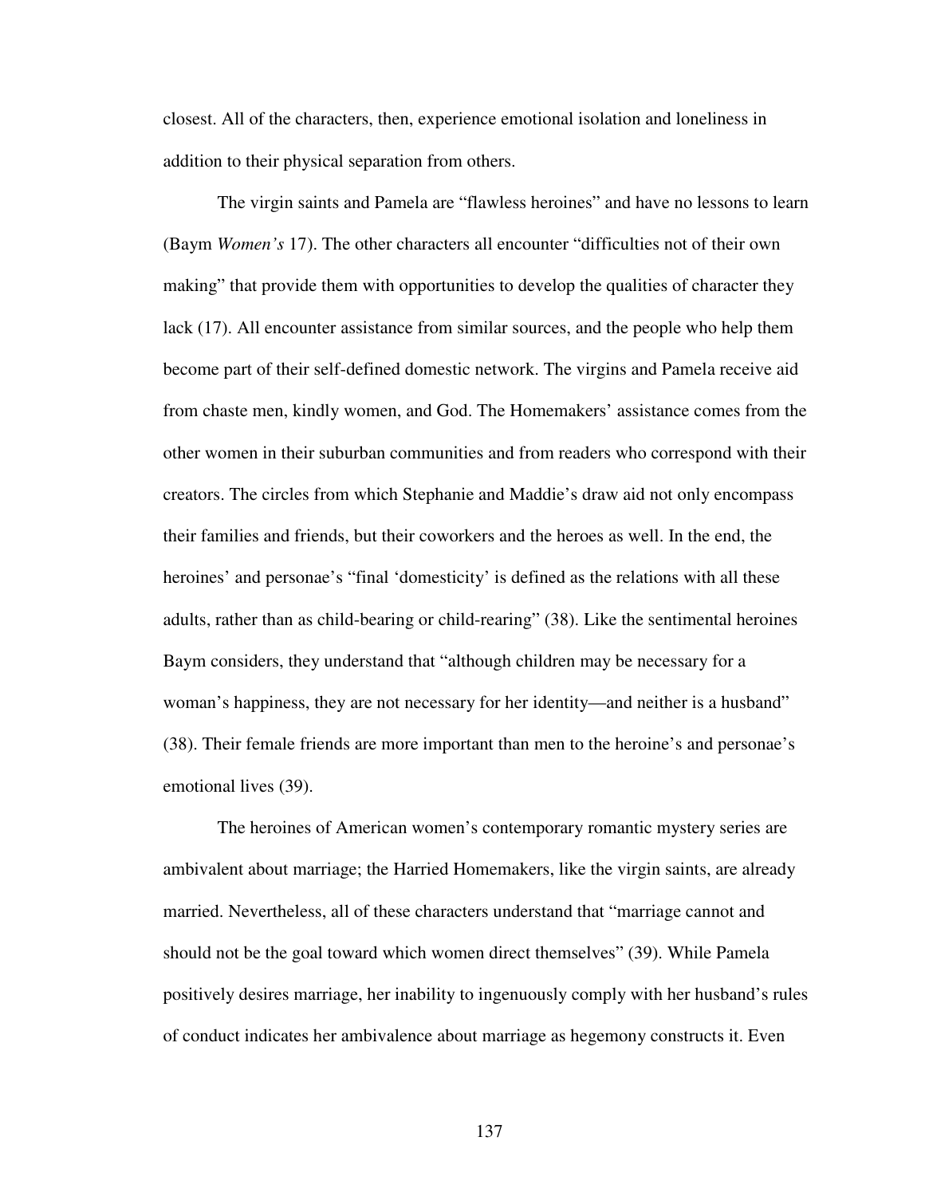closest. All of the characters, then, experience emotional isolation and loneliness in addition to their physical separation from others.

The virgin saints and Pamela are “flawless heroines” and have no lessons to learn (Baym *Women's* 17). The other characters all encounter “difficulties not of their own making” that provide them with opportunities to develop the qualities of character they lack (17). All encounter assistance from similar sources, and the people who help them become part of their self-defined domestic network. The virgins and Pamela receive aid from chaste men, kindly women, and God. The Homemakers' assistance comes from the other women in their suburban communities and from readers who correspond with their creators. The circles from which Stephanie and Maddie's draw aid not only encompass their families and friends, but their coworkers and the heroes as well. In the end, the heroines' and personae's “final ‘domesticity’ is defined as the relations with all these adults, rather than as child-bearing or child-rearing” (38). Like the sentimental heroines Baym considers, they understand that “although children may be necessary for a woman's happiness, they are not necessary for her identity—and neither is a husband” (38). Their female friends are more important than men to the heroine's and personae's emotional lives (39).

The heroines of American women's contemporary romantic mystery series are ambivalent about marriage; the Harried Homemakers, like the virgin saints, are already married. Nevertheless, all of these characters understand that “marriage cannot and should not be the goal toward which women direct themselves” (39). While Pamela positively desires marriage, her inability to ingenuously comply with her husband's rules of conduct indicates her ambivalence about marriage as hegemony constructs it. Even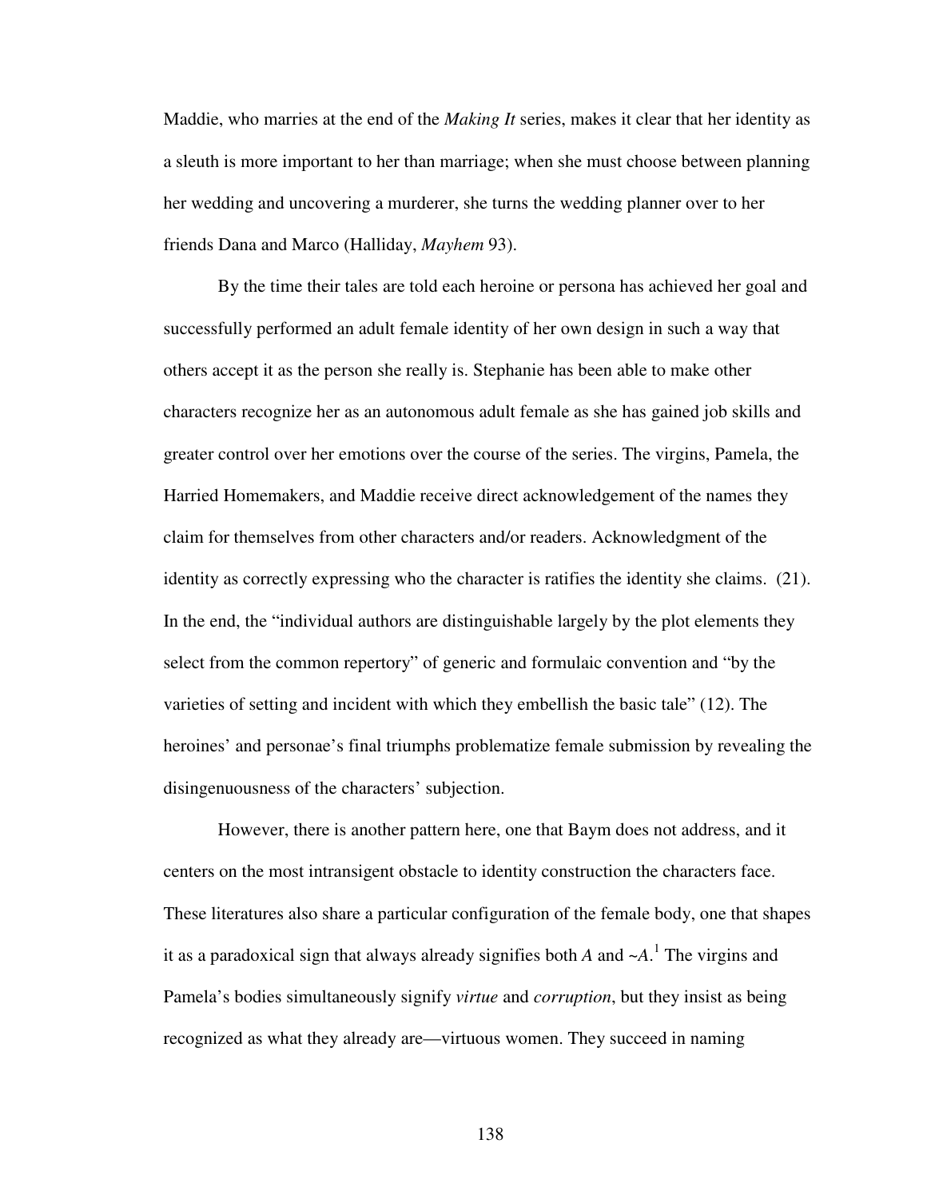Maddie, who marries at the end of the *Making It* series, makes it clear that her identity as a sleuth is more important to her than marriage; when she must choose between planning her wedding and uncovering a murderer, she turns the wedding planner over to her friends Dana and Marco (Halliday, *Mayhem* 93).

By the time their tales are told each heroine or persona has achieved her goal and successfully performed an adult female identity of her own design in such a way that others accept it as the person she really is. Stephanie has been able to make other characters recognize her as an autonomous adult female as she has gained job skills and greater control over her emotions over the course of the series. The virgins, Pamela, the Harried Homemakers, and Maddie receive direct acknowledgement of the names they claim for themselves from other characters and/or readers. Acknowledgment of the identity as correctly expressing who the character is ratifies the identity she claims. (21). In the end, the "individual authors are distinguishable largely by the plot elements they select from the common repertory" of generic and formulaic convention and "by the varieties of setting and incident with which they embellish the basic tale" (12). The heroines' and personae's final triumphs problematize female submission by revealing the disingenuousness of the characters' subjection.

However, there is another pattern here, one that Baym does not address, and it centers on the most intransigent obstacle to identity construction the characters face. These literatures also share a particular configuration of the female body, one that shapes it as a paradoxical sign that always already signifies both *A* and *~A*.[1] The virgins and Pamela's bodies simultaneously signify *virtue* and *corruption*, but they insist as being recognized as what they already are—virtuous women. They succeed in naming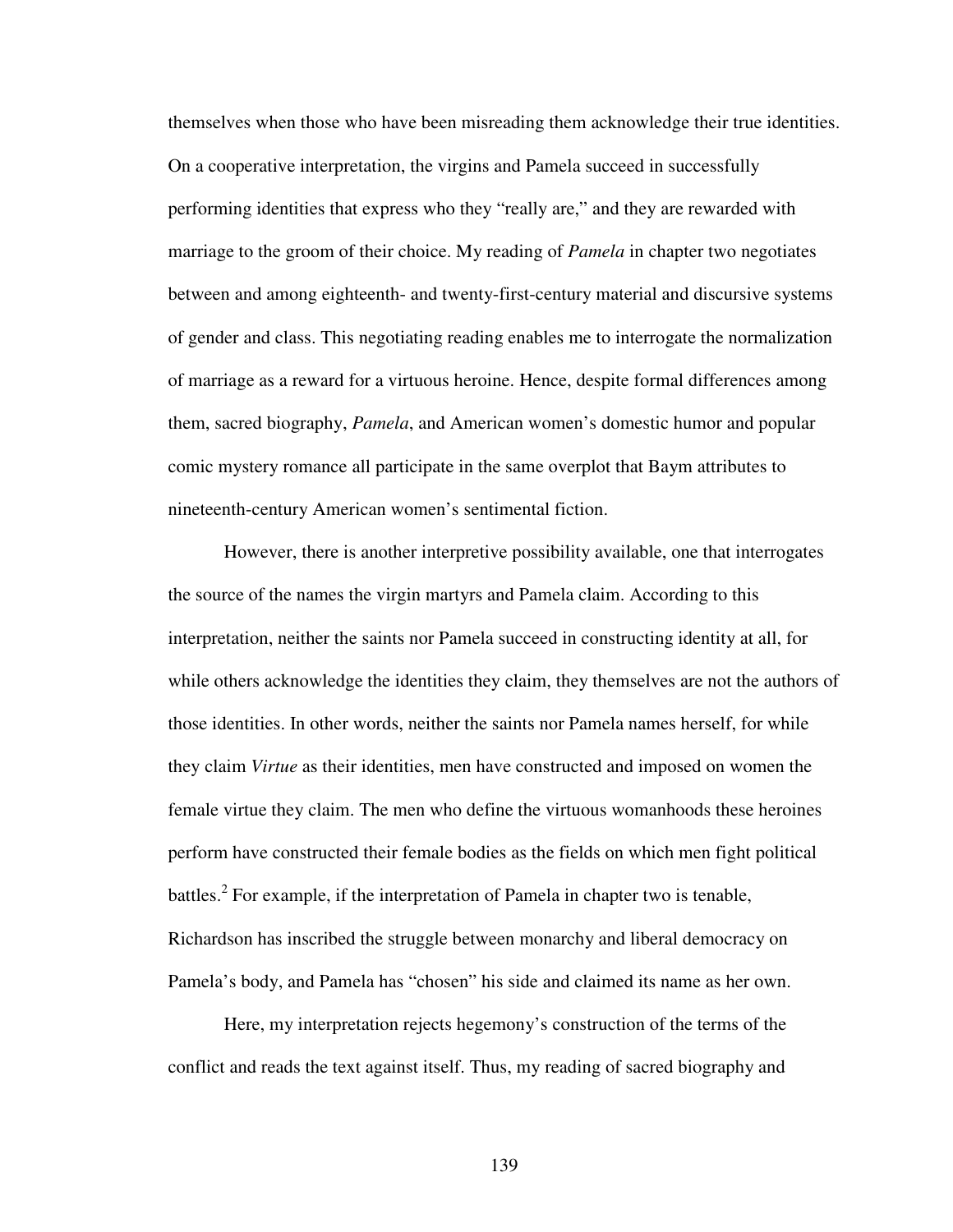themselves when those who have been misreading them acknowledge their true identities. On a cooperative interpretation, the virgins and Pamela succeed in successfully performing identities that express who they "really are," and they are rewarded with marriage to the groom of their choice. My reading of *Pamela* in chapter two negotiates between and among eighteenth- and twenty-first-century material and discursive systems of gender and class. This negotiating reading enables me to interrogate the normalization of marriage as a reward for a virtuous heroine. Hence, despite formal differences among them, sacred biography, *Pamela*, and American women's domestic humor and popular comic mystery romance all participate in the same overplot that Baym attributes to nineteenth-century American women's sentimental fiction.

However, there is another interpretive possibility available, one that interrogates the source of the names the virgin martyrs and Pamela claim. According to this interpretation, neither the saints nor Pamela succeed in constructing identity at all, for while others acknowledge the identities they claim, they themselves are not the authors of those identities. In other words, neither the saints nor Pamela names herself, for while they claim *Virtue* as their identities, men have constructed and imposed on women the female virtue they claim. The men who define the virtuous womanhoods these heroines perform have constructed their female bodies as the fields on which men fight political battles.[2] For example, if the interpretation of Pamela in chapter two is tenable, Richardson has inscribed the struggle between monarchy and liberal democracy on Pamela's body, and Pamela has "chosen" his side and claimed its name as her own.

Here, my interpretation rejects hegemony's construction of the terms of the conflict and reads the text against itself. Thus, my reading of sacred biography and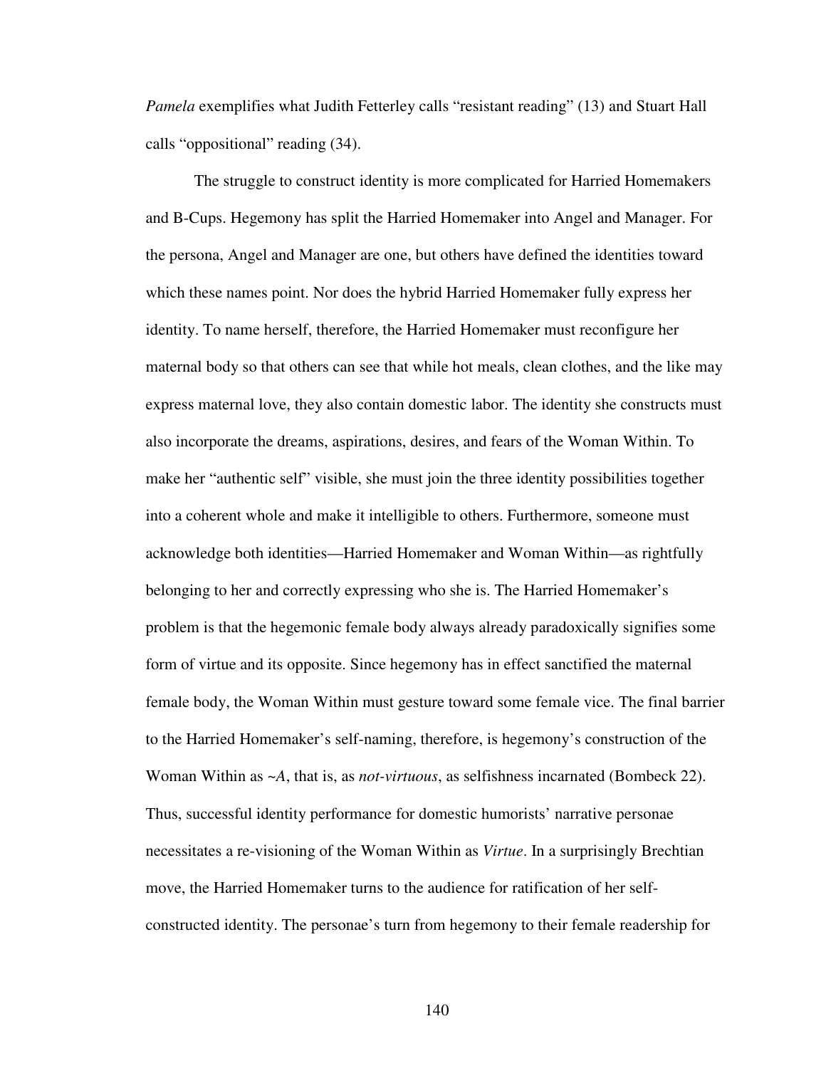*Pamela* exemplifies what Judith Fetterley calls "resistant reading" (13) and Stuart Hall calls "oppositional" reading (34).

The struggle to construct identity is more complicated for Harried Homemakers and B-Cups. Hegemony has split the Harried Homemaker into Angel and Manager. For the persona, Angel and Manager are one, but others have defined the identities toward which these names point. Nor does the hybrid Harried Homemaker fully express her identity. To name herself, therefore, the Harried Homemaker must reconfigure her maternal body so that others can see that while hot meals, clean clothes, and the like may express maternal love, they also contain domestic labor. The identity she constructs must also incorporate the dreams, aspirations, desires, and fears of the Woman Within. To make her "authentic self" visible, she must join the three identity possibilities together into a coherent whole and make it intelligible to others. Furthermore, someone must acknowledge both identities—Harried Homemaker and Woman Within—as rightfully belonging to her and correctly expressing who she is. The Harried Homemaker's problem is that the hegemonic female body always already paradoxically signifies some form of virtue and its opposite. Since hegemony has in effect sanctified the maternal female body, the Woman Within must gesture toward some female vice. The final barrier to the Harried Homemaker's self-naming, therefore, is hegemony's construction of the Woman Within as *~A*, that is, as *not-virtuous*, as selfishness incarnated (Bombeck 22). Thus, successful identity performance for domestic humorists' narrative personae necessitates a re-visioning of the Woman Within as *Virtue*. In a surprisingly Brechtian move, the Harried Homemaker turns to the audience for ratification of her self-constructed identity. The personae's turn from hegemony to their female readership for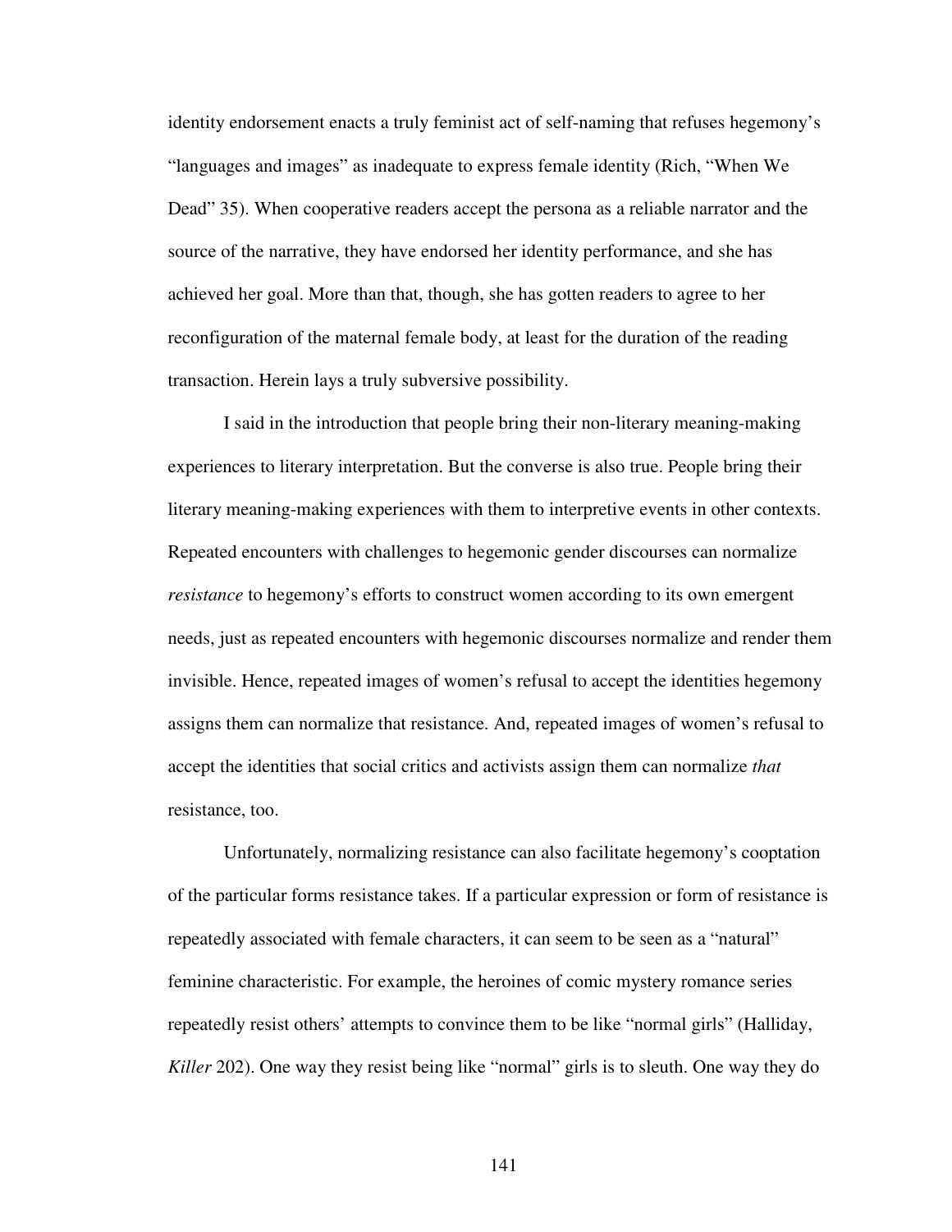identity endorsement enacts a truly feminist act of self-naming that refuses hegemony's "languages and images" as inadequate to express female identity (Rich, "When We Dead" 35). When cooperative readers accept the persona as a reliable narrator and the source of the narrative, they have endorsed her identity performance, and she has achieved her goal. More than that, though, she has gotten readers to agree to her reconfiguration of the maternal female body, at least for the duration of the reading transaction. Herein lays a truly subversive possibility.

I said in the introduction that people bring their non-literary meaning-making experiences to literary interpretation. But the converse is also true. People bring their literary meaning-making experiences with them to interpretive events in other contexts. Repeated encounters with challenges to hegemonic gender discourses can normalize *resistance* to hegemony's efforts to construct women according to its own emergent needs, just as repeated encounters with hegemonic discourses normalize and render them invisible. Hence, repeated images of women's refusal to accept the identities hegemony assigns them can normalize that resistance. And, repeated images of women's refusal to accept the identities that social critics and activists assign them can normalize *that* resistance, too.

Unfortunately, normalizing resistance can also facilitate hegemony's cooptation of the particular forms resistance takes. If a particular expression or form of resistance is repeatedly associated with female characters, it can seem to be seen as a "natural" feminine characteristic. For example, the heroines of comic mystery romance series repeatedly resist others' attempts to convince them to be like "normal girls" (Halliday, *Killer* 202). One way they resist being like "normal" girls is to sleuth. One way they do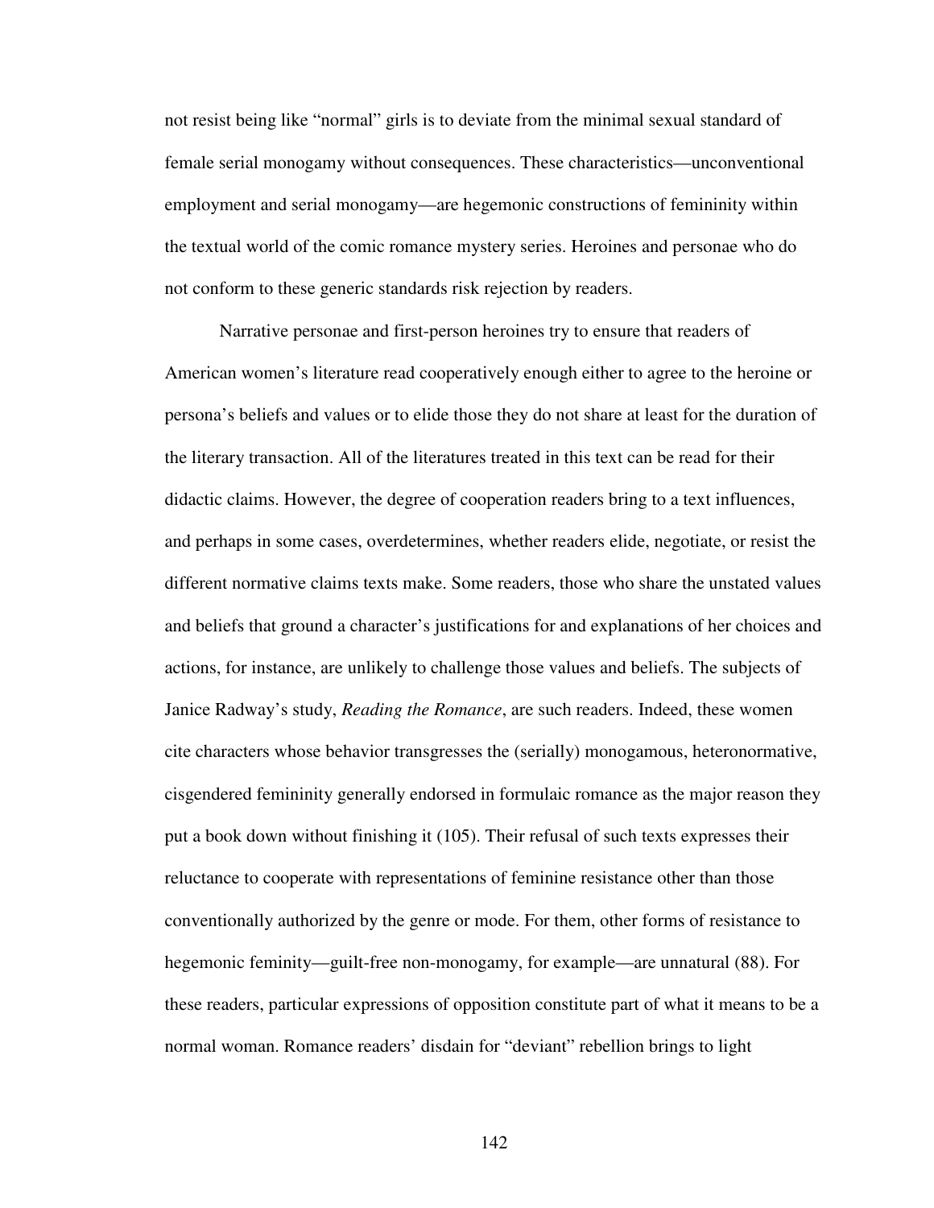not resist being like "normal" girls is to deviate from the minimal sexual standard of female serial monogamy without consequences. These characteristics—unconventional employment and serial monogamy—are hegemonic constructions of femininity within the textual world of the comic romance mystery series. Heroines and personae who do not conform to these generic standards risk rejection by readers.

Narrative personae and first-person heroines try to ensure that readers of American women's literature read cooperatively enough either to agree to the heroine or persona's beliefs and values or to elide those they do not share at least for the duration of the literary transaction. All of the literatures treated in this text can be read for their didactic claims. However, the degree of cooperation readers bring to a text influences, and perhaps in some cases, overdetermines, whether readers elide, negotiate, or resist the different normative claims texts make. Some readers, those who share the unstated values and beliefs that ground a character's justifications for and explanations of her choices and actions, for instance, are unlikely to challenge those values and beliefs. The subjects of Janice Radway's study, *Reading the Romance*, are such readers. Indeed, these women cite characters whose behavior transgresses the (serially) monogamous, heteronormative, cisgendered femininity generally endorsed in formulaic romance as the major reason they put a book down without finishing it (105). Their refusal of such texts expresses their reluctance to cooperate with representations of feminine resistance other than those conventionally authorized by the genre or mode. For them, other forms of resistance to hegemonic feminity—guilt-free non-monogamy, for example—are unnatural (88). For these readers, particular expressions of opposition constitute part of what it means to be a normal woman. Romance readers' disdain for "deviant" rebellion brings to light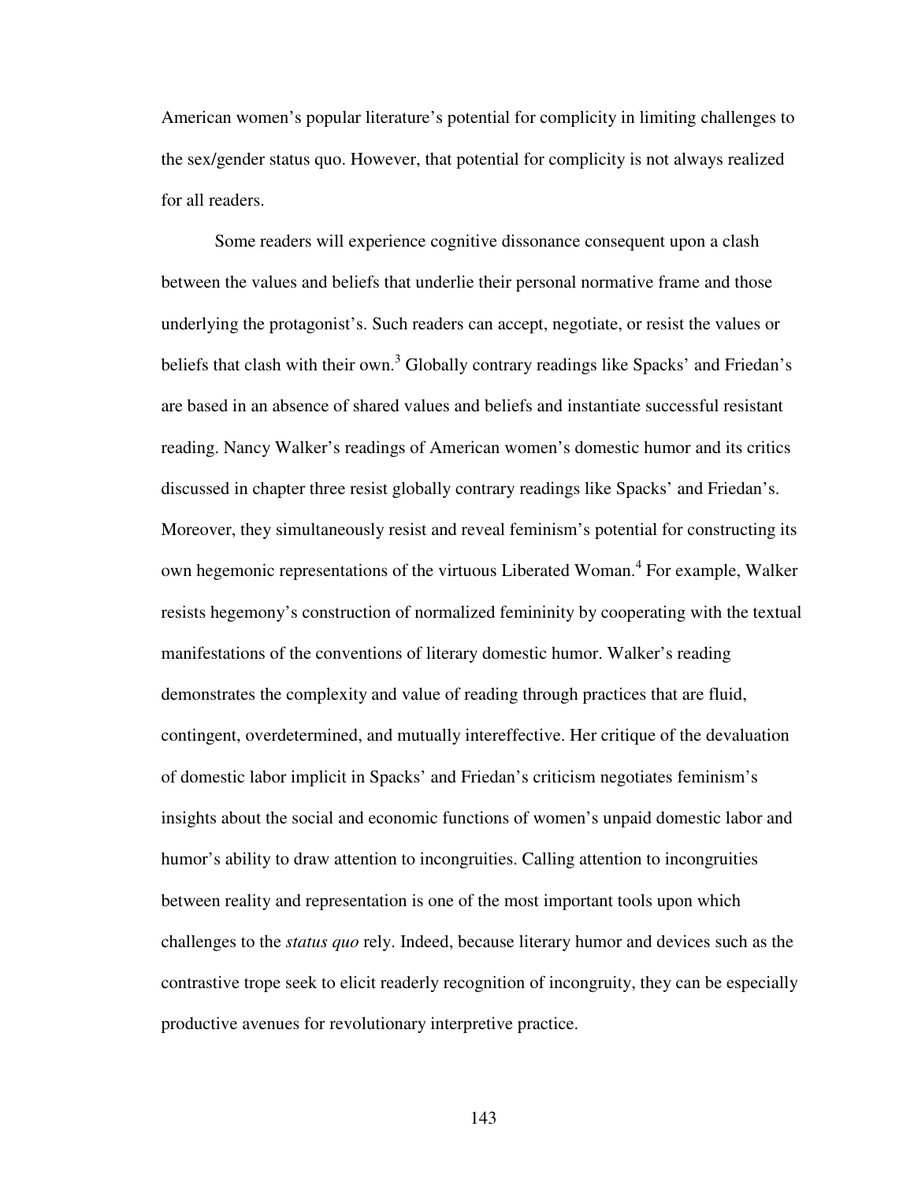American women's popular literature's potential for complicity in limiting challenges to the sex/gender status quo. However, that potential for complicity is not always realized for all readers.

Some readers will experience cognitive dissonance consequent upon a clash between the values and beliefs that underlie their personal normative frame and those underlying the protagonist's. Such readers can accept, negotiate, or resist the values or beliefs that clash with their own.[3] Globally contrary readings like Spacks' and Friedan's are based in an absence of shared values and beliefs and instantiate successful resistant reading. Nancy Walker's readings of American women's domestic humor and its critics discussed in chapter three resist globally contrary readings like Spacks' and Friedan's. Moreover, they simultaneously resist and reveal feminism's potential for constructing its own hegemonic representations of the virtuous Liberated Woman.[4] For example, Walker resists hegemony's construction of normalized femininity by cooperating with the textual manifestations of the conventions of literary domestic humor. Walker's reading demonstrates the complexity and value of reading through practices that are fluid, contingent, overdetermined, and mutually intereffective. Her critique of the devaluation of domestic labor implicit in Spacks' and Friedan's criticism negotiates feminism's insights about the social and economic functions of women's unpaid domestic labor and humor's ability to draw attention to incongruities. Calling attention to incongruities between reality and representation is one of the most important tools upon which challenges to the *status quo* rely. Indeed, because literary humor and devices such as the contrastive trope seek to elicit readerly recognition of incongruity, they can be especially productive avenues for revolutionary interpretive practice.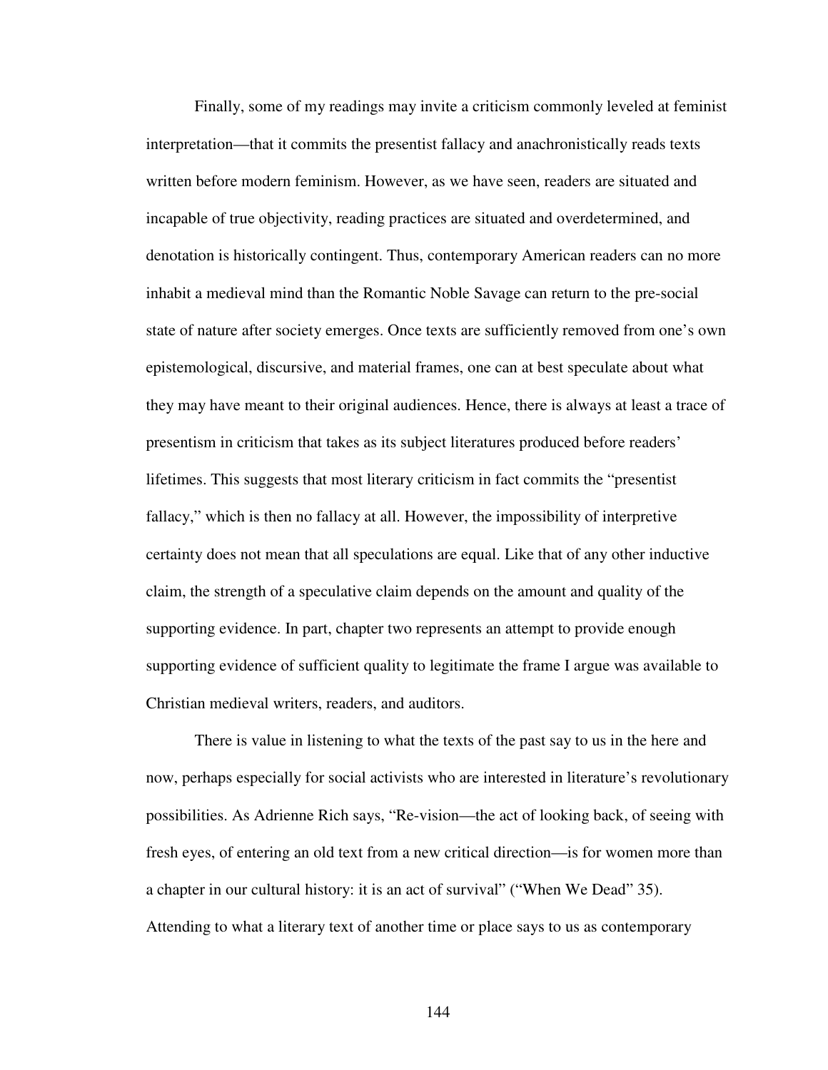Finally, some of my readings may invite a criticism commonly leveled at feminist interpretation—that it commits the presentist fallacy and anachronistically reads texts written before modern feminism. However, as we have seen, readers are situated and incapable of true objectivity, reading practices are situated and overdetermined, and denotation is historically contingent. Thus, contemporary American readers can no more inhabit a medieval mind than the Romantic Noble Savage can return to the pre-social state of nature after society emerges. Once texts are sufficiently removed from one's own epistemological, discursive, and material frames, one can at best speculate about what they may have meant to their original audiences. Hence, there is always at least a trace of presentism in criticism that takes as its subject literatures produced before readers' lifetimes. This suggests that most literary criticism in fact commits the "presentist fallacy," which is then no fallacy at all. However, the impossibility of interpretive certainty does not mean that all speculations are equal. Like that of any other inductive claim, the strength of a speculative claim depends on the amount and quality of the supporting evidence. In part, chapter two represents an attempt to provide enough supporting evidence of sufficient quality to legitimate the frame I argue was available to Christian medieval writers, readers, and auditors.

There is value in listening to what the texts of the past say to us in the here and now, perhaps especially for social activists who are interested in literature's revolutionary possibilities. As Adrienne Rich says, "Re-vision—the act of looking back, of seeing with fresh eyes, of entering an old text from a new critical direction—is for women more than a chapter in our cultural history: it is an act of survival" ("When We Dead" 35). Attending to what a literary text of another time or place says to us as contemporary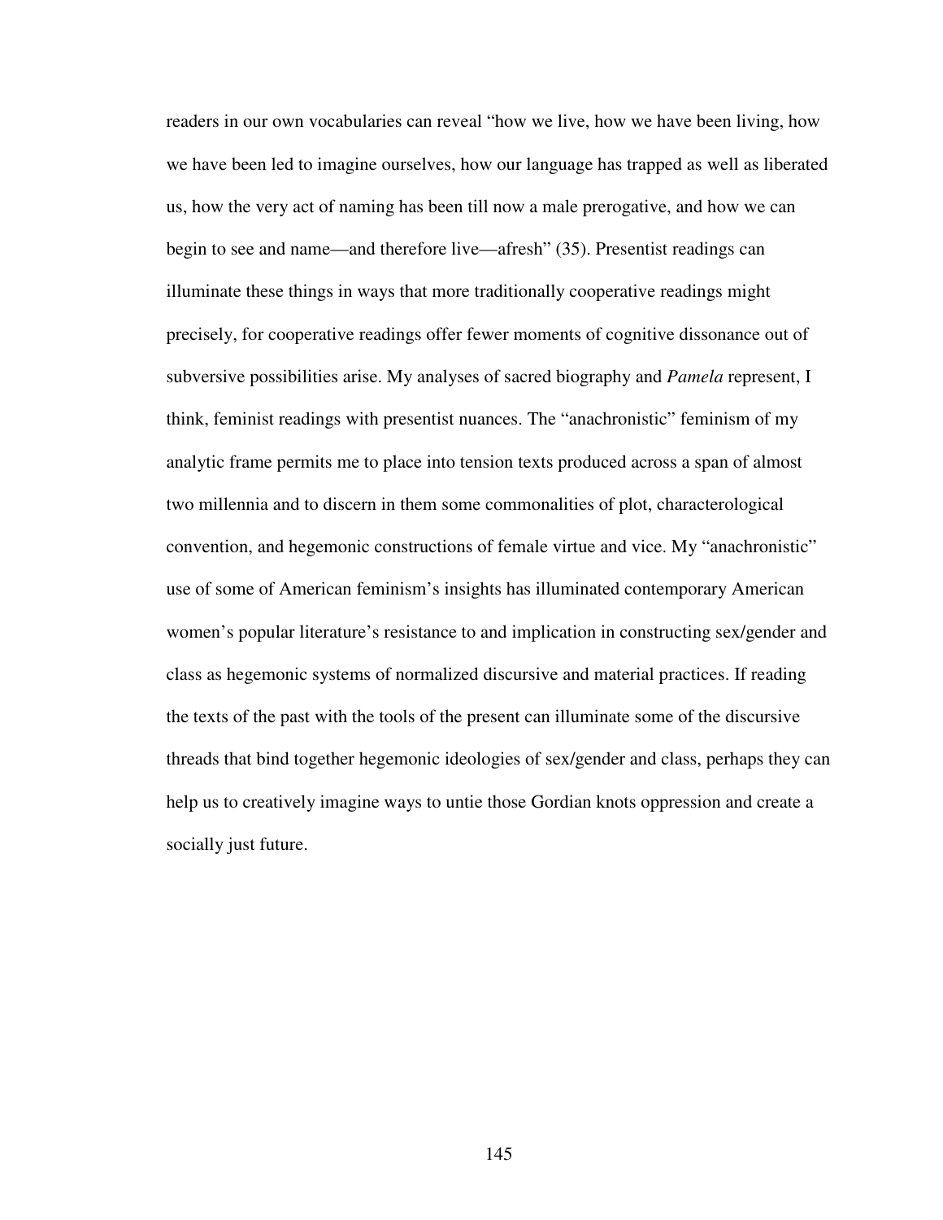readers in our own vocabularies can reveal "how we live, how we have been living, how we have been led to imagine ourselves, how our language has trapped as well as liberated us, how the very act of naming has been till now a male prerogative, and how we can begin to see and name—and therefore live—afresh" (35). Presentist readings can illuminate these things in ways that more traditionally cooperative readings might precisely, for cooperative readings offer fewer moments of cognitive dissonance out of subversive possibilities arise. My analyses of sacred biography and *Pamela* represent, I think, feminist readings with presentist nuances. The "anachronistic" feminism of my analytic frame permits me to place into tension texts produced across a span of almost two millennia and to discern in them some commonalities of plot, characterological convention, and hegemonic constructions of female virtue and vice. My "anachronistic" use of some of American feminism's insights has illuminated contemporary American women's popular literature's resistance to and implication in constructing sex/gender and class as hegemonic systems of normalized discursive and material practices. If reading the texts of the past with the tools of the present can illuminate some of the discursive threads that bind together hegemonic ideologies of sex/gender and class, perhaps they can help us to creatively imagine ways to untie those Gordian knots oppression and create a socially just future.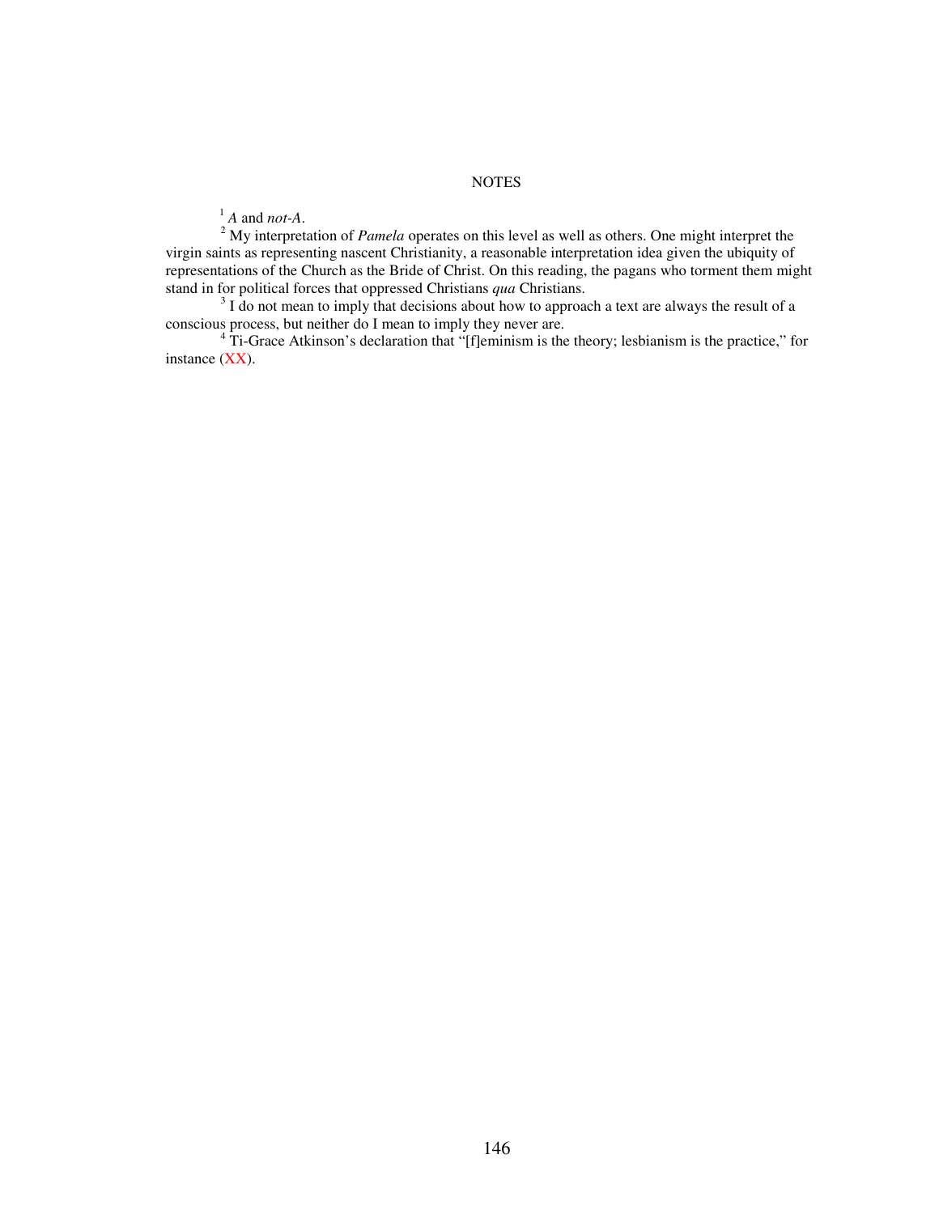NOTES

[1] *A* and *not-A*.

[2] My interpretation of *Pamela* operates on this level as well as others. One might interpret the virgin saints as representing nascent Christianity, a reasonable interpretation idea given the ubiquity of representations of the Church as the Bride of Christ. On this reading, the pagans who torment them might stand in for political forces that oppressed Christians *qua* Christians.

[3] I do not mean to imply that decisions about how to approach a text are always the result of a conscious process, but neither do I mean to imply they never are.

[4] Ti-Grace Atkinson's declaration that "[f]eminism is the theory; lesbianism is the practice," for instance (XX).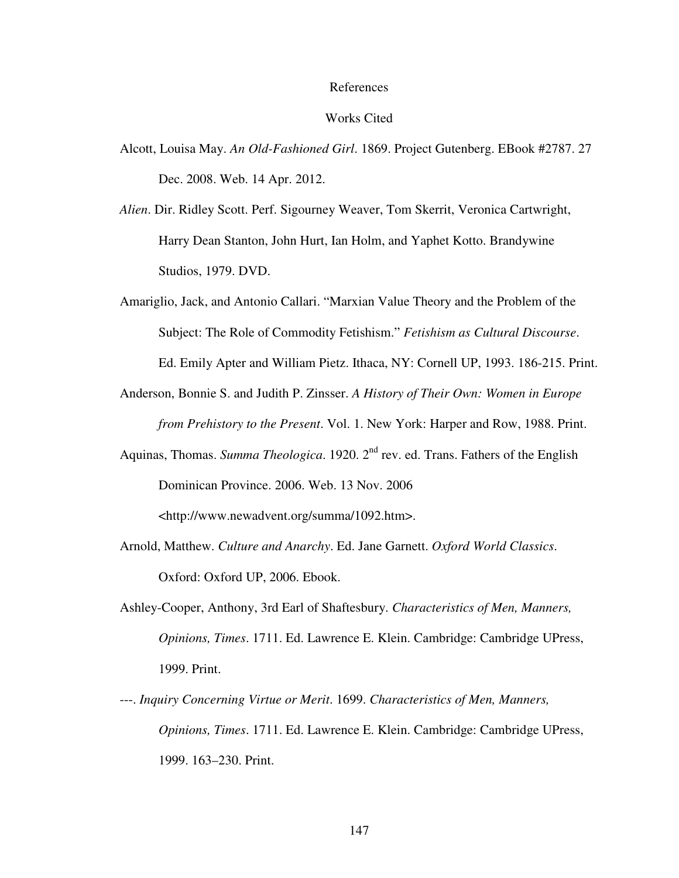# References

## Works Cited

Alcott, Louisa May. *An Old-Fashioned Girl*. 1869. Project Gutenberg. EBook #2787. 27 Dec. 2008. Web. 14 Apr. 2012.

*Alien*. Dir. Ridley Scott. Perf. Sigourney Weaver, Tom Skerrit, Veronica Cartwright, Harry Dean Stanton, John Hurt, Ian Holm, and Yaphet Kotto. Brandywine Studios, 1979. DVD.

Amariglio, Jack, and Antonio Callari. "Marxian Value Theory and the Problem of the Subject: The Role of Commodity Fetishism." *Fetishism as Cultural Discourse*. Ed. Emily Apter and William Pietz. Ithaca, NY: Cornell UP, 1993. 186-215. Print.

Anderson, Bonnie S. and Judith P. Zinsser. *A History of Their Own: Women in Europe from Prehistory to the Present*. Vol. 1. New York: Harper and Row, 1988. Print.

Aquinas, Thomas. *Summa Theologica*. 1920. 2nd rev. ed. Trans. Fathers of the English Dominican Province. 2006. Web. 13 Nov. 2006 <http://www.newadvent.org/summa/1092.htm>.

Arnold, Matthew. *Culture and Anarchy*. Ed. Jane Garnett. *Oxford World Classics*. Oxford: Oxford UP, 2006. Ebook.

Ashley-Cooper, Anthony, 3rd Earl of Shaftesbury. *Characteristics of Men, Manners, Opinions, Times*. 1711. Ed. Lawrence E. Klein. Cambridge: Cambridge UPress, 1999. Print.

---. *Inquiry Concerning Virtue or Merit*. 1699. *Characteristics of Men, Manners, Opinions, Times*. 1711. Ed. Lawrence E. Klein. Cambridge: Cambridge UPress, 1999. 163–230. Print.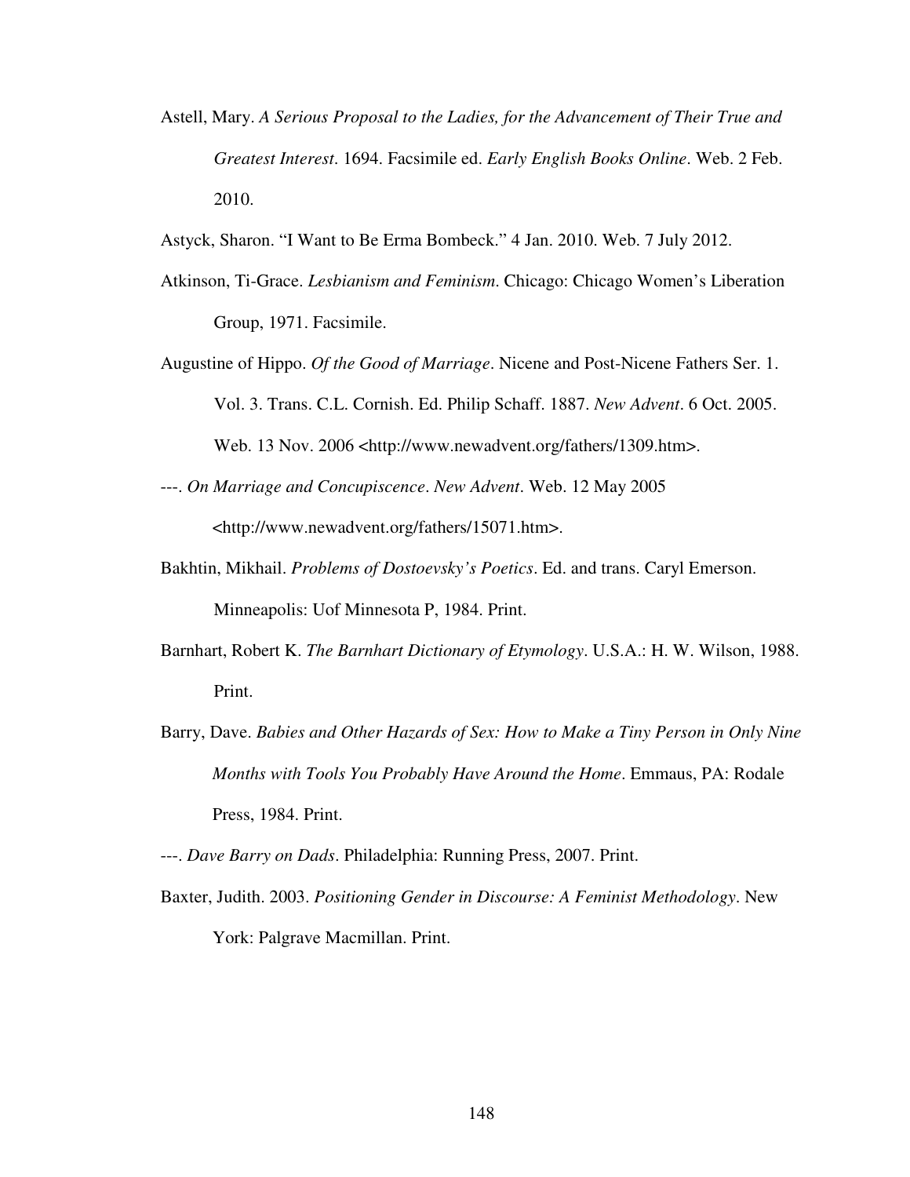Astell, Mary. *A Serious Proposal to the Ladies, for the Advancement of Their True and Greatest Interest*. 1694. Facsimile ed. *Early English Books Online*. Web. 2 Feb. 2010.

Astyck, Sharon. "I Want to Be Erma Bombeck." 4 Jan. 2010. Web. 7 July 2012.

Atkinson, Ti-Grace. *Lesbianism and Feminism*. Chicago: Chicago Women's Liberation Group, 1971. Facsimile.

Augustine of Hippo. *Of the Good of Marriage*. Nicene and Post-Nicene Fathers Ser. 1. Vol. 3. Trans. C.L. Cornish. Ed. Philip Schaff. 1887. *New Advent*. 6 Oct. 2005. Web. 13 Nov. 2006 <http://www.newadvent.org/fathers/1309.htm>.

---. *On Marriage and Concupiscence*. *New Advent*. Web. 12 May 2005 <http://www.newadvent.org/fathers/15071.htm>.

Bakhtin, Mikhail. *Problems of Dostoevsky's Poetics*. Ed. and trans. Caryl Emerson. Minneapolis: Uof Minnesota P, 1984. Print.

Barnhart, Robert K. *The Barnhart Dictionary of Etymology*. U.S.A.: H. W. Wilson, 1988. Print.

Barry, Dave. *Babies and Other Hazards of Sex: How to Make a Tiny Person in Only Nine Months with Tools You Probably Have Around the Home*. Emmaus, PA: Rodale Press, 1984. Print.

---. *Dave Barry on Dads*. Philadelphia: Running Press, 2007. Print.

Baxter, Judith. 2003. *Positioning Gender in Discourse: A Feminist Methodology*. New York: Palgrave Macmillan. Print.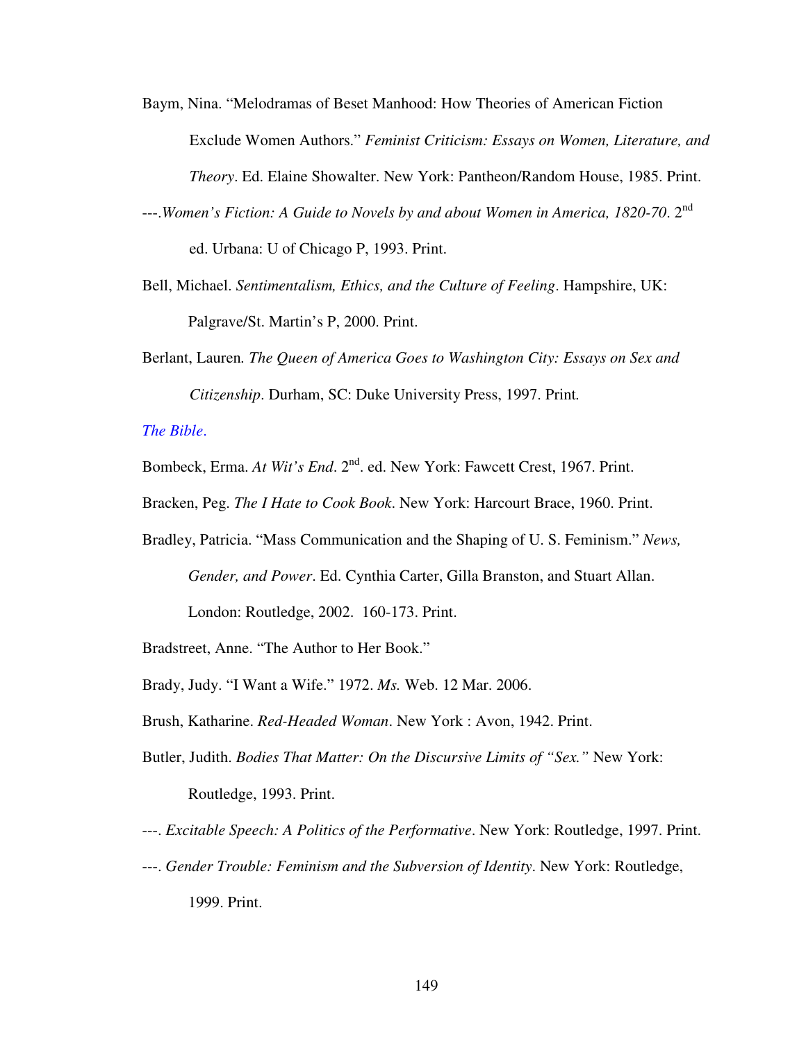Baym, Nina. "Melodramas of Beset Manhood: How Theories of American Fiction Exclude Women Authors." *Feminist Criticism: Essays on Women, Literature, and Theory*. Ed. Elaine Showalter. New York: Pantheon/Random House, 1985. Print.

---.*Women's Fiction: A Guide to Novels by and about Women in America, 1820-70*. 2nd ed. Urbana: U of Chicago P, 1993. Print.

Bell, Michael. *Sentimentalism, Ethics, and the Culture of Feeling*. Hampshire, UK: Palgrave/St. Martin's P, 2000. Print.

Berlant, Lauren. *The Queen of America Goes to Washington City: Essays on Sex and Citizenship*. Durham, SC: Duke University Press, 1997. Print.

*The Bible*.

Bombeck, Erma. *At Wit's End*. 2nd. ed. New York: Fawcett Crest, 1967. Print.

Bracken, Peg. *The I Hate to Cook Book*. New York: Harcourt Brace, 1960. Print.

Bradley, Patricia. "Mass Communication and the Shaping of U. S. Feminism." *News, Gender, and Power*. Ed. Cynthia Carter, Gilla Branston, and Stuart Allan. London: Routledge, 2002. 160-173. Print.

Bradstreet, Anne. "The Author to Her Book."

Brady, Judy. "I Want a Wife." 1972. *Ms.* Web. 12 Mar. 2006.

Brush, Katharine. *Red-Headed Woman*. New York : Avon, 1942. Print.

Butler, Judith. *Bodies That Matter: On the Discursive Limits of "Sex."* New York: Routledge, 1993. Print.

---. *Excitable Speech: A Politics of the Performative*. New York: Routledge, 1997. Print.

---. *Gender Trouble: Feminism and the Subversion of Identity*. New York: Routledge, 1999. Print.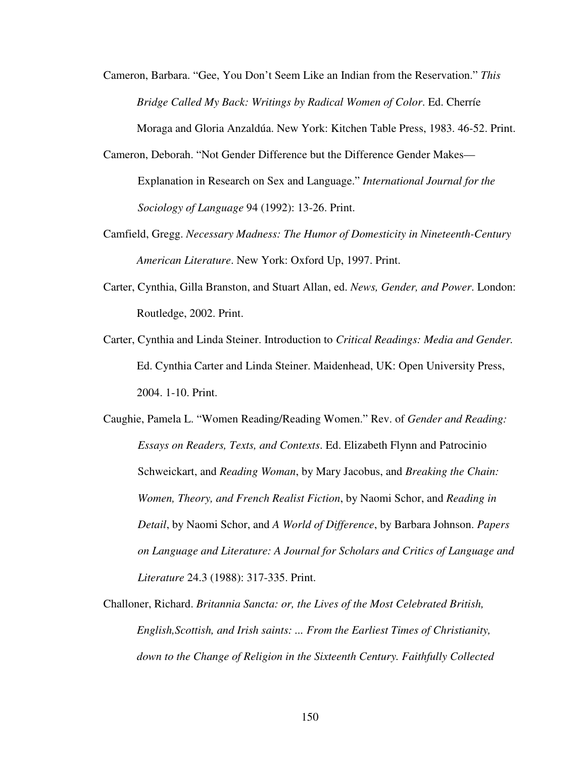Cameron, Barbara. "Gee, You Don't Seem Like an Indian from the Reservation." *This Bridge Called My Back: Writings by Radical Women of Color*. Ed. Cherríe Moraga and Gloria Anzaldúa. New York: Kitchen Table Press, 1983. 46-52. Print.

Cameron, Deborah. "Not Gender Difference but the Difference Gender Makes—Explanation in Research on Sex and Language." *International Journal for the Sociology of Language* 94 (1992): 13-26. Print.

Camfield, Gregg. *Necessary Madness: The Humor of Domesticity in Nineteenth-Century American Literature*. New York: Oxford Up, 1997. Print.

Carter, Cynthia, Gilla Branston, and Stuart Allan, ed. *News, Gender, and Power*. London: Routledge, 2002. Print.

Carter, Cynthia and Linda Steiner. Introduction to *Critical Readings: Media and Gender.* Ed. Cynthia Carter and Linda Steiner. Maidenhead, UK: Open University Press, 2004. 1-10. Print.

Caughie, Pamela L. "Women Reading/Reading Women." Rev. of *Gender and Reading: Essays on Readers, Texts, and Contexts*. Ed. Elizabeth Flynn and Patrocinio Schweickart, and *Reading Woman*, by Mary Jacobus, and *Breaking the Chain: Women, Theory, and French Realist Fiction*, by Naomi Schor, and *Reading in Detail*, by Naomi Schor, and *A World of Difference*, by Barbara Johnson. *Papers on Language and Literature: A Journal for Scholars and Critics of Language and Literature* 24.3 (1988): 317-335. Print.

Challoner, Richard. *Britannia Sancta: or, the Lives of the Most Celebrated British, English,Scottish, and Irish saints: ... From the Earliest Times of Christianity, down to the Change of Religion in the Sixteenth Century. Faithfully Collected*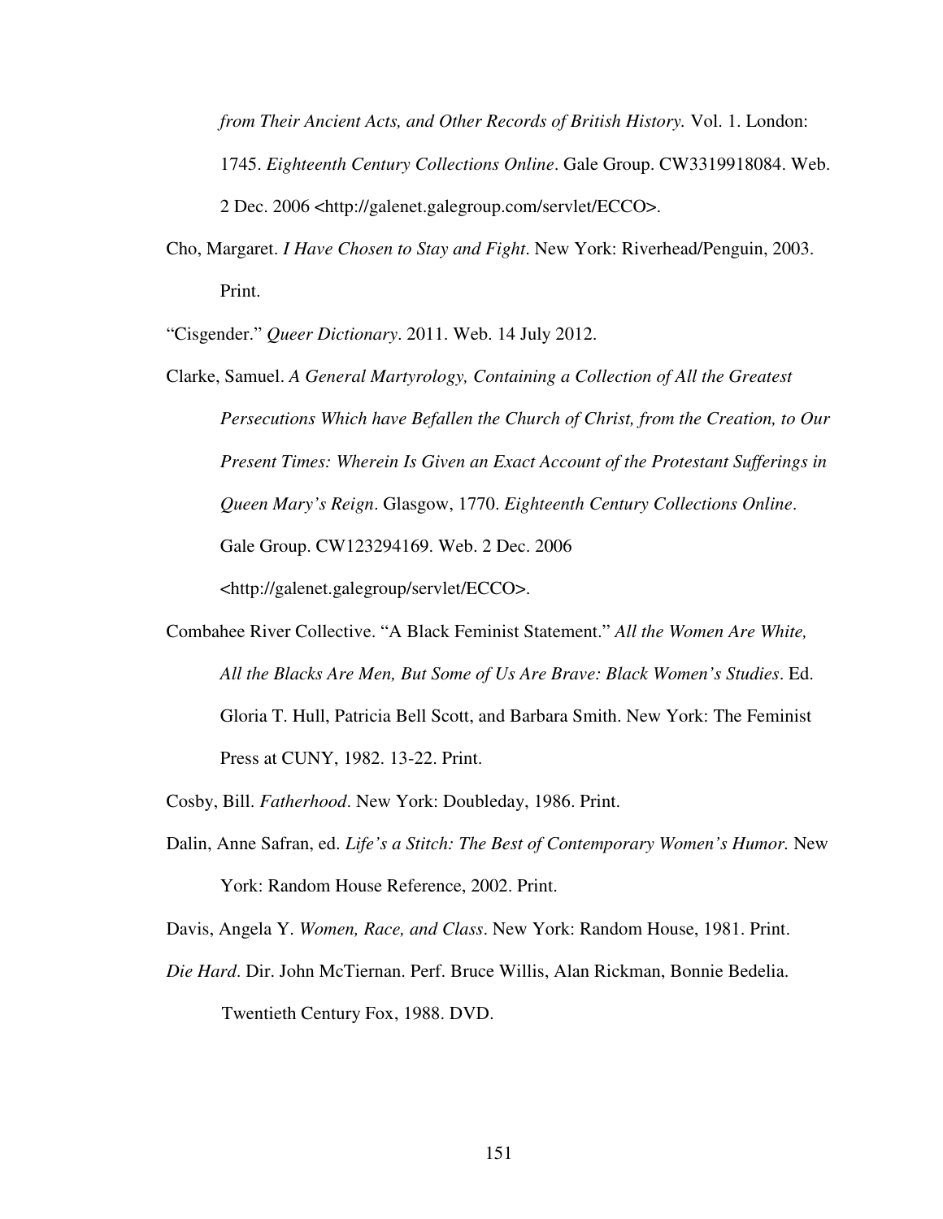*from Their Ancient Acts, and Other Records of British History.* Vol. 1. London: 1745. *Eighteenth Century Collections Online*. Gale Group. CW3319918084. Web. 2 Dec. 2006 <http://galenet.galegroup.com/servlet/ECCO>.

Cho, Margaret. *I Have Chosen to Stay and Fight*. New York: Riverhead/Penguin, 2003. Print.

"Cisgender." *Queer Dictionary*. 2011. Web. 14 July 2012.

Clarke, Samuel. *A General Martyrology, Containing a Collection of All the Greatest Persecutions Which have Befallen the Church of Christ, from the Creation, to Our Present Times: Wherein Is Given an Exact Account of the Protestant Sufferings in Queen Mary's Reign*. Glasgow, 1770. *Eighteenth Century Collections Online*. Gale Group. CW123294169. Web. 2 Dec. 2006 <http://galenet.galegroup/servlet/ECCO>.

Combahee River Collective. "A Black Feminist Statement." *All the Women Are White, All the Blacks Are Men, But Some of Us Are Brave: Black Women's Studies*. Ed. Gloria T. Hull, Patricia Bell Scott, and Barbara Smith. New York: The Feminist Press at CUNY, 1982. 13-22. Print.

Cosby, Bill. *Fatherhood*. New York: Doubleday, 1986. Print.

Dalin, Anne Safran, ed. *Life's a Stitch: The Best of Contemporary Women's Humor.* New York: Random House Reference, 2002. Print.

Davis, Angela Y. *Women, Race, and Class*. New York: Random House, 1981. Print.

*Die Hard*. Dir. John McTiernan. Perf. Bruce Willis, Alan Rickman, Bonnie Bedelia. Twentieth Century Fox, 1988. DVD.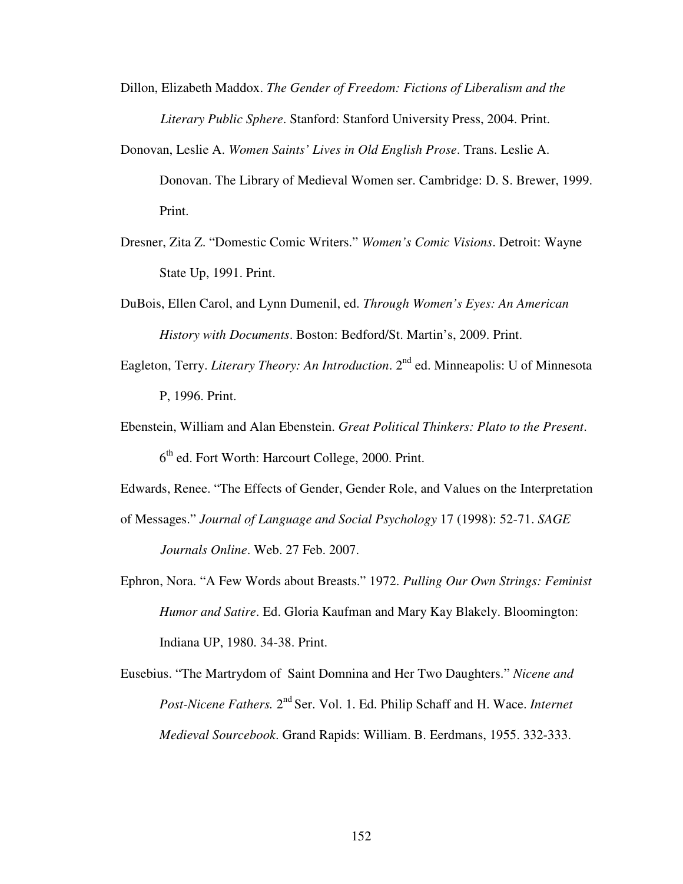Dillon, Elizabeth Maddox. *The Gender of Freedom: Fictions of Liberalism and the Literary Public Sphere*. Stanford: Stanford University Press, 2004. Print.

Donovan, Leslie A. *Women Saints' Lives in Old English Prose*. Trans. Leslie A. Donovan. The Library of Medieval Women ser. Cambridge: D. S. Brewer, 1999. Print.

Dresner, Zita Z. "Domestic Comic Writers." *Women's Comic Visions*. Detroit: Wayne State Up, 1991. Print.

DuBois, Ellen Carol, and Lynn Dumenil, ed. *Through Women's Eyes: An American History with Documents*. Boston: Bedford/St. Martin's, 2009. Print.

Eagleton, Terry. *Literary Theory: An Introduction*. 2nd ed. Minneapolis: U of Minnesota P, 1996. Print.

Ebenstein, William and Alan Ebenstein. *Great Political Thinkers: Plato to the Present*. 6th ed. Fort Worth: Harcourt College, 2000. Print.

Edwards, Renee. "The Effects of Gender, Gender Role, and Values on the Interpretation of Messages." *Journal of Language and Social Psychology* 17 (1998): 52-71. *SAGE Journals Online*. Web. 27 Feb. 2007.

Ephron, Nora. "A Few Words about Breasts." 1972. *Pulling Our Own Strings: Feminist Humor and Satire*. Ed. Gloria Kaufman and Mary Kay Blakely. Bloomington: Indiana UP, 1980. 34-38. Print.

Eusebius. "The Martrydom of Saint Domnina and Her Two Daughters." *Nicene and Post-Nicene Fathers.* 2nd Ser. Vol. 1. Ed. Philip Schaff and H. Wace. *Internet Medieval Sourcebook*. Grand Rapids: William. B. Eerdmans, 1955. 332-333.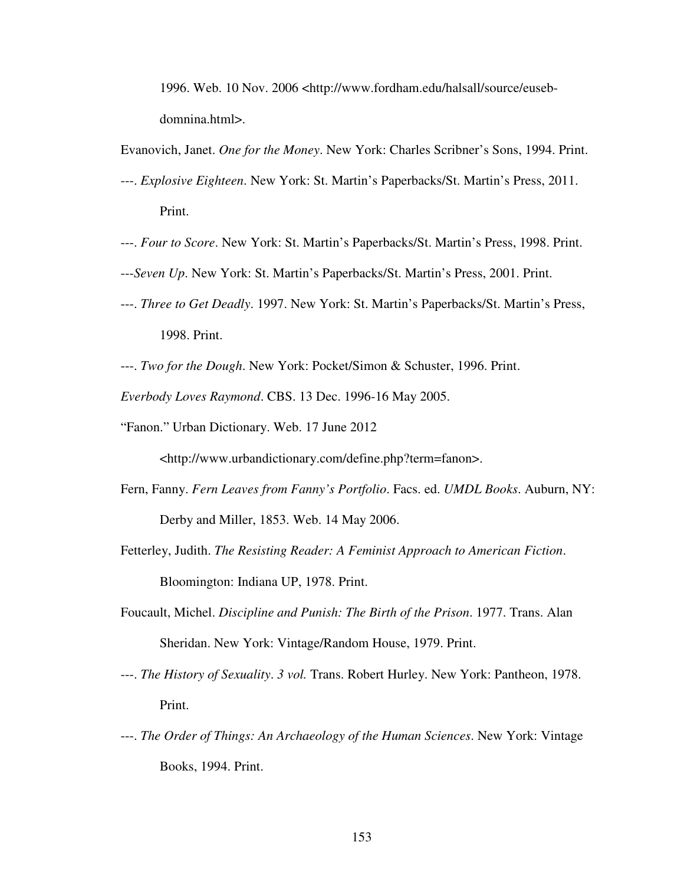1996. Web. 10 Nov. 2006 <http://www.fordham.edu/halsall/source/euseb-domnina.html>.

Evanovich, Janet. *One for the Money*. New York: Charles Scribner's Sons, 1994. Print.

---. *Explosive Eighteen*. New York: St. Martin's Paperbacks/St. Martin's Press, 2011. Print.

---. *Four to Score*. New York: St. Martin's Paperbacks/St. Martin's Press, 1998. Print.

---*Seven Up*. New York: St. Martin's Paperbacks/St. Martin's Press, 2001. Print.

---. *Three to Get Deadly*. 1997. New York: St. Martin's Paperbacks/St. Martin's Press, 1998. Print.

---. *Two for the Dough*. New York: Pocket/Simon & Schuster, 1996. Print.

*Everbody Loves Raymond*. CBS. 13 Dec. 1996-16 May 2005.

"Fanon." Urban Dictionary. Web. 17 June 2012 <http://www.urbandictionary.com/define.php?term=fanon>.

Fern, Fanny. *Fern Leaves from Fanny's Portfolio*. Facs. ed. *UMDL Books*. Auburn, NY: Derby and Miller, 1853. Web. 14 May 2006.

Fetterley, Judith. *The Resisting Reader: A Feminist Approach to American Fiction*. Bloomington: Indiana UP, 1978. Print.

Foucault, Michel. *Discipline and Punish: The Birth of the Prison*. 1977. Trans. Alan Sheridan. New York: Vintage/Random House, 1979. Print.

---. *The History of Sexuality*. *3 vol.* Trans. Robert Hurley. New York: Pantheon, 1978. Print.

---. *The Order of Things: An Archaeology of the Human Sciences*. New York: Vintage Books, 1994. Print.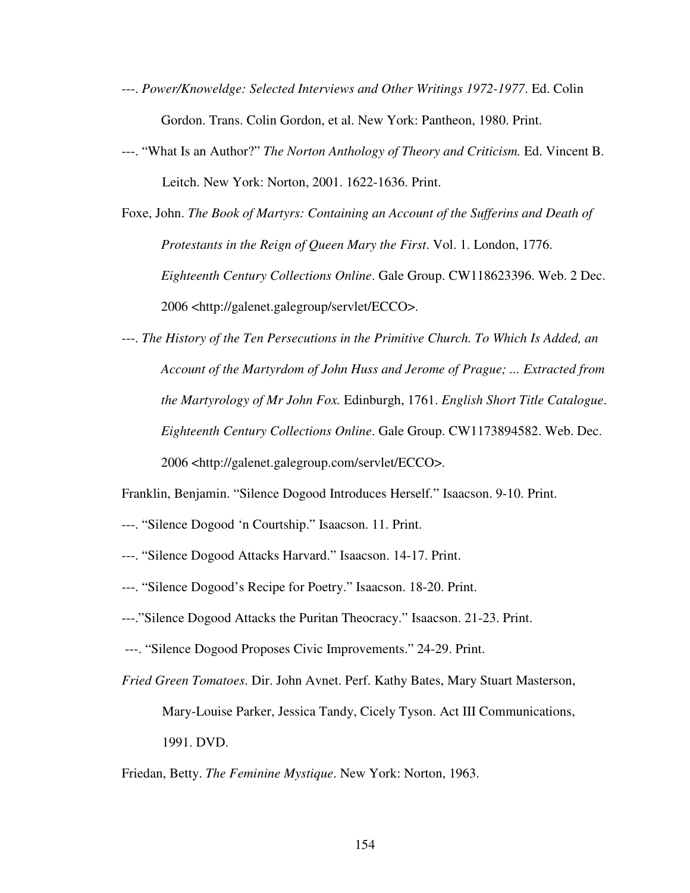---. *Power/Knoweldge: Selected Interviews and Other Writings 1972-1977*. Ed. Colin Gordon. Trans. Colin Gordon, et al. New York: Pantheon, 1980. Print.

---. "What Is an Author?" *The Norton Anthology of Theory and Criticism.* Ed. Vincent B. Leitch. New York: Norton, 2001. 1622-1636. Print.

Foxe, John. *The Book of Martyrs: Containing an Account of the Sufferins and Death of Protestants in the Reign of Queen Mary the First*. Vol. 1. London, 1776. *Eighteenth Century Collections Online*. Gale Group. CW118623396. Web. 2 Dec. 2006 <http://galenet.galegroup/servlet/ECCO>.

---. *The History of the Ten Persecutions in the Primitive Church. To Which Is Added, an Account of the Martyrdom of John Huss and Jerome of Prague; ... Extracted from the Martyrology of Mr John Fox.* Edinburgh, 1761. *English Short Title Catalogue*. *Eighteenth Century Collections Online*. Gale Group. CW1173894582. Web. Dec. 2006 <http://galenet.galegroup.com/servlet/ECCO>.

Franklin, Benjamin. "Silence Dogood Introduces Herself." Isaacson. 9-10. Print.

---. "Silence Dogood 'n Courtship." Isaacson. 11. Print.

---. "Silence Dogood Attacks Harvard." Isaacson. 14-17. Print.

---. "Silence Dogood's Recipe for Poetry." Isaacson. 18-20. Print.

---."Silence Dogood Attacks the Puritan Theocracy." Isaacson. 21-23. Print.

---. "Silence Dogood Proposes Civic Improvements." 24-29. Print.

*Fried Green Tomatoes*. Dir. John Avnet. Perf. Kathy Bates, Mary Stuart Masterson, Mary-Louise Parker, Jessica Tandy, Cicely Tyson. Act III Communications, 1991. DVD.

Friedan, Betty. *The Feminine Mystique*. New York: Norton, 1963.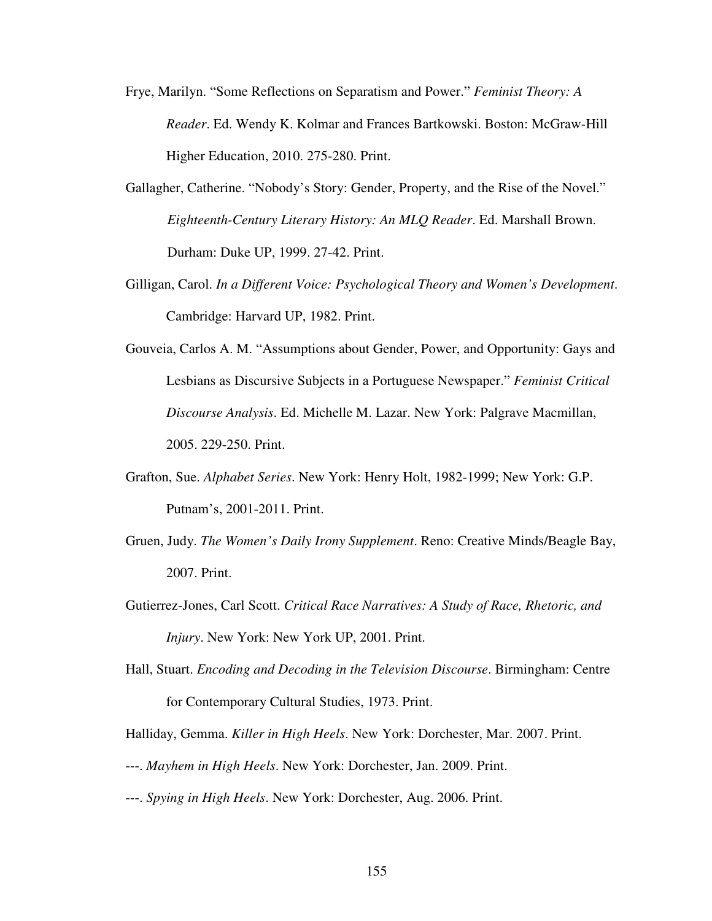Frye, Marilyn. "Some Reflections on Separatism and Power." *Feminist Theory: A Reader*. Ed. Wendy K. Kolmar and Frances Bartkowski. Boston: McGraw-Hill Higher Education, 2010. 275-280. Print.

Gallagher, Catherine. "Nobody's Story: Gender, Property, and the Rise of the Novel." *Eighteenth-Century Literary History: An MLQ Reader*. Ed. Marshall Brown. Durham: Duke UP, 1999. 27-42. Print.

Gilligan, Carol. *In a Different Voice: Psychological Theory and Women's Development*. Cambridge: Harvard UP, 1982. Print.

Gouveia, Carlos A. M. "Assumptions about Gender, Power, and Opportunity: Gays and Lesbians as Discursive Subjects in a Portuguese Newspaper." *Feminist Critical Discourse Analysis*. Ed. Michelle M. Lazar. New York: Palgrave Macmillan, 2005. 229-250. Print.

Grafton, Sue. *Alphabet Series*. New York: Henry Holt, 1982-1999; New York: G.P. Putnam's, 2001-2011. Print.

Gruen, Judy. *The Women's Daily Irony Supplement*. Reno: Creative Minds/Beagle Bay, 2007. Print.

Gutierrez-Jones, Carl Scott. *Critical Race Narratives: A Study of Race, Rhetoric, and Injury*. New York: New York UP, 2001. Print.

Hall, Stuart. *Encoding and Decoding in the Television Discourse*. Birmingham: Centre for Contemporary Cultural Studies, 1973. Print.

Halliday, Gemma. *Killer in High Heels*. New York: Dorchester, Mar. 2007. Print.

---. *Mayhem in High Heels*. New York: Dorchester, Jan. 2009. Print.

---. *Spying in High Heels*. New York: Dorchester, Aug. 2006. Print.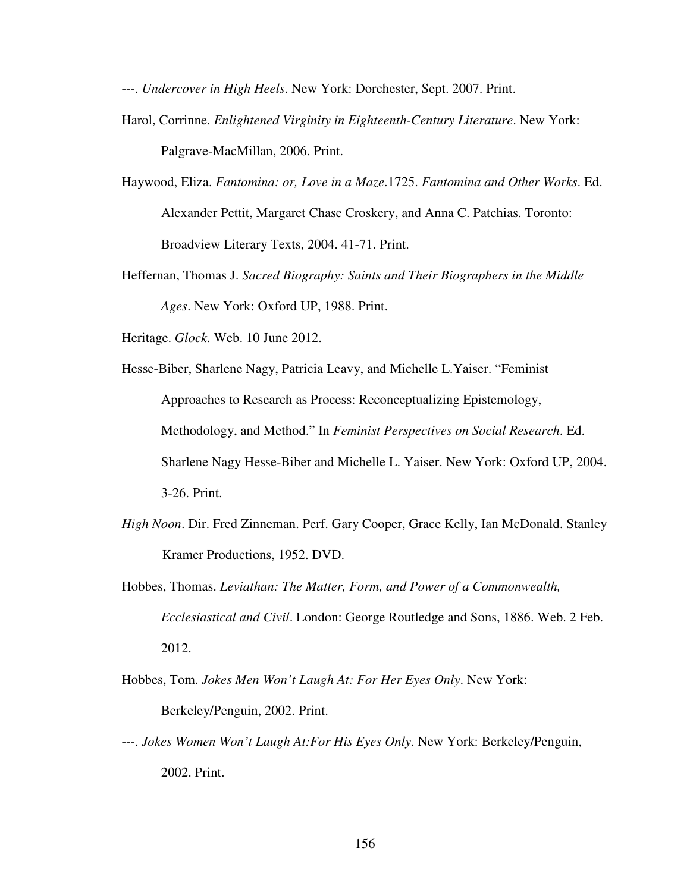---. *Undercover in High Heels*. New York: Dorchester, Sept. 2007. Print.

Harol, Corrinne. *Enlightened Virginity in Eighteenth-Century Literature*. New York: Palgrave-MacMillan, 2006. Print.

Haywood, Eliza. *Fantomina: or, Love in a Maze*.1725. *Fantomina and Other Works*. Ed. Alexander Pettit, Margaret Chase Croskery, and Anna C. Patchias. Toronto: Broadview Literary Texts, 2004. 41-71. Print.

Heffernan, Thomas J. *Sacred Biography: Saints and Their Biographers in the Middle Ages*. New York: Oxford UP, 1988. Print.

Heritage. *Glock*. Web. 10 June 2012.

Hesse-Biber, Sharlene Nagy, Patricia Leavy, and Michelle L.Yaiser. "Feminist Approaches to Research as Process: Reconceptualizing Epistemology, Methodology, and Method." In *Feminist Perspectives on Social Research*. Ed. Sharlene Nagy Hesse-Biber and Michelle L. Yaiser. New York: Oxford UP, 2004. 3-26. Print.

*High Noon*. Dir. Fred Zinneman. Perf. Gary Cooper, Grace Kelly, Ian McDonald. Stanley Kramer Productions, 1952. DVD.

Hobbes, Thomas. *Leviathan: The Matter, Form, and Power of a Commonwealth, Ecclesiastical and Civil*. London: George Routledge and Sons, 1886. Web. 2 Feb. 2012.

Hobbes, Tom. *Jokes Men Won't Laugh At: For Her Eyes Only*. New York: Berkeley/Penguin, 2002. Print.

---. *Jokes Women Won't Laugh At:For His Eyes Only*. New York: Berkeley/Penguin, 2002. Print.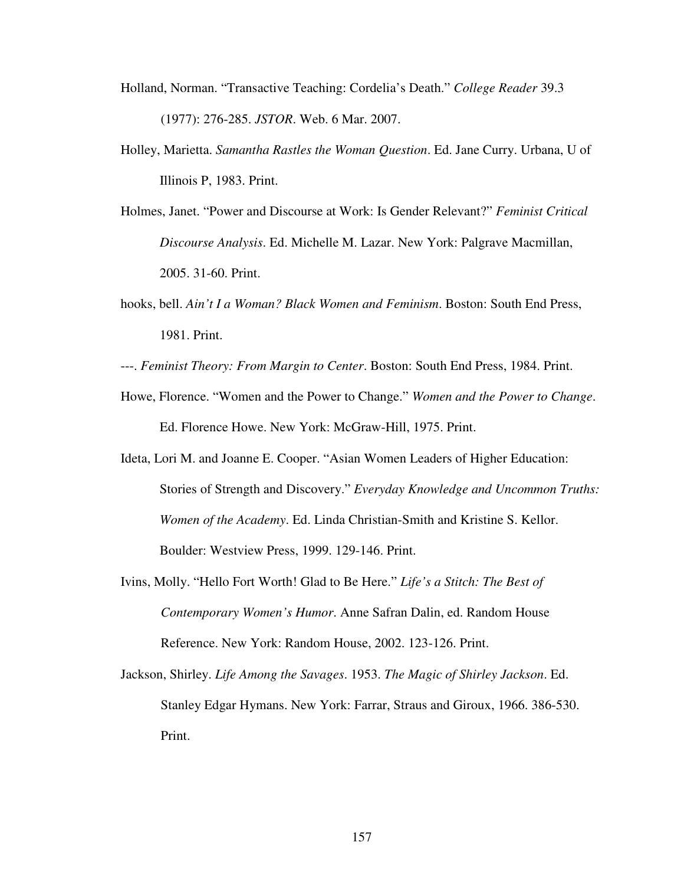Holland, Norman. "Transactive Teaching: Cordelia's Death." *College Reader* 39.3 (1977): 276-285. *JSTOR*. Web. 6 Mar. 2007.

Holley, Marietta. *Samantha Rastles the Woman Question*. Ed. Jane Curry. Urbana, U of Illinois P, 1983. Print.

Holmes, Janet. "Power and Discourse at Work: Is Gender Relevant?" *Feminist Critical Discourse Analysis*. Ed. Michelle M. Lazar. New York: Palgrave Macmillan, 2005. 31-60. Print.

hooks, bell. *Ain't I a Woman? Black Women and Feminism*. Boston: South End Press, 1981. Print.

---. *Feminist Theory: From Margin to Center*. Boston: South End Press, 1984. Print.

Howe, Florence. "Women and the Power to Change." *Women and the Power to Change*. Ed. Florence Howe. New York: McGraw-Hill, 1975. Print.

Ideta, Lori M. and Joanne E. Cooper. "Asian Women Leaders of Higher Education: Stories of Strength and Discovery." *Everyday Knowledge and Uncommon Truths: Women of the Academy*. Ed. Linda Christian-Smith and Kristine S. Kellor. Boulder: Westview Press, 1999. 129-146. Print.

Ivins, Molly. "Hello Fort Worth! Glad to Be Here." *Life's a Stitch: The Best of Contemporary Women's Humor*. Anne Safran Dalin, ed. Random House Reference. New York: Random House, 2002. 123-126. Print.

Jackson, Shirley. *Life Among the Savages*. 1953. *The Magic of Shirley Jackson*. Ed. Stanley Edgar Hymans. New York: Farrar, Straus and Giroux, 1966. 386-530. Print.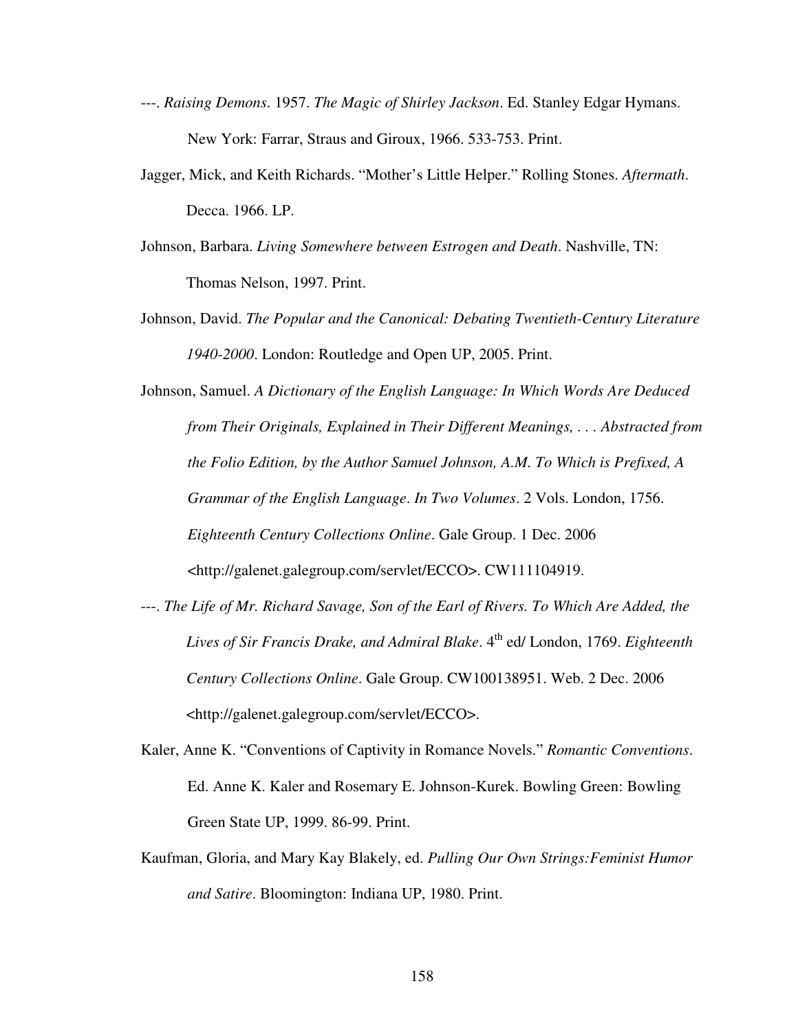---. *Raising Demons*. 1957. *The Magic of Shirley Jackson*. Ed. Stanley Edgar Hymans. New York: Farrar, Straus and Giroux, 1966. 533-753. Print.

Jagger, Mick, and Keith Richards. "Mother's Little Helper." Rolling Stones. *Aftermath*. Decca. 1966. LP.

Johnson, Barbara. *Living Somewhere between Estrogen and Death*. Nashville, TN: Thomas Nelson, 1997. Print.

Johnson, David. *The Popular and the Canonical: Debating Twentieth-Century Literature 1940-2000*. London: Routledge and Open UP, 2005. Print.

Johnson, Samuel. *A Dictionary of the English Language: In Which Words Are Deduced from Their Originals, Explained in Their Different Meanings, . . . Abstracted from the Folio Edition, by the Author Samuel Johnson, A.M. To Which is Prefixed, A Grammar of the English Language*. *In Two Volumes*. 2 Vols. London, 1756. *Eighteenth Century Collections Online*. Gale Group. 1 Dec. 2006 <http://galenet.galegroup.com/servlet/ECCO>. CW111104919.

---. *The Life of Mr. Richard Savage, Son of the Earl of Rivers. To Which Are Added, the Lives of Sir Francis Drake, and Admiral Blake*. 4th ed/ London, 1769. *Eighteenth Century Collections Online*. Gale Group. CW100138951. Web. 2 Dec. 2006 <http://galenet.galegroup.com/servlet/ECCO>.

Kaler, Anne K. "Conventions of Captivity in Romance Novels." *Romantic Conventions*. Ed. Anne K. Kaler and Rosemary E. Johnson-Kurek. Bowling Green: Bowling Green State UP, 1999. 86-99. Print.

Kaufman, Gloria, and Mary Kay Blakely, ed. *Pulling Our Own Strings:Feminist Humor and Satire*. Bloomington: Indiana UP, 1980. Print.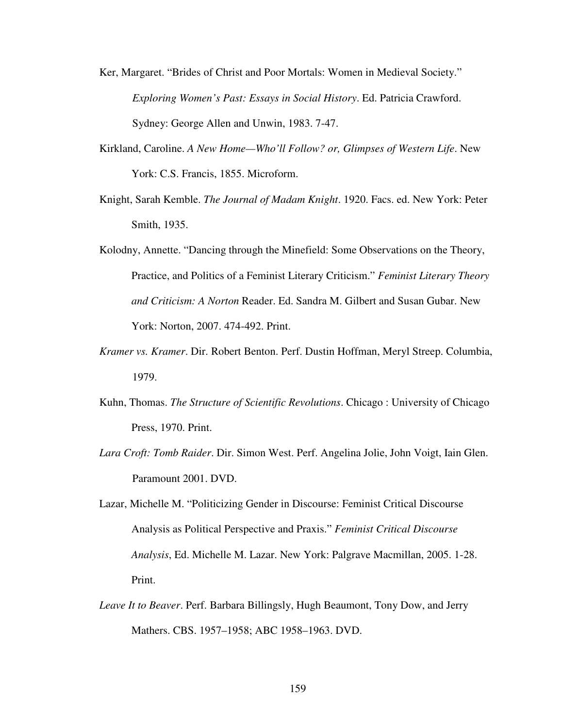Ker, Margaret. "Brides of Christ and Poor Mortals: Women in Medieval Society." *Exploring Women's Past: Essays in Social History*. Ed. Patricia Crawford. Sydney: George Allen and Unwin, 1983. 7-47.

Kirkland, Caroline. *A New Home—Who'll Follow? or, Glimpses of Western Life*. New York: C.S. Francis, 1855. Microform.

Knight, Sarah Kemble. *The Journal of Madam Knight*. 1920. Facs. ed. New York: Peter Smith, 1935.

Kolodny, Annette. "Dancing through the Minefield: Some Observations on the Theory, Practice, and Politics of a Feminist Literary Criticism." *Feminist Literary Theory and Criticism: A Norton* Reader. Ed. Sandra M. Gilbert and Susan Gubar. New York: Norton, 2007. 474-492. Print.

*Kramer vs. Kramer*. Dir. Robert Benton. Perf. Dustin Hoffman, Meryl Streep. Columbia, 1979.

Kuhn, Thomas. *The Structure of Scientific Revolutions*. Chicago : University of Chicago Press, 1970. Print.

*Lara Croft: Tomb Raider*. Dir. Simon West. Perf. Angelina Jolie, John Voigt, Iain Glen. Paramount 2001. DVD.

Lazar, Michelle M. "Politicizing Gender in Discourse: Feminist Critical Discourse Analysis as Political Perspective and Praxis." *Feminist Critical Discourse Analysis*, Ed. Michelle M. Lazar. New York: Palgrave Macmillan, 2005. 1-28. Print.

*Leave It to Beaver*. Perf. Barbara Billingsly, Hugh Beaumont, Tony Dow, and Jerry Mathers. CBS. 1957–1958; ABC 1958–1963. DVD.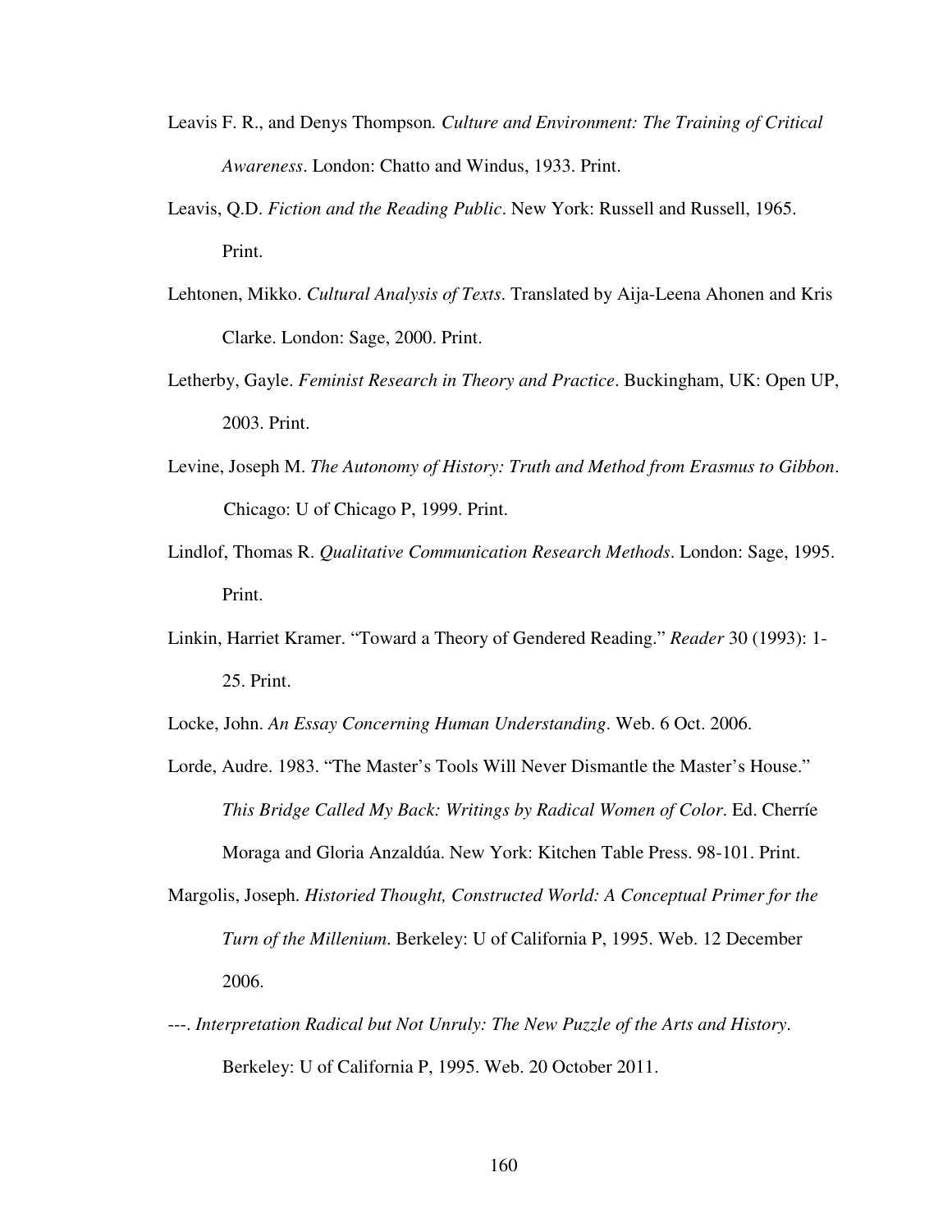Leavis F. R., and Denys Thompson*.* *Culture and Environment: The Training of Critical Awareness*. London: Chatto and Windus, 1933. Print.

Leavis, Q.D. *Fiction and the Reading Public*. New York: Russell and Russell, 1965. Print.

Lehtonen, Mikko. *Cultural Analysis of Texts*. Translated by Aija-Leena Ahonen and Kris Clarke. London: Sage, 2000. Print.

Letherby, Gayle. *Feminist Research in Theory and Practice*. Buckingham, UK: Open UP, 2003. Print.

Levine, Joseph M. *The Autonomy of History: Truth and Method from Erasmus to Gibbon*. Chicago: U of Chicago P, 1999. Print.

Lindlof, Thomas R. *Qualitative Communication Research Methods*. London: Sage, 1995. Print.

Linkin, Harriet Kramer. "Toward a Theory of Gendered Reading." *Reader* 30 (1993): 1-25. Print.

Locke, John. *An Essay Concerning Human Understanding*. Web. 6 Oct. 2006.

Lorde, Audre. 1983. "The Master's Tools Will Never Dismantle the Master's House." *This Bridge Called My Back: Writings by Radical Women of Color*. Ed. Cherríe Moraga and Gloria Anzaldúa. New York: Kitchen Table Press. 98-101. Print.

Margolis, Joseph. *Historied Thought, Constructed World: A Conceptual Primer for the Turn of the Millenium*. Berkeley: U of California P, 1995. Web. 12 December 2006.

---. *Interpretation Radical but Not Unruly: The New Puzzle of the Arts and History*. Berkeley: U of California P, 1995. Web. 20 October 2011.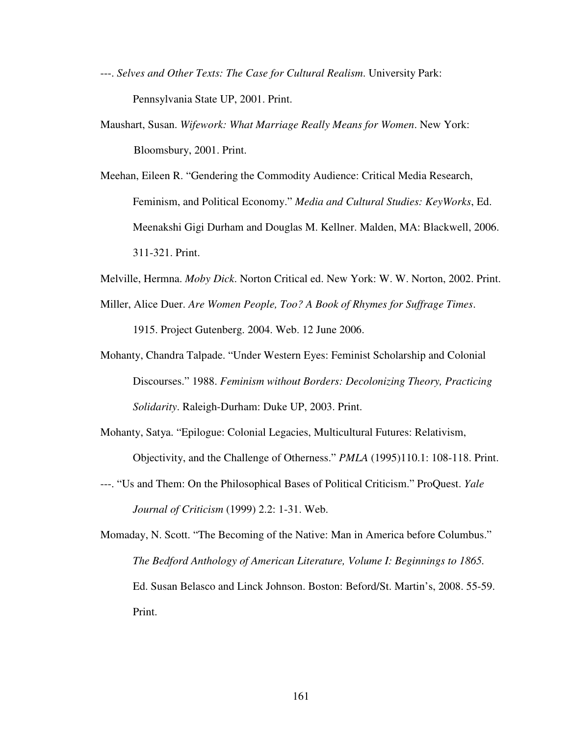---. *Selves and Other Texts: The Case for Cultural Realism*. University Park: Pennsylvania State UP, 2001. Print.

Maushart, Susan. *Wifework: What Marriage Really Means for Women*. New York: Bloomsbury, 2001. Print.

Meehan, Eileen R. "Gendering the Commodity Audience: Critical Media Research, Feminism, and Political Economy." *Media and Cultural Studies: KeyWorks*, Ed. Meenakshi Gigi Durham and Douglas M. Kellner. Malden, MA: Blackwell, 2006. 311-321. Print.

Melville, Hermna. *Moby Dick*. Norton Critical ed. New York: W. W. Norton, 2002. Print.

Miller, Alice Duer. *Are Women People, Too? A Book of Rhymes for Suffrage Times*. 1915. Project Gutenberg. 2004. Web. 12 June 2006.

Mohanty, Chandra Talpade. "Under Western Eyes: Feminist Scholarship and Colonial Discourses." 1988. *Feminism without Borders: Decolonizing Theory, Practicing Solidarity*. Raleigh-Durham: Duke UP, 2003. Print.

Mohanty, Satya. "Epilogue: Colonial Legacies, Multicultural Futures: Relativism, Objectivity, and the Challenge of Otherness." *PMLA* (1995)110.1: 108-118. Print.

---. "Us and Them: On the Philosophical Bases of Political Criticism." ProQuest. *Yale Journal of Criticism* (1999) 2.2: 1-31. Web.

Momaday, N. Scott. "The Becoming of the Native: Man in America before Columbus." *The Bedford Anthology of American Literature, Volume I: Beginnings to 1865.* Ed. Susan Belasco and Linck Johnson. Boston: Beford/St. Martin's, 2008. 55-59. Print.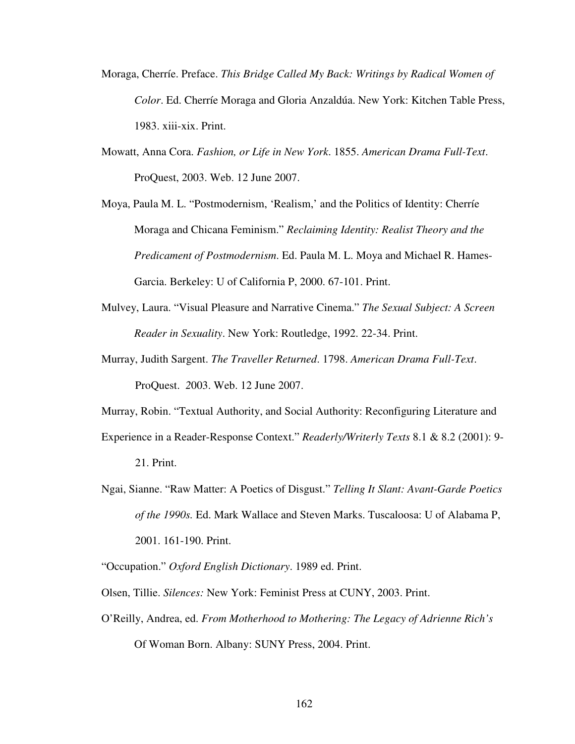Moraga, Cherríe. Preface. *This Bridge Called My Back: Writings by Radical Women of Color*. Ed. Cherríe Moraga and Gloria Anzaldúa. New York: Kitchen Table Press, 1983. xiii-xix. Print.

Mowatt, Anna Cora. *Fashion, or Life in New York*. 1855. *American Drama Full-Text*. ProQuest, 2003. Web. 12 June 2007.

Moya, Paula M. L. "Postmodernism, 'Realism,' and the Politics of Identity: Cherríe Moraga and Chicana Feminism." *Reclaiming Identity: Realist Theory and the Predicament of Postmodernism*. Ed. Paula M. L. Moya and Michael R. Hames-Garcia. Berkeley: U of California P, 2000. 67-101. Print.

Mulvey, Laura. "Visual Pleasure and Narrative Cinema." *The Sexual Subject: A Screen Reader in Sexuality*. New York: Routledge, 1992. 22-34. Print.

Murray, Judith Sargent. *The Traveller Returned*. 1798. *American Drama Full-Text*. ProQuest. 2003. Web. 12 June 2007.

Murray, Robin. "Textual Authority, and Social Authority: Reconfiguring Literature and Experience in a Reader-Response Context." *Readerly/Writerly Texts* 8.1 & 8.2 (2001): 9-21. Print.

Ngai, Sianne. "Raw Matter: A Poetics of Disgust." *Telling It Slant: Avant-Garde Poetics of the 1990s.* Ed. Mark Wallace and Steven Marks. Tuscaloosa: U of Alabama P, 2001. 161-190. Print.

"Occupation." *Oxford English Dictionary*. 1989 ed. Print.

Olsen, Tillie. *Silences:* New York: Feminist Press at CUNY, 2003. Print.

O'Reilly, Andrea, ed. *From Motherhood to Mothering: The Legacy of Adrienne Rich's* Of Woman Born. Albany: SUNY Press, 2004. Print.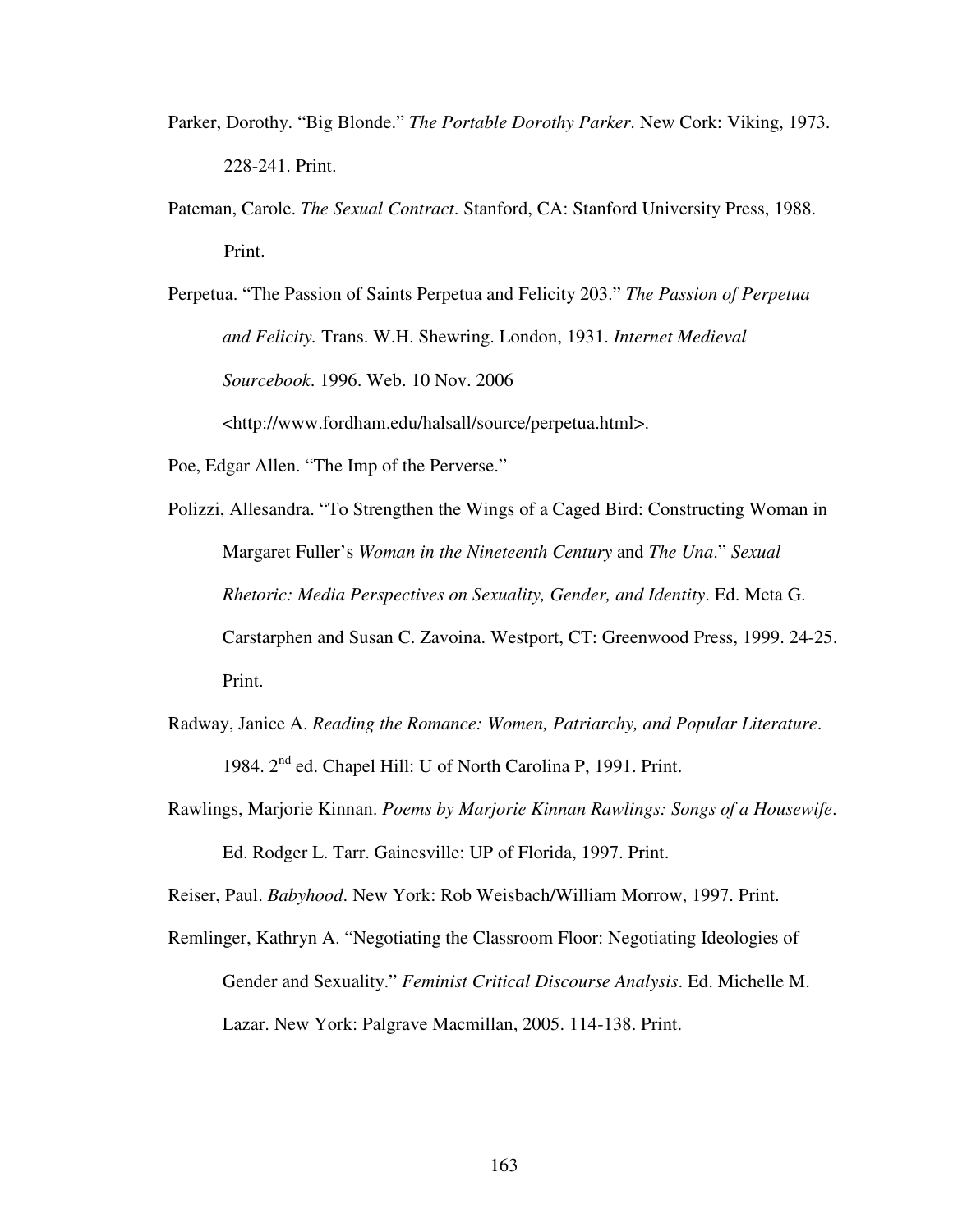Parker, Dorothy. "Big Blonde." *The Portable Dorothy Parker*. New Cork: Viking, 1973. 228-241. Print.

Pateman, Carole. *The Sexual Contract*. Stanford, CA: Stanford University Press, 1988. Print.

Perpetua. "The Passion of Saints Perpetua and Felicity 203." *The Passion of Perpetua and Felicity.* Trans. W.H. Shewring. London, 1931. *Internet Medieval Sourcebook*. 1996. Web. 10 Nov. 2006 <http://www.fordham.edu/halsall/source/perpetua.html>.

Poe, Edgar Allen. "The Imp of the Perverse."

Polizzi, Allesandra. "To Strengthen the Wings of a Caged Bird: Constructing Woman in Margaret Fuller's *Woman in the Nineteenth Century* and *The Una*." *Sexual Rhetoric: Media Perspectives on Sexuality, Gender, and Identity*. Ed. Meta G. Carstarphen and Susan C. Zavoina. Westport, CT: Greenwood Press, 1999. 24-25. Print.

Radway, Janice A. *Reading the Romance: Women, Patriarchy, and Popular Literature*. 1984. 2nd ed. Chapel Hill: U of North Carolina P, 1991. Print.

Rawlings, Marjorie Kinnan. *Poems by Marjorie Kinnan Rawlings: Songs of a Housewife*. Ed. Rodger L. Tarr. Gainesville: UP of Florida, 1997. Print.

Reiser, Paul. *Babyhood*. New York: Rob Weisbach/William Morrow, 1997. Print.

Remlinger, Kathryn A. "Negotiating the Classroom Floor: Negotiating Ideologies of Gender and Sexuality." *Feminist Critical Discourse Analysis*. Ed. Michelle M. Lazar. New York: Palgrave Macmillan, 2005. 114-138. Print.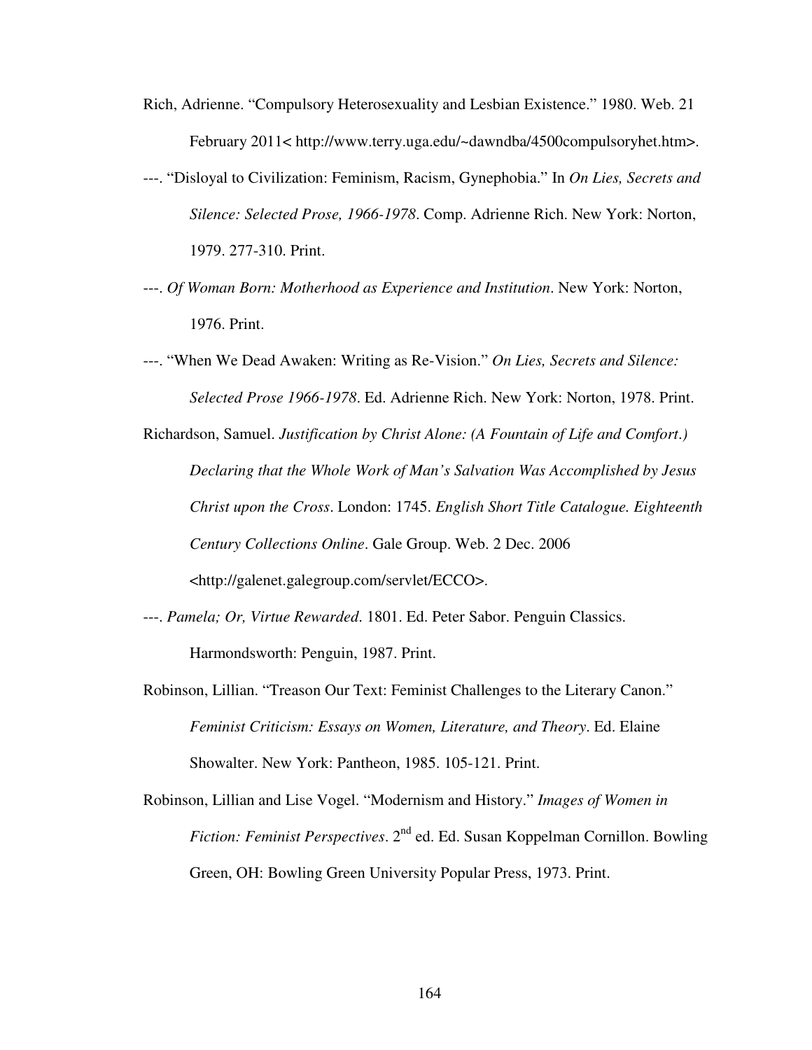Rich, Adrienne. "Compulsory Heterosexuality and Lesbian Existence." 1980. Web. 21 February 2011< http://www.terry.uga.edu/~dawndba/4500compulsoryhet.htm>.

---. "Disloyal to Civilization: Feminism, Racism, Gynephobia." In *On Lies, Secrets and Silence: Selected Prose, 1966-1978*. Comp. Adrienne Rich. New York: Norton, 1979. 277-310. Print.

---. *Of Woman Born: Motherhood as Experience and Institution*. New York: Norton, 1976. Print.

---. "When We Dead Awaken: Writing as Re-Vision." *On Lies, Secrets and Silence: Selected Prose 1966-1978*. Ed. Adrienne Rich. New York: Norton, 1978. Print.

Richardson, Samuel. *Justification by Christ Alone: (A Fountain of Life and Comfort.) Declaring that the Whole Work of Man's Salvation Was Accomplished by Jesus Christ upon the Cross*. London: 1745. *English Short Title Catalogue. Eighteenth Century Collections Online*. Gale Group. Web. 2 Dec. 2006 <http://galenet.galegroup.com/servlet/ECCO>.

---. *Pamela; Or, Virtue Rewarded*. 1801. Ed. Peter Sabor. Penguin Classics. Harmondsworth: Penguin, 1987. Print.

Robinson, Lillian. "Treason Our Text: Feminist Challenges to the Literary Canon." *Feminist Criticism: Essays on Women, Literature, and Theory*. Ed. Elaine Showalter. New York: Pantheon, 1985. 105-121. Print.

Robinson, Lillian and Lise Vogel. "Modernism and History." *Images of Women in Fiction: Feminist Perspectives*. 2nd ed. Ed. Susan Koppelman Cornillon. Bowling Green, OH: Bowling Green University Popular Press, 1973. Print.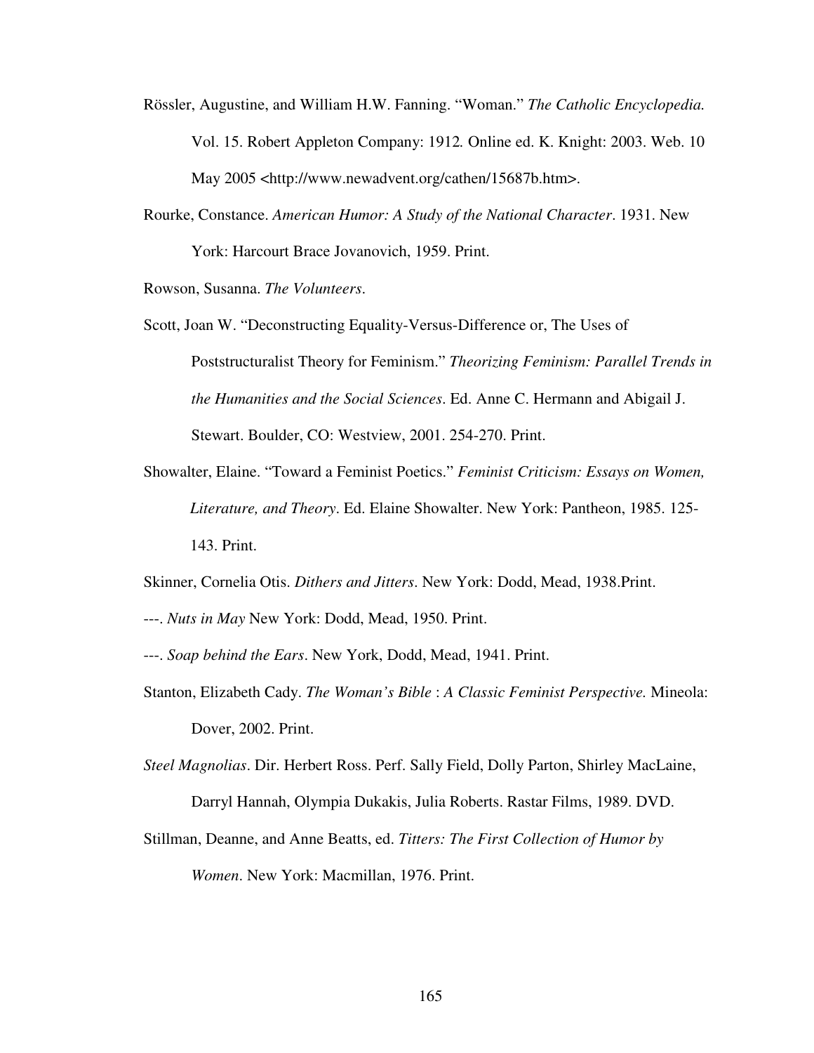Rössler, Augustine, and William H.W. Fanning. "Woman." *The Catholic Encyclopedia.* Vol. 15. Robert Appleton Company: 1912*.* Online ed. K. Knight: 2003. Web. 10 May 2005 <http://www.newadvent.org/cathen/15687b.htm>.

Rourke, Constance. *American Humor: A Study of the National Character*. 1931. New York: Harcourt Brace Jovanovich, 1959. Print.

Rowson, Susanna. *The Volunteers*.

Scott, Joan W. "Deconstructing Equality-Versus-Difference or, The Uses of Poststructuralist Theory for Feminism." *Theorizing Feminism: Parallel Trends in the Humanities and the Social Sciences*. Ed. Anne C. Hermann and Abigail J. Stewart. Boulder, CO: Westview, 2001. 254-270. Print.

Showalter, Elaine. "Toward a Feminist Poetics." *Feminist Criticism: Essays on Women, Literature, and Theory*. Ed. Elaine Showalter. New York: Pantheon, 1985. 125-143. Print.

Skinner, Cornelia Otis. *Dithers and Jitters*. New York: Dodd, Mead, 1938.Print.

---. *Nuts in May* New York: Dodd, Mead, 1950. Print.

---. *Soap behind the Ears*. New York, Dodd, Mead, 1941. Print.

Stanton, Elizabeth Cady. *The Woman's Bible* : *A Classic Feminist Perspective.* Mineola: Dover, 2002. Print.

*Steel Magnolias*. Dir. Herbert Ross. Perf. Sally Field, Dolly Parton, Shirley MacLaine, Darryl Hannah, Olympia Dukakis, Julia Roberts. Rastar Films, 1989. DVD.

Stillman, Deanne, and Anne Beatts, ed. *Titters: The First Collection of Humor by Women*. New York: Macmillan, 1976. Print.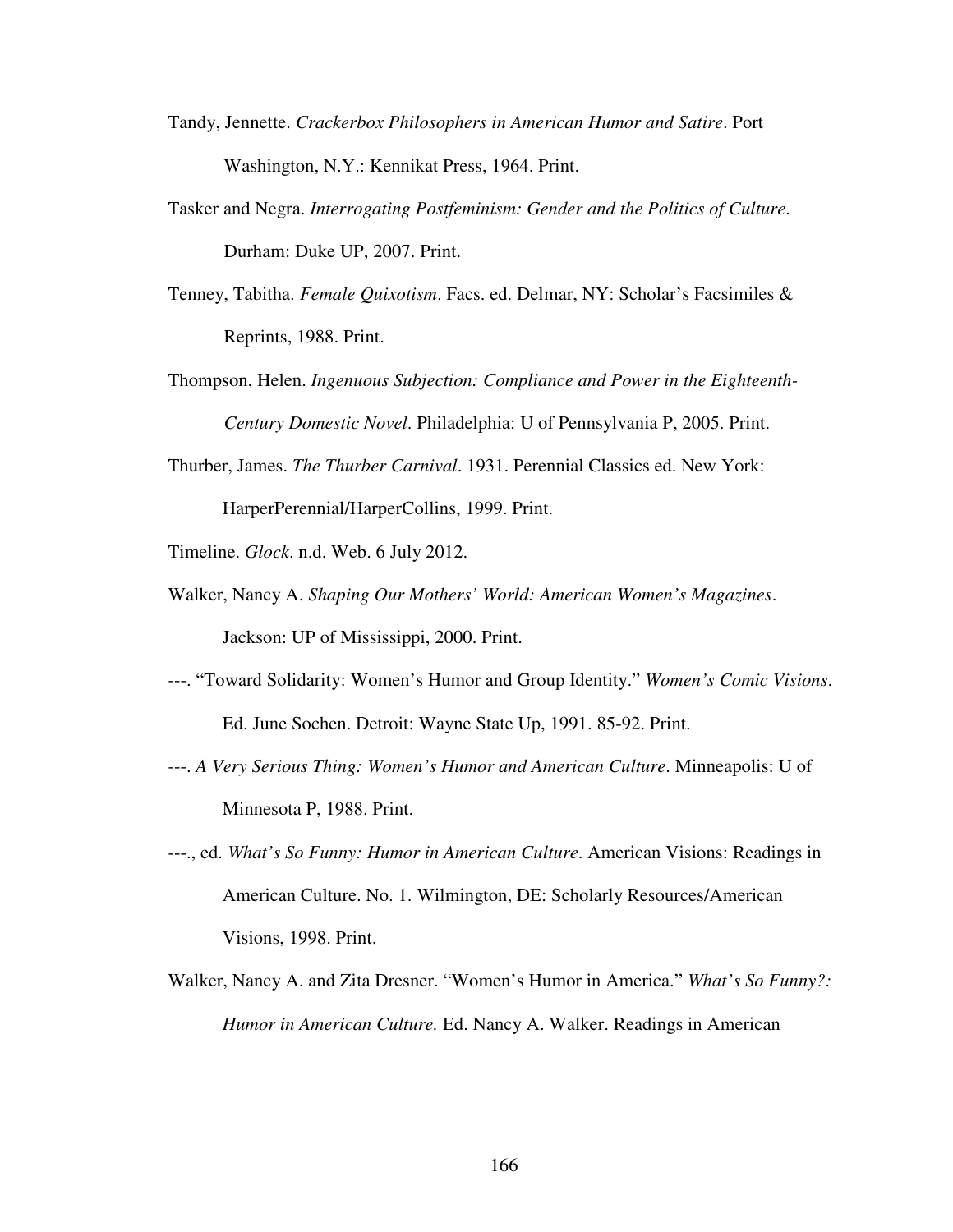Tandy, Jennette. *Crackerbox Philosophers in American Humor and Satire*. Port Washington, N.Y.: Kennikat Press, 1964. Print.

Tasker and Negra. *Interrogating Postfeminism: Gender and the Politics of Culture*. Durham: Duke UP, 2007. Print.

Tenney, Tabitha. *Female Quixotism*. Facs. ed. Delmar, NY: Scholar's Facsimiles & Reprints, 1988. Print.

Thompson, Helen. *Ingenuous Subjection: Compliance and Power in the Eighteenth-Century Domestic Novel*. Philadelphia: U of Pennsylvania P, 2005. Print.

Thurber, James. *The Thurber Carnival*. 1931. Perennial Classics ed. New York: HarperPerennial/HarperCollins, 1999. Print.

Timeline. *Glock*. n.d. Web. 6 July 2012.

Walker, Nancy A. *Shaping Our Mothers' World: American Women's Magazines*. Jackson: UP of Mississippi, 2000. Print.

---. "Toward Solidarity: Women's Humor and Group Identity." *Women's Comic Visions*. Ed. June Sochen. Detroit: Wayne State Up, 1991. 85-92. Print.

---. *A Very Serious Thing: Women's Humor and American Culture*. Minneapolis: U of Minnesota P, 1988. Print.

---., ed. *What's So Funny: Humor in American Culture*. American Visions: Readings in American Culture. No. 1. Wilmington, DE: Scholarly Resources/American Visions, 1998. Print.

Walker, Nancy A. and Zita Dresner. "Women's Humor in America." *What's So Funny?: Humor in American Culture.* Ed. Nancy A. Walker. Readings in American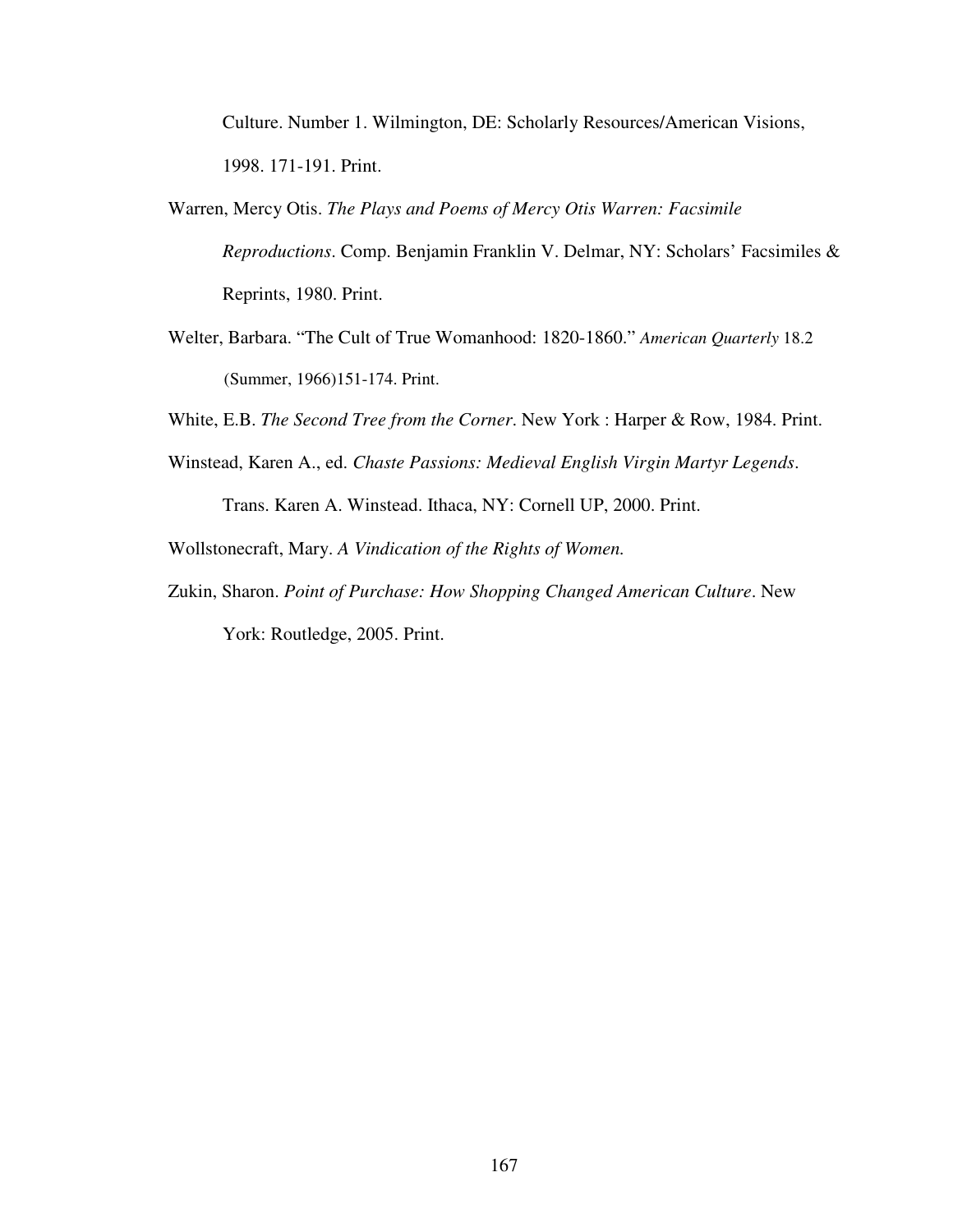Culture. Number 1. Wilmington, DE: Scholarly Resources/American Visions, 1998. 171-191. Print.

Warren, Mercy Otis. *The Plays and Poems of Mercy Otis Warren: Facsimile Reproductions*. Comp. Benjamin Franklin V. Delmar, NY: Scholars' Facsimiles & Reprints, 1980. Print.

Welter, Barbara. "The Cult of True Womanhood: 1820-1860." *American Quarterly* 18.2 (Summer, 1966)151-174. Print.

White, E.B. *The Second Tree from the Corner*. New York : Harper & Row, 1984. Print.

Winstead, Karen A., ed. *Chaste Passions: Medieval English Virgin Martyr Legends*. Trans. Karen A. Winstead. Ithaca, NY: Cornell UP, 2000. Print.

Wollstonecraft, Mary. *A Vindication of the Rights of Women.*

Zukin, Sharon. *Point of Purchase: How Shopping Changed American Culture*. New York: Routledge, 2005. Print.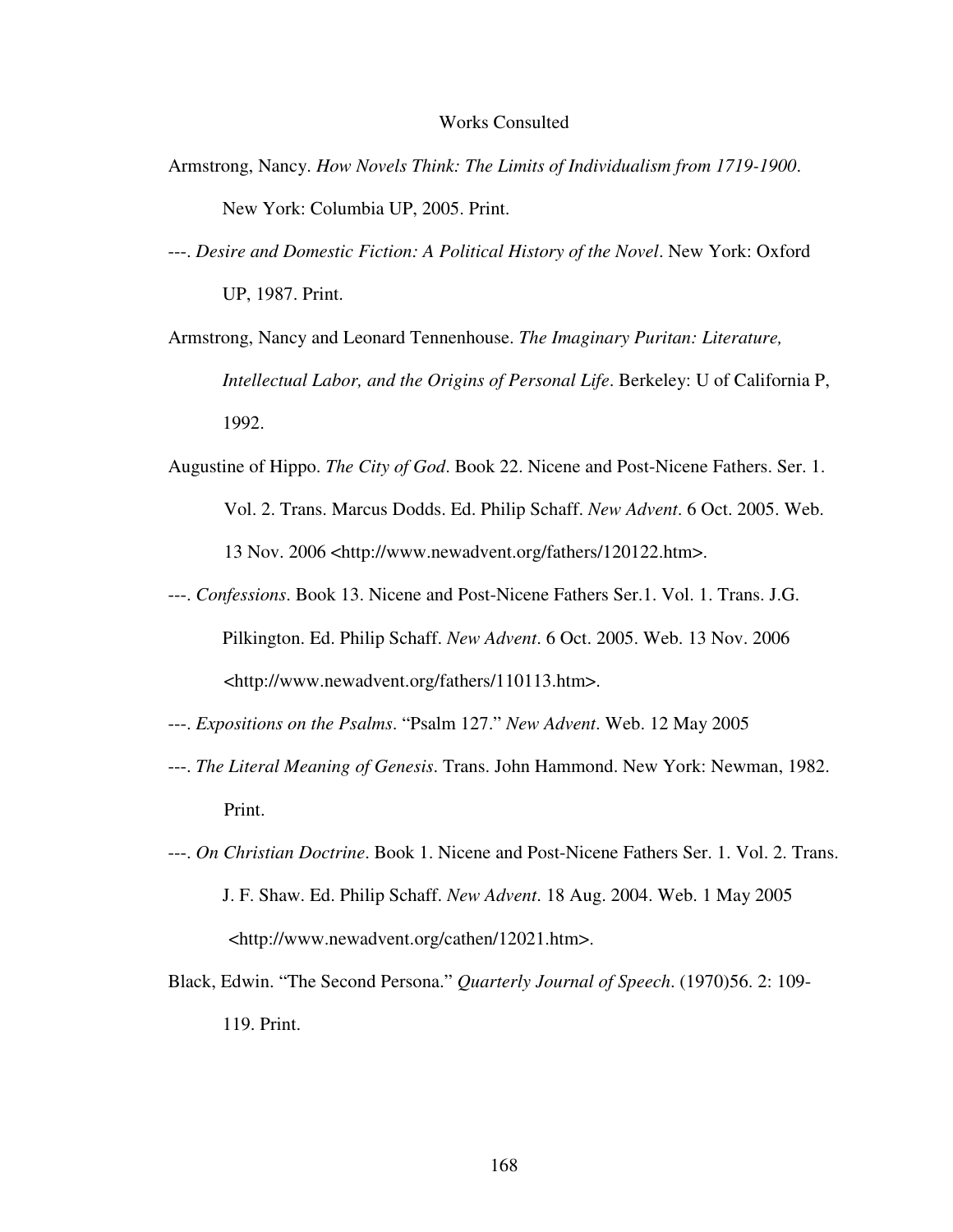# Works Consulted

Armstrong, Nancy. *How Novels Think: The Limits of Individualism from 1719-1900*. New York: Columbia UP, 2005. Print.

---. *Desire and Domestic Fiction: A Political History of the Novel*. New York: Oxford UP, 1987. Print.

Armstrong, Nancy and Leonard Tennenhouse. *The Imaginary Puritan: Literature, Intellectual Labor, and the Origins of Personal Life*. Berkeley: U of California P, 1992.

Augustine of Hippo. *The City of God*. Book 22. Nicene and Post-Nicene Fathers. Ser. 1. Vol. 2. Trans. Marcus Dodds. Ed. Philip Schaff. *New Advent*. 6 Oct. 2005. Web. 13 Nov. 2006 <http://www.newadvent.org/fathers/120122.htm>.

---. *Confessions*. Book 13. Nicene and Post-Nicene Fathers Ser.1. Vol. 1. Trans. J.G. Pilkington. Ed. Philip Schaff. *New Advent*. 6 Oct. 2005. Web. 13 Nov. 2006 <http://www.newadvent.org/fathers/110113.htm>.

---. *Expositions on the Psalms*. "Psalm 127." *New Advent*. Web. 12 May 2005

---. *The Literal Meaning of Genesis*. Trans. John Hammond. New York: Newman, 1982. Print.

---. *On Christian Doctrine*. Book 1. Nicene and Post-Nicene Fathers Ser. 1. Vol. 2. Trans. J. F. Shaw. Ed. Philip Schaff. *New Advent*. 18 Aug. 2004. Web. 1 May 2005 <http://www.newadvent.org/cathen/12021.htm>.

Black, Edwin. "The Second Persona." *Quarterly Journal of Speech*. (1970)56. 2: 109-119. Print.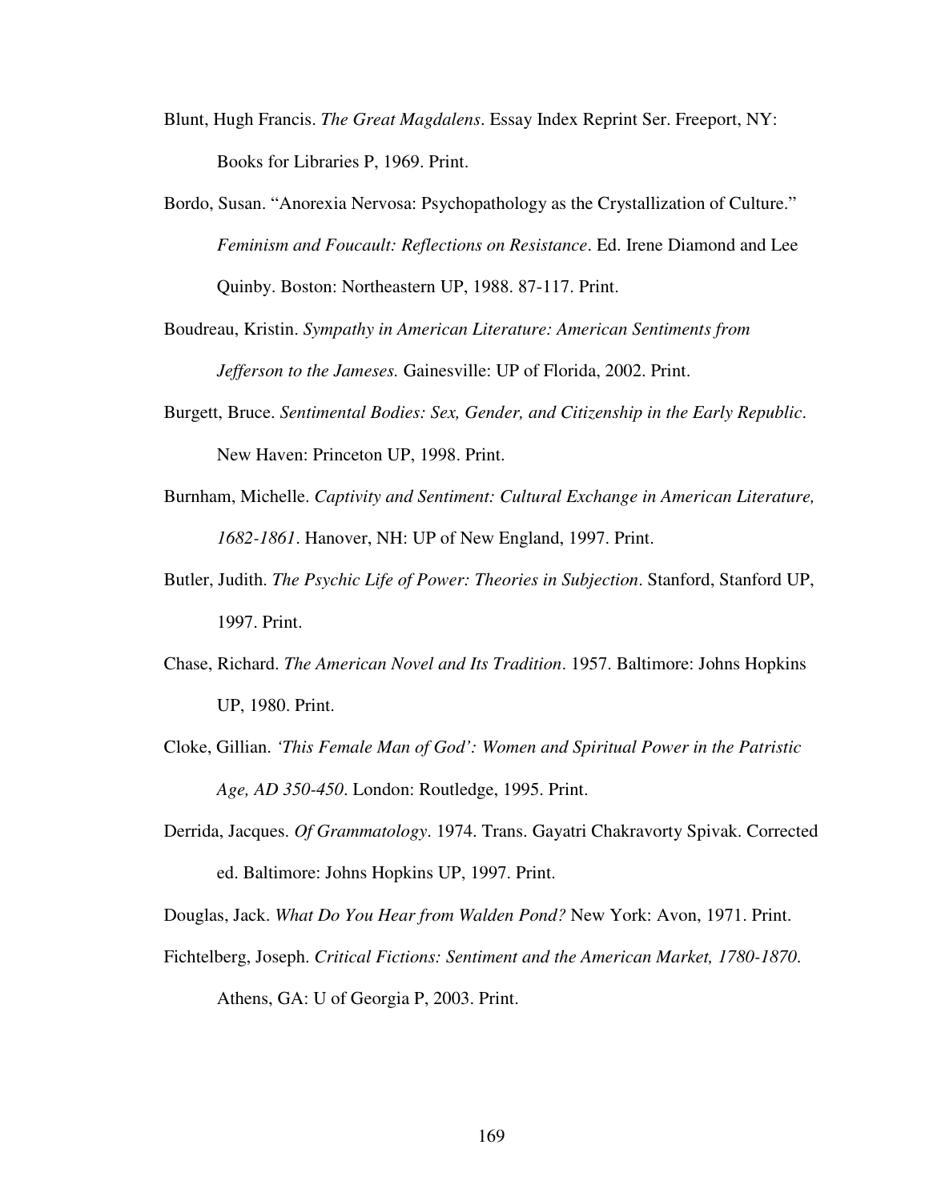Blunt, Hugh Francis. *The Great Magdalens*. Essay Index Reprint Ser. Freeport, NY: Books for Libraries P, 1969. Print.

Bordo, Susan. "Anorexia Nervosa: Psychopathology as the Crystallization of Culture." *Feminism and Foucault: Reflections on Resistance*. Ed. Irene Diamond and Lee Quinby. Boston: Northeastern UP, 1988. 87-117. Print.

Boudreau, Kristin. *Sympathy in American Literature: American Sentiments from Jefferson to the Jameses.* Gainesville: UP of Florida, 2002. Print.

Burgett, Bruce. *Sentimental Bodies: Sex, Gender, and Citizenship in the Early Republic*. New Haven: Princeton UP, 1998. Print.

Burnham, Michelle. *Captivity and Sentiment: Cultural Exchange in American Literature, 1682-1861*. Hanover, NH: UP of New England, 1997. Print.

Butler, Judith. *The Psychic Life of Power: Theories in Subjection*. Stanford, Stanford UP, 1997. Print.

Chase, Richard. *The American Novel and Its Tradition*. 1957. Baltimore: Johns Hopkins UP, 1980. Print.

Cloke, Gillian. *'This Female Man of God': Women and Spiritual Power in the Patristic Age, AD 350-450*. London: Routledge, 1995. Print.

Derrida, Jacques. *Of Grammatology*. 1974. Trans. Gayatri Chakravorty Spivak. Corrected ed. Baltimore: Johns Hopkins UP, 1997. Print.

Douglas, Jack. *What Do You Hear from Walden Pond?* New York: Avon, 1971. Print.

Fichtelberg, Joseph. *Critical Fictions: Sentiment and the American Market, 1780-1870.* Athens, GA: U of Georgia P, 2003. Print.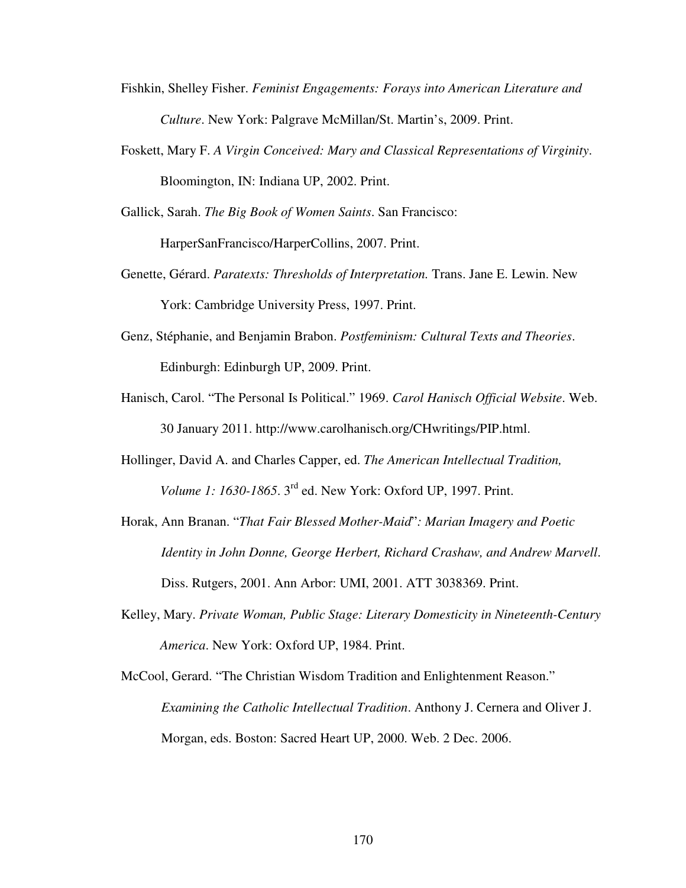Fishkin, Shelley Fisher. *Feminist Engagements: Forays into American Literature and Culture*. New York: Palgrave McMillan/St. Martin's, 2009. Print.

Foskett, Mary F. *A Virgin Conceived: Mary and Classical Representations of Virginity*. Bloomington, IN: Indiana UP, 2002. Print.

Gallick, Sarah. *The Big Book of Women Saints*. San Francisco: HarperSanFrancisco/HarperCollins, 2007. Print.

Genette, Gérard. *Paratexts: Thresholds of Interpretation.* Trans. Jane E. Lewin. New York: Cambridge University Press, 1997. Print.

Genz, Stéphanie, and Benjamin Brabon. *Postfeminism: Cultural Texts and Theories*. Edinburgh: Edinburgh UP, 2009. Print.

Hanisch, Carol. "The Personal Is Political." 1969. *Carol Hanisch Official Website*. Web. 30 January 2011. http://www.carolhanisch.org/CHwritings/PIP.html.

Hollinger, David A. and Charles Capper, ed. *The American Intellectual Tradition, Volume 1: 1630-1865*. 3rd ed. New York: Oxford UP, 1997. Print.

Horak, Ann Branan. "*That Fair Blessed Mother-Maid*"*: Marian Imagery and Poetic Identity in John Donne, George Herbert, Richard Crashaw, and Andrew Marvell*. Diss. Rutgers, 2001. Ann Arbor: UMI, 2001. ATT 3038369. Print.

Kelley, Mary. *Private Woman, Public Stage: Literary Domesticity in Nineteenth-Century America*. New York: Oxford UP, 1984. Print.

McCool, Gerard. "The Christian Wisdom Tradition and Enlightenment Reason." *Examining the Catholic Intellectual Tradition*. Anthony J. Cernera and Oliver J. Morgan, eds. Boston: Sacred Heart UP, 2000. Web. 2 Dec. 2006.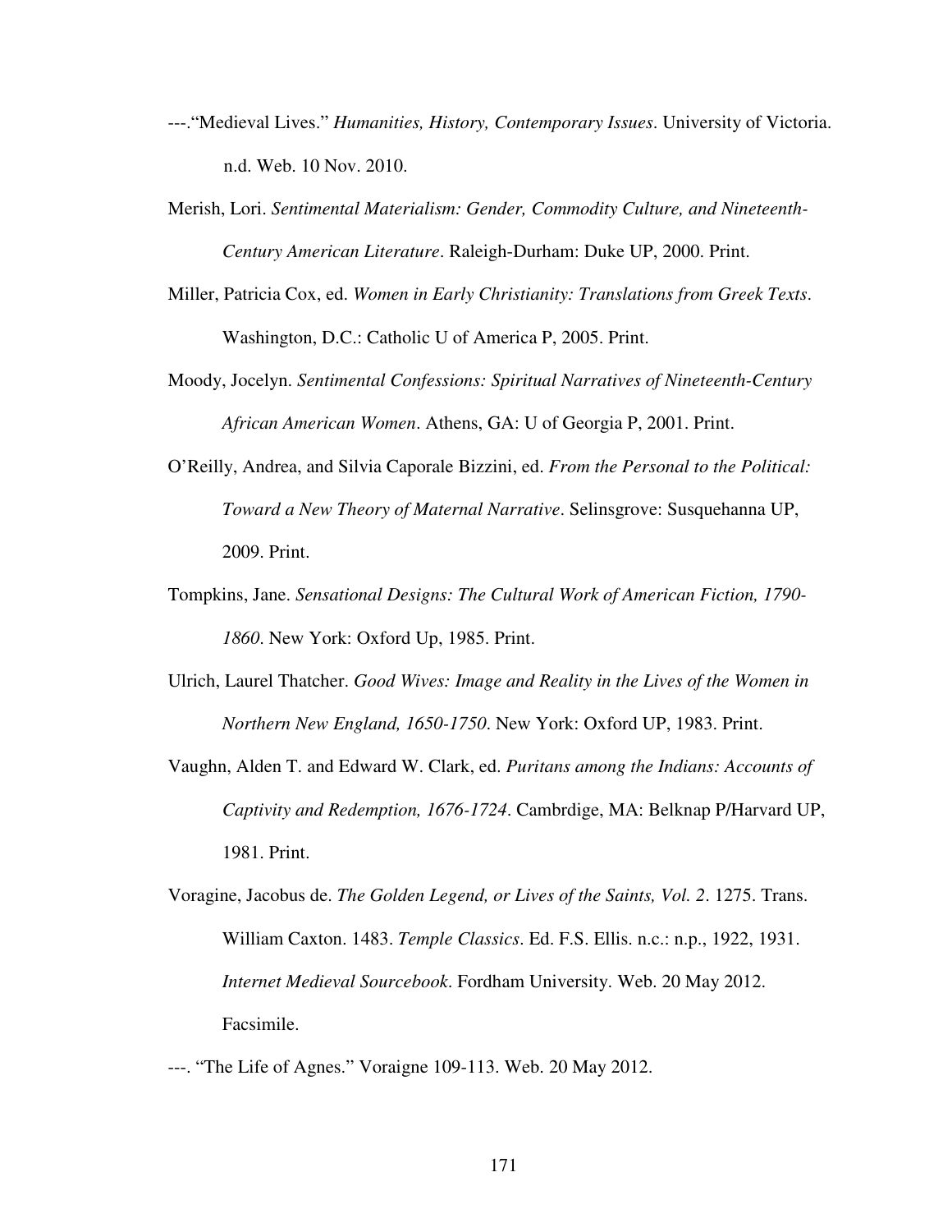---."Medieval Lives." *Humanities, History, Contemporary Issues*. University of Victoria. n.d. Web. 10 Nov. 2010.

Merish, Lori. *Sentimental Materialism: Gender, Commodity Culture, and Nineteenth-Century American Literature*. Raleigh-Durham: Duke UP, 2000. Print.

Miller, Patricia Cox, ed. *Women in Early Christianity: Translations from Greek Texts*. Washington, D.C.: Catholic U of America P, 2005. Print.

Moody, Jocelyn. *Sentimental Confessions: Spiritual Narratives of Nineteenth-Century African American Women*. Athens, GA: U of Georgia P, 2001. Print.

O'Reilly, Andrea, and Silvia Caporale Bizzini, ed. *From the Personal to the Political: Toward a New Theory of Maternal Narrative*. Selinsgrove: Susquehanna UP, 2009. Print.

Tompkins, Jane. *Sensational Designs: The Cultural Work of American Fiction, 1790-1860*. New York: Oxford Up, 1985. Print.

Ulrich, Laurel Thatcher. *Good Wives: Image and Reality in the Lives of the Women in Northern New England, 1650-1750*. New York: Oxford UP, 1983. Print.

Vaughn, Alden T. and Edward W. Clark, ed. *Puritans among the Indians: Accounts of Captivity and Redemption, 1676-1724*. Cambrdige, MA: Belknap P/Harvard UP, 1981. Print.

Voragine, Jacobus de. *The Golden Legend, or Lives of the Saints, Vol. 2*. 1275. Trans. William Caxton. 1483. *Temple Classics*. Ed. F.S. Ellis. n.c.: n.p., 1922, 1931. *Internet Medieval Sourcebook*. Fordham University. Web. 20 May 2012. Facsimile.

---. "The Life of Agnes." Voraigne 109-113. Web. 20 May 2012.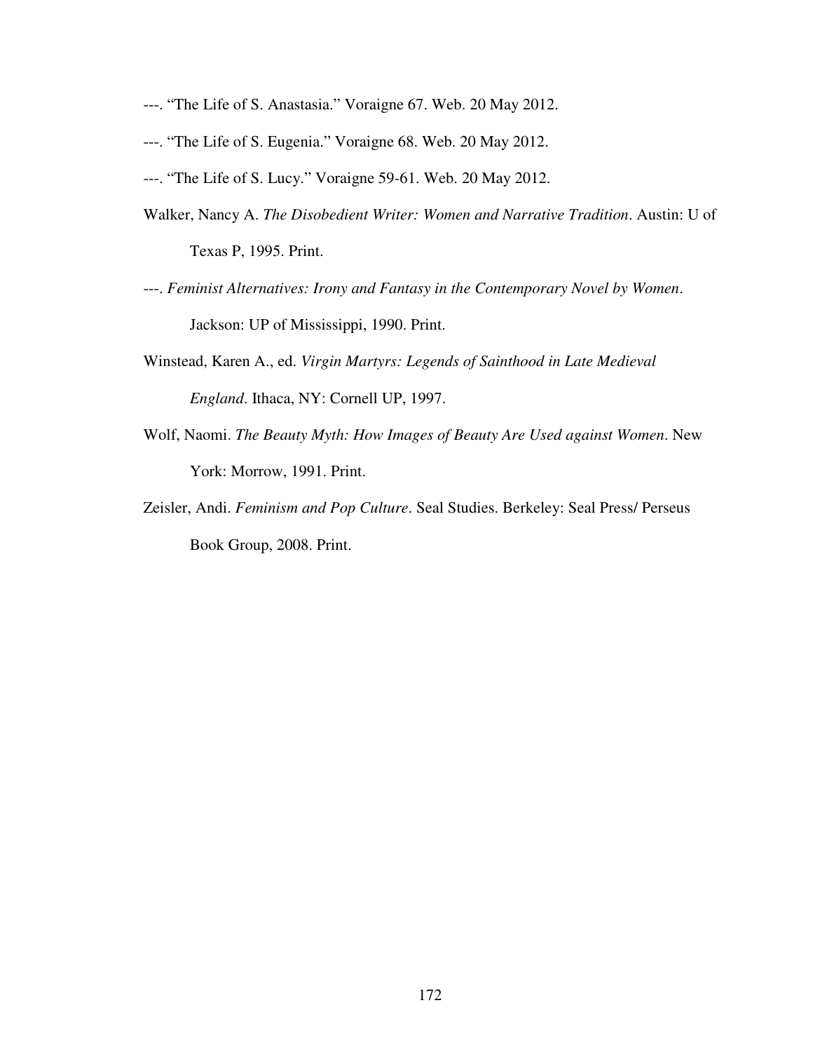---. "The Life of S. Anastasia." Voraigne 67. Web. 20 May 2012.

---. "The Life of S. Eugenia." Voraigne 68. Web. 20 May 2012.

---. "The Life of S. Lucy." Voraigne 59-61. Web. 20 May 2012.

Walker, Nancy A. *The Disobedient Writer: Women and Narrative Tradition*. Austin: U of Texas P, 1995. Print.

---. *Feminist Alternatives: Irony and Fantasy in the Contemporary Novel by Women*. Jackson: UP of Mississippi, 1990. Print.

Winstead, Karen A., ed. *Virgin Martyrs: Legends of Sainthood in Late Medieval England*. Ithaca, NY: Cornell UP, 1997.

Wolf, Naomi. *The Beauty Myth: How Images of Beauty Are Used against Women*. New York: Morrow, 1991. Print.

Zeisler, Andi. *Feminism and Pop Culture*. Seal Studies. Berkeley: Seal Press/ Perseus Book Group, 2008. Print.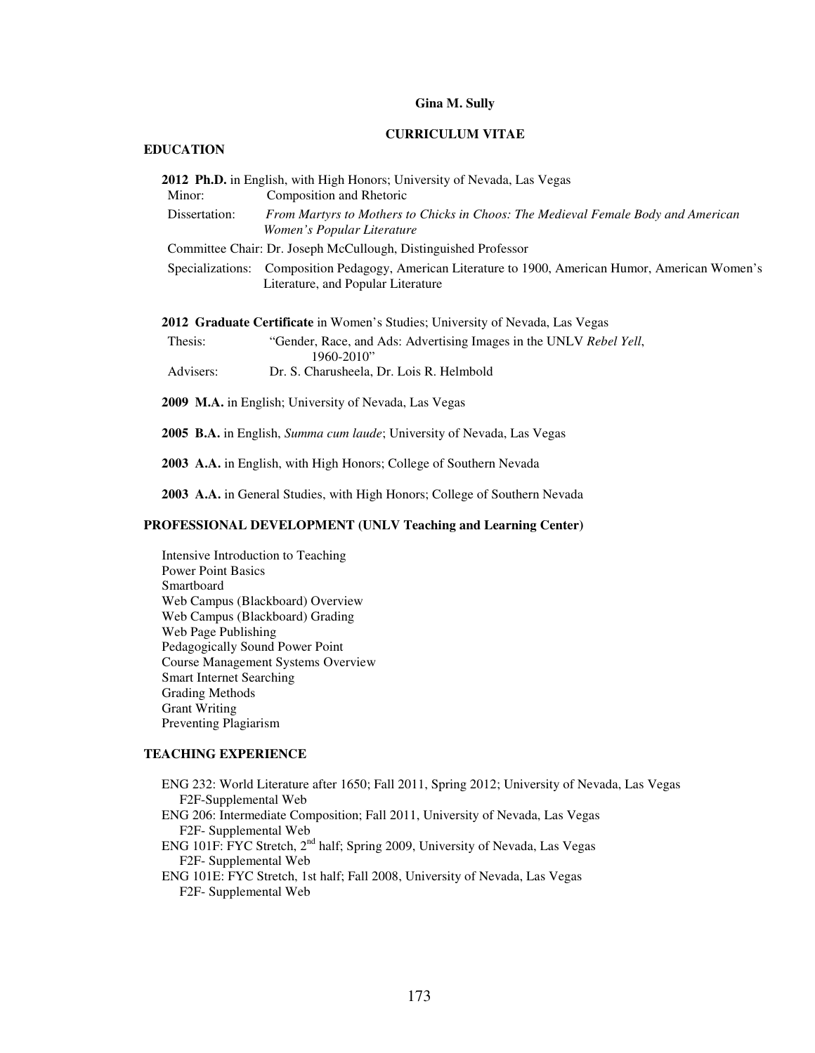**Gina M. Sully**

**CURRICULUM VITAE**

## EDUCATION

**2012 Ph.D.** in English, with High Honors; University of Nevada, Las Vegas

Minor: Composition and Rhetoric

Dissertation: *From Martyrs to Mothers to Chicks in Choos: The Medieval Female Body and American Women's Popular Literature*

Committee Chair: Dr. Joseph McCullough, Distinguished Professor

Specializations: Composition Pedagogy, American Literature to 1900, American Humor, American Women's Literature, and Popular Literature

**2012 Graduate Certificate** in Women's Studies; University of Nevada, Las Vegas

Thesis: "Gender, Race, and Ads: Advertising Images in the UNLV *Rebel Yell*, 1960-2010"

Advisers: Dr. S. Charusheela, Dr. Lois R. Helmbold

**2009 M.A.** in English; University of Nevada, Las Vegas

**2005 B.A.** in English, *Summa cum laude*; University of Nevada, Las Vegas

**2003 A.A.** in English, with High Honors; College of Southern Nevada

**2003 A.A.** in General Studies, with High Honors; College of Southern Nevada

## PROFESSIONAL DEVELOPMENT (UNLV Teaching and Learning Center)

Intensive Introduction to Teaching
Power Point Basics
Smartboard
Web Campus (Blackboard) Overview
Web Campus (Blackboard) Grading
Web Page Publishing
Pedagogically Sound Power Point
Course Management Systems Overview
Smart Internet Searching
Grading Methods
Grant Writing
Preventing Plagiarism

## TEACHING EXPERIENCE

ENG 232: World Literature after 1650; Fall 2011, Spring 2012; University of Nevada, Las Vegas
F2F-Supplemental Web

ENG 206: Intermediate Composition; Fall 2011, University of Nevada, Las Vegas
F2F- Supplemental Web

ENG 101F: FYC Stretch, 2nd half; Spring 2009, University of Nevada, Las Vegas
F2F- Supplemental Web

ENG 101E: FYC Stretch, 1st half; Fall 2008, University of Nevada, Las Vegas
F2F- Supplemental Web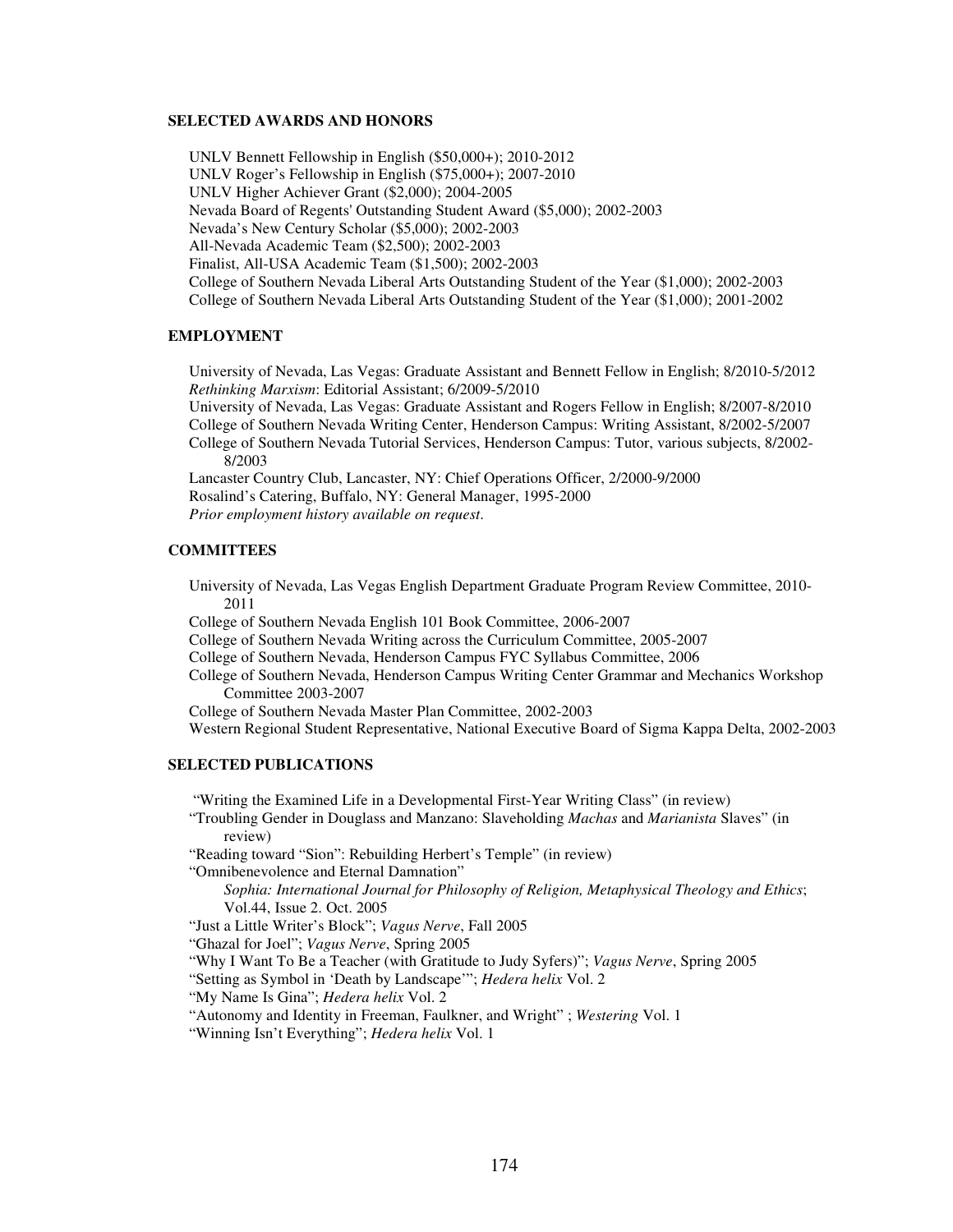## SELECTED AWARDS AND HONORS

UNLV Bennett Fellowship in English ($50,000+); 2010-2012
UNLV Roger's Fellowship in English ($75,000+); 2007-2010
UNLV Higher Achiever Grant ($2,000); 2004-2005
Nevada Board of Regents' Outstanding Student Award ($5,000); 2002-2003
Nevada's New Century Scholar ($5,000); 2002-2003
All-Nevada Academic Team ($2,500); 2002-2003
Finalist, All-USA Academic Team ($1,500); 2002-2003
College of Southern Nevada Liberal Arts Outstanding Student of the Year ($1,000); 2002-2003
College of Southern Nevada Liberal Arts Outstanding Student of the Year ($1,000); 2001-2002

## EMPLOYMENT

University of Nevada, Las Vegas: Graduate Assistant and Bennett Fellow in English; 8/2010-5/2012
*Rethinking Marxism*: Editorial Assistant; 6/2009-5/2010
University of Nevada, Las Vegas: Graduate Assistant and Rogers Fellow in English; 8/2007-8/2010
College of Southern Nevada Writing Center, Henderson Campus: Writing Assistant, 8/2002-5/2007
College of Southern Nevada Tutorial Services, Henderson Campus: Tutor, various subjects, 8/2002-8/2003
Lancaster Country Club, Lancaster, NY: Chief Operations Officer, 2/2000-9/2000
Rosalind's Catering, Buffalo, NY: General Manager, 1995-2000
*Prior employment history available on request*.

## COMMITTEES

University of Nevada, Las Vegas English Department Graduate Program Review Committee, 2010-2011
College of Southern Nevada English 101 Book Committee, 2006-2007
College of Southern Nevada Writing across the Curriculum Committee, 2005-2007
College of Southern Nevada, Henderson Campus FYC Syllabus Committee, 2006
College of Southern Nevada, Henderson Campus Writing Center Grammar and Mechanics Workshop Committee 2003-2007
College of Southern Nevada Master Plan Committee, 2002-2003
Western Regional Student Representative, National Executive Board of Sigma Kappa Delta, 2002-2003

## SELECTED PUBLICATIONS

"Writing the Examined Life in a Developmental First-Year Writing Class" (in review)
"Troubling Gender in Douglass and Manzano: Slaveholding *Machas* and *Marianista* Slaves" (in review)
"Reading toward "Sion": Rebuilding Herbert's Temple" (in review)
"Omnibenevolence and Eternal Damnation"
*Sophia: International Journal for Philosophy of Religion, Metaphysical Theology and Ethics*; Vol.44, Issue 2. Oct. 2005
"Just a Little Writer's Block"; *Vagus Nerve*, Fall 2005
"Ghazal for Joel"; *Vagus Nerve*, Spring 2005
"Why I Want To Be a Teacher (with Gratitude to Judy Syfers)"; *Vagus Nerve*, Spring 2005
"Setting as Symbol in 'Death by Landscape'"; *Hedera helix* Vol. 2
"My Name Is Gina"; *Hedera helix* Vol. 2
"Autonomy and Identity in Freeman, Faulkner, and Wright" ; *Westering* Vol. 1
"Winning Isn't Everything"; *Hedera helix* Vol. 1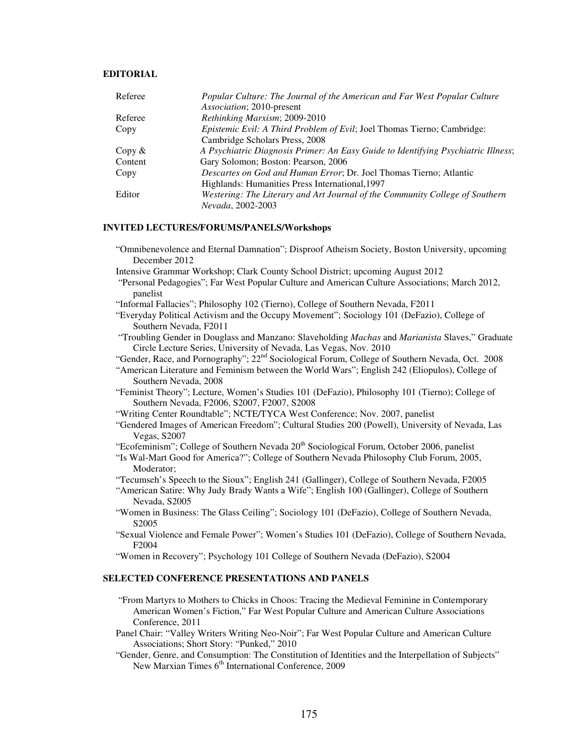**EDITORIAL**

| | |
|---|---|
| Referee | *Popular Culture: The Journal of the American and Far West Popular Culture Association*; 2010-present |
| Referee | *Rethinking Marxism*; 2009-2010 |
| Copy | *Epistemic Evil: A Third Problem of Evil*; Joel Thomas Tierno; Cambridge: Cambridge Scholars Press, 2008 |
| Copy & Content | *A Psychiatric Diagnosis Primer: An Easy Guide to Identifying Psychiatric Illness*; Gary Solomon; Boston: Pearson, 2006 |
| Copy | *Descartes on God and Human Error*; Dr. Joel Thomas Tierno; Atlantic Highlands: Humanities Press International,1997 |
| Editor | *Westering: The Literary and Art Journal of the Community College of Southern Nevada*, 2002-2003 |

**INVITED LECTURES/FORUMS/PANELS/Workshops**

"Omnibenevolence and Eternal Damnation"; Disproof Atheism Society, Boston University, upcoming December 2012

Intensive Grammar Workshop; Clark County School District; upcoming August 2012

"Personal Pedagogies"; Far West Popular Culture and American Culture Associations; March 2012, panelist

"Informal Fallacies"; Philosophy 102 (Tierno), College of Southern Nevada, F2011

"Everyday Political Activism and the Occupy Movement"; Sociology 101 (DeFazio), College of Southern Nevada, F2011

"Troubling Gender in Douglass and Manzano: Slaveholding *Machas* and *Marianista* Slaves," Graduate Circle Lecture Series, University of Nevada, Las Vegas, Nov. 2010

"Gender, Race, and Pornography"; 22nd Sociological Forum, College of Southern Nevada, Oct. 2008

"American Literature and Feminism between the World Wars"; English 242 (Eliopulos), College of Southern Nevada, 2008

"Feminist Theory"; Lecture, Women's Studies 101 (DeFazio), Philosophy 101 (Tierno); College of Southern Nevada, F2006, S2007, F2007, S2008

"Writing Center Roundtable"; NCTE/TYCA West Conference; Nov. 2007, panelist

"Gendered Images of American Freedom"; Cultural Studies 200 (Powell), University of Nevada, Las Vegas, S2007

"Ecofeminism"; College of Southern Nevada 20th Sociological Forum, October 2006, panelist

"Is Wal-Mart Good for America?"; College of Southern Nevada Philosophy Club Forum, 2005, Moderator;

"Tecumseh's Speech to the Sioux"; English 241 (Gallinger), College of Southern Nevada, F2005

"American Satire: Why Judy Brady Wants a Wife"; English 100 (Gallinger), College of Southern Nevada, S2005

"Women in Business: The Glass Ceiling"; Sociology 101 (DeFazio), College of Southern Nevada, S2005

"Sexual Violence and Female Power"; Women's Studies 101 (DeFazio), College of Southern Nevada, F2004

"Women in Recovery"; Psychology 101 College of Southern Nevada (DeFazio), S2004

**SELECTED CONFERENCE PRESENTATIONS AND PANELS**

"From Martyrs to Mothers to Chicks in Choos: Tracing the Medieval Feminine in Contemporary American Women's Fiction," Far West Popular Culture and American Culture Associations Conference, 2011

Panel Chair: "Valley Writers Writing Neo-Noir"; Far West Popular Culture and American Culture Associations; Short Story: "Punked," 2010

"Gender, Genre, and Consumption: The Constitution of Identities and the Interpellation of Subjects" New Marxian Times 6th International Conference, 2009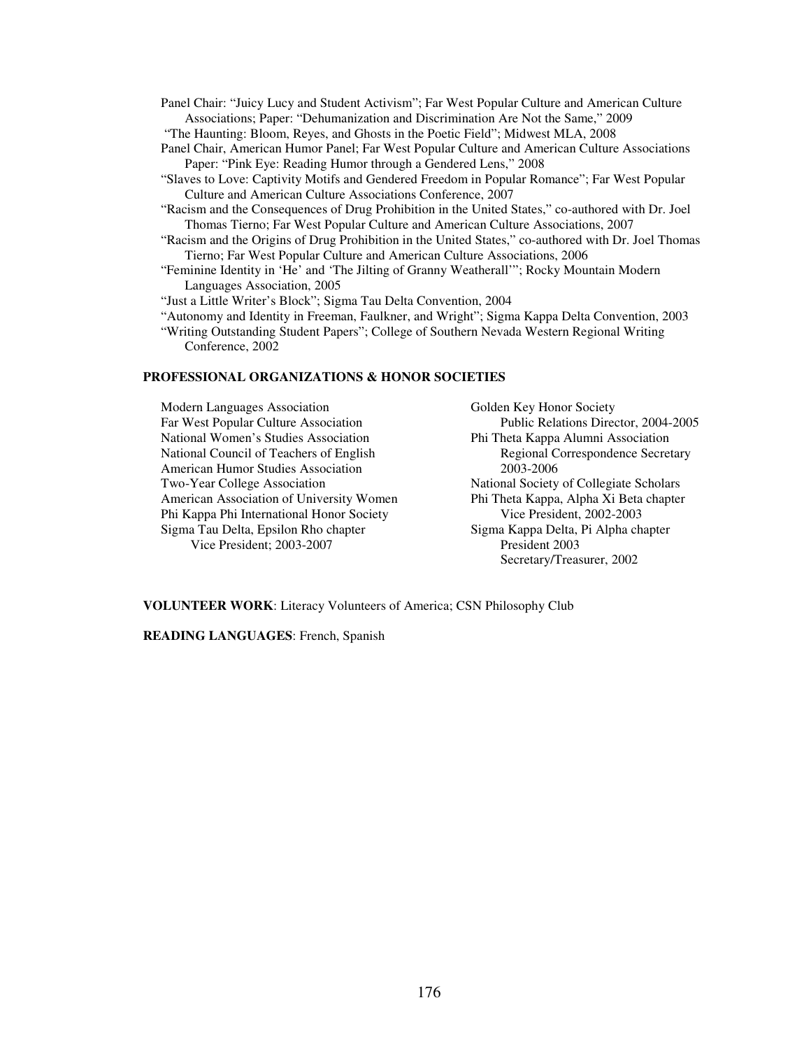Panel Chair: "Juicy Lucy and Student Activism"; Far West Popular Culture and American Culture Associations; Paper: "Dehumanization and Discrimination Are Not the Same," 2009

"The Haunting: Bloom, Reyes, and Ghosts in the Poetic Field"; Midwest MLA, 2008

Panel Chair, American Humor Panel; Far West Popular Culture and American Culture Associations Paper: "Pink Eye: Reading Humor through a Gendered Lens," 2008

"Slaves to Love: Captivity Motifs and Gendered Freedom in Popular Romance"; Far West Popular Culture and American Culture Associations Conference, 2007

"Racism and the Consequences of Drug Prohibition in the United States," co-authored with Dr. Joel Thomas Tierno; Far West Popular Culture and American Culture Associations, 2007

"Racism and the Origins of Drug Prohibition in the United States," co-authored with Dr. Joel Thomas Tierno; Far West Popular Culture and American Culture Associations, 2006

"Feminine Identity in 'He' and 'The Jilting of Granny Weatherall'"; Rocky Mountain Modern Languages Association, 2005

"Just a Little Writer's Block"; Sigma Tau Delta Convention, 2004

"Autonomy and Identity in Freeman, Faulkner, and Wright"; Sigma Kappa Delta Convention, 2003

"Writing Outstanding Student Papers"; College of Southern Nevada Western Regional Writing Conference, 2002

**PROFESSIONAL ORGANIZATIONS & HONOR SOCIETIES**

Modern Languages Association
Far West Popular Culture Association
National Women's Studies Association
National Council of Teachers of English
American Humor Studies Association
Two-Year College Association
American Association of University Women
Phi Kappa Phi International Honor Society
Sigma Tau Delta, Epsilon Rho chapter
  Vice President; 2003-2007

Golden Key Honor Society
  Public Relations Director, 2004-2005
Phi Theta Kappa Alumni Association
  Regional Correspondence Secretary 2003-2006
National Society of Collegiate Scholars
Phi Theta Kappa, Alpha Xi Beta chapter
  Vice President, 2002-2003
Sigma Kappa Delta, Pi Alpha chapter
  President 2003
  Secretary/Treasurer, 2002

**VOLUNTEER WORK**: Literacy Volunteers of America; CSN Philosophy Club

**READING LANGUAGES**: French, Spanish